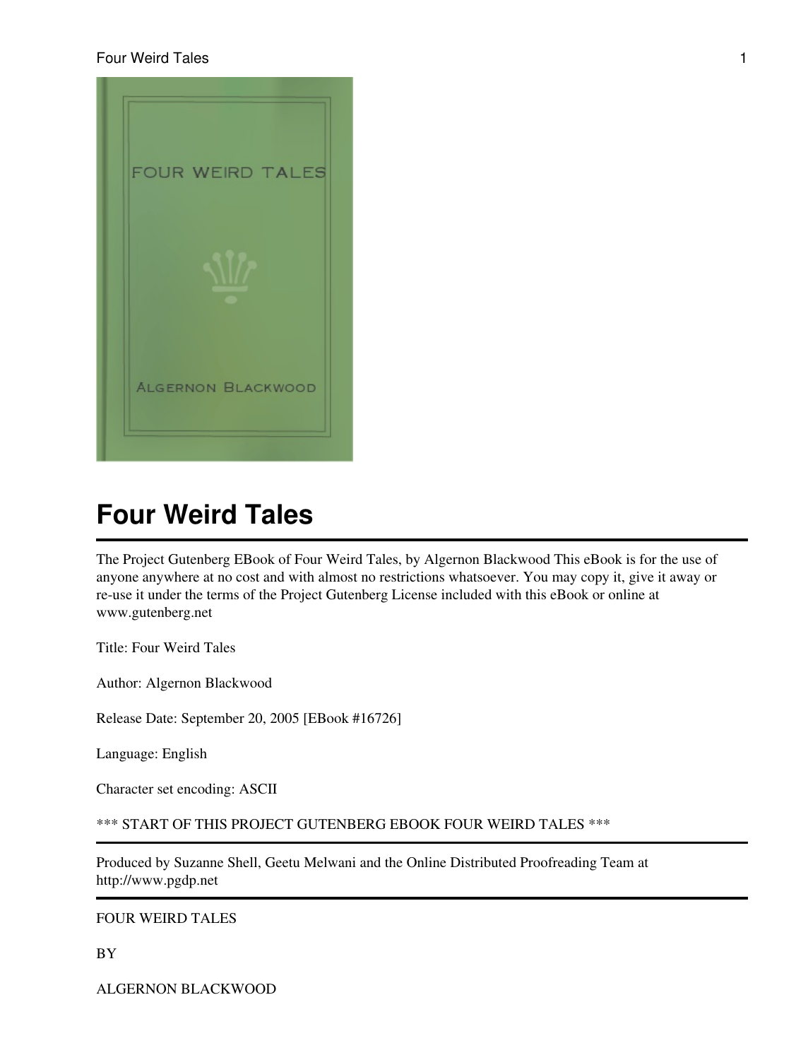# Four Weird Tales

The Project Gutenberg EBook of Four Weird Tales, by Algernon Blackwood This eBook is for the use of anyone anywhere at no cost and with almost no restrictions whatsoever. You may copy it, give it away or re-use it under the terms of the Project Gutenberg License included with this eBook or online at www.gutenberg.net

Title: Four Weird Tales

Author: Algernon Blackwood

Release Date: September 20, 2005 [EBook #16726]

Language: English

Character set encoding: ASCII

*** START OF THIS PROJECT GUTENBERG EBOOK FOUR WEIRD TALES ***

---

Produced by Suzanne Shell, Geetu Melwani and the Online Distributed Proofreading Team at http://www.pgdp.net

---

FOUR WEIRD TALES

BY

ALGERNON BLACKWOOD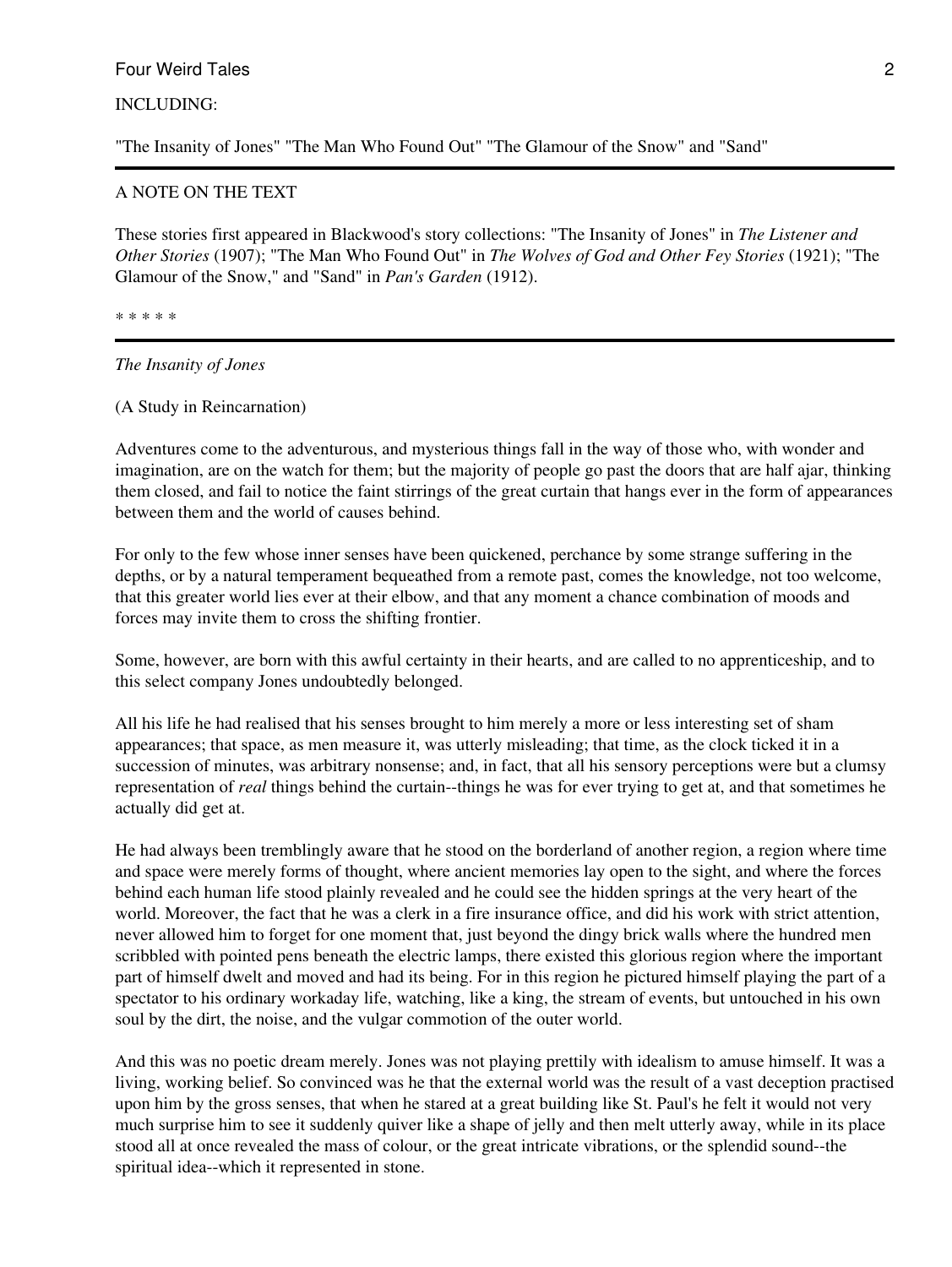INCLUDING:

"The Insanity of Jones" "The Man Who Found Out" "The Glamour of the Snow" and "Sand"

---

A NOTE ON THE TEXT

These stories first appeared in Blackwood's story collections: "The Insanity of Jones" in *The Listener and Other Stories* (1907); "The Man Who Found Out" in *The Wolves of God and Other Fey Stories* (1921); "The Glamour of the Snow," and "Sand" in *Pan's Garden* (1912).

* * * * *

---

*The Insanity of Jones*

(A Study in Reincarnation)

Adventures come to the adventurous, and mysterious things fall in the way of those who, with wonder and imagination, are on the watch for them; but the majority of people go past the doors that are half ajar, thinking them closed, and fail to notice the faint stirrings of the great curtain that hangs ever in the form of appearances between them and the world of causes behind.

For only to the few whose inner senses have been quickened, perchance by some strange suffering in the depths, or by a natural temperament bequeathed from a remote past, comes the knowledge, not too welcome, that this greater world lies ever at their elbow, and that any moment a chance combination of moods and forces may invite them to cross the shifting frontier.

Some, however, are born with this awful certainty in their hearts, and are called to no apprenticeship, and to this select company Jones undoubtedly belonged.

All his life he had realised that his senses brought to him merely a more or less interesting set of sham appearances; that space, as men measure it, was utterly misleading; that time, as the clock ticked it in a succession of minutes, was arbitrary nonsense; and, in fact, that all his sensory perceptions were but a clumsy representation of *real* things behind the curtain--things he was for ever trying to get at, and that sometimes he actually did get at.

He had always been tremblingly aware that he stood on the borderland of another region, a region where time and space were merely forms of thought, where ancient memories lay open to the sight, and where the forces behind each human life stood plainly revealed and he could see the hidden springs at the very heart of the world. Moreover, the fact that he was a clerk in a fire insurance office, and did his work with strict attention, never allowed him to forget for one moment that, just beyond the dingy brick walls where the hundred men scribbled with pointed pens beneath the electric lamps, there existed this glorious region where the important part of himself dwelt and moved and had its being. For in this region he pictured himself playing the part of a spectator to his ordinary workaday life, watching, like a king, the stream of events, but untouched in his own soul by the dirt, the noise, and the vulgar commotion of the outer world.

And this was no poetic dream merely. Jones was not playing prettily with idealism to amuse himself. It was a living, working belief. So convinced was he that the external world was the result of a vast deception practised upon him by the gross senses, that when he stared at a great building like St. Paul's he felt it would not very much surprise him to see it suddenly quiver like a shape of jelly and then melt utterly away, while in its place stood all at once revealed the mass of colour, or the great intricate vibrations, or the splendid sound--the spiritual idea--which it represented in stone.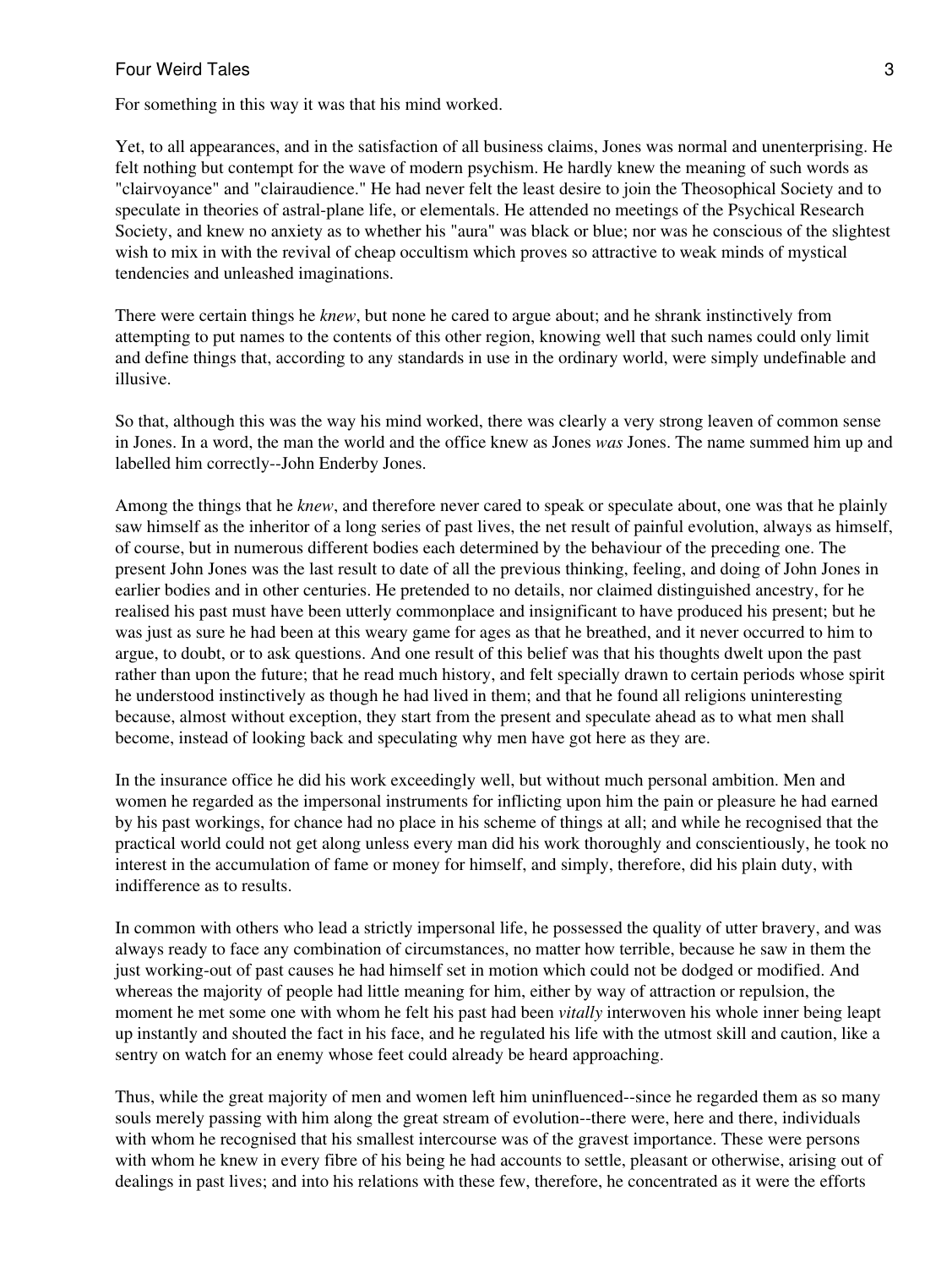For something in this way it was that his mind worked.

Yet, to all appearances, and in the satisfaction of all business claims, Jones was normal and unenterprising. He felt nothing but contempt for the wave of modern psychism. He hardly knew the meaning of such words as "clairvoyance" and "clairaudience." He had never felt the least desire to join the Theosophical Society and to speculate in theories of astral-plane life, or elementals. He attended no meetings of the Psychical Research Society, and knew no anxiety as to whether his "aura" was black or blue; nor was he conscious of the slightest wish to mix in with the revival of cheap occultism which proves so attractive to weak minds of mystical tendencies and unleashed imaginations.

There were certain things he *knew*, but none he cared to argue about; and he shrank instinctively from attempting to put names to the contents of this other region, knowing well that such names could only limit and define things that, according to any standards in use in the ordinary world, were simply undefinable and illusive.

So that, although this was the way his mind worked, there was clearly a very strong leaven of common sense in Jones. In a word, the man the world and the office knew as Jones *was* Jones. The name summed him up and labelled him correctly--John Enderby Jones.

Among the things that he *knew*, and therefore never cared to speak or speculate about, one was that he plainly saw himself as the inheritor of a long series of past lives, the net result of painful evolution, always as himself, of course, but in numerous different bodies each determined by the behaviour of the preceding one. The present John Jones was the last result to date of all the previous thinking, feeling, and doing of John Jones in earlier bodies and in other centuries. He pretended to no details, nor claimed distinguished ancestry, for he realised his past must have been utterly commonplace and insignificant to have produced his present; but he was just as sure he had been at this weary game for ages as that he breathed, and it never occurred to him to argue, to doubt, or to ask questions. And one result of this belief was that his thoughts dwelt upon the past rather than upon the future; that he read much history, and felt specially drawn to certain periods whose spirit he understood instinctively as though he had lived in them; and that he found all religions uninteresting because, almost without exception, they start from the present and speculate ahead as to what men shall become, instead of looking back and speculating why men have got here as they are.

In the insurance office he did his work exceedingly well, but without much personal ambition. Men and women he regarded as the impersonal instruments for inflicting upon him the pain or pleasure he had earned by his past workings, for chance had no place in his scheme of things at all; and while he recognised that the practical world could not get along unless every man did his work thoroughly and conscientiously, he took no interest in the accumulation of fame or money for himself, and simply, therefore, did his plain duty, with indifference as to results.

In common with others who lead a strictly impersonal life, he possessed the quality of utter bravery, and was always ready to face any combination of circumstances, no matter how terrible, because he saw in them the just working-out of past causes he had himself set in motion which could not be dodged or modified. And whereas the majority of people had little meaning for him, either by way of attraction or repulsion, the moment he met some one with whom he felt his past had been *vitally* interwoven his whole inner being leapt up instantly and shouted the fact in his face, and he regulated his life with the utmost skill and caution, like a sentry on watch for an enemy whose feet could already be heard approaching.

Thus, while the great majority of men and women left him uninfluenced--since he regarded them as so many souls merely passing with him along the great stream of evolution--there were, here and there, individuals with whom he recognised that his smallest intercourse was of the gravest importance. These were persons with whom he knew in every fibre of his being he had accounts to settle, pleasant or otherwise, arising out of dealings in past lives; and into his relations with these few, therefore, he concentrated as it were the efforts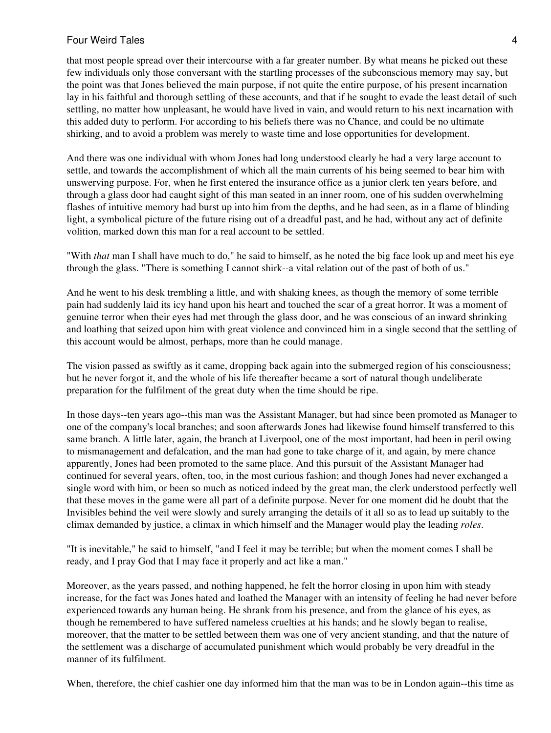that most people spread over their intercourse with a far greater number. By what means he picked out these few individuals only those conversant with the startling processes of the subconscious memory may say, but the point was that Jones believed the main purpose, if not quite the entire purpose, of his present incarnation lay in his faithful and thorough settling of these accounts, and that if he sought to evade the least detail of such settling, no matter how unpleasant, he would have lived in vain, and would return to his next incarnation with this added duty to perform. For according to his beliefs there was no Chance, and could be no ultimate shirking, and to avoid a problem was merely to waste time and lose opportunities for development.

And there was one individual with whom Jones had long understood clearly he had a very large account to settle, and towards the accomplishment of which all the main currents of his being seemed to bear him with unswerving purpose. For, when he first entered the insurance office as a junior clerk ten years before, and through a glass door had caught sight of this man seated in an inner room, one of his sudden overwhelming flashes of intuitive memory had burst up into him from the depths, and he had seen, as in a flame of blinding light, a symbolical picture of the future rising out of a dreadful past, and he had, without any act of definite volition, marked down this man for a real account to be settled.

"With *that* man I shall have much to do," he said to himself, as he noted the big face look up and meet his eye through the glass. "There is something I cannot shirk--a vital relation out of the past of both of us."

And he went to his desk trembling a little, and with shaking knees, as though the memory of some terrible pain had suddenly laid its icy hand upon his heart and touched the scar of a great horror. It was a moment of genuine terror when their eyes had met through the glass door, and he was conscious of an inward shrinking and loathing that seized upon him with great violence and convinced him in a single second that the settling of this account would be almost, perhaps, more than he could manage.

The vision passed as swiftly as it came, dropping back again into the submerged region of his consciousness; but he never forgot it, and the whole of his life thereafter became a sort of natural though undeliberate preparation for the fulfilment of the great duty when the time should be ripe.

In those days--ten years ago--this man was the Assistant Manager, but had since been promoted as Manager to one of the company's local branches; and soon afterwards Jones had likewise found himself transferred to this same branch. A little later, again, the branch at Liverpool, one of the most important, had been in peril owing to mismanagement and defalcation, and the man had gone to take charge of it, and again, by mere chance apparently, Jones had been promoted to the same place. And this pursuit of the Assistant Manager had continued for several years, often, too, in the most curious fashion; and though Jones had never exchanged a single word with him, or been so much as noticed indeed by the great man, the clerk understood perfectly well that these moves in the game were all part of a definite purpose. Never for one moment did he doubt that the Invisibles behind the veil were slowly and surely arranging the details of it all so as to lead up suitably to the climax demanded by justice, a climax in which himself and the Manager would play the leading *roles*.

"It is inevitable," he said to himself, "and I feel it may be terrible; but when the moment comes I shall be ready, and I pray God that I may face it properly and act like a man."

Moreover, as the years passed, and nothing happened, he felt the horror closing in upon him with steady increase, for the fact was Jones hated and loathed the Manager with an intensity of feeling he had never before experienced towards any human being. He shrank from his presence, and from the glance of his eyes, as though he remembered to have suffered nameless cruelties at his hands; and he slowly began to realise, moreover, that the matter to be settled between them was one of very ancient standing, and that the nature of the settlement was a discharge of accumulated punishment which would probably be very dreadful in the manner of its fulfilment.

When, therefore, the chief cashier one day informed him that the man was to be in London again--this time as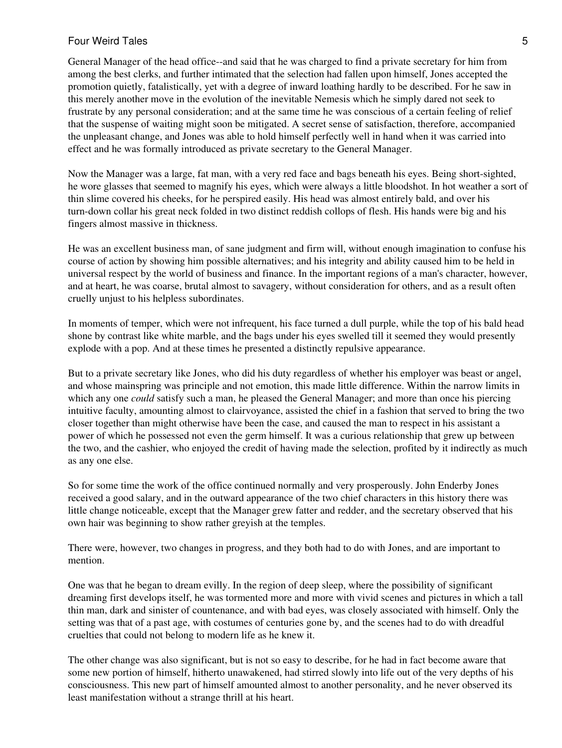General Manager of the head office--and said that he was charged to find a private secretary for him from among the best clerks, and further intimated that the selection had fallen upon himself, Jones accepted the promotion quietly, fatalistically, yet with a degree of inward loathing hardly to be described. For he saw in this merely another move in the evolution of the inevitable Nemesis which he simply dared not seek to frustrate by any personal consideration; and at the same time he was conscious of a certain feeling of relief that the suspense of waiting might soon be mitigated. A secret sense of satisfaction, therefore, accompanied the unpleasant change, and Jones was able to hold himself perfectly well in hand when it was carried into effect and he was formally introduced as private secretary to the General Manager.

Now the Manager was a large, fat man, with a very red face and bags beneath his eyes. Being short-sighted, he wore glasses that seemed to magnify his eyes, which were always a little bloodshot. In hot weather a sort of thin slime covered his cheeks, for he perspired easily. His head was almost entirely bald, and over his turn-down collar his great neck folded in two distinct reddish collops of flesh. His hands were big and his fingers almost massive in thickness.

He was an excellent business man, of sane judgment and firm will, without enough imagination to confuse his course of action by showing him possible alternatives; and his integrity and ability caused him to be held in universal respect by the world of business and finance. In the important regions of a man's character, however, and at heart, he was coarse, brutal almost to savagery, without consideration for others, and as a result often cruelly unjust to his helpless subordinates.

In moments of temper, which were not infrequent, his face turned a dull purple, while the top of his bald head shone by contrast like white marble, and the bags under his eyes swelled till it seemed they would presently explode with a pop. And at these times he presented a distinctly repulsive appearance.

But to a private secretary like Jones, who did his duty regardless of whether his employer was beast or angel, and whose mainspring was principle and not emotion, this made little difference. Within the narrow limits in which any one *could* satisfy such a man, he pleased the General Manager; and more than once his piercing intuitive faculty, amounting almost to clairvoyance, assisted the chief in a fashion that served to bring the two closer together than might otherwise have been the case, and caused the man to respect in his assistant a power of which he possessed not even the germ himself. It was a curious relationship that grew up between the two, and the cashier, who enjoyed the credit of having made the selection, profited by it indirectly as much as any one else.

So for some time the work of the office continued normally and very prosperously. John Enderby Jones received a good salary, and in the outward appearance of the two chief characters in this history there was little change noticeable, except that the Manager grew fatter and redder, and the secretary observed that his own hair was beginning to show rather greyish at the temples.

There were, however, two changes in progress, and they both had to do with Jones, and are important to mention.

One was that he began to dream evilly. In the region of deep sleep, where the possibility of significant dreaming first develops itself, he was tormented more and more with vivid scenes and pictures in which a tall thin man, dark and sinister of countenance, and with bad eyes, was closely associated with himself. Only the setting was that of a past age, with costumes of centuries gone by, and the scenes had to do with dreadful cruelties that could not belong to modern life as he knew it.

The other change was also significant, but is not so easy to describe, for he had in fact become aware that some new portion of himself, hitherto unawakened, had stirred slowly into life out of the very depths of his consciousness. This new part of himself amounted almost to another personality, and he never observed its least manifestation without a strange thrill at his heart.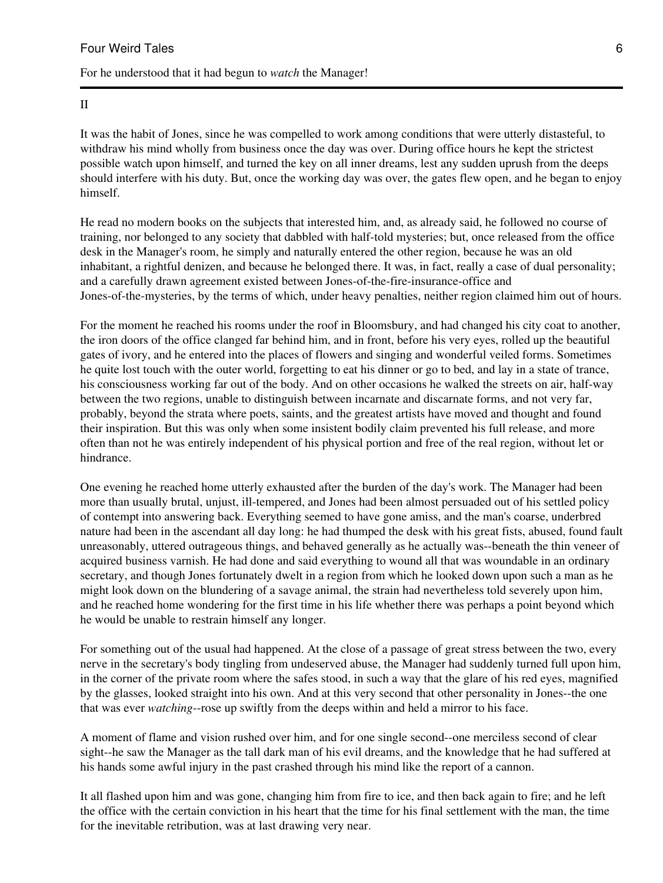For he understood that it had begun to *watch* the Manager!

---

## II

It was the habit of Jones, since he was compelled to work among conditions that were utterly distasteful, to withdraw his mind wholly from business once the day was over. During office hours he kept the strictest possible watch upon himself, and turned the key on all inner dreams, lest any sudden uprush from the deeps should interfere with his duty. But, once the working day was over, the gates flew open, and he began to enjoy himself.

He read no modern books on the subjects that interested him, and, as already said, he followed no course of training, nor belonged to any society that dabbled with half-told mysteries; but, once released from the office desk in the Manager's room, he simply and naturally entered the other region, because he was an old inhabitant, a rightful denizen, and because he belonged there. It was, in fact, really a case of dual personality; and a carefully drawn agreement existed between Jones-of-the-fire-insurance-office and Jones-of-the-mysteries, by the terms of which, under heavy penalties, neither region claimed him out of hours.

For the moment he reached his rooms under the roof in Bloomsbury, and had changed his city coat to another, the iron doors of the office clanged far behind him, and in front, before his very eyes, rolled up the beautiful gates of ivory, and he entered into the places of flowers and singing and wonderful veiled forms. Sometimes he quite lost touch with the outer world, forgetting to eat his dinner or go to bed, and lay in a state of trance, his consciousness working far out of the body. And on other occasions he walked the streets on air, half-way between the two regions, unable to distinguish between incarnate and discarnate forms, and not very far, probably, beyond the strata where poets, saints, and the greatest artists have moved and thought and found their inspiration. But this was only when some insistent bodily claim prevented his full release, and more often than not he was entirely independent of his physical portion and free of the real region, without let or hindrance.

One evening he reached home utterly exhausted after the burden of the day's work. The Manager had been more than usually brutal, unjust, ill-tempered, and Jones had been almost persuaded out of his settled policy of contempt into answering back. Everything seemed to have gone amiss, and the man's coarse, underbred nature had been in the ascendant all day long: he had thumped the desk with his great fists, abused, found fault unreasonably, uttered outrageous things, and behaved generally as he actually was--beneath the thin veneer of acquired business varnish. He had done and said everything to wound all that was woundable in an ordinary secretary, and though Jones fortunately dwelt in a region from which he looked down upon such a man as he might look down on the blundering of a savage animal, the strain had nevertheless told severely upon him, and he reached home wondering for the first time in his life whether there was perhaps a point beyond which he would be unable to restrain himself any longer.

For something out of the usual had happened. At the close of a passage of great stress between the two, every nerve in the secretary's body tingling from undeserved abuse, the Manager had suddenly turned full upon him, in the corner of the private room where the safes stood, in such a way that the glare of his red eyes, magnified by the glasses, looked straight into his own. And at this very second that other personality in Jones--the one that was ever *watching*--rose up swiftly from the deeps within and held a mirror to his face.

A moment of flame and vision rushed over him, and for one single second--one merciless second of clear sight--he saw the Manager as the tall dark man of his evil dreams, and the knowledge that he had suffered at his hands some awful injury in the past crashed through his mind like the report of a cannon.

It all flashed upon him and was gone, changing him from fire to ice, and then back again to fire; and he left the office with the certain conviction in his heart that the time for his final settlement with the man, the time for the inevitable retribution, was at last drawing very near.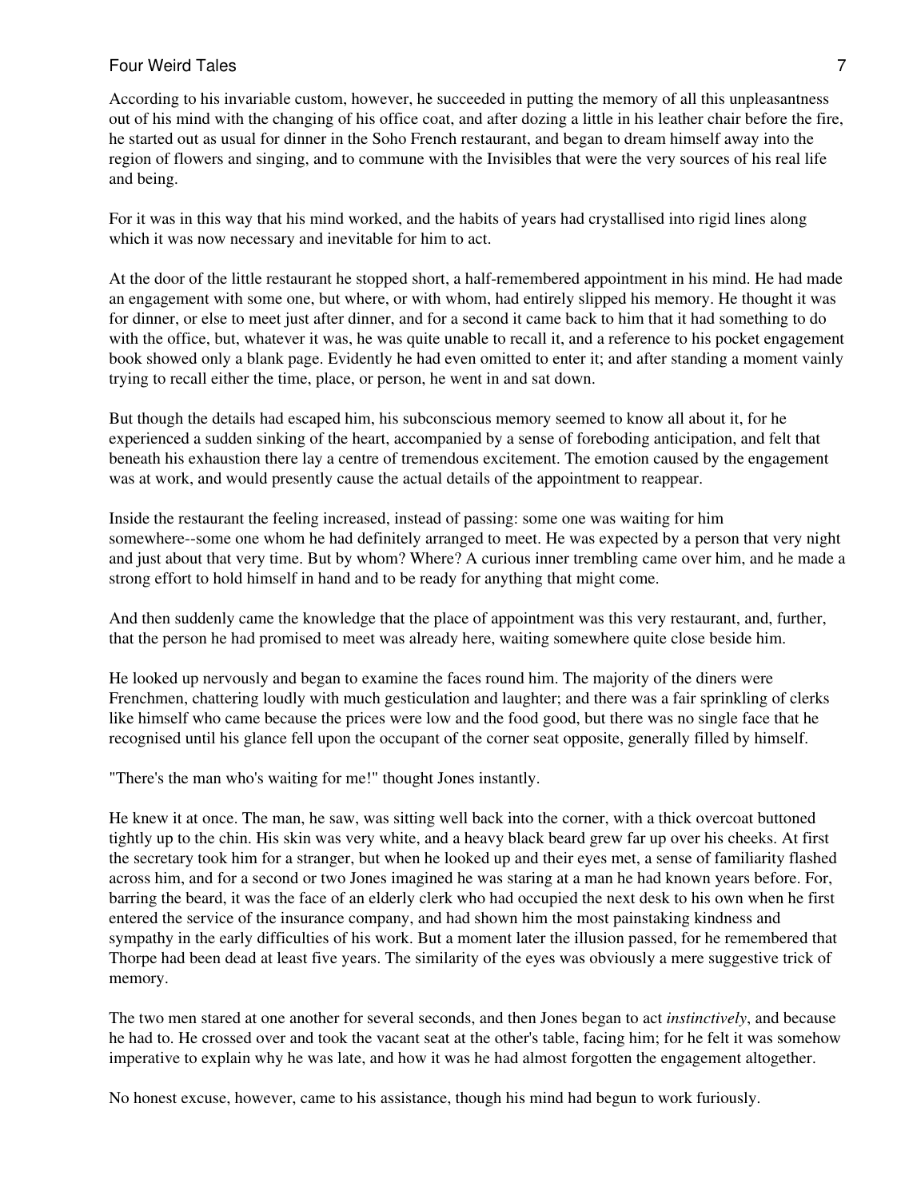According to his invariable custom, however, he succeeded in putting the memory of all this unpleasantness out of his mind with the changing of his office coat, and after dozing a little in his leather chair before the fire, he started out as usual for dinner in the Soho French restaurant, and began to dream himself away into the region of flowers and singing, and to commune with the Invisibles that were the very sources of his real life and being.

For it was in this way that his mind worked, and the habits of years had crystallised into rigid lines along which it was now necessary and inevitable for him to act.

At the door of the little restaurant he stopped short, a half-remembered appointment in his mind. He had made an engagement with some one, but where, or with whom, had entirely slipped his memory. He thought it was for dinner, or else to meet just after dinner, and for a second it came back to him that it had something to do with the office, but, whatever it was, he was quite unable to recall it, and a reference to his pocket engagement book showed only a blank page. Evidently he had even omitted to enter it; and after standing a moment vainly trying to recall either the time, place, or person, he went in and sat down.

But though the details had escaped him, his subconscious memory seemed to know all about it, for he experienced a sudden sinking of the heart, accompanied by a sense of foreboding anticipation, and felt that beneath his exhaustion there lay a centre of tremendous excitement. The emotion caused by the engagement was at work, and would presently cause the actual details of the appointment to reappear.

Inside the restaurant the feeling increased, instead of passing: some one was waiting for him somewhere--some one whom he had definitely arranged to meet. He was expected by a person that very night and just about that very time. But by whom? Where? A curious inner trembling came over him, and he made a strong effort to hold himself in hand and to be ready for anything that might come.

And then suddenly came the knowledge that the place of appointment was this very restaurant, and, further, that the person he had promised to meet was already here, waiting somewhere quite close beside him.

He looked up nervously and began to examine the faces round him. The majority of the diners were Frenchmen, chattering loudly with much gesticulation and laughter; and there was a fair sprinkling of clerks like himself who came because the prices were low and the food good, but there was no single face that he recognised until his glance fell upon the occupant of the corner seat opposite, generally filled by himself.

"There's the man who's waiting for me!" thought Jones instantly.

He knew it at once. The man, he saw, was sitting well back into the corner, with a thick overcoat buttoned tightly up to the chin. His skin was very white, and a heavy black beard grew far up over his cheeks. At first the secretary took him for a stranger, but when he looked up and their eyes met, a sense of familiarity flashed across him, and for a second or two Jones imagined he was staring at a man he had known years before. For, barring the beard, it was the face of an elderly clerk who had occupied the next desk to his own when he first entered the service of the insurance company, and had shown him the most painstaking kindness and sympathy in the early difficulties of his work. But a moment later the illusion passed, for he remembered that Thorpe had been dead at least five years. The similarity of the eyes was obviously a mere suggestive trick of memory.

The two men stared at one another for several seconds, and then Jones began to act *instinctively*, and because he had to. He crossed over and took the vacant seat at the other's table, facing him; for he felt it was somehow imperative to explain why he was late, and how it was he had almost forgotten the engagement altogether.

No honest excuse, however, came to his assistance, though his mind had begun to work furiously.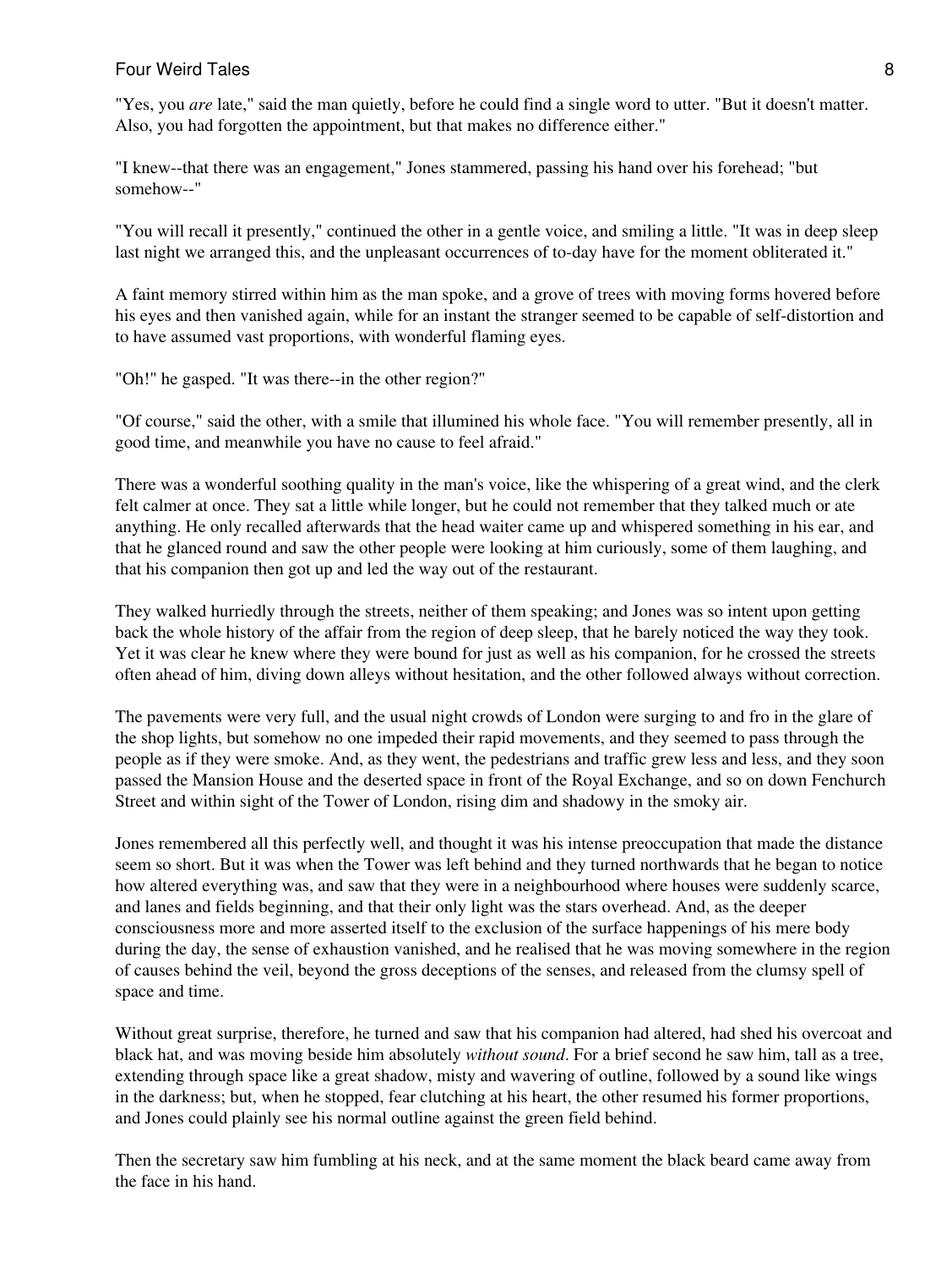"Yes, you *are* late," said the man quietly, before he could find a single word to utter. "But it doesn't matter. Also, you had forgotten the appointment, but that makes no difference either."

"I knew--that there was an engagement," Jones stammered, passing his hand over his forehead; "but somehow--"

"You will recall it presently," continued the other in a gentle voice, and smiling a little. "It was in deep sleep last night we arranged this, and the unpleasant occurrences of to-day have for the moment obliterated it."

A faint memory stirred within him as the man spoke, and a grove of trees with moving forms hovered before his eyes and then vanished again, while for an instant the stranger seemed to be capable of self-distortion and to have assumed vast proportions, with wonderful flaming eyes.

"Oh!" he gasped. "It was there--in the other region?"

"Of course," said the other, with a smile that illumined his whole face. "You will remember presently, all in good time, and meanwhile you have no cause to feel afraid."

There was a wonderful soothing quality in the man's voice, like the whispering of a great wind, and the clerk felt calmer at once. They sat a little while longer, but he could not remember that they talked much or ate anything. He only recalled afterwards that the head waiter came up and whispered something in his ear, and that he glanced round and saw the other people were looking at him curiously, some of them laughing, and that his companion then got up and led the way out of the restaurant.

They walked hurriedly through the streets, neither of them speaking; and Jones was so intent upon getting back the whole history of the affair from the region of deep sleep, that he barely noticed the way they took. Yet it was clear he knew where they were bound for just as well as his companion, for he crossed the streets often ahead of him, diving down alleys without hesitation, and the other followed always without correction.

The pavements were very full, and the usual night crowds of London were surging to and fro in the glare of the shop lights, but somehow no one impeded their rapid movements, and they seemed to pass through the people as if they were smoke. And, as they went, the pedestrians and traffic grew less and less, and they soon passed the Mansion House and the deserted space in front of the Royal Exchange, and so on down Fenchurch Street and within sight of the Tower of London, rising dim and shadowy in the smoky air.

Jones remembered all this perfectly well, and thought it was his intense preoccupation that made the distance seem so short. But it was when the Tower was left behind and they turned northwards that he began to notice how altered everything was, and saw that they were in a neighbourhood where houses were suddenly scarce, and lanes and fields beginning, and that their only light was the stars overhead. And, as the deeper consciousness more and more asserted itself to the exclusion of the surface happenings of his mere body during the day, the sense of exhaustion vanished, and he realised that he was moving somewhere in the region of causes behind the veil, beyond the gross deceptions of the senses, and released from the clumsy spell of space and time.

Without great surprise, therefore, he turned and saw that his companion had altered, had shed his overcoat and black hat, and was moving beside him absolutely *without sound*. For a brief second he saw him, tall as a tree, extending through space like a great shadow, misty and wavering of outline, followed by a sound like wings in the darkness; but, when he stopped, fear clutching at his heart, the other resumed his former proportions, and Jones could plainly see his normal outline against the green field behind.

Then the secretary saw him fumbling at his neck, and at the same moment the black beard came away from the face in his hand.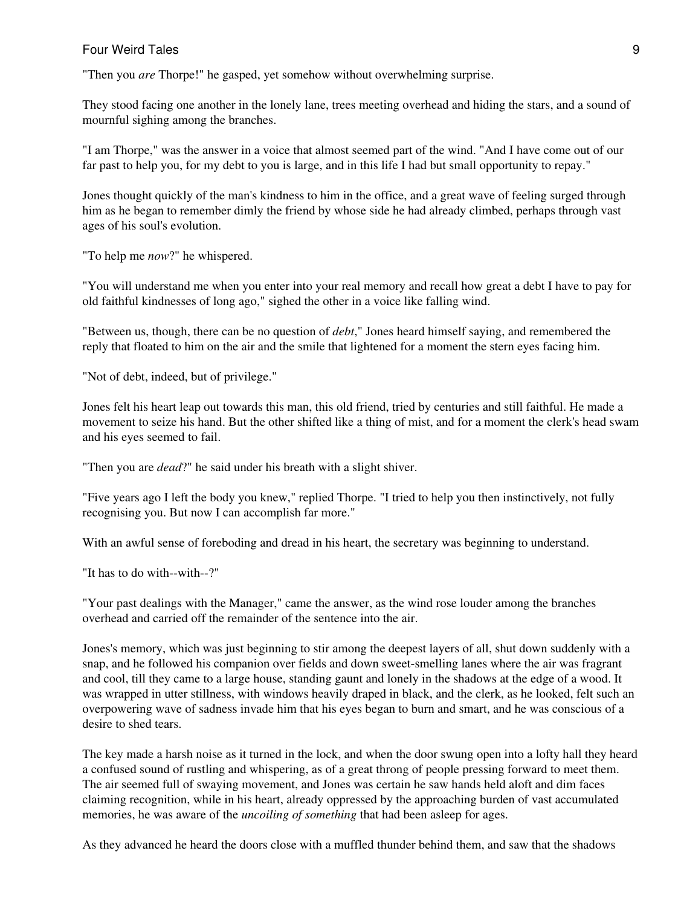"Then you *are* Thorpe!" he gasped, yet somehow without overwhelming surprise.

They stood facing one another in the lonely lane, trees meeting overhead and hiding the stars, and a sound of mournful sighing among the branches.

"I am Thorpe," was the answer in a voice that almost seemed part of the wind. "And I have come out of our far past to help you, for my debt to you is large, and in this life I had but small opportunity to repay."

Jones thought quickly of the man's kindness to him in the office, and a great wave of feeling surged through him as he began to remember dimly the friend by whose side he had already climbed, perhaps through vast ages of his soul's evolution.

"To help me *now*?" he whispered.

"You will understand me when you enter into your real memory and recall how great a debt I have to pay for old faithful kindnesses of long ago," sighed the other in a voice like falling wind.

"Between us, though, there can be no question of *debt*," Jones heard himself saying, and remembered the reply that floated to him on the air and the smile that lightened for a moment the stern eyes facing him.

"Not of debt, indeed, but of privilege."

Jones felt his heart leap out towards this man, this old friend, tried by centuries and still faithful. He made a movement to seize his hand. But the other shifted like a thing of mist, and for a moment the clerk's head swam and his eyes seemed to fail.

"Then you are *dead*?" he said under his breath with a slight shiver.

"Five years ago I left the body you knew," replied Thorpe. "I tried to help you then instinctively, not fully recognising you. But now I can accomplish far more."

With an awful sense of foreboding and dread in his heart, the secretary was beginning to understand.

"It has to do with--with--?"

"Your past dealings with the Manager," came the answer, as the wind rose louder among the branches overhead and carried off the remainder of the sentence into the air.

Jones's memory, which was just beginning to stir among the deepest layers of all, shut down suddenly with a snap, and he followed his companion over fields and down sweet-smelling lanes where the air was fragrant and cool, till they came to a large house, standing gaunt and lonely in the shadows at the edge of a wood. It was wrapped in utter stillness, with windows heavily draped in black, and the clerk, as he looked, felt such an overpowering wave of sadness invade him that his eyes began to burn and smart, and he was conscious of a desire to shed tears.

The key made a harsh noise as it turned in the lock, and when the door swung open into a lofty hall they heard a confused sound of rustling and whispering, as of a great throng of people pressing forward to meet them. The air seemed full of swaying movement, and Jones was certain he saw hands held aloft and dim faces claiming recognition, while in his heart, already oppressed by the approaching burden of vast accumulated memories, he was aware of the *uncoiling of something* that had been asleep for ages.

As they advanced he heard the doors close with a muffled thunder behind them, and saw that the shadows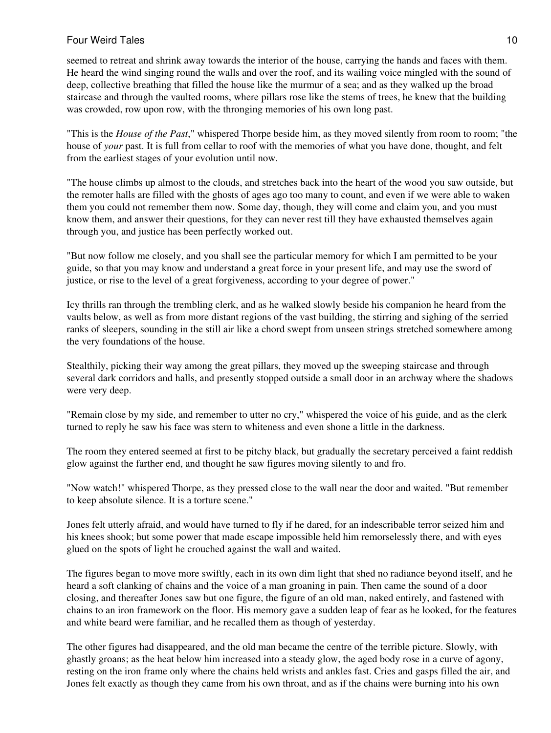seemed to retreat and shrink away towards the interior of the house, carrying the hands and faces with them. He heard the wind singing round the walls and over the roof, and its wailing voice mingled with the sound of deep, collective breathing that filled the house like the murmur of a sea; and as they walked up the broad staircase and through the vaulted rooms, where pillars rose like the stems of trees, he knew that the building was crowded, row upon row, with the thronging memories of his own long past.

"This is the *House of the Past*," whispered Thorpe beside him, as they moved silently from room to room; "the house of *your* past. It is full from cellar to roof with the memories of what you have done, thought, and felt from the earliest stages of your evolution until now.

"The house climbs up almost to the clouds, and stretches back into the heart of the wood you saw outside, but the remoter halls are filled with the ghosts of ages ago too many to count, and even if we were able to waken them you could not remember them now. Some day, though, they will come and claim you, and you must know them, and answer their questions, for they can never rest till they have exhausted themselves again through you, and justice has been perfectly worked out.

"But now follow me closely, and you shall see the particular memory for which I am permitted to be your guide, so that you may know and understand a great force in your present life, and may use the sword of justice, or rise to the level of a great forgiveness, according to your degree of power."

Icy thrills ran through the trembling clerk, and as he walked slowly beside his companion he heard from the vaults below, as well as from more distant regions of the vast building, the stirring and sighing of the serried ranks of sleepers, sounding in the still air like a chord swept from unseen strings stretched somewhere among the very foundations of the house.

Stealthily, picking their way among the great pillars, they moved up the sweeping staircase and through several dark corridors and halls, and presently stopped outside a small door in an archway where the shadows were very deep.

"Remain close by my side, and remember to utter no cry," whispered the voice of his guide, and as the clerk turned to reply he saw his face was stern to whiteness and even shone a little in the darkness.

The room they entered seemed at first to be pitchy black, but gradually the secretary perceived a faint reddish glow against the farther end, and thought he saw figures moving silently to and fro.

"Now watch!" whispered Thorpe, as they pressed close to the wall near the door and waited. "But remember to keep absolute silence. It is a torture scene."

Jones felt utterly afraid, and would have turned to fly if he dared, for an indescribable terror seized him and his knees shook; but some power that made escape impossible held him remorselessly there, and with eyes glued on the spots of light he crouched against the wall and waited.

The figures began to move more swiftly, each in its own dim light that shed no radiance beyond itself, and he heard a soft clanking of chains and the voice of a man groaning in pain. Then came the sound of a door closing, and thereafter Jones saw but one figure, the figure of an old man, naked entirely, and fastened with chains to an iron framework on the floor. His memory gave a sudden leap of fear as he looked, for the features and white beard were familiar, and he recalled them as though of yesterday.

The other figures had disappeared, and the old man became the centre of the terrible picture. Slowly, with ghastly groans; as the heat below him increased into a steady glow, the aged body rose in a curve of agony, resting on the iron frame only where the chains held wrists and ankles fast. Cries and gasps filled the air, and Jones felt exactly as though they came from his own throat, and as if the chains were burning into his own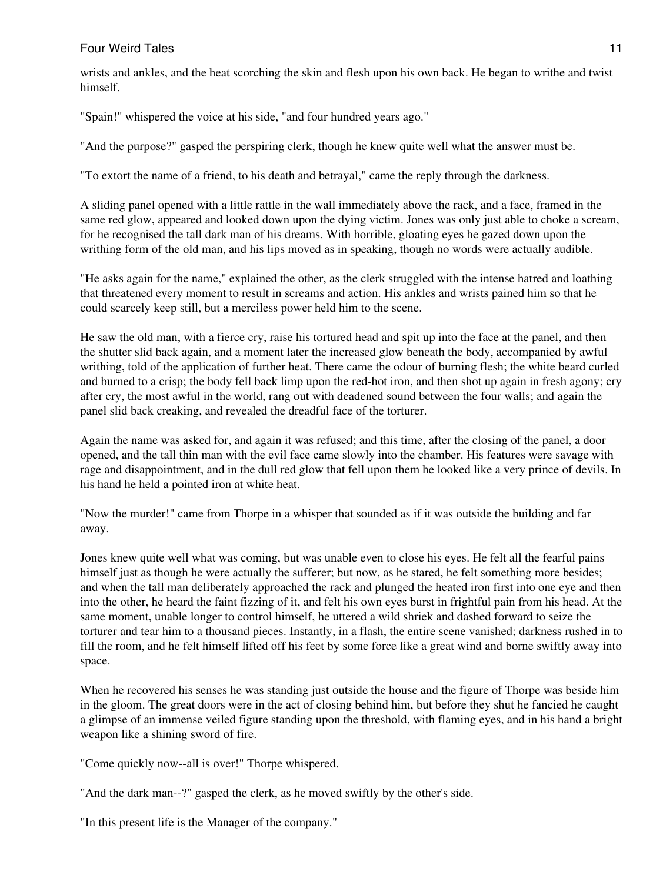wrists and ankles, and the heat scorching the skin and flesh upon his own back. He began to writhe and twist himself.

"Spain!" whispered the voice at his side, "and four hundred years ago."

"And the purpose?" gasped the perspiring clerk, though he knew quite well what the answer must be.

"To extort the name of a friend, to his death and betrayal," came the reply through the darkness.

A sliding panel opened with a little rattle in the wall immediately above the rack, and a face, framed in the same red glow, appeared and looked down upon the dying victim. Jones was only just able to choke a scream, for he recognised the tall dark man of his dreams. With horrible, gloating eyes he gazed down upon the writhing form of the old man, and his lips moved as in speaking, though no words were actually audible.

"He asks again for the name," explained the other, as the clerk struggled with the intense hatred and loathing that threatened every moment to result in screams and action. His ankles and wrists pained him so that he could scarcely keep still, but a merciless power held him to the scene.

He saw the old man, with a fierce cry, raise his tortured head and spit up into the face at the panel, and then the shutter slid back again, and a moment later the increased glow beneath the body, accompanied by awful writhing, told of the application of further heat. There came the odour of burning flesh; the white beard curled and burned to a crisp; the body fell back limp upon the red-hot iron, and then shot up again in fresh agony; cry after cry, the most awful in the world, rang out with deadened sound between the four walls; and again the panel slid back creaking, and revealed the dreadful face of the torturer.

Again the name was asked for, and again it was refused; and this time, after the closing of the panel, a door opened, and the tall thin man with the evil face came slowly into the chamber. His features were savage with rage and disappointment, and in the dull red glow that fell upon them he looked like a very prince of devils. In his hand he held a pointed iron at white heat.

"Now the murder!" came from Thorpe in a whisper that sounded as if it was outside the building and far away.

Jones knew quite well what was coming, but was unable even to close his eyes. He felt all the fearful pains himself just as though he were actually the sufferer; but now, as he stared, he felt something more besides; and when the tall man deliberately approached the rack and plunged the heated iron first into one eye and then into the other, he heard the faint fizzing of it, and felt his own eyes burst in frightful pain from his head. At the same moment, unable longer to control himself, he uttered a wild shriek and dashed forward to seize the torturer and tear him to a thousand pieces. Instantly, in a flash, the entire scene vanished; darkness rushed in to fill the room, and he felt himself lifted off his feet by some force like a great wind and borne swiftly away into space.

When he recovered his senses he was standing just outside the house and the figure of Thorpe was beside him in the gloom. The great doors were in the act of closing behind him, but before they shut he fancied he caught a glimpse of an immense veiled figure standing upon the threshold, with flaming eyes, and in his hand a bright weapon like a shining sword of fire.

"Come quickly now--all is over!" Thorpe whispered.

"And the dark man--?" gasped the clerk, as he moved swiftly by the other's side.

"In this present life is the Manager of the company."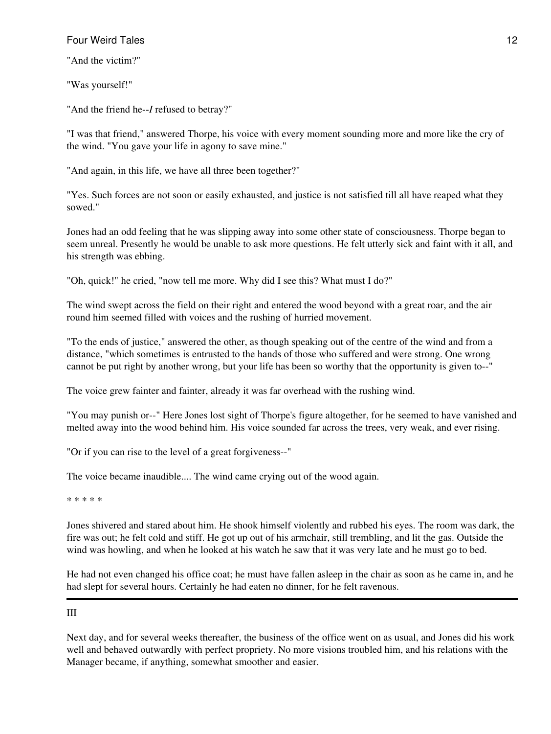"And the victim?"

"Was yourself!"

"And the friend he--*I* refused to betray?"

"I was that friend," answered Thorpe, his voice with every moment sounding more and more like the cry of the wind. "You gave your life in agony to save mine."

"And again, in this life, we have all three been together?"

"Yes. Such forces are not soon or easily exhausted, and justice is not satisfied till all have reaped what they sowed."

Jones had an odd feeling that he was slipping away into some other state of consciousness. Thorpe began to seem unreal. Presently he would be unable to ask more questions. He felt utterly sick and faint with it all, and his strength was ebbing.

"Oh, quick!" he cried, "now tell me more. Why did I see this? What must I do?"

The wind swept across the field on their right and entered the wood beyond with a great roar, and the air round him seemed filled with voices and the rushing of hurried movement.

"To the ends of justice," answered the other, as though speaking out of the centre of the wind and from a distance, "which sometimes is entrusted to the hands of those who suffered and were strong. One wrong cannot be put right by another wrong, but your life has been so worthy that the opportunity is given to--"

The voice grew fainter and fainter, already it was far overhead with the rushing wind.

"You may punish or--" Here Jones lost sight of Thorpe's figure altogether, for he seemed to have vanished and melted away into the wood behind him. His voice sounded far across the trees, very weak, and ever rising.

"Or if you can rise to the level of a great forgiveness--"

The voice became inaudible.... The wind came crying out of the wood again.

* * * * *

Jones shivered and stared about him. He shook himself violently and rubbed his eyes. The room was dark, the fire was out; he felt cold and stiff. He got up out of his armchair, still trembling, and lit the gas. Outside the wind was howling, and when he looked at his watch he saw that it was very late and he must go to bed.

He had not even changed his office coat; he must have fallen asleep in the chair as soon as he came in, and he had slept for several hours. Certainly he had eaten no dinner, for he felt ravenous.

---

## III

Next day, and for several weeks thereafter, the business of the office went on as usual, and Jones did his work well and behaved outwardly with perfect propriety. No more visions troubled him, and his relations with the Manager became, if anything, somewhat smoother and easier.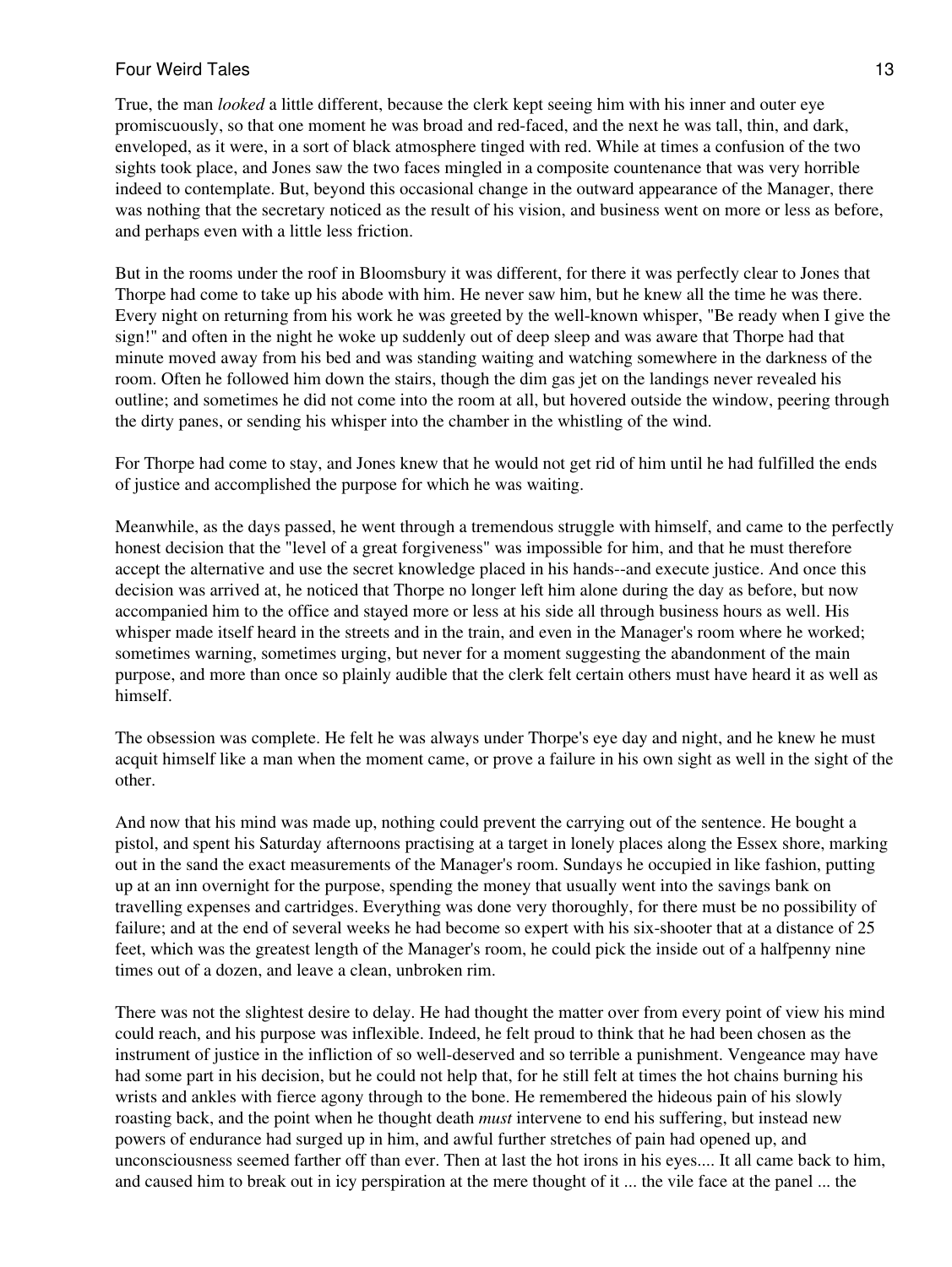True, the man *looked* a little different, because the clerk kept seeing him with his inner and outer eye promiscuously, so that one moment he was broad and red-faced, and the next he was tall, thin, and dark, enveloped, as it were, in a sort of black atmosphere tinged with red. While at times a confusion of the two sights took place, and Jones saw the two faces mingled in a composite countenance that was very horrible indeed to contemplate. But, beyond this occasional change in the outward appearance of the Manager, there was nothing that the secretary noticed as the result of his vision, and business went on more or less as before, and perhaps even with a little less friction.

But in the rooms under the roof in Bloomsbury it was different, for there it was perfectly clear to Jones that Thorpe had come to take up his abode with him. He never saw him, but he knew all the time he was there. Every night on returning from his work he was greeted by the well-known whisper, "Be ready when I give the sign!" and often in the night he woke up suddenly out of deep sleep and was aware that Thorpe had that minute moved away from his bed and was standing waiting and watching somewhere in the darkness of the room. Often he followed him down the stairs, though the dim gas jet on the landings never revealed his outline; and sometimes he did not come into the room at all, but hovered outside the window, peering through the dirty panes, or sending his whisper into the chamber in the whistling of the wind.

For Thorpe had come to stay, and Jones knew that he would not get rid of him until he had fulfilled the ends of justice and accomplished the purpose for which he was waiting.

Meanwhile, as the days passed, he went through a tremendous struggle with himself, and came to the perfectly honest decision that the "level of a great forgiveness" was impossible for him, and that he must therefore accept the alternative and use the secret knowledge placed in his hands--and execute justice. And once this decision was arrived at, he noticed that Thorpe no longer left him alone during the day as before, but now accompanied him to the office and stayed more or less at his side all through business hours as well. His whisper made itself heard in the streets and in the train, and even in the Manager's room where he worked; sometimes warning, sometimes urging, but never for a moment suggesting the abandonment of the main purpose, and more than once so plainly audible that the clerk felt certain others must have heard it as well as himself.

The obsession was complete. He felt he was always under Thorpe's eye day and night, and he knew he must acquit himself like a man when the moment came, or prove a failure in his own sight as well in the sight of the other.

And now that his mind was made up, nothing could prevent the carrying out of the sentence. He bought a pistol, and spent his Saturday afternoons practising at a target in lonely places along the Essex shore, marking out in the sand the exact measurements of the Manager's room. Sundays he occupied in like fashion, putting up at an inn overnight for the purpose, spending the money that usually went into the savings bank on travelling expenses and cartridges. Everything was done very thoroughly, for there must be no possibility of failure; and at the end of several weeks he had become so expert with his six-shooter that at a distance of 25 feet, which was the greatest length of the Manager's room, he could pick the inside out of a halfpenny nine times out of a dozen, and leave a clean, unbroken rim.

There was not the slightest desire to delay. He had thought the matter over from every point of view his mind could reach, and his purpose was inflexible. Indeed, he felt proud to think that he had been chosen as the instrument of justice in the infliction of so well-deserved and so terrible a punishment. Vengeance may have had some part in his decision, but he could not help that, for he still felt at times the hot chains burning his wrists and ankles with fierce agony through to the bone. He remembered the hideous pain of his slowly roasting back, and the point when he thought death *must* intervene to end his suffering, but instead new powers of endurance had surged up in him, and awful further stretches of pain had opened up, and unconsciousness seemed farther off than ever. Then at last the hot irons in his eyes.... It all came back to him, and caused him to break out in icy perspiration at the mere thought of it ... the vile face at the panel ... the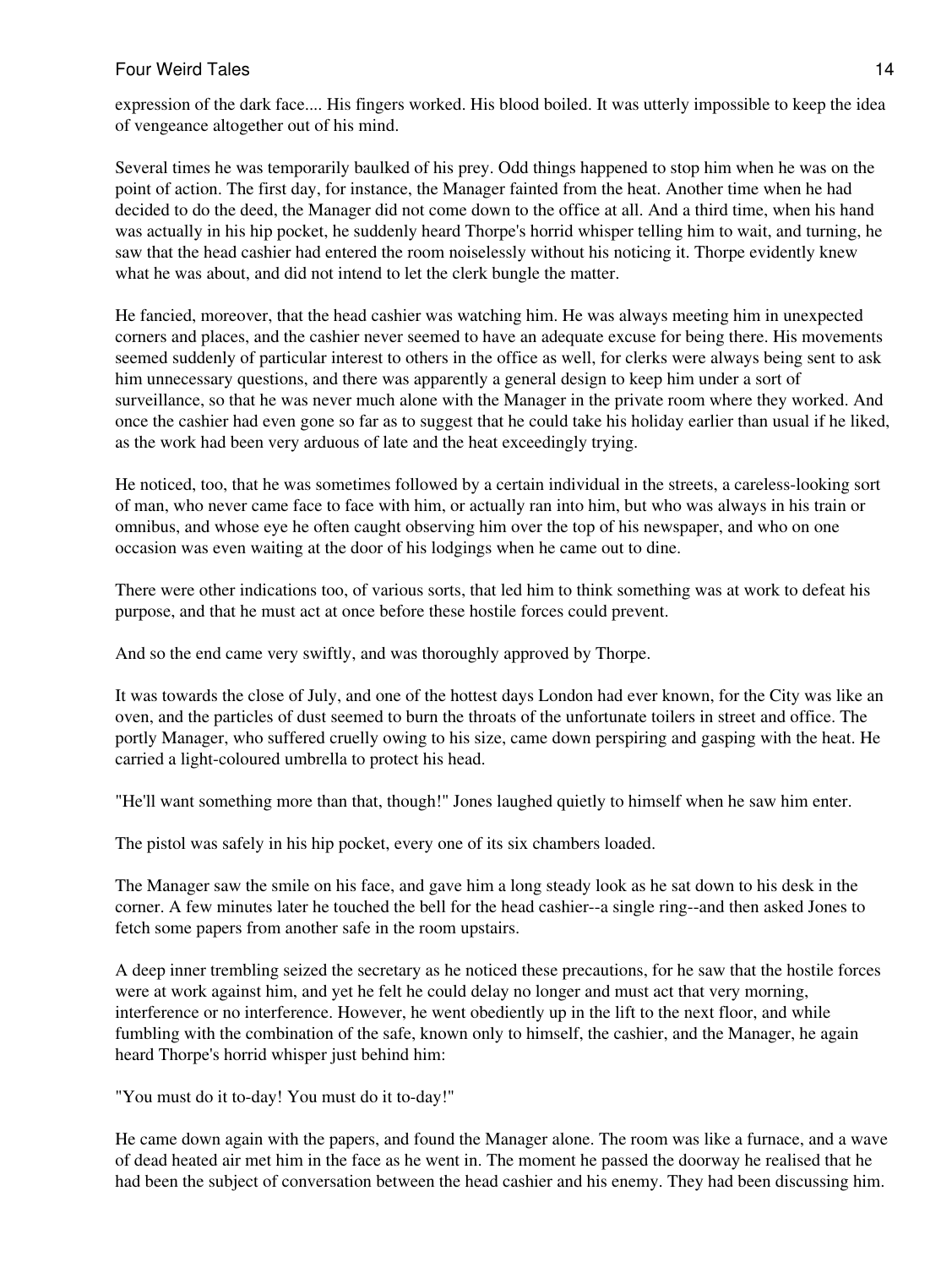expression of the dark face.... His fingers worked. His blood boiled. It was utterly impossible to keep the idea of vengeance altogether out of his mind.

Several times he was temporarily baulked of his prey. Odd things happened to stop him when he was on the point of action. The first day, for instance, the Manager fainted from the heat. Another time when he had decided to do the deed, the Manager did not come down to the office at all. And a third time, when his hand was actually in his hip pocket, he suddenly heard Thorpe's horrid whisper telling him to wait, and turning, he saw that the head cashier had entered the room noiselessly without his noticing it. Thorpe evidently knew what he was about, and did not intend to let the clerk bungle the matter.

He fancied, moreover, that the head cashier was watching him. He was always meeting him in unexpected corners and places, and the cashier never seemed to have an adequate excuse for being there. His movements seemed suddenly of particular interest to others in the office as well, for clerks were always being sent to ask him unnecessary questions, and there was apparently a general design to keep him under a sort of surveillance, so that he was never much alone with the Manager in the private room where they worked. And once the cashier had even gone so far as to suggest that he could take his holiday earlier than usual if he liked, as the work had been very arduous of late and the heat exceedingly trying.

He noticed, too, that he was sometimes followed by a certain individual in the streets, a careless-looking sort of man, who never came face to face with him, or actually ran into him, but who was always in his train or omnibus, and whose eye he often caught observing him over the top of his newspaper, and who on one occasion was even waiting at the door of his lodgings when he came out to dine.

There were other indications too, of various sorts, that led him to think something was at work to defeat his purpose, and that he must act at once before these hostile forces could prevent.

And so the end came very swiftly, and was thoroughly approved by Thorpe.

It was towards the close of July, and one of the hottest days London had ever known, for the City was like an oven, and the particles of dust seemed to burn the throats of the unfortunate toilers in street and office. The portly Manager, who suffered cruelly owing to his size, came down perspiring and gasping with the heat. He carried a light-coloured umbrella to protect his head.

"He'll want something more than that, though!" Jones laughed quietly to himself when he saw him enter.

The pistol was safely in his hip pocket, every one of its six chambers loaded.

The Manager saw the smile on his face, and gave him a long steady look as he sat down to his desk in the corner. A few minutes later he touched the bell for the head cashier--a single ring--and then asked Jones to fetch some papers from another safe in the room upstairs.

A deep inner trembling seized the secretary as he noticed these precautions, for he saw that the hostile forces were at work against him, and yet he felt he could delay no longer and must act that very morning, interference or no interference. However, he went obediently up in the lift to the next floor, and while fumbling with the combination of the safe, known only to himself, the cashier, and the Manager, he again heard Thorpe's horrid whisper just behind him:

"You must do it to-day! You must do it to-day!"

He came down again with the papers, and found the Manager alone. The room was like a furnace, and a wave of dead heated air met him in the face as he went in. The moment he passed the doorway he realised that he had been the subject of conversation between the head cashier and his enemy. They had been discussing him.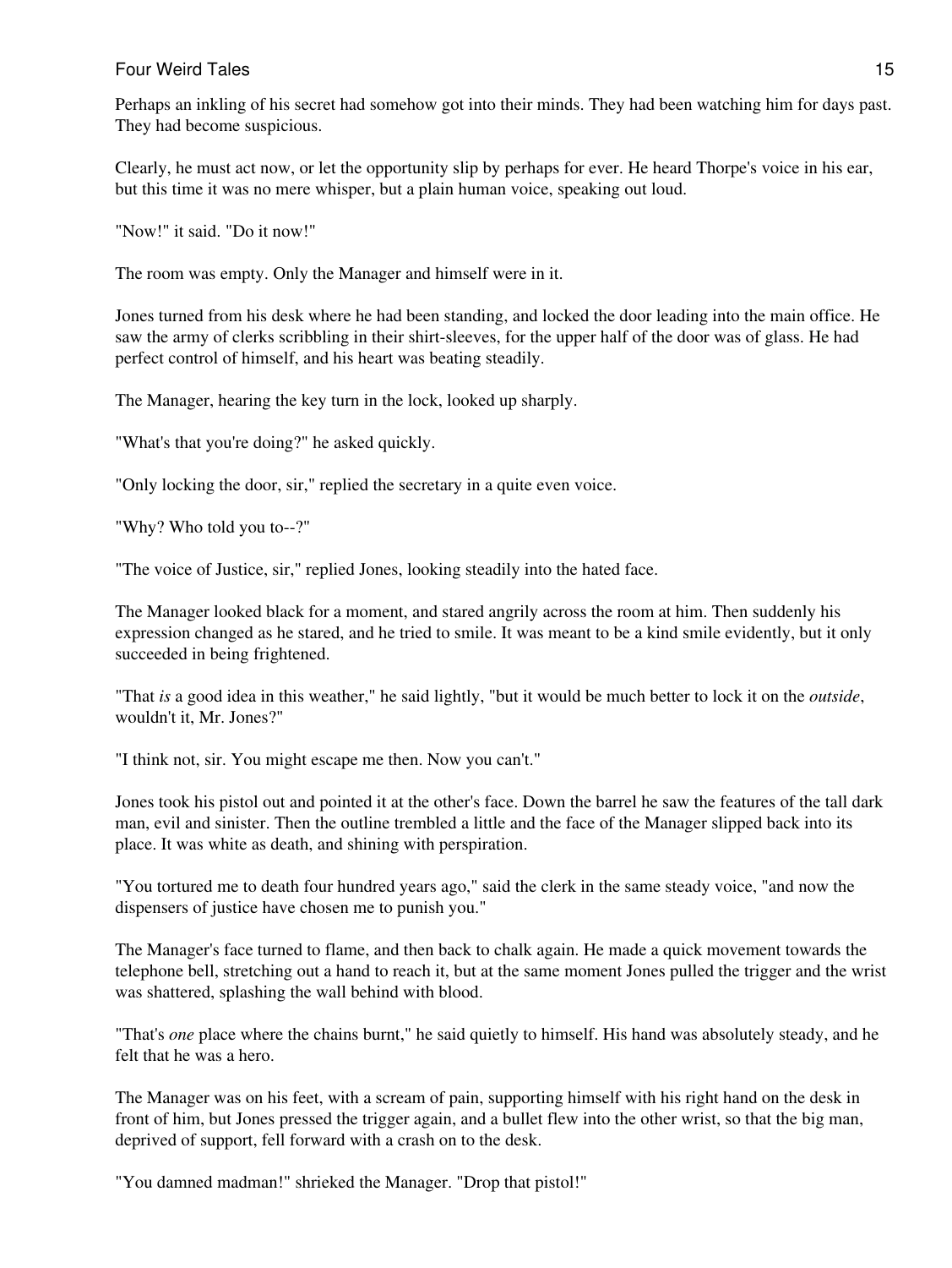Perhaps an inkling of his secret had somehow got into their minds. They had been watching him for days past. They had become suspicious.

Clearly, he must act now, or let the opportunity slip by perhaps for ever. He heard Thorpe's voice in his ear, but this time it was no mere whisper, but a plain human voice, speaking out loud.

"Now!" it said. "Do it now!"

The room was empty. Only the Manager and himself were in it.

Jones turned from his desk where he had been standing, and locked the door leading into the main office. He saw the army of clerks scribbling in their shirt-sleeves, for the upper half of the door was of glass. He had perfect control of himself, and his heart was beating steadily.

The Manager, hearing the key turn in the lock, looked up sharply.

"What's that you're doing?" he asked quickly.

"Only locking the door, sir," replied the secretary in a quite even voice.

"Why? Who told you to--?"

"The voice of Justice, sir," replied Jones, looking steadily into the hated face.

The Manager looked black for a moment, and stared angrily across the room at him. Then suddenly his expression changed as he stared, and he tried to smile. It was meant to be a kind smile evidently, but it only succeeded in being frightened.

"That *is* a good idea in this weather," he said lightly, "but it would be much better to lock it on the *outside*, wouldn't it, Mr. Jones?"

"I think not, sir. You might escape me then. Now you can't."

Jones took his pistol out and pointed it at the other's face. Down the barrel he saw the features of the tall dark man, evil and sinister. Then the outline trembled a little and the face of the Manager slipped back into its place. It was white as death, and shining with perspiration.

"You tortured me to death four hundred years ago," said the clerk in the same steady voice, "and now the dispensers of justice have chosen me to punish you."

The Manager's face turned to flame, and then back to chalk again. He made a quick movement towards the telephone bell, stretching out a hand to reach it, but at the same moment Jones pulled the trigger and the wrist was shattered, splashing the wall behind with blood.

"That's *one* place where the chains burnt," he said quietly to himself. His hand was absolutely steady, and he felt that he was a hero.

The Manager was on his feet, with a scream of pain, supporting himself with his right hand on the desk in front of him, but Jones pressed the trigger again, and a bullet flew into the other wrist, so that the big man, deprived of support, fell forward with a crash on to the desk.

"You damned madman!" shrieked the Manager. "Drop that pistol!"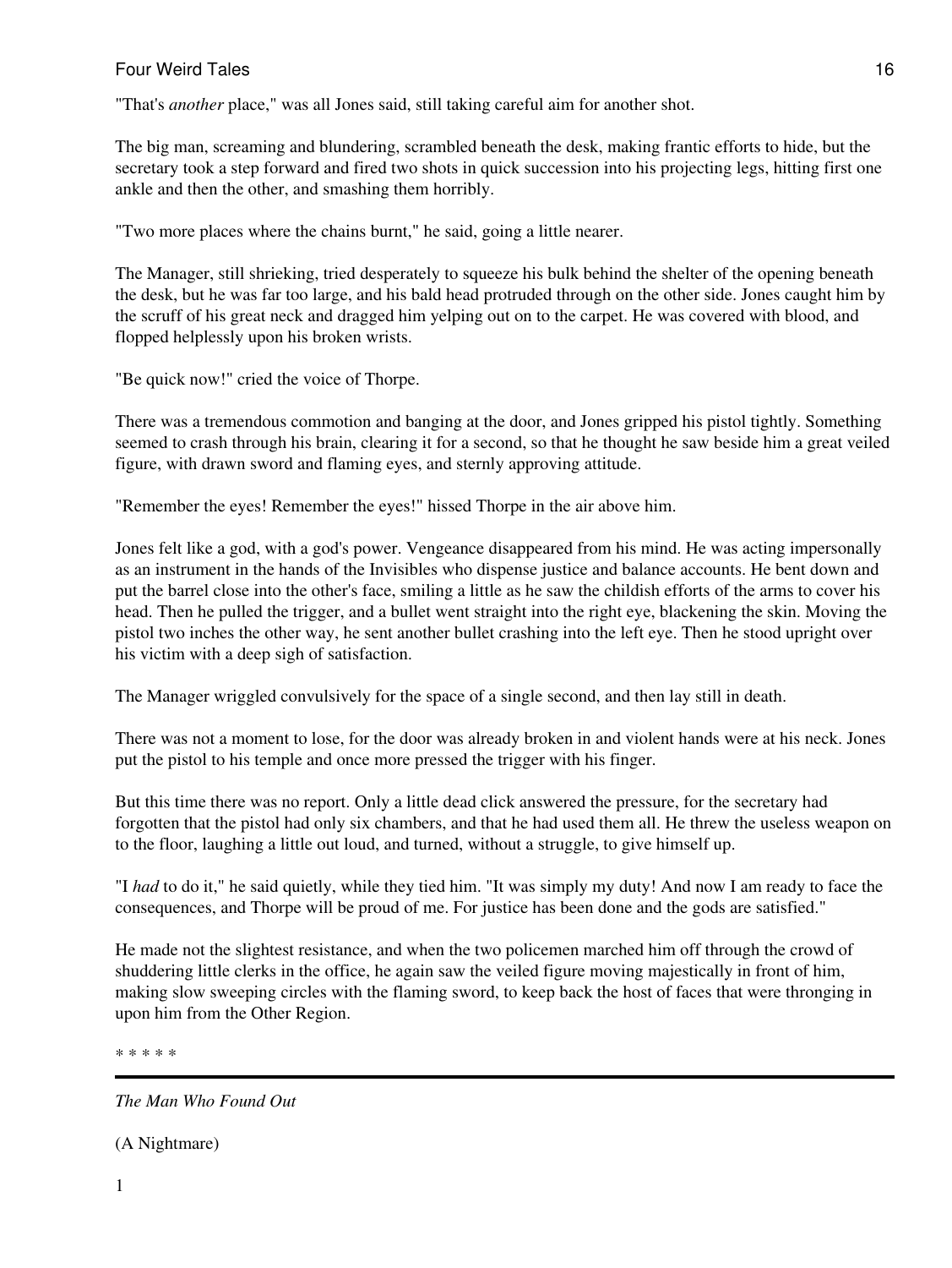"That's *another* place," was all Jones said, still taking careful aim for another shot.

The big man, screaming and blundering, scrambled beneath the desk, making frantic efforts to hide, but the secretary took a step forward and fired two shots in quick succession into his projecting legs, hitting first one ankle and then the other, and smashing them horribly.

"Two more places where the chains burnt," he said, going a little nearer.

The Manager, still shrieking, tried desperately to squeeze his bulk behind the shelter of the opening beneath the desk, but he was far too large, and his bald head protruded through on the other side. Jones caught him by the scruff of his great neck and dragged him yelping out on to the carpet. He was covered with blood, and flopped helplessly upon his broken wrists.

"Be quick now!" cried the voice of Thorpe.

There was a tremendous commotion and banging at the door, and Jones gripped his pistol tightly. Something seemed to crash through his brain, clearing it for a second, so that he thought he saw beside him a great veiled figure, with drawn sword and flaming eyes, and sternly approving attitude.

"Remember the eyes! Remember the eyes!" hissed Thorpe in the air above him.

Jones felt like a god, with a god's power. Vengeance disappeared from his mind. He was acting impersonally as an instrument in the hands of the Invisibles who dispense justice and balance accounts. He bent down and put the barrel close into the other's face, smiling a little as he saw the childish efforts of the arms to cover his head. Then he pulled the trigger, and a bullet went straight into the right eye, blackening the skin. Moving the pistol two inches the other way, he sent another bullet crashing into the left eye. Then he stood upright over his victim with a deep sigh of satisfaction.

The Manager wriggled convulsively for the space of a single second, and then lay still in death.

There was not a moment to lose, for the door was already broken in and violent hands were at his neck. Jones put the pistol to his temple and once more pressed the trigger with his finger.

But this time there was no report. Only a little dead click answered the pressure, for the secretary had forgotten that the pistol had only six chambers, and that he had used them all. He threw the useless weapon on to the floor, laughing a little out loud, and turned, without a struggle, to give himself up.

"I *had* to do it," he said quietly, while they tied him. "It was simply my duty! And now I am ready to face the consequences, and Thorpe will be proud of me. For justice has been done and the gods are satisfied."

He made not the slightest resistance, and when the two policemen marched him off through the crowd of shuddering little clerks in the office, he again saw the veiled figure moving majestically in front of him, making slow sweeping circles with the flaming sword, to keep back the host of faces that were thronging in upon him from the Other Region.

* * * * *

---

*The Man Who Found Out*

(A Nightmare)

1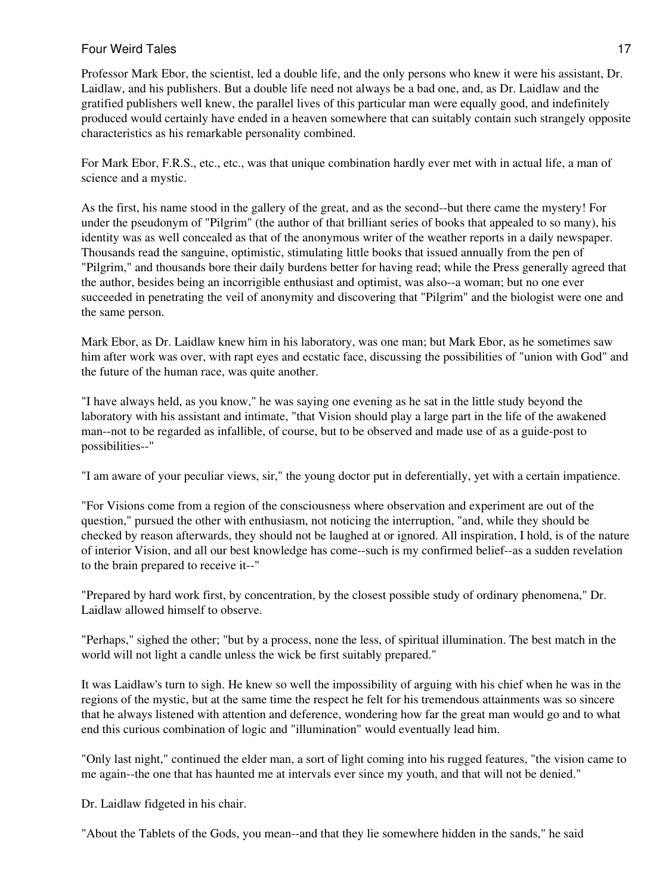Professor Mark Ebor, the scientist, led a double life, and the only persons who knew it were his assistant, Dr. Laidlaw, and his publishers. But a double life need not always be a bad one, and, as Dr. Laidlaw and the gratified publishers well knew, the parallel lives of this particular man were equally good, and indefinitely produced would certainly have ended in a heaven somewhere that can suitably contain such strangely opposite characteristics as his remarkable personality combined.

For Mark Ebor, F.R.S., etc., etc., was that unique combination hardly ever met with in actual life, a man of science and a mystic.

As the first, his name stood in the gallery of the great, and as the second--but there came the mystery! For under the pseudonym of "Pilgrim" (the author of that brilliant series of books that appealed to so many), his identity was as well concealed as that of the anonymous writer of the weather reports in a daily newspaper. Thousands read the sanguine, optimistic, stimulating little books that issued annually from the pen of "Pilgrim," and thousands bore their daily burdens better for having read; while the Press generally agreed that the author, besides being an incorrigible enthusiast and optimist, was also--a woman; but no one ever succeeded in penetrating the veil of anonymity and discovering that "Pilgrim" and the biologist were one and the same person.

Mark Ebor, as Dr. Laidlaw knew him in his laboratory, was one man; but Mark Ebor, as he sometimes saw him after work was over, with rapt eyes and ecstatic face, discussing the possibilities of "union with God" and the future of the human race, was quite another.

"I have always held, as you know," he was saying one evening as he sat in the little study beyond the laboratory with his assistant and intimate, "that Vision should play a large part in the life of the awakened man--not to be regarded as infallible, of course, but to be observed and made use of as a guide-post to possibilities--"

"I am aware of your peculiar views, sir," the young doctor put in deferentially, yet with a certain impatience.

"For Visions come from a region of the consciousness where observation and experiment are out of the question," pursued the other with enthusiasm, not noticing the interruption, "and, while they should be checked by reason afterwards, they should not be laughed at or ignored. All inspiration, I hold, is of the nature of interior Vision, and all our best knowledge has come--such is my confirmed belief--as a sudden revelation to the brain prepared to receive it--"

"Prepared by hard work first, by concentration, by the closest possible study of ordinary phenomena," Dr. Laidlaw allowed himself to observe.

"Perhaps," sighed the other; "but by a process, none the less, of spiritual illumination. The best match in the world will not light a candle unless the wick be first suitably prepared."

It was Laidlaw's turn to sigh. He knew so well the impossibility of arguing with his chief when he was in the regions of the mystic, but at the same time the respect he felt for his tremendous attainments was so sincere that he always listened with attention and deference, wondering how far the great man would go and to what end this curious combination of logic and "illumination" would eventually lead him.

"Only last night," continued the elder man, a sort of light coming into his rugged features, "the vision came to me again--the one that has haunted me at intervals ever since my youth, and that will not be denied."

Dr. Laidlaw fidgeted in his chair.

"About the Tablets of the Gods, you mean--and that they lie somewhere hidden in the sands," he said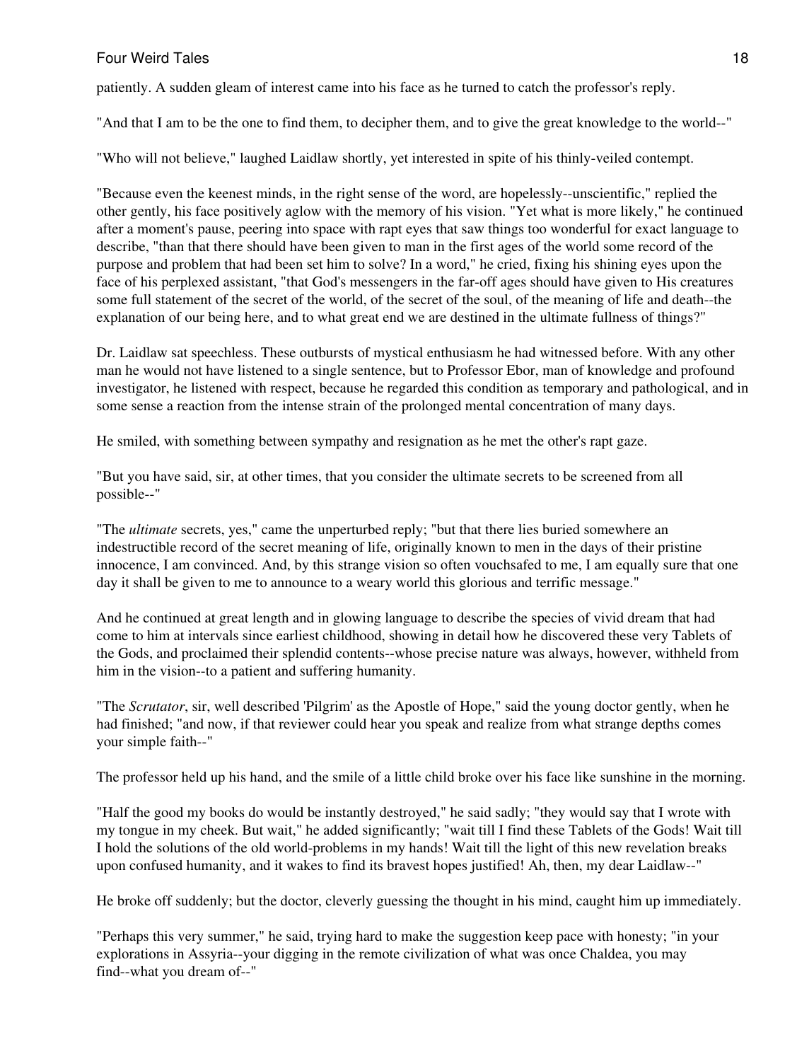patiently. A sudden gleam of interest came into his face as he turned to catch the professor's reply.

"And that I am to be the one to find them, to decipher them, and to give the great knowledge to the world--"

"Who will not believe," laughed Laidlaw shortly, yet interested in spite of his thinly-veiled contempt.

"Because even the keenest minds, in the right sense of the word, are hopelessly--unscientific," replied the other gently, his face positively aglow with the memory of his vision. "Yet what is more likely," he continued after a moment's pause, peering into space with rapt eyes that saw things too wonderful for exact language to describe, "than that there should have been given to man in the first ages of the world some record of the purpose and problem that had been set him to solve? In a word," he cried, fixing his shining eyes upon the face of his perplexed assistant, "that God's messengers in the far-off ages should have given to His creatures some full statement of the secret of the world, of the secret of the soul, of the meaning of life and death--the explanation of our being here, and to what great end we are destined in the ultimate fullness of things?"

Dr. Laidlaw sat speechless. These outbursts of mystical enthusiasm he had witnessed before. With any other man he would not have listened to a single sentence, but to Professor Ebor, man of knowledge and profound investigator, he listened with respect, because he regarded this condition as temporary and pathological, and in some sense a reaction from the intense strain of the prolonged mental concentration of many days.

He smiled, with something between sympathy and resignation as he met the other's rapt gaze.

"But you have said, sir, at other times, that you consider the ultimate secrets to be screened from all possible--"

"The *ultimate* secrets, yes," came the unperturbed reply; "but that there lies buried somewhere an indestructible record of the secret meaning of life, originally known to men in the days of their pristine innocence, I am convinced. And, by this strange vision so often vouchsafed to me, I am equally sure that one day it shall be given to me to announce to a weary world this glorious and terrific message."

And he continued at great length and in glowing language to describe the species of vivid dream that had come to him at intervals since earliest childhood, showing in detail how he discovered these very Tablets of the Gods, and proclaimed their splendid contents--whose precise nature was always, however, withheld from him in the vision--to a patient and suffering humanity.

"The *Scrutator*, sir, well described 'Pilgrim' as the Apostle of Hope," said the young doctor gently, when he had finished; "and now, if that reviewer could hear you speak and realize from what strange depths comes your simple faith--"

The professor held up his hand, and the smile of a little child broke over his face like sunshine in the morning.

"Half the good my books do would be instantly destroyed," he said sadly; "they would say that I wrote with my tongue in my cheek. But wait," he added significantly; "wait till I find these Tablets of the Gods! Wait till I hold the solutions of the old world-problems in my hands! Wait till the light of this new revelation breaks upon confused humanity, and it wakes to find its bravest hopes justified! Ah, then, my dear Laidlaw--"

He broke off suddenly; but the doctor, cleverly guessing the thought in his mind, caught him up immediately.

"Perhaps this very summer," he said, trying hard to make the suggestion keep pace with honesty; "in your explorations in Assyria--your digging in the remote civilization of what was once Chaldea, you may find--what you dream of--"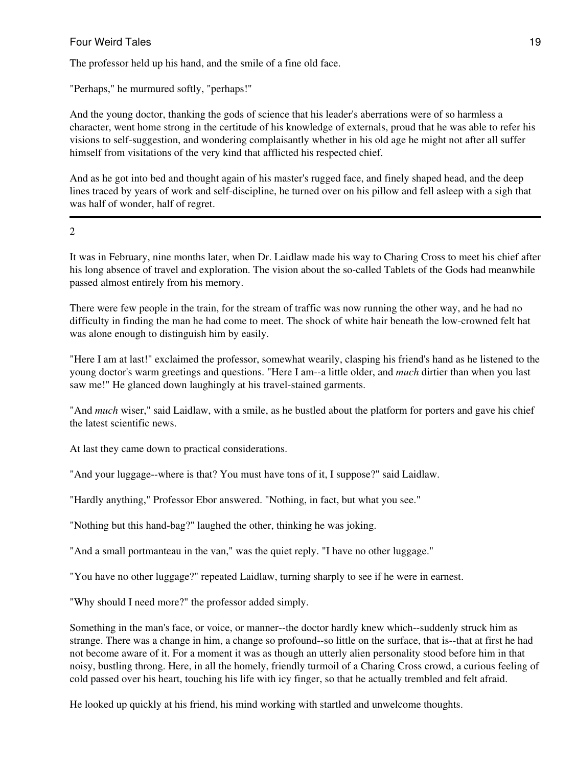The professor held up his hand, and the smile of a fine old face.

"Perhaps," he murmured softly, "perhaps!"

And the young doctor, thanking the gods of science that his leader's aberrations were of so harmless a character, went home strong in the certitude of his knowledge of externals, proud that he was able to refer his visions to self-suggestion, and wondering complaisantly whether in his old age he might not after all suffer himself from visitations of the very kind that afflicted his respected chief.

And as he got into bed and thought again of his master's rugged face, and finely shaped head, and the deep lines traced by years of work and self-discipline, he turned over on his pillow and fell asleep with a sigh that was half of wonder, half of regret.

---

2

It was in February, nine months later, when Dr. Laidlaw made his way to Charing Cross to meet his chief after his long absence of travel and exploration. The vision about the so-called Tablets of the Gods had meanwhile passed almost entirely from his memory.

There were few people in the train, for the stream of traffic was now running the other way, and he had no difficulty in finding the man he had come to meet. The shock of white hair beneath the low-crowned felt hat was alone enough to distinguish him by easily.

"Here I am at last!" exclaimed the professor, somewhat wearily, clasping his friend's hand as he listened to the young doctor's warm greetings and questions. "Here I am--a little older, and *much* dirtier than when you last saw me!" He glanced down laughingly at his travel-stained garments.

"And *much* wiser," said Laidlaw, with a smile, as he bustled about the platform for porters and gave his chief the latest scientific news.

At last they came down to practical considerations.

"And your luggage--where is that? You must have tons of it, I suppose?" said Laidlaw.

"Hardly anything," Professor Ebor answered. "Nothing, in fact, but what you see."

"Nothing but this hand-bag?" laughed the other, thinking he was joking.

"And a small portmanteau in the van," was the quiet reply. "I have no other luggage."

"You have no other luggage?" repeated Laidlaw, turning sharply to see if he were in earnest.

"Why should I need more?" the professor added simply.

Something in the man's face, or voice, or manner--the doctor hardly knew which--suddenly struck him as strange. There was a change in him, a change so profound--so little on the surface, that is--that at first he had not become aware of it. For a moment it was as though an utterly alien personality stood before him in that noisy, bustling throng. Here, in all the homely, friendly turmoil of a Charing Cross crowd, a curious feeling of cold passed over his heart, touching his life with icy finger, so that he actually trembled and felt afraid.

He looked up quickly at his friend, his mind working with startled and unwelcome thoughts.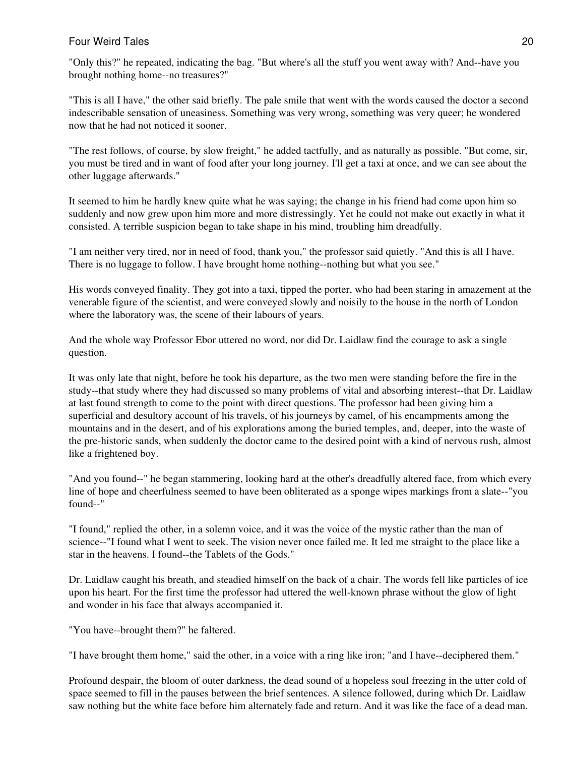"Only this?" he repeated, indicating the bag. "But where's all the stuff you went away with? And--have you brought nothing home--no treasures?"

"This is all I have," the other said briefly. The pale smile that went with the words caused the doctor a second indescribable sensation of uneasiness. Something was very wrong, something was very queer; he wondered now that he had not noticed it sooner.

"The rest follows, of course, by slow freight," he added tactfully, and as naturally as possible. "But come, sir, you must be tired and in want of food after your long journey. I'll get a taxi at once, and we can see about the other luggage afterwards."

It seemed to him he hardly knew quite what he was saying; the change in his friend had come upon him so suddenly and now grew upon him more and more distressingly. Yet he could not make out exactly in what it consisted. A terrible suspicion began to take shape in his mind, troubling him dreadfully.

"I am neither very tired, nor in need of food, thank you," the professor said quietly. "And this is all I have. There is no luggage to follow. I have brought home nothing--nothing but what you see."

His words conveyed finality. They got into a taxi, tipped the porter, who had been staring in amazement at the venerable figure of the scientist, and were conveyed slowly and noisily to the house in the north of London where the laboratory was, the scene of their labours of years.

And the whole way Professor Ebor uttered no word, nor did Dr. Laidlaw find the courage to ask a single question.

It was only late that night, before he took his departure, as the two men were standing before the fire in the study--that study where they had discussed so many problems of vital and absorbing interest--that Dr. Laidlaw at last found strength to come to the point with direct questions. The professor had been giving him a superficial and desultory account of his travels, of his journeys by camel, of his encampments among the mountains and in the desert, and of his explorations among the buried temples, and, deeper, into the waste of the pre-historic sands, when suddenly the doctor came to the desired point with a kind of nervous rush, almost like a frightened boy.

"And you found--" he began stammering, looking hard at the other's dreadfully altered face, from which every line of hope and cheerfulness seemed to have been obliterated as a sponge wipes markings from a slate--"you found--"

"I found," replied the other, in a solemn voice, and it was the voice of the mystic rather than the man of science--"I found what I went to seek. The vision never once failed me. It led me straight to the place like a star in the heavens. I found--the Tablets of the Gods."

Dr. Laidlaw caught his breath, and steadied himself on the back of a chair. The words fell like particles of ice upon his heart. For the first time the professor had uttered the well-known phrase without the glow of light and wonder in his face that always accompanied it.

"You have--brought them?" he faltered.

"I have brought them home," said the other, in a voice with a ring like iron; "and I have--deciphered them."

Profound despair, the bloom of outer darkness, the dead sound of a hopeless soul freezing in the utter cold of space seemed to fill in the pauses between the brief sentences. A silence followed, during which Dr. Laidlaw saw nothing but the white face before him alternately fade and return. And it was like the face of a dead man.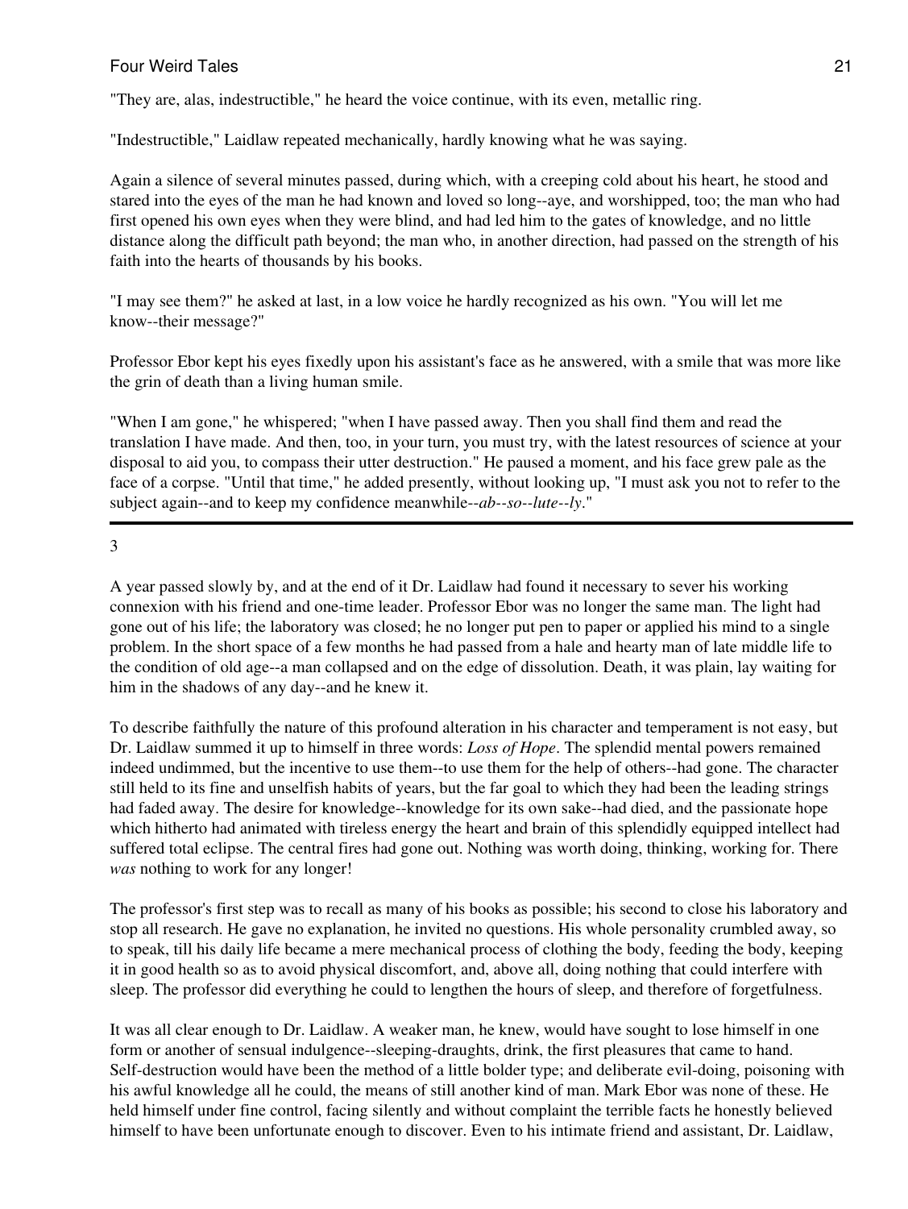"They are, alas, indestructible," he heard the voice continue, with its even, metallic ring.

"Indestructible," Laidlaw repeated mechanically, hardly knowing what he was saying.

Again a silence of several minutes passed, during which, with a creeping cold about his heart, he stood and stared into the eyes of the man he had known and loved so long--aye, and worshipped, too; the man who had first opened his own eyes when they were blind, and had led him to the gates of knowledge, and no little distance along the difficult path beyond; the man who, in another direction, had passed on the strength of his faith into the hearts of thousands by his books.

"I may see them?" he asked at last, in a low voice he hardly recognized as his own. "You will let me know--their message?"

Professor Ebor kept his eyes fixedly upon his assistant's face as he answered, with a smile that was more like the grin of death than a living human smile.

"When I am gone," he whispered; "when I have passed away. Then you shall find them and read the translation I have made. And then, too, in your turn, you must try, with the latest resources of science at your disposal to aid you, to compass their utter destruction." He paused a moment, and his face grew pale as the face of a corpse. "Until that time," he added presently, without looking up, "I must ask you not to refer to the subject again--and to keep my confidence meanwhile--*ab--so--lute--ly*."

---

3

A year passed slowly by, and at the end of it Dr. Laidlaw had found it necessary to sever his working connexion with his friend and one-time leader. Professor Ebor was no longer the same man. The light had gone out of his life; the laboratory was closed; he no longer put pen to paper or applied his mind to a single problem. In the short space of a few months he had passed from a hale and hearty man of late middle life to the condition of old age--a man collapsed and on the edge of dissolution. Death, it was plain, lay waiting for him in the shadows of any day--and he knew it.

To describe faithfully the nature of this profound alteration in his character and temperament is not easy, but Dr. Laidlaw summed it up to himself in three words: *Loss of Hope*. The splendid mental powers remained indeed undimmed, but the incentive to use them--to use them for the help of others--had gone. The character still held to its fine and unselfish habits of years, but the far goal to which they had been the leading strings had faded away. The desire for knowledge--knowledge for its own sake--had died, and the passionate hope which hitherto had animated with tireless energy the heart and brain of this splendidly equipped intellect had suffered total eclipse. The central fires had gone out. Nothing was worth doing, thinking, working for. There *was* nothing to work for any longer!

The professor's first step was to recall as many of his books as possible; his second to close his laboratory and stop all research. He gave no explanation, he invited no questions. His whole personality crumbled away, so to speak, till his daily life became a mere mechanical process of clothing the body, feeding the body, keeping it in good health so as to avoid physical discomfort, and, above all, doing nothing that could interfere with sleep. The professor did everything he could to lengthen the hours of sleep, and therefore of forgetfulness.

It was all clear enough to Dr. Laidlaw. A weaker man, he knew, would have sought to lose himself in one form or another of sensual indulgence--sleeping-draughts, drink, the first pleasures that came to hand. Self-destruction would have been the method of a little bolder type; and deliberate evil-doing, poisoning with his awful knowledge all he could, the means of still another kind of man. Mark Ebor was none of these. He held himself under fine control, facing silently and without complaint the terrible facts he honestly believed himself to have been unfortunate enough to discover. Even to his intimate friend and assistant, Dr. Laidlaw,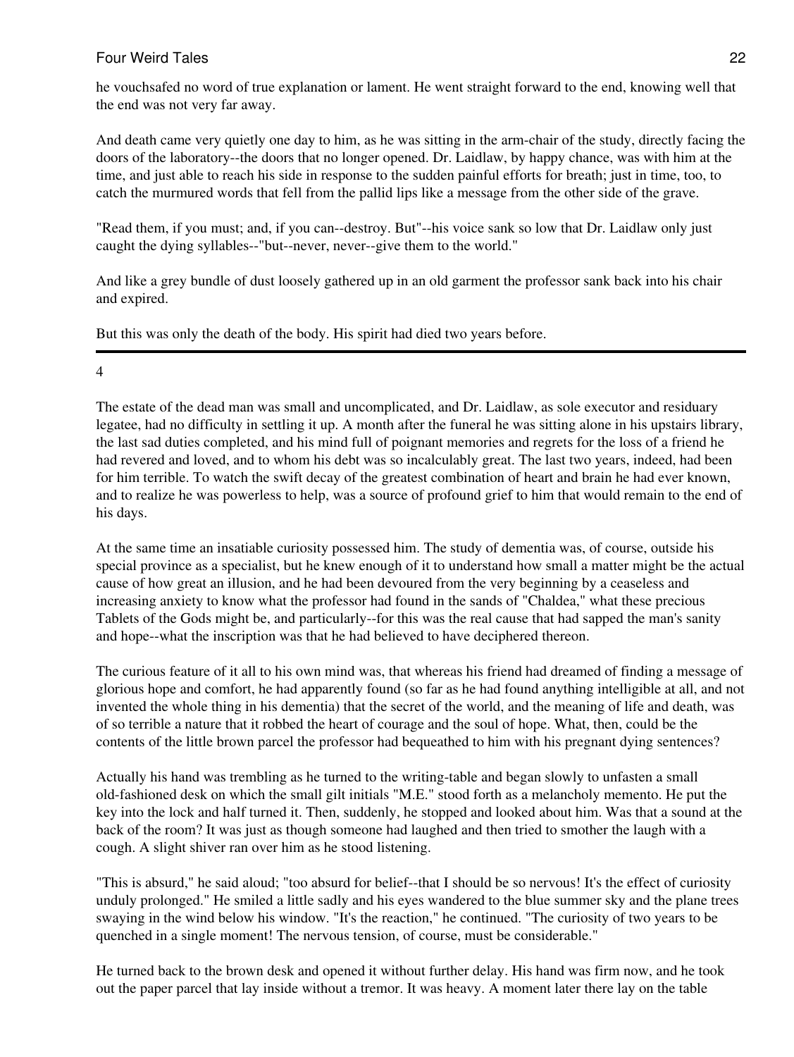he vouchsafed no word of true explanation or lament. He went straight forward to the end, knowing well that the end was not very far away.

And death came very quietly one day to him, as he was sitting in the arm-chair of the study, directly facing the doors of the laboratory--the doors that no longer opened. Dr. Laidlaw, by happy chance, was with him at the time, and just able to reach his side in response to the sudden painful efforts for breath; just in time, too, to catch the murmured words that fell from the pallid lips like a message from the other side of the grave.

"Read them, if you must; and, if you can--destroy. But"--his voice sank so low that Dr. Laidlaw only just caught the dying syllables--"but--never, never--give them to the world."

And like a grey bundle of dust loosely gathered up in an old garment the professor sank back into his chair and expired.

But this was only the death of the body. His spirit had died two years before.

---

## 4

The estate of the dead man was small and uncomplicated, and Dr. Laidlaw, as sole executor and residuary legatee, had no difficulty in settling it up. A month after the funeral he was sitting alone in his upstairs library, the last sad duties completed, and his mind full of poignant memories and regrets for the loss of a friend he had revered and loved, and to whom his debt was so incalculably great. The last two years, indeed, had been for him terrible. To watch the swift decay of the greatest combination of heart and brain he had ever known, and to realize he was powerless to help, was a source of profound grief to him that would remain to the end of his days.

At the same time an insatiable curiosity possessed him. The study of dementia was, of course, outside his special province as a specialist, but he knew enough of it to understand how small a matter might be the actual cause of how great an illusion, and he had been devoured from the very beginning by a ceaseless and increasing anxiety to know what the professor had found in the sands of "Chaldea," what these precious Tablets of the Gods might be, and particularly--for this was the real cause that had sapped the man's sanity and hope--what the inscription was that he had believed to have deciphered thereon.

The curious feature of it all to his own mind was, that whereas his friend had dreamed of finding a message of glorious hope and comfort, he had apparently found (so far as he had found anything intelligible at all, and not invented the whole thing in his dementia) that the secret of the world, and the meaning of life and death, was of so terrible a nature that it robbed the heart of courage and the soul of hope. What, then, could be the contents of the little brown parcel the professor had bequeathed to him with his pregnant dying sentences?

Actually his hand was trembling as he turned to the writing-table and began slowly to unfasten a small old-fashioned desk on which the small gilt initials "M.E." stood forth as a melancholy memento. He put the key into the lock and half turned it. Then, suddenly, he stopped and looked about him. Was that a sound at the back of the room? It was just as though someone had laughed and then tried to smother the laugh with a cough. A slight shiver ran over him as he stood listening.

"This is absurd," he said aloud; "too absurd for belief--that I should be so nervous! It's the effect of curiosity unduly prolonged." He smiled a little sadly and his eyes wandered to the blue summer sky and the plane trees swaying in the wind below his window. "It's the reaction," he continued. "The curiosity of two years to be quenched in a single moment! The nervous tension, of course, must be considerable."

He turned back to the brown desk and opened it without further delay. His hand was firm now, and he took out the paper parcel that lay inside without a tremor. It was heavy. A moment later there lay on the table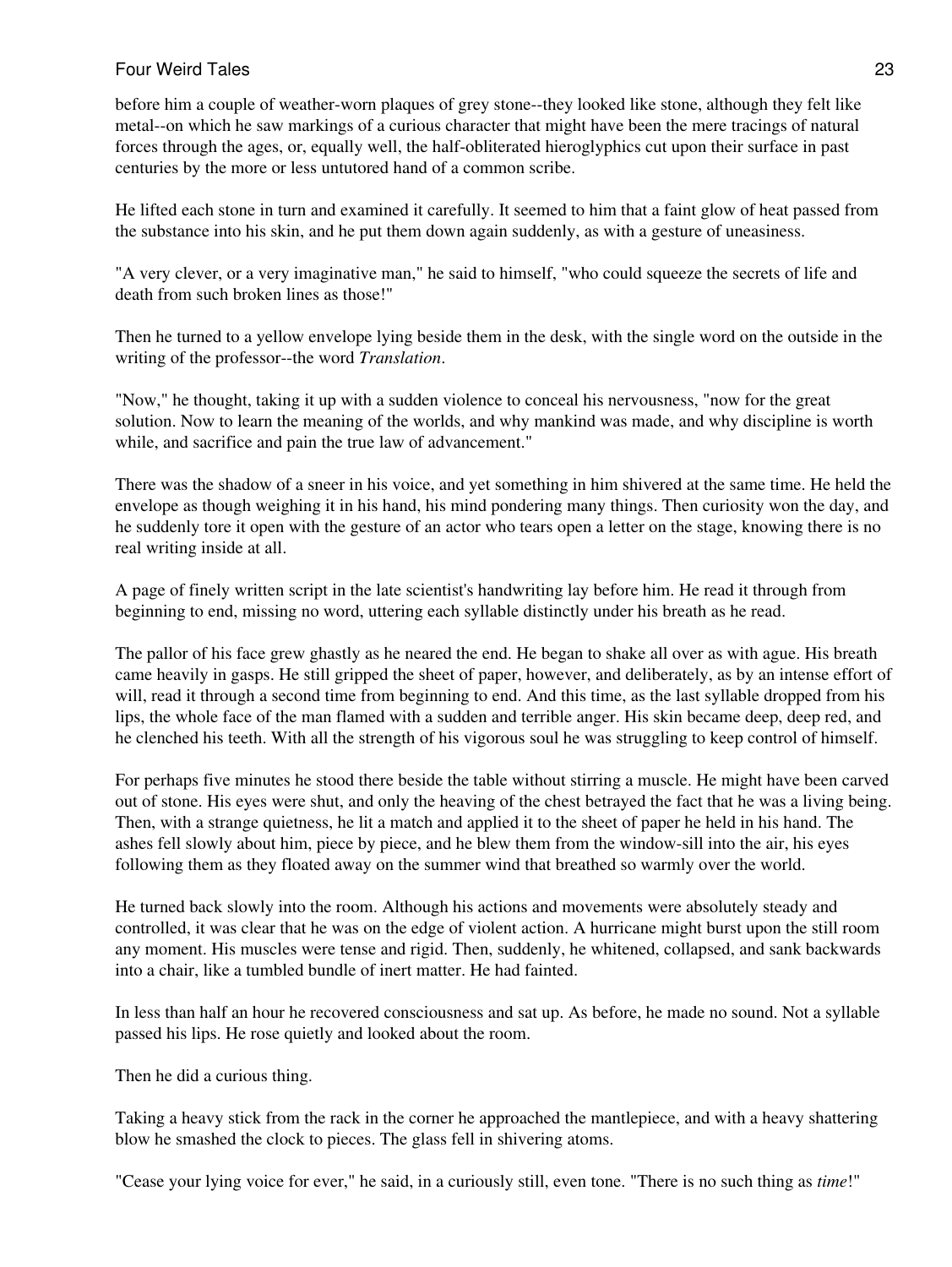before him a couple of weather-worn plaques of grey stone--they looked like stone, although they felt like metal--on which he saw markings of a curious character that might have been the mere tracings of natural forces through the ages, or, equally well, the half-obliterated hieroglyphics cut upon their surface in past centuries by the more or less untutored hand of a common scribe.

He lifted each stone in turn and examined it carefully. It seemed to him that a faint glow of heat passed from the substance into his skin, and he put them down again suddenly, as with a gesture of uneasiness.

"A very clever, or a very imaginative man," he said to himself, "who could squeeze the secrets of life and death from such broken lines as those!"

Then he turned to a yellow envelope lying beside them in the desk, with the single word on the outside in the writing of the professor--the word *Translation*.

"Now," he thought, taking it up with a sudden violence to conceal his nervousness, "now for the great solution. Now to learn the meaning of the worlds, and why mankind was made, and why discipline is worth while, and sacrifice and pain the true law of advancement."

There was the shadow of a sneer in his voice, and yet something in him shivered at the same time. He held the envelope as though weighing it in his hand, his mind pondering many things. Then curiosity won the day, and he suddenly tore it open with the gesture of an actor who tears open a letter on the stage, knowing there is no real writing inside at all.

A page of finely written script in the late scientist's handwriting lay before him. He read it through from beginning to end, missing no word, uttering each syllable distinctly under his breath as he read.

The pallor of his face grew ghastly as he neared the end. He began to shake all over as with ague. His breath came heavily in gasps. He still gripped the sheet of paper, however, and deliberately, as by an intense effort of will, read it through a second time from beginning to end. And this time, as the last syllable dropped from his lips, the whole face of the man flamed with a sudden and terrible anger. His skin became deep, deep red, and he clenched his teeth. With all the strength of his vigorous soul he was struggling to keep control of himself.

For perhaps five minutes he stood there beside the table without stirring a muscle. He might have been carved out of stone. His eyes were shut, and only the heaving of the chest betrayed the fact that he was a living being. Then, with a strange quietness, he lit a match and applied it to the sheet of paper he held in his hand. The ashes fell slowly about him, piece by piece, and he blew them from the window-sill into the air, his eyes following them as they floated away on the summer wind that breathed so warmly over the world.

He turned back slowly into the room. Although his actions and movements were absolutely steady and controlled, it was clear that he was on the edge of violent action. A hurricane might burst upon the still room any moment. His muscles were tense and rigid. Then, suddenly, he whitened, collapsed, and sank backwards into a chair, like a tumbled bundle of inert matter. He had fainted.

In less than half an hour he recovered consciousness and sat up. As before, he made no sound. Not a syllable passed his lips. He rose quietly and looked about the room.

Then he did a curious thing.

Taking a heavy stick from the rack in the corner he approached the mantlepiece, and with a heavy shattering blow he smashed the clock to pieces. The glass fell in shivering atoms.

"Cease your lying voice for ever," he said, in a curiously still, even tone. "There is no such thing as *time*!"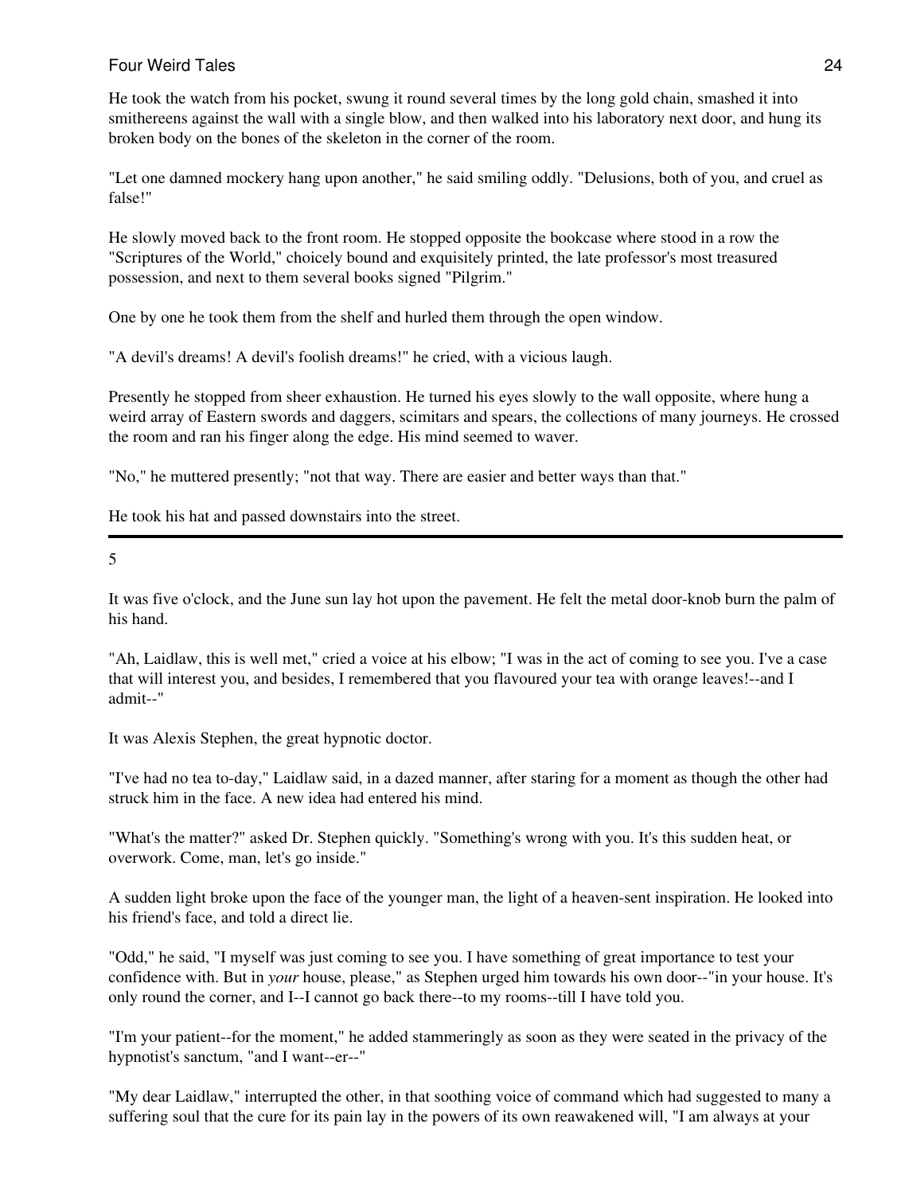He took the watch from his pocket, swung it round several times by the long gold chain, smashed it into smithereens against the wall with a single blow, and then walked into his laboratory next door, and hung its broken body on the bones of the skeleton in the corner of the room.

"Let one damned mockery hang upon another," he said smiling oddly. "Delusions, both of you, and cruel as false!"

He slowly moved back to the front room. He stopped opposite the bookcase where stood in a row the "Scriptures of the World," choicely bound and exquisitely printed, the late professor's most treasured possession, and next to them several books signed "Pilgrim."

One by one he took them from the shelf and hurled them through the open window.

"A devil's dreams! A devil's foolish dreams!" he cried, with a vicious laugh.

Presently he stopped from sheer exhaustion. He turned his eyes slowly to the wall opposite, where hung a weird array of Eastern swords and daggers, scimitars and spears, the collections of many journeys. He crossed the room and ran his finger along the edge. His mind seemed to waver.

"No," he muttered presently; "not that way. There are easier and better ways than that."

He took his hat and passed downstairs into the street.

---

## 5

It was five o'clock, and the June sun lay hot upon the pavement. He felt the metal door-knob burn the palm of his hand.

"Ah, Laidlaw, this is well met," cried a voice at his elbow; "I was in the act of coming to see you. I've a case that will interest you, and besides, I remembered that you flavoured your tea with orange leaves!--and I admit--"

It was Alexis Stephen, the great hypnotic doctor.

"I've had no tea to-day," Laidlaw said, in a dazed manner, after staring for a moment as though the other had struck him in the face. A new idea had entered his mind.

"What's the matter?" asked Dr. Stephen quickly. "Something's wrong with you. It's this sudden heat, or overwork. Come, man, let's go inside."

A sudden light broke upon the face of the younger man, the light of a heaven-sent inspiration. He looked into his friend's face, and told a direct lie.

"Odd," he said, "I myself was just coming to see you. I have something of great importance to test your confidence with. But in *your* house, please," as Stephen urged him towards his own door--"in your house. It's only round the corner, and I--I cannot go back there--to my rooms--till I have told you.

"I'm your patient--for the moment," he added stammeringly as soon as they were seated in the privacy of the hypnotist's sanctum, "and I want--er--"

"My dear Laidlaw," interrupted the other, in that soothing voice of command which had suggested to many a suffering soul that the cure for its pain lay in the powers of its own reawakened will, "I am always at your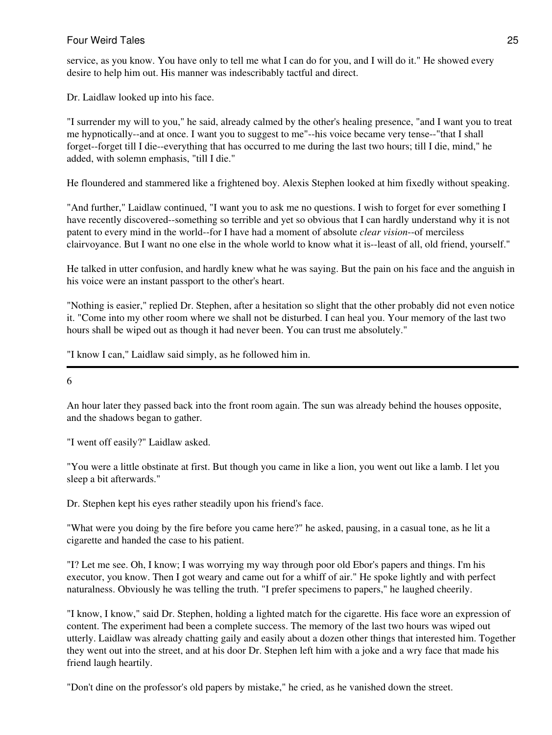service, as you know. You have only to tell me what I can do for you, and I will do it." He showed every desire to help him out. His manner was indescribably tactful and direct.

Dr. Laidlaw looked up into his face.

"I surrender my will to you," he said, already calmed by the other's healing presence, "and I want you to treat me hypnotically--and at once. I want you to suggest to me"--his voice became very tense--"that I shall forget--forget till I die--everything that has occurred to me during the last two hours; till I die, mind," he added, with solemn emphasis, "till I die."

He floundered and stammered like a frightened boy. Alexis Stephen looked at him fixedly without speaking.

"And further," Laidlaw continued, "I want you to ask me no questions. I wish to forget for ever something I have recently discovered--something so terrible and yet so obvious that I can hardly understand why it is not patent to every mind in the world--for I have had a moment of absolute *clear vision*--of merciless clairvoyance. But I want no one else in the whole world to know what it is--least of all, old friend, yourself."

He talked in utter confusion, and hardly knew what he was saying. But the pain on his face and the anguish in his voice were an instant passport to the other's heart.

"Nothing is easier," replied Dr. Stephen, after a hesitation so slight that the other probably did not even notice it. "Come into my other room where we shall not be disturbed. I can heal you. Your memory of the last two hours shall be wiped out as though it had never been. You can trust me absolutely."

"I know I can," Laidlaw said simply, as he followed him in.

---

6

An hour later they passed back into the front room again. The sun was already behind the houses opposite, and the shadows began to gather.

"I went off easily?" Laidlaw asked.

"You were a little obstinate at first. But though you came in like a lion, you went out like a lamb. I let you sleep a bit afterwards."

Dr. Stephen kept his eyes rather steadily upon his friend's face.

"What were you doing by the fire before you came here?" he asked, pausing, in a casual tone, as he lit a cigarette and handed the case to his patient.

"I? Let me see. Oh, I know; I was worrying my way through poor old Ebor's papers and things. I'm his executor, you know. Then I got weary and came out for a whiff of air." He spoke lightly and with perfect naturalness. Obviously he was telling the truth. "I prefer specimens to papers," he laughed cheerily.

"I know, I know," said Dr. Stephen, holding a lighted match for the cigarette. His face wore an expression of content. The experiment had been a complete success. The memory of the last two hours was wiped out utterly. Laidlaw was already chatting gaily and easily about a dozen other things that interested him. Together they went out into the street, and at his door Dr. Stephen left him with a joke and a wry face that made his friend laugh heartily.

"Don't dine on the professor's old papers by mistake," he cried, as he vanished down the street.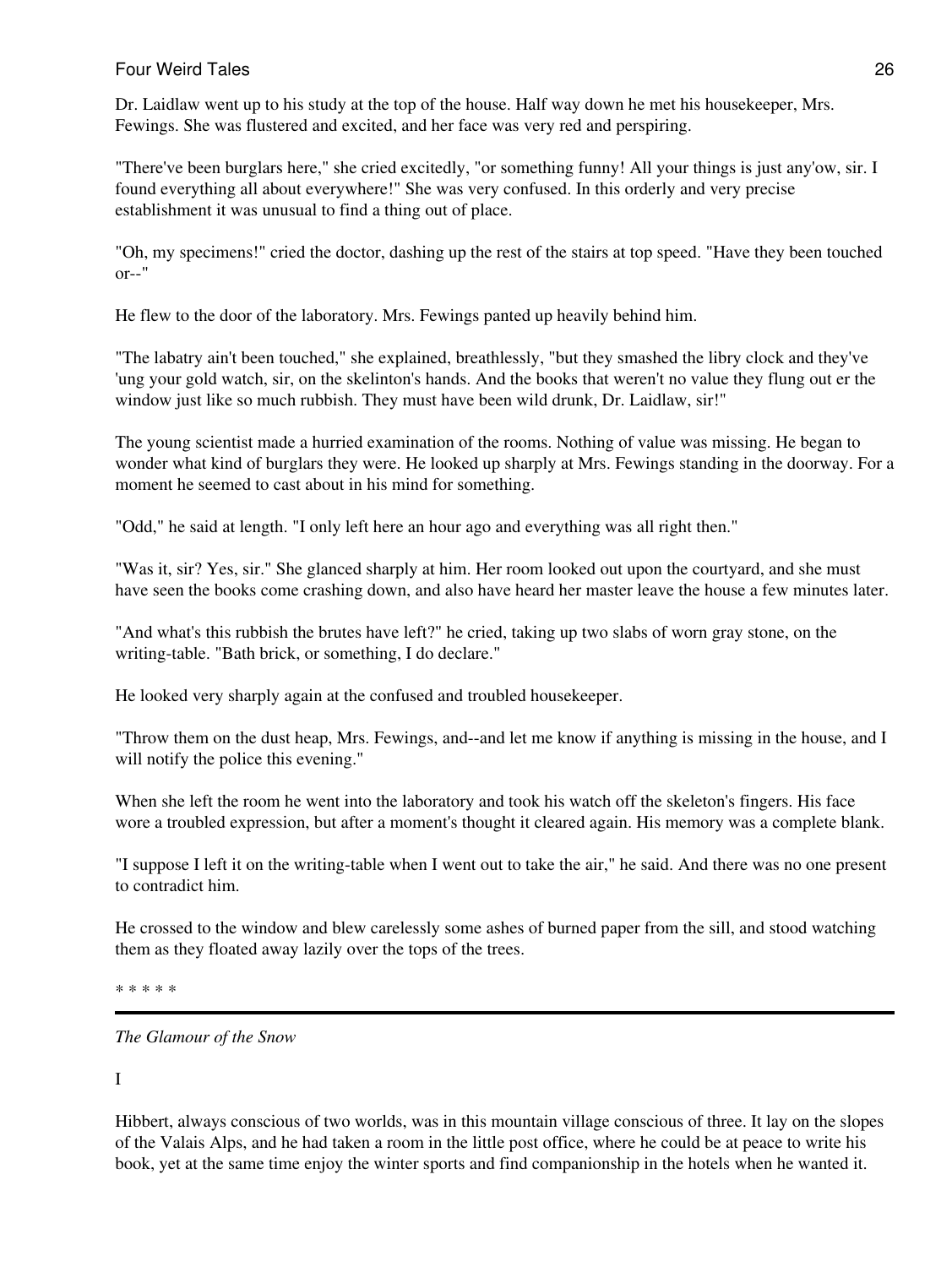Dr. Laidlaw went up to his study at the top of the house. Half way down he met his housekeeper, Mrs. Fewings. She was flustered and excited, and her face was very red and perspiring.

"There've been burglars here," she cried excitedly, "or something funny! All your things is just any'ow, sir. I found everything all about everywhere!" She was very confused. In this orderly and very precise establishment it was unusual to find a thing out of place.

"Oh, my specimens!" cried the doctor, dashing up the rest of the stairs at top speed. "Have they been touched or--"

He flew to the door of the laboratory. Mrs. Fewings panted up heavily behind him.

"The labatry ain't been touched," she explained, breathlessly, "but they smashed the libry clock and they've 'ung your gold watch, sir, on the skelinton's hands. And the books that weren't no value they flung out er the window just like so much rubbish. They must have been wild drunk, Dr. Laidlaw, sir!"

The young scientist made a hurried examination of the rooms. Nothing of value was missing. He began to wonder what kind of burglars they were. He looked up sharply at Mrs. Fewings standing in the doorway. For a moment he seemed to cast about in his mind for something.

"Odd," he said at length. "I only left here an hour ago and everything was all right then."

"Was it, sir? Yes, sir." She glanced sharply at him. Her room looked out upon the courtyard, and she must have seen the books come crashing down, and also have heard her master leave the house a few minutes later.

"And what's this rubbish the brutes have left?" he cried, taking up two slabs of worn gray stone, on the writing-table. "Bath brick, or something, I do declare."

He looked very sharply again at the confused and troubled housekeeper.

"Throw them on the dust heap, Mrs. Fewings, and--and let me know if anything is missing in the house, and I will notify the police this evening."

When she left the room he went into the laboratory and took his watch off the skeleton's fingers. His face wore a troubled expression, but after a moment's thought it cleared again. His memory was a complete blank.

"I suppose I left it on the writing-table when I went out to take the air," he said. And there was no one present to contradict him.

He crossed to the window and blew carelessly some ashes of burned paper from the sill, and stood watching them as they floated away lazily over the tops of the trees.

* * * * *

---

*The Glamour of the Snow*

I

Hibbert, always conscious of two worlds, was in this mountain village conscious of three. It lay on the slopes of the Valais Alps, and he had taken a room in the little post office, where he could be at peace to write his book, yet at the same time enjoy the winter sports and find companionship in the hotels when he wanted it.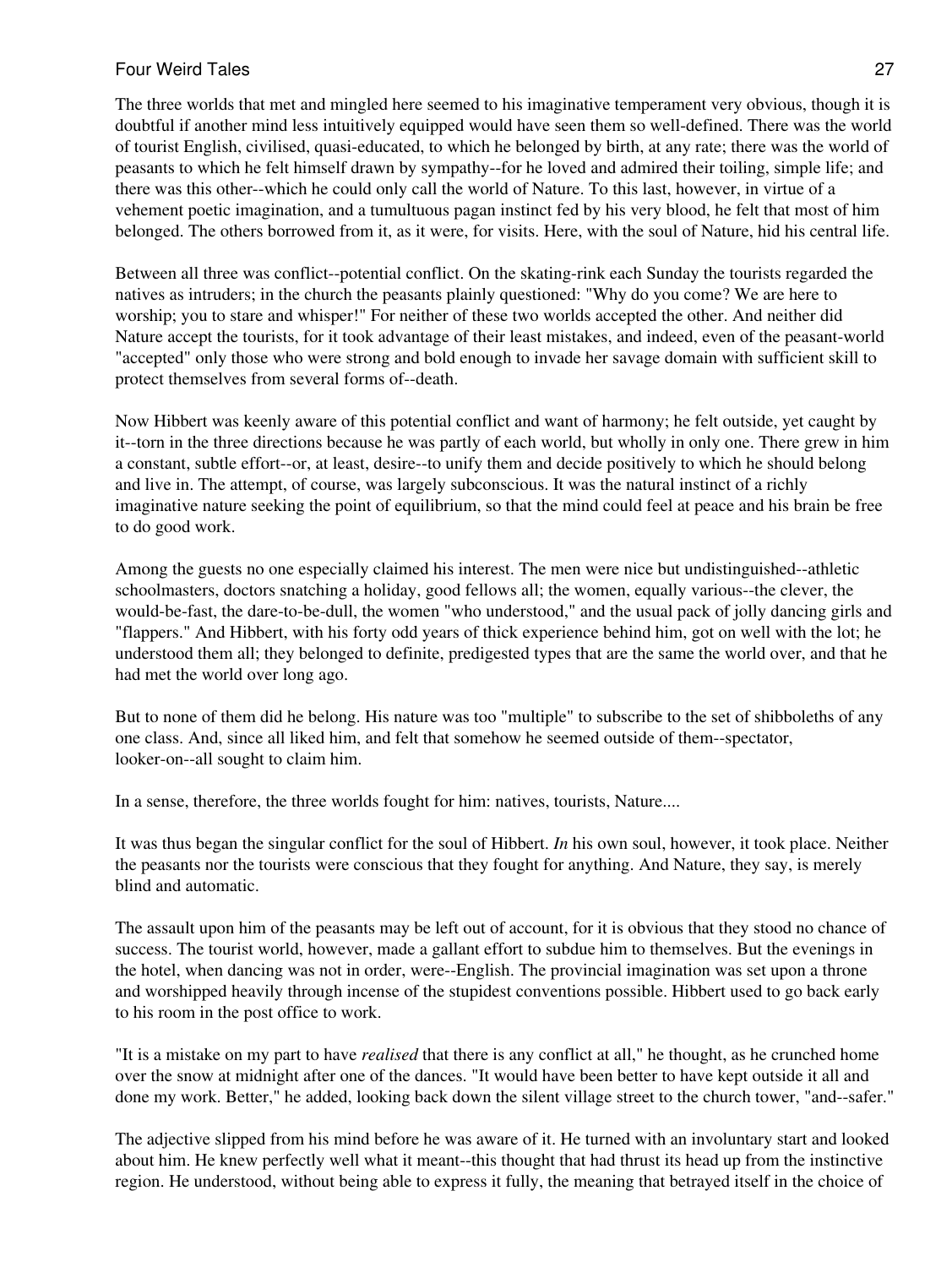The three worlds that met and mingled here seemed to his imaginative temperament very obvious, though it is doubtful if another mind less intuitively equipped would have seen them so well-defined. There was the world of tourist English, civilised, quasi-educated, to which he belonged by birth, at any rate; there was the world of peasants to which he felt himself drawn by sympathy--for he loved and admired their toiling, simple life; and there was this other--which he could only call the world of Nature. To this last, however, in virtue of a vehement poetic imagination, and a tumultuous pagan instinct fed by his very blood, he felt that most of him belonged. The others borrowed from it, as it were, for visits. Here, with the soul of Nature, hid his central life.

Between all three was conflict--potential conflict. On the skating-rink each Sunday the tourists regarded the natives as intruders; in the church the peasants plainly questioned: "Why do you come? We are here to worship; you to stare and whisper!" For neither of these two worlds accepted the other. And neither did Nature accept the tourists, for it took advantage of their least mistakes, and indeed, even of the peasant-world "accepted" only those who were strong and bold enough to invade her savage domain with sufficient skill to protect themselves from several forms of--death.

Now Hibbert was keenly aware of this potential conflict and want of harmony; he felt outside, yet caught by it--torn in the three directions because he was partly of each world, but wholly in only one. There grew in him a constant, subtle effort--or, at least, desire--to unify them and decide positively to which he should belong and live in. The attempt, of course, was largely subconscious. It was the natural instinct of a richly imaginative nature seeking the point of equilibrium, so that the mind could feel at peace and his brain be free to do good work.

Among the guests no one especially claimed his interest. The men were nice but undistinguished--athletic schoolmasters, doctors snatching a holiday, good fellows all; the women, equally various--the clever, the would-be-fast, the dare-to-be-dull, the women "who understood," and the usual pack of jolly dancing girls and "flappers." And Hibbert, with his forty odd years of thick experience behind him, got on well with the lot; he understood them all; they belonged to definite, predigested types that are the same the world over, and that he had met the world over long ago.

But to none of them did he belong. His nature was too "multiple" to subscribe to the set of shibboleths of any one class. And, since all liked him, and felt that somehow he seemed outside of them--spectator, looker-on--all sought to claim him.

In a sense, therefore, the three worlds fought for him: natives, tourists, Nature....

It was thus began the singular conflict for the soul of Hibbert. *In* his own soul, however, it took place. Neither the peasants nor the tourists were conscious that they fought for anything. And Nature, they say, is merely blind and automatic.

The assault upon him of the peasants may be left out of account, for it is obvious that they stood no chance of success. The tourist world, however, made a gallant effort to subdue him to themselves. But the evenings in the hotel, when dancing was not in order, were--English. The provincial imagination was set upon a throne and worshipped heavily through incense of the stupidest conventions possible. Hibbert used to go back early to his room in the post office to work.

"It is a mistake on my part to have *realised* that there is any conflict at all," he thought, as he crunched home over the snow at midnight after one of the dances. "It would have been better to have kept outside it all and done my work. Better," he added, looking back down the silent village street to the church tower, "and--safer."

The adjective slipped from his mind before he was aware of it. He turned with an involuntary start and looked about him. He knew perfectly well what it meant--this thought that had thrust its head up from the instinctive region. He understood, without being able to express it fully, the meaning that betrayed itself in the choice of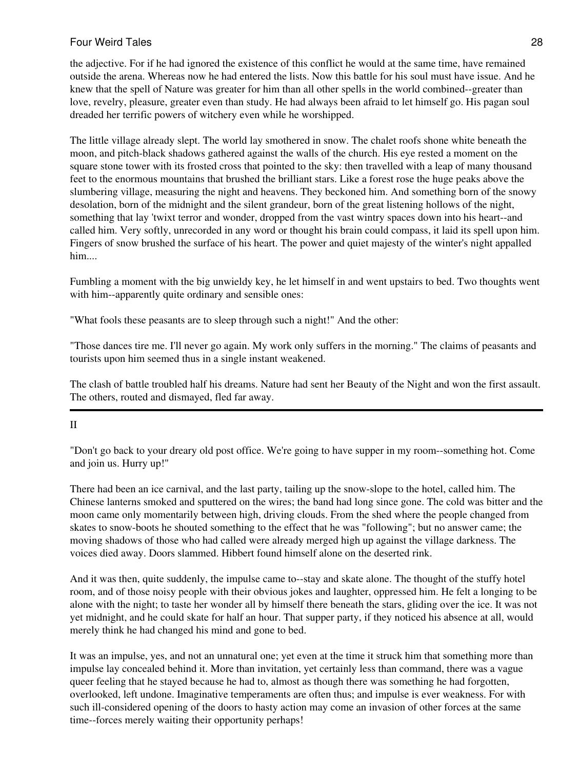the adjective. For if he had ignored the existence of this conflict he would at the same time, have remained outside the arena. Whereas now he had entered the lists. Now this battle for his soul must have issue. And he knew that the spell of Nature was greater for him than all other spells in the world combined--greater than love, revelry, pleasure, greater even than study. He had always been afraid to let himself go. His pagan soul dreaded her terrific powers of witchery even while he worshipped.

The little village already slept. The world lay smothered in snow. The chalet roofs shone white beneath the moon, and pitch-black shadows gathered against the walls of the church. His eye rested a moment on the square stone tower with its frosted cross that pointed to the sky: then travelled with a leap of many thousand feet to the enormous mountains that brushed the brilliant stars. Like a forest rose the huge peaks above the slumbering village, measuring the night and heavens. They beckoned him. And something born of the snowy desolation, born of the midnight and the silent grandeur, born of the great listening hollows of the night, something that lay 'twixt terror and wonder, dropped from the vast wintry spaces down into his heart--and called him. Very softly, unrecorded in any word or thought his brain could compass, it laid its spell upon him. Fingers of snow brushed the surface of his heart. The power and quiet majesty of the winter's night appalled him....

Fumbling a moment with the big unwieldy key, he let himself in and went upstairs to bed. Two thoughts went with him--apparently quite ordinary and sensible ones:

"What fools these peasants are to sleep through such a night!" And the other:

"Those dances tire me. I'll never go again. My work only suffers in the morning." The claims of peasants and tourists upon him seemed thus in a single instant weakened.

The clash of battle troubled half his dreams. Nature had sent her Beauty of the Night and won the first assault. The others, routed and dismayed, fled far away.

---

## II

"Don't go back to your dreary old post office. We're going to have supper in my room--something hot. Come and join us. Hurry up!"

There had been an ice carnival, and the last party, tailing up the snow-slope to the hotel, called him. The Chinese lanterns smoked and sputtered on the wires; the band had long since gone. The cold was bitter and the moon came only momentarily between high, driving clouds. From the shed where the people changed from skates to snow-boots he shouted something to the effect that he was "following"; but no answer came; the moving shadows of those who had called were already merged high up against the village darkness. The voices died away. Doors slammed. Hibbert found himself alone on the deserted rink.

And it was then, quite suddenly, the impulse came to--stay and skate alone. The thought of the stuffy hotel room, and of those noisy people with their obvious jokes and laughter, oppressed him. He felt a longing to be alone with the night; to taste her wonder all by himself there beneath the stars, gliding over the ice. It was not yet midnight, and he could skate for half an hour. That supper party, if they noticed his absence at all, would merely think he had changed his mind and gone to bed.

It was an impulse, yes, and not an unnatural one; yet even at the time it struck him that something more than impulse lay concealed behind it. More than invitation, yet certainly less than command, there was a vague queer feeling that he stayed because he had to, almost as though there was something he had forgotten, overlooked, left undone. Imaginative temperaments are often thus; and impulse is ever weakness. For with such ill-considered opening of the doors to hasty action may come an invasion of other forces at the same time--forces merely waiting their opportunity perhaps!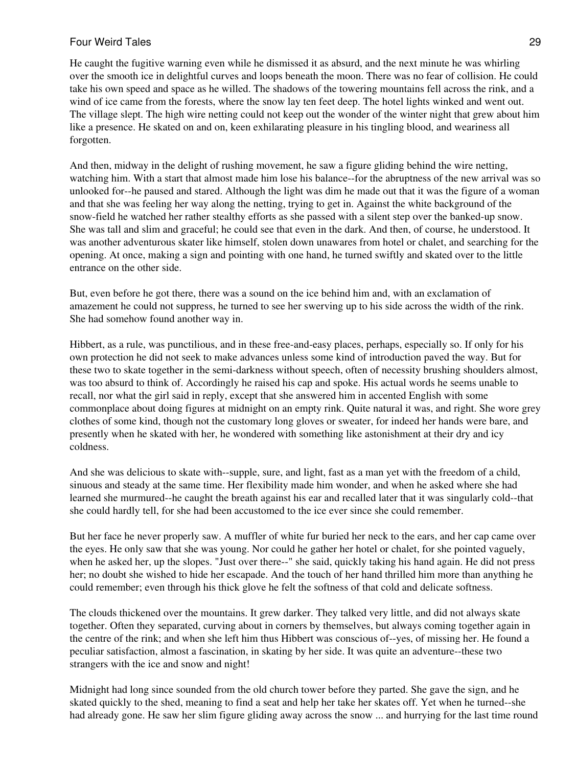He caught the fugitive warning even while he dismissed it as absurd, and the next minute he was whirling over the smooth ice in delightful curves and loops beneath the moon. There was no fear of collision. He could take his own speed and space as he willed. The shadows of the towering mountains fell across the rink, and a wind of ice came from the forests, where the snow lay ten feet deep. The hotel lights winked and went out. The village slept. The high wire netting could not keep out the wonder of the winter night that grew about him like a presence. He skated on and on, keen exhilarating pleasure in his tingling blood, and weariness all forgotten.

And then, midway in the delight of rushing movement, he saw a figure gliding behind the wire netting, watching him. With a start that almost made him lose his balance--for the abruptness of the new arrival was so unlooked for--he paused and stared. Although the light was dim he made out that it was the figure of a woman and that she was feeling her way along the netting, trying to get in. Against the white background of the snow-field he watched her rather stealthy efforts as she passed with a silent step over the banked-up snow. She was tall and slim and graceful; he could see that even in the dark. And then, of course, he understood. It was another adventurous skater like himself, stolen down unawares from hotel or chalet, and searching for the opening. At once, making a sign and pointing with one hand, he turned swiftly and skated over to the little entrance on the other side.

But, even before he got there, there was a sound on the ice behind him and, with an exclamation of amazement he could not suppress, he turned to see her swerving up to his side across the width of the rink. She had somehow found another way in.

Hibbert, as a rule, was punctilious, and in these free-and-easy places, perhaps, especially so. If only for his own protection he did not seek to make advances unless some kind of introduction paved the way. But for these two to skate together in the semi-darkness without speech, often of necessity brushing shoulders almost, was too absurd to think of. Accordingly he raised his cap and spoke. His actual words he seems unable to recall, nor what the girl said in reply, except that she answered him in accented English with some commonplace about doing figures at midnight on an empty rink. Quite natural it was, and right. She wore grey clothes of some kind, though not the customary long gloves or sweater, for indeed her hands were bare, and presently when he skated with her, he wondered with something like astonishment at their dry and icy coldness.

And she was delicious to skate with--supple, sure, and light, fast as a man yet with the freedom of a child, sinuous and steady at the same time. Her flexibility made him wonder, and when he asked where she had learned she murmured--he caught the breath against his ear and recalled later that it was singularly cold--that she could hardly tell, for she had been accustomed to the ice ever since she could remember.

But her face he never properly saw. A muffler of white fur buried her neck to the ears, and her cap came over the eyes. He only saw that she was young. Nor could he gather her hotel or chalet, for she pointed vaguely, when he asked her, up the slopes. "Just over there--" she said, quickly taking his hand again. He did not press her; no doubt she wished to hide her escapade. And the touch of her hand thrilled him more than anything he could remember; even through his thick glove he felt the softness of that cold and delicate softness.

The clouds thickened over the mountains. It grew darker. They talked very little, and did not always skate together. Often they separated, curving about in corners by themselves, but always coming together again in the centre of the rink; and when she left him thus Hibbert was conscious of--yes, of missing her. He found a peculiar satisfaction, almost a fascination, in skating by her side. It was quite an adventure--these two strangers with the ice and snow and night!

Midnight had long since sounded from the old church tower before they parted. She gave the sign, and he skated quickly to the shed, meaning to find a seat and help her take her skates off. Yet when he turned--she had already gone. He saw her slim figure gliding away across the snow ... and hurrying for the last time round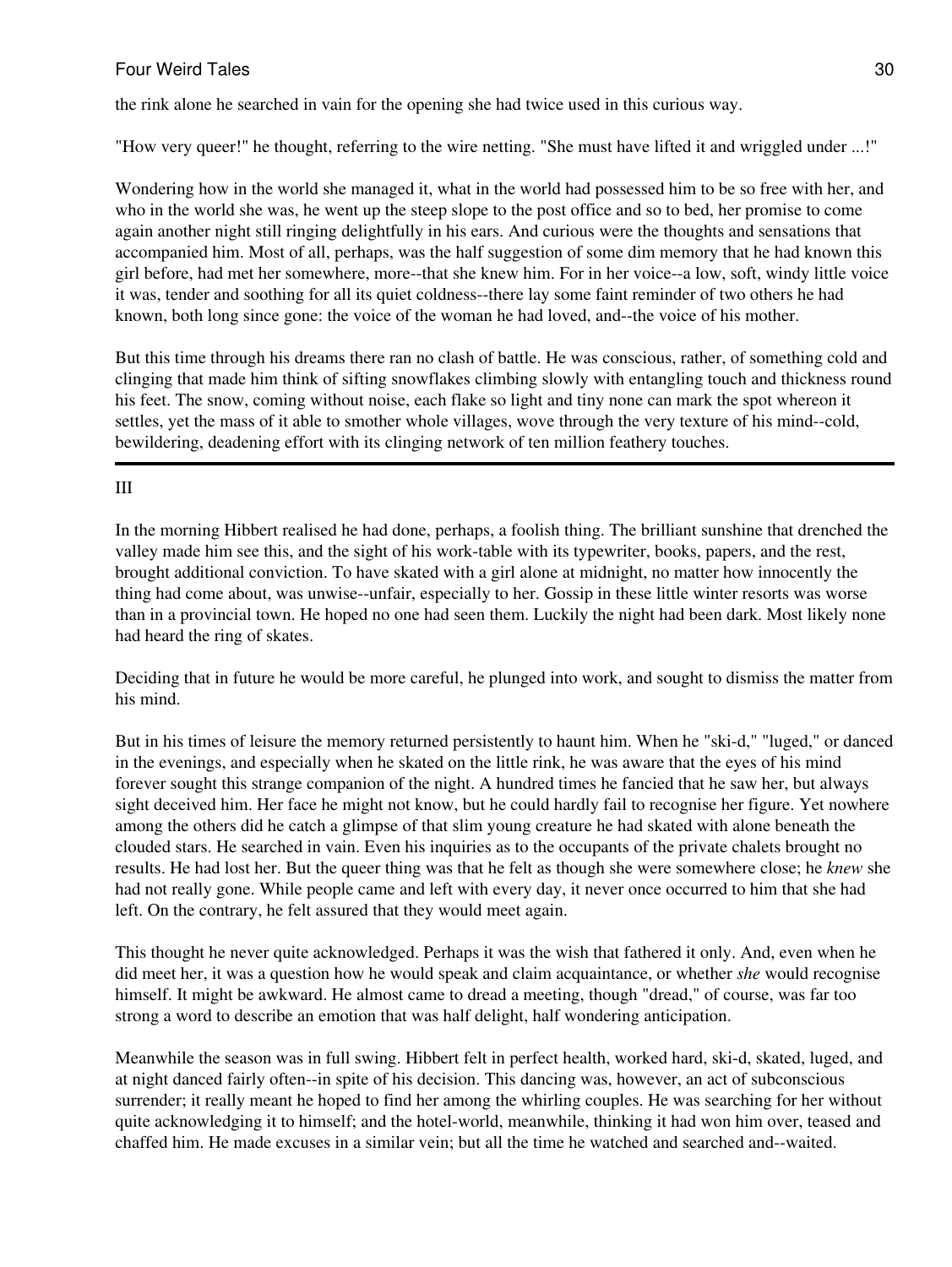the rink alone he searched in vain for the opening she had twice used in this curious way.

"How very queer!" he thought, referring to the wire netting. "She must have lifted it and wriggled under ...!"

Wondering how in the world she managed it, what in the world had possessed him to be so free with her, and who in the world she was, he went up the steep slope to the post office and so to bed, her promise to come again another night still ringing delightfully in his ears. And curious were the thoughts and sensations that accompanied him. Most of all, perhaps, was the half suggestion of some dim memory that he had known this girl before, had met her somewhere, more--that she knew him. For in her voice--a low, soft, windy little voice it was, tender and soothing for all its quiet coldness--there lay some faint reminder of two others he had known, both long since gone: the voice of the woman he had loved, and--the voice of his mother.

But this time through his dreams there ran no clash of battle. He was conscious, rather, of something cold and clinging that made him think of sifting snowflakes climbing slowly with entangling touch and thickness round his feet. The snow, coming without noise, each flake so light and tiny none can mark the spot whereon it settles, yet the mass of it able to smother whole villages, wove through the very texture of his mind--cold, bewildering, deadening effort with its clinging network of ten million feathery touches.

---

## III

In the morning Hibbert realised he had done, perhaps, a foolish thing. The brilliant sunshine that drenched the valley made him see this, and the sight of his work-table with its typewriter, books, papers, and the rest, brought additional conviction. To have skated with a girl alone at midnight, no matter how innocently the thing had come about, was unwise--unfair, especially to her. Gossip in these little winter resorts was worse than in a provincial town. He hoped no one had seen them. Luckily the night had been dark. Most likely none had heard the ring of skates.

Deciding that in future he would be more careful, he plunged into work, and sought to dismiss the matter from his mind.

But in his times of leisure the memory returned persistently to haunt him. When he "ski-d," "luged," or danced in the evenings, and especially when he skated on the little rink, he was aware that the eyes of his mind forever sought this strange companion of the night. A hundred times he fancied that he saw her, but always sight deceived him. Her face he might not know, but he could hardly fail to recognise her figure. Yet nowhere among the others did he catch a glimpse of that slim young creature he had skated with alone beneath the clouded stars. He searched in vain. Even his inquiries as to the occupants of the private chalets brought no results. He had lost her. But the queer thing was that he felt as though she were somewhere close; he *knew* she had not really gone. While people came and left with every day, it never once occurred to him that she had left. On the contrary, he felt assured that they would meet again.

This thought he never quite acknowledged. Perhaps it was the wish that fathered it only. And, even when he did meet her, it was a question how he would speak and claim acquaintance, or whether *she* would recognise himself. It might be awkward. He almost came to dread a meeting, though "dread," of course, was far too strong a word to describe an emotion that was half delight, half wondering anticipation.

Meanwhile the season was in full swing. Hibbert felt in perfect health, worked hard, ski-d, skated, luged, and at night danced fairly often--in spite of his decision. This dancing was, however, an act of subconscious surrender; it really meant he hoped to find her among the whirling couples. He was searching for her without quite acknowledging it to himself; and the hotel-world, meanwhile, thinking it had won him over, teased and chaffed him. He made excuses in a similar vein; but all the time he watched and searched and--waited.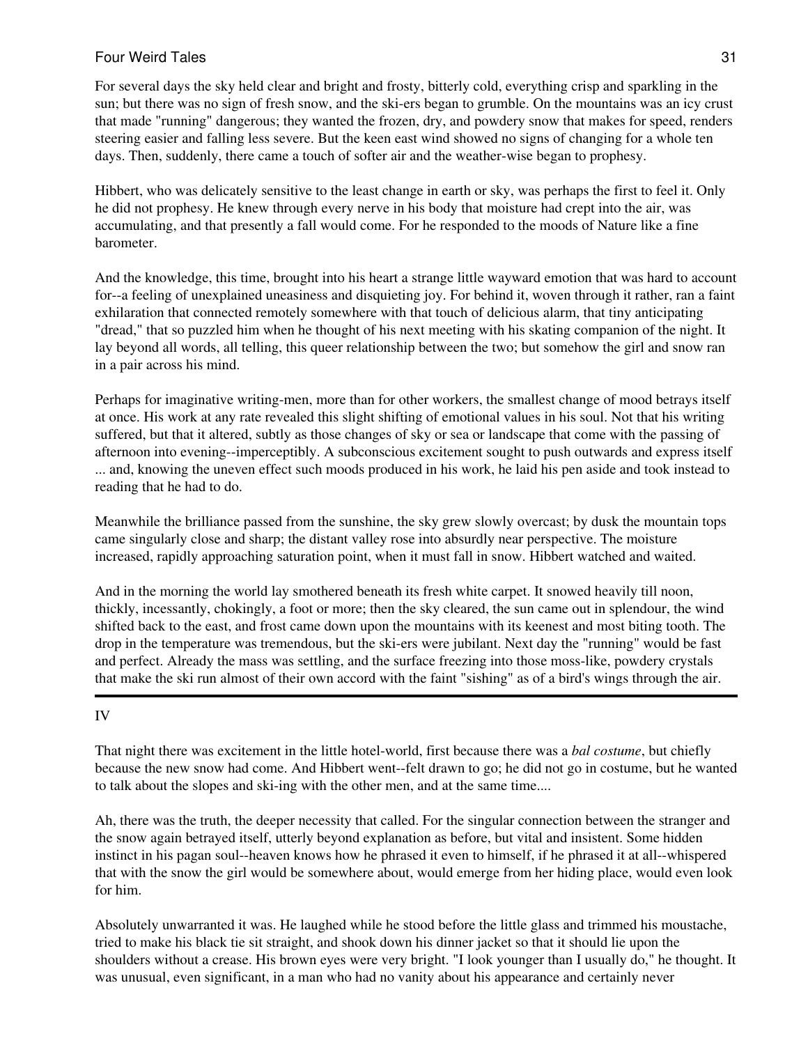For several days the sky held clear and bright and frosty, bitterly cold, everything crisp and sparkling in the sun; but there was no sign of fresh snow, and the ski-ers began to grumble. On the mountains was an icy crust that made "running" dangerous; they wanted the frozen, dry, and powdery snow that makes for speed, renders steering easier and falling less severe. But the keen east wind showed no signs of changing for a whole ten days. Then, suddenly, there came a touch of softer air and the weather-wise began to prophesy.

Hibbert, who was delicately sensitive to the least change in earth or sky, was perhaps the first to feel it. Only he did not prophesy. He knew through every nerve in his body that moisture had crept into the air, was accumulating, and that presently a fall would come. For he responded to the moods of Nature like a fine barometer.

And the knowledge, this time, brought into his heart a strange little wayward emotion that was hard to account for--a feeling of unexplained uneasiness and disquieting joy. For behind it, woven through it rather, ran a faint exhilaration that connected remotely somewhere with that touch of delicious alarm, that tiny anticipating "dread," that so puzzled him when he thought of his next meeting with his skating companion of the night. It lay beyond all words, all telling, this queer relationship between the two; but somehow the girl and snow ran in a pair across his mind.

Perhaps for imaginative writing-men, more than for other workers, the smallest change of mood betrays itself at once. His work at any rate revealed this slight shifting of emotional values in his soul. Not that his writing suffered, but that it altered, subtly as those changes of sky or sea or landscape that come with the passing of afternoon into evening--imperceptibly. A subconscious excitement sought to push outwards and express itself ... and, knowing the uneven effect such moods produced in his work, he laid his pen aside and took instead to reading that he had to do.

Meanwhile the brilliance passed from the sunshine, the sky grew slowly overcast; by dusk the mountain tops came singularly close and sharp; the distant valley rose into absurdly near perspective. The moisture increased, rapidly approaching saturation point, when it must fall in snow. Hibbert watched and waited.

And in the morning the world lay smothered beneath its fresh white carpet. It snowed heavily till noon, thickly, incessantly, chokingly, a foot or more; then the sky cleared, the sun came out in splendour, the wind shifted back to the east, and frost came down upon the mountains with its keenest and most biting tooth. The drop in the temperature was tremendous, but the ski-ers were jubilant. Next day the "running" would be fast and perfect. Already the mass was settling, and the surface freezing into those moss-like, powdery crystals that make the ski run almost of their own accord with the faint "sishing" as of a bird's wings through the air.

---

## IV

That night there was excitement in the little hotel-world, first because there was a *bal costume*, but chiefly because the new snow had come. And Hibbert went--felt drawn to go; he did not go in costume, but he wanted to talk about the slopes and ski-ing with the other men, and at the same time....

Ah, there was the truth, the deeper necessity that called. For the singular connection between the stranger and the snow again betrayed itself, utterly beyond explanation as before, but vital and insistent. Some hidden instinct in his pagan soul--heaven knows how he phrased it even to himself, if he phrased it at all--whispered that with the snow the girl would be somewhere about, would emerge from her hiding place, would even look for him.

Absolutely unwarranted it was. He laughed while he stood before the little glass and trimmed his moustache, tried to make his black tie sit straight, and shook down his dinner jacket so that it should lie upon the shoulders without a crease. His brown eyes were very bright. "I look younger than I usually do," he thought. It was unusual, even significant, in a man who had no vanity about his appearance and certainly never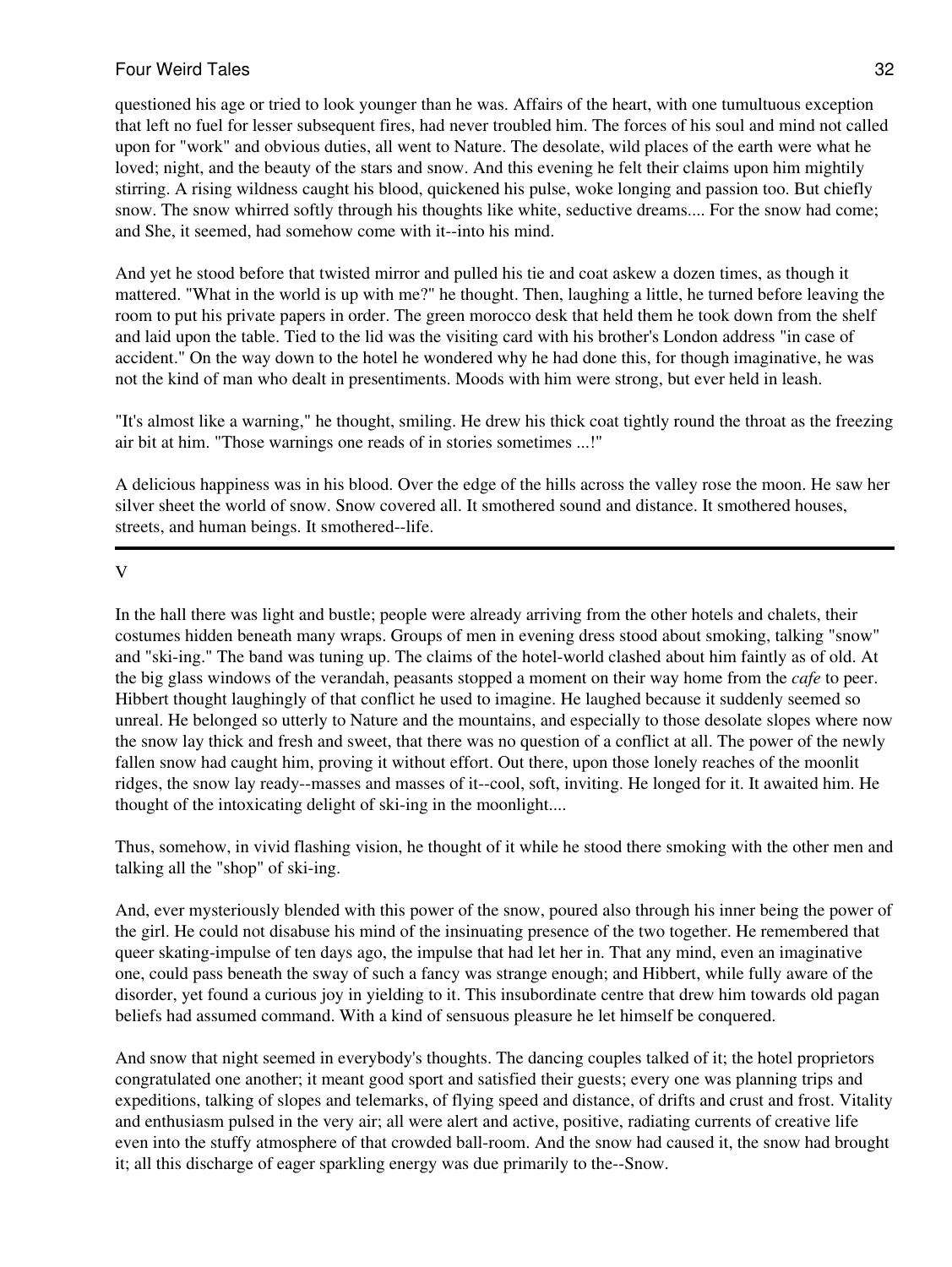questioned his age or tried to look younger than he was. Affairs of the heart, with one tumultuous exception that left no fuel for lesser subsequent fires, had never troubled him. The forces of his soul and mind not called upon for "work" and obvious duties, all went to Nature. The desolate, wild places of the earth were what he loved; night, and the beauty of the stars and snow. And this evening he felt their claims upon him mightily stirring. A rising wildness caught his blood, quickened his pulse, woke longing and passion too. But chiefly snow. The snow whirred softly through his thoughts like white, seductive dreams.... For the snow had come; and She, it seemed, had somehow come with it--into his mind.

And yet he stood before that twisted mirror and pulled his tie and coat askew a dozen times, as though it mattered. "What in the world is up with me?" he thought. Then, laughing a little, he turned before leaving the room to put his private papers in order. The green morocco desk that held them he took down from the shelf and laid upon the table. Tied to the lid was the visiting card with his brother's London address "in case of accident." On the way down to the hotel he wondered why he had done this, for though imaginative, he was not the kind of man who dealt in presentiments. Moods with him were strong, but ever held in leash.

"It's almost like a warning," he thought, smiling. He drew his thick coat tightly round the throat as the freezing air bit at him. "Those warnings one reads of in stories sometimes ...!"

A delicious happiness was in his blood. Over the edge of the hills across the valley rose the moon. He saw her silver sheet the world of snow. Snow covered all. It smothered sound and distance. It smothered houses, streets, and human beings. It smothered--life.

---

## V

In the hall there was light and bustle; people were already arriving from the other hotels and chalets, their costumes hidden beneath many wraps. Groups of men in evening dress stood about smoking, talking "snow" and "ski-ing." The band was tuning up. The claims of the hotel-world clashed about him faintly as of old. At the big glass windows of the verandah, peasants stopped a moment on their way home from the *cafe* to peer. Hibbert thought laughingly of that conflict he used to imagine. He laughed because it suddenly seemed so unreal. He belonged so utterly to Nature and the mountains, and especially to those desolate slopes where now the snow lay thick and fresh and sweet, that there was no question of a conflict at all. The power of the newly fallen snow had caught him, proving it without effort. Out there, upon those lonely reaches of the moonlit ridges, the snow lay ready--masses and masses of it--cool, soft, inviting. He longed for it. It awaited him. He thought of the intoxicating delight of ski-ing in the moonlight....

Thus, somehow, in vivid flashing vision, he thought of it while he stood there smoking with the other men and talking all the "shop" of ski-ing.

And, ever mysteriously blended with this power of the snow, poured also through his inner being the power of the girl. He could not disabuse his mind of the insinuating presence of the two together. He remembered that queer skating-impulse of ten days ago, the impulse that had let her in. That any mind, even an imaginative one, could pass beneath the sway of such a fancy was strange enough; and Hibbert, while fully aware of the disorder, yet found a curious joy in yielding to it. This insubordinate centre that drew him towards old pagan beliefs had assumed command. With a kind of sensuous pleasure he let himself be conquered.

And snow that night seemed in everybody's thoughts. The dancing couples talked of it; the hotel proprietors congratulated one another; it meant good sport and satisfied their guests; every one was planning trips and expeditions, talking of slopes and telemarks, of flying speed and distance, of drifts and crust and frost. Vitality and enthusiasm pulsed in the very air; all were alert and active, positive, radiating currents of creative life even into the stuffy atmosphere of that crowded ball-room. And the snow had caused it, the snow had brought it; all this discharge of eager sparkling energy was due primarily to the--Snow.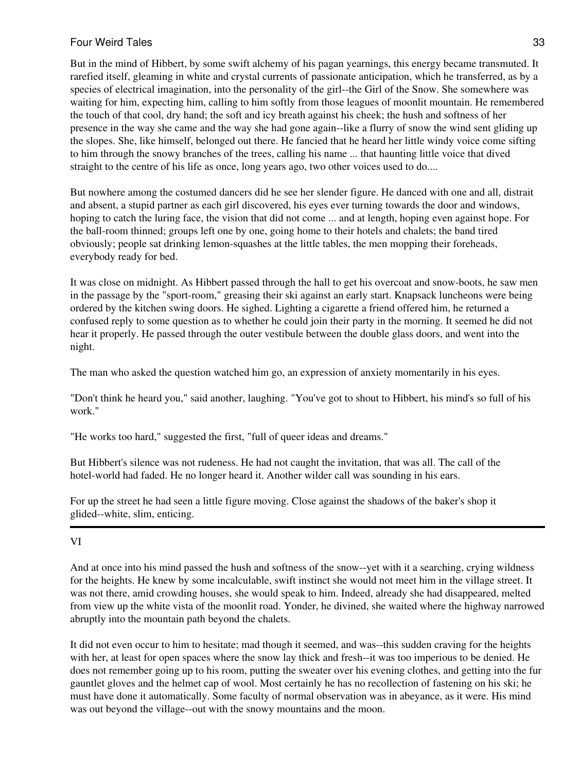But in the mind of Hibbert, by some swift alchemy of his pagan yearnings, this energy became transmuted. It rarefied itself, gleaming in white and crystal currents of passionate anticipation, which he transferred, as by a species of electrical imagination, into the personality of the girl--the Girl of the Snow. She somewhere was waiting for him, expecting him, calling to him softly from those leagues of moonlit mountain. He remembered the touch of that cool, dry hand; the soft and icy breath against his cheek; the hush and softness of her presence in the way she came and the way she had gone again--like a flurry of snow the wind sent gliding up the slopes. She, like himself, belonged out there. He fancied that he heard her little windy voice come sifting to him through the snowy branches of the trees, calling his name ... that haunting little voice that dived straight to the centre of his life as once, long years ago, two other voices used to do....

But nowhere among the costumed dancers did he see her slender figure. He danced with one and all, distrait and absent, a stupid partner as each girl discovered, his eyes ever turning towards the door and windows, hoping to catch the luring face, the vision that did not come ... and at length, hoping even against hope. For the ball-room thinned; groups left one by one, going home to their hotels and chalets; the band tired obviously; people sat drinking lemon-squashes at the little tables, the men mopping their foreheads, everybody ready for bed.

It was close on midnight. As Hibbert passed through the hall to get his overcoat and snow-boots, he saw men in the passage by the "sport-room," greasing their ski against an early start. Knapsack luncheons were being ordered by the kitchen swing doors. He sighed. Lighting a cigarette a friend offered him, he returned a confused reply to some question as to whether he could join their party in the morning. It seemed he did not hear it properly. He passed through the outer vestibule between the double glass doors, and went into the night.

The man who asked the question watched him go, an expression of anxiety momentarily in his eyes.

"Don't think he heard you," said another, laughing. "You've got to shout to Hibbert, his mind's so full of his work."

"He works too hard," suggested the first, "full of queer ideas and dreams."

But Hibbert's silence was not rudeness. He had not caught the invitation, that was all. The call of the hotel-world had faded. He no longer heard it. Another wilder call was sounding in his ears.

For up the street he had seen a little figure moving. Close against the shadows of the baker's shop it glided--white, slim, enticing.

---

## VI

And at once into his mind passed the hush and softness of the snow--yet with it a searching, crying wildness for the heights. He knew by some incalculable, swift instinct she would not meet him in the village street. It was not there, amid crowding houses, she would speak to him. Indeed, already she had disappeared, melted from view up the white vista of the moonlit road. Yonder, he divined, she waited where the highway narrowed abruptly into the mountain path beyond the chalets.

It did not even occur to him to hesitate; mad though it seemed, and was--this sudden craving for the heights with her, at least for open spaces where the snow lay thick and fresh--it was too imperious to be denied. He does not remember going up to his room, putting the sweater over his evening clothes, and getting into the fur gauntlet gloves and the helmet cap of wool. Most certainly he has no recollection of fastening on his ski; he must have done it automatically. Some faculty of normal observation was in abeyance, as it were. His mind was out beyond the village--out with the snowy mountains and the moon.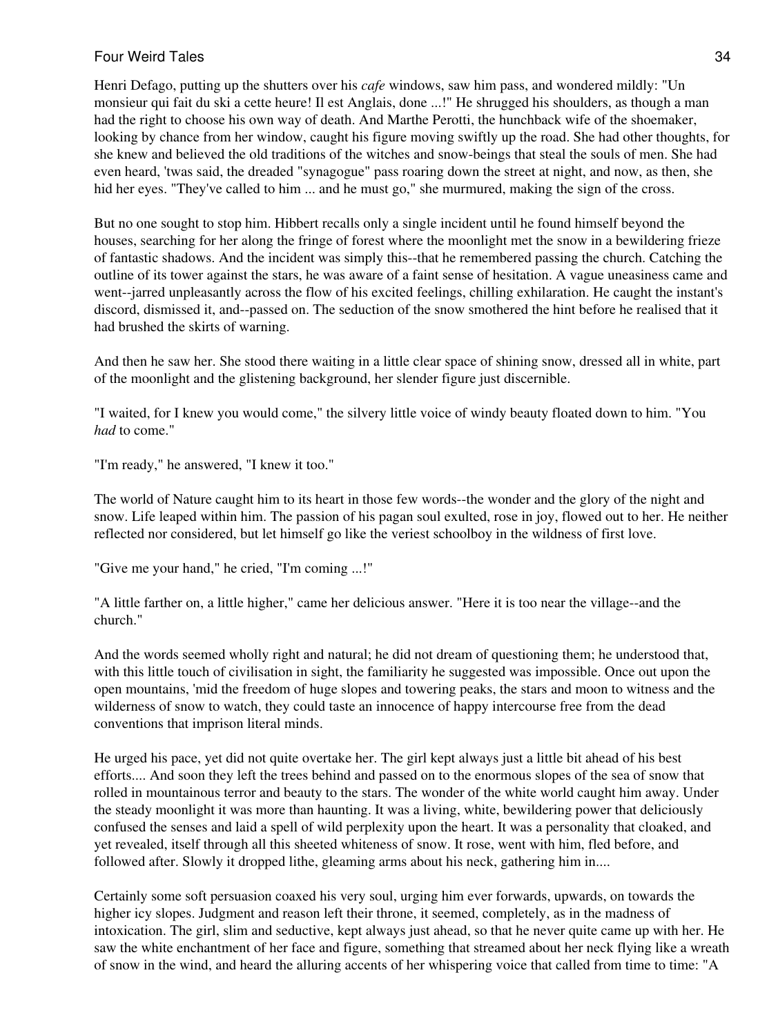Henri Defago, putting up the shutters over his *cafe* windows, saw him pass, and wondered mildly: "Un monsieur qui fait du ski a cette heure! Il est Anglais, donc ...!" He shrugged his shoulders, as though a man had the right to choose his own way of death. And Marthe Perotti, the hunchback wife of the shoemaker, looking by chance from her window, caught his figure moving swiftly up the road. She had other thoughts, for she knew and believed the old traditions of the witches and snow-beings that steal the souls of men. She had even heard, 'twas said, the dreaded "synagogue" pass roaring down the street at night, and now, as then, she hid her eyes. "They've called to him ... and he must go," she murmured, making the sign of the cross.

But no one sought to stop him. Hibbert recalls only a single incident until he found himself beyond the houses, searching for her along the fringe of forest where the moonlight met the snow in a bewildering frieze of fantastic shadows. And the incident was simply this--that he remembered passing the church. Catching the outline of its tower against the stars, he was aware of a faint sense of hesitation. A vague uneasiness came and went--jarred unpleasantly across the flow of his excited feelings, chilling exhilaration. He caught the instant's discord, dismissed it, and--passed on. The seduction of the snow smothered the hint before he realised that it had brushed the skirts of warning.

And then he saw her. She stood there waiting in a little clear space of shining snow, dressed all in white, part of the moonlight and the glistening background, her slender figure just discernible.

"I waited, for I knew you would come," the silvery little voice of windy beauty floated down to him. "You *had* to come."

"I'm ready," he answered, "I knew it too."

The world of Nature caught him to its heart in those few words--the wonder and the glory of the night and snow. Life leaped within him. The passion of his pagan soul exulted, rose in joy, flowed out to her. He neither reflected nor considered, but let himself go like the veriest schoolboy in the wildness of first love.

"Give me your hand," he cried, "I'm coming ...!"

"A little farther on, a little higher," came her delicious answer. "Here it is too near the village--and the church."

And the words seemed wholly right and natural; he did not dream of questioning them; he understood that, with this little touch of civilisation in sight, the familiarity he suggested was impossible. Once out upon the open mountains, 'mid the freedom of huge slopes and towering peaks, the stars and moon to witness and the wilderness of snow to watch, they could taste an innocence of happy intercourse free from the dead conventions that imprison literal minds.

He urged his pace, yet did not quite overtake her. The girl kept always just a little bit ahead of his best efforts.... And soon they left the trees behind and passed on to the enormous slopes of the sea of snow that rolled in mountainous terror and beauty to the stars. The wonder of the white world caught him away. Under the steady moonlight it was more than haunting. It was a living, white, bewildering power that deliciously confused the senses and laid a spell of wild perplexity upon the heart. It was a personality that cloaked, and yet revealed, itself through all this sheeted whiteness of snow. It rose, went with him, fled before, and followed after. Slowly it dropped lithe, gleaming arms about his neck, gathering him in....

Certainly some soft persuasion coaxed his very soul, urging him ever forwards, upwards, on towards the higher icy slopes. Judgment and reason left their throne, it seemed, completely, as in the madness of intoxication. The girl, slim and seductive, kept always just ahead, so that he never quite came up with her. He saw the white enchantment of her face and figure, something that streamed about her neck flying like a wreath of snow in the wind, and heard the alluring accents of her whispering voice that called from time to time: "A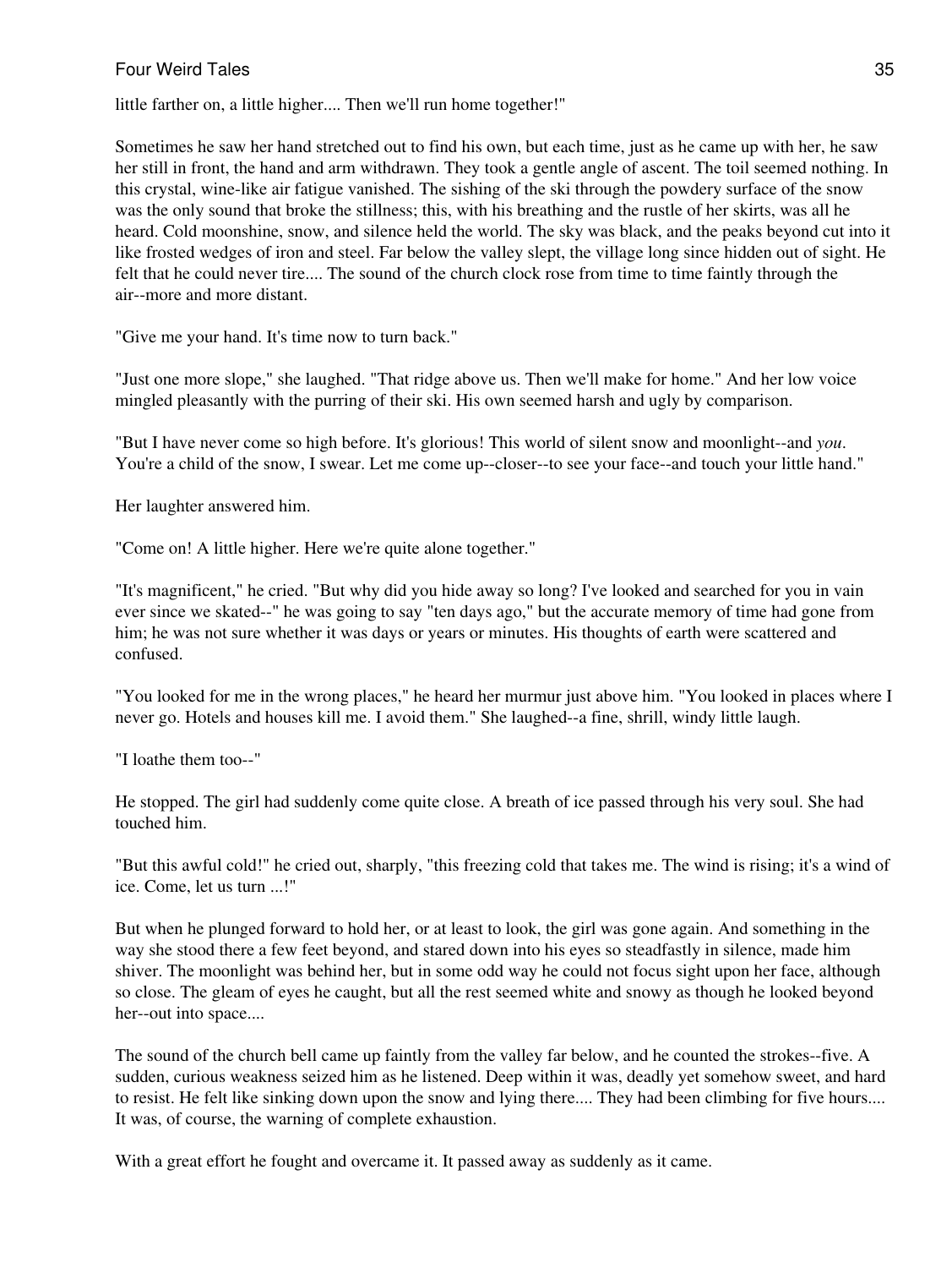little farther on, a little higher.... Then we'll run home together!"

Sometimes he saw her hand stretched out to find his own, but each time, just as he came up with her, he saw her still in front, the hand and arm withdrawn. They took a gentle angle of ascent. The toil seemed nothing. In this crystal, wine-like air fatigue vanished. The sishing of the ski through the powdery surface of the snow was the only sound that broke the stillness; this, with his breathing and the rustle of her skirts, was all he heard. Cold moonshine, snow, and silence held the world. The sky was black, and the peaks beyond cut into it like frosted wedges of iron and steel. Far below the valley slept, the village long since hidden out of sight. He felt that he could never tire.... The sound of the church clock rose from time to time faintly through the air--more and more distant.

"Give me your hand. It's time now to turn back."

"Just one more slope," she laughed. "That ridge above us. Then we'll make for home." And her low voice mingled pleasantly with the purring of their ski. His own seemed harsh and ugly by comparison.

"But I have never come so high before. It's glorious! This world of silent snow and moonlight--and *you*. You're a child of the snow, I swear. Let me come up--closer--to see your face--and touch your little hand."

Her laughter answered him.

"Come on! A little higher. Here we're quite alone together."

"It's magnificent," he cried. "But why did you hide away so long? I've looked and searched for you in vain ever since we skated--" he was going to say "ten days ago," but the accurate memory of time had gone from him; he was not sure whether it was days or years or minutes. His thoughts of earth were scattered and confused.

"You looked for me in the wrong places," he heard her murmur just above him. "You looked in places where I never go. Hotels and houses kill me. I avoid them." She laughed--a fine, shrill, windy little laugh.

"I loathe them too--"

He stopped. The girl had suddenly come quite close. A breath of ice passed through his very soul. She had touched him.

"But this awful cold!" he cried out, sharply, "this freezing cold that takes me. The wind is rising; it's a wind of ice. Come, let us turn ...!"

But when he plunged forward to hold her, or at least to look, the girl was gone again. And something in the way she stood there a few feet beyond, and stared down into his eyes so steadfastly in silence, made him shiver. The moonlight was behind her, but in some odd way he could not focus sight upon her face, although so close. The gleam of eyes he caught, but all the rest seemed white and snowy as though he looked beyond her--out into space....

The sound of the church bell came up faintly from the valley far below, and he counted the strokes--five. A sudden, curious weakness seized him as he listened. Deep within it was, deadly yet somehow sweet, and hard to resist. He felt like sinking down upon the snow and lying there.... They had been climbing for five hours.... It was, of course, the warning of complete exhaustion.

With a great effort he fought and overcame it. It passed away as suddenly as it came.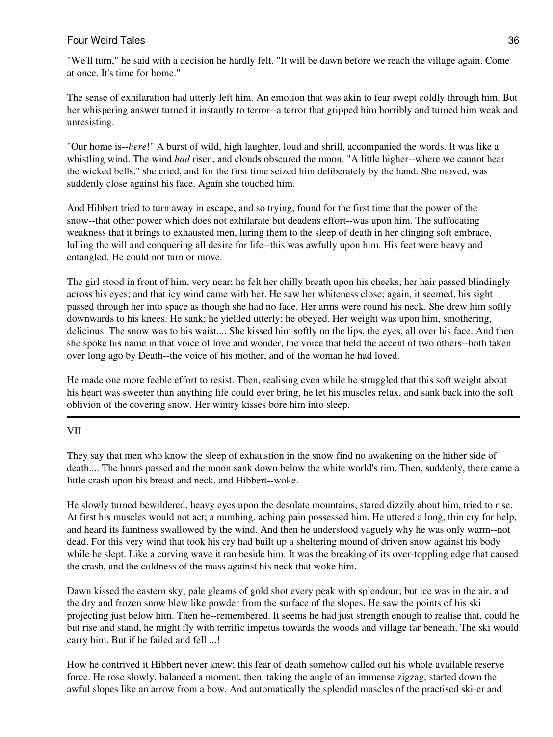"We'll turn," he said with a decision he hardly felt. "It will be dawn before we reach the village again. Come at once. It's time for home."

The sense of exhilaration had utterly left him. An emotion that was akin to fear swept coldly through him. But her whispering answer turned it instantly to terror--a terror that gripped him horribly and turned him weak and unresisting.

"Our home is--*here*!" A burst of wild, high laughter, loud and shrill, accompanied the words. It was like a whistling wind. The wind *had* risen, and clouds obscured the moon. "A little higher--where we cannot hear the wicked bells," she cried, and for the first time seized him deliberately by the hand. She moved, was suddenly close against his face. Again she touched him.

And Hibbert tried to turn away in escape, and so trying, found for the first time that the power of the snow--that other power which does not exhilarate but deadens effort--was upon him. The suffocating weakness that it brings to exhausted men, luring them to the sleep of death in her clinging soft embrace, lulling the will and conquering all desire for life--this was awfully upon him. His feet were heavy and entangled. He could not turn or move.

The girl stood in front of him, very near; he felt her chilly breath upon his cheeks; her hair passed blindingly across his eyes; and that icy wind came with her. He saw her whiteness close; again, it seemed, his sight passed through her into space as though she had no face. Her arms were round his neck. She drew him softly downwards to his knees. He sank; he yielded utterly; he obeyed. Her weight was upon him, smothering, delicious. The snow was to his waist.... She kissed him softly on the lips, the eyes, all over his face. And then she spoke his name in that voice of love and wonder, the voice that held the accent of two others--both taken over long ago by Death--the voice of his mother, and of the woman he had loved.

He made one more feeble effort to resist. Then, realising even while he struggled that this soft weight about his heart was sweeter than anything life could ever bring, he let his muscles relax, and sank back into the soft oblivion of the covering snow. Her wintry kisses bore him into sleep.

---

## VII

They say that men who know the sleep of exhaustion in the snow find no awakening on the hither side of death.... The hours passed and the moon sank down below the white world's rim. Then, suddenly, there came a little crash upon his breast and neck, and Hibbert--woke.

He slowly turned bewildered, heavy eyes upon the desolate mountains, stared dizzily about him, tried to rise. At first his muscles would not act; a numbing, aching pain possessed him. He uttered a long, thin cry for help, and heard its faintness swallowed by the wind. And then he understood vaguely why he was only warm--not dead. For this very wind that took his cry had built up a sheltering mound of driven snow against his body while he slept. Like a curving wave it ran beside him. It was the breaking of its over-toppling edge that caused the crash, and the coldness of the mass against his neck that woke him.

Dawn kissed the eastern sky; pale gleams of gold shot every peak with splendour; but ice was in the air, and the dry and frozen snow blew like powder from the surface of the slopes. He saw the points of his ski projecting just below him. Then he--remembered. It seems he had just strength enough to realise that, could he but rise and stand, he might fly with terrific impetus towards the woods and village far beneath. The ski would carry him. But if he failed and fell ...!

How he contrived it Hibbert never knew; this fear of death somehow called out his whole available reserve force. He rose slowly, balanced a moment, then, taking the angle of an immense zigzag, started down the awful slopes like an arrow from a bow. And automatically the splendid muscles of the practised ski-er and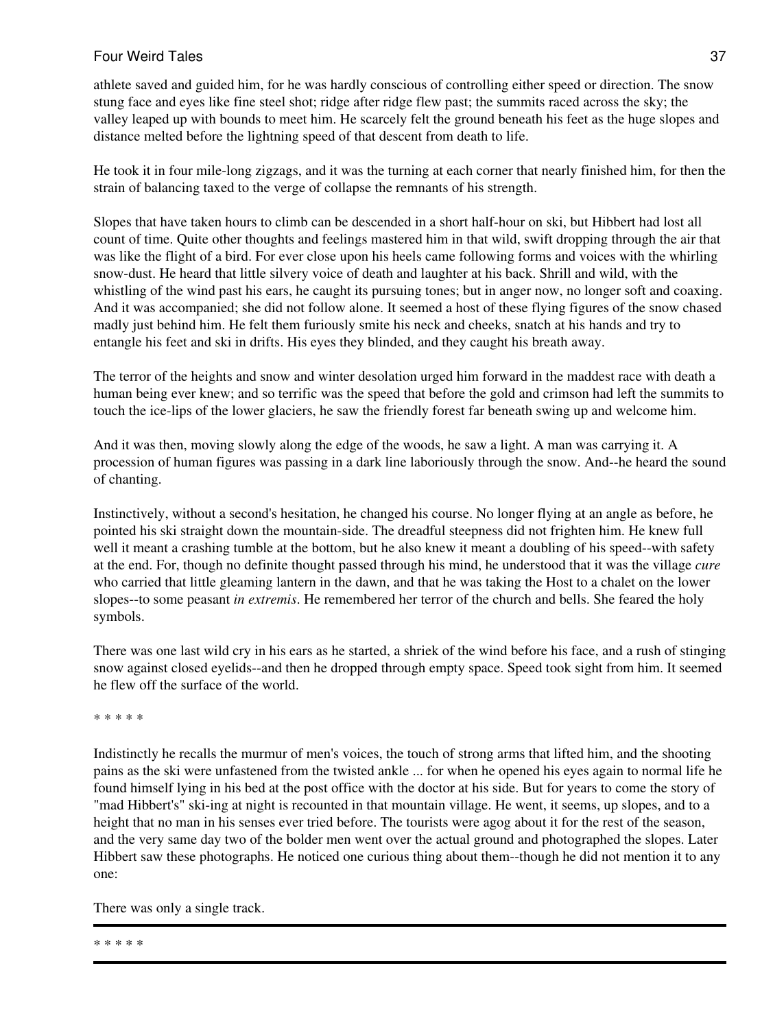athlete saved and guided him, for he was hardly conscious of controlling either speed or direction. The snow stung face and eyes like fine steel shot; ridge after ridge flew past; the summits raced across the sky; the valley leaped up with bounds to meet him. He scarcely felt the ground beneath his feet as the huge slopes and distance melted before the lightning speed of that descent from death to life.

He took it in four mile-long zigzags, and it was the turning at each corner that nearly finished him, for then the strain of balancing taxed to the verge of collapse the remnants of his strength.

Slopes that have taken hours to climb can be descended in a short half-hour on ski, but Hibbert had lost all count of time. Quite other thoughts and feelings mastered him in that wild, swift dropping through the air that was like the flight of a bird. For ever close upon his heels came following forms and voices with the whirling snow-dust. He heard that little silvery voice of death and laughter at his back. Shrill and wild, with the whistling of the wind past his ears, he caught its pursuing tones; but in anger now, no longer soft and coaxing. And it was accompanied; she did not follow alone. It seemed a host of these flying figures of the snow chased madly just behind him. He felt them furiously smite his neck and cheeks, snatch at his hands and try to entangle his feet and ski in drifts. His eyes they blinded, and they caught his breath away.

The terror of the heights and snow and winter desolation urged him forward in the maddest race with death a human being ever knew; and so terrific was the speed that before the gold and crimson had left the summits to touch the ice-lips of the lower glaciers, he saw the friendly forest far beneath swing up and welcome him.

And it was then, moving slowly along the edge of the woods, he saw a light. A man was carrying it. A procession of human figures was passing in a dark line laboriously through the snow. And--he heard the sound of chanting.

Instinctively, without a second's hesitation, he changed his course. No longer flying at an angle as before, he pointed his ski straight down the mountain-side. The dreadful steepness did not frighten him. He knew full well it meant a crashing tumble at the bottom, but he also knew it meant a doubling of his speed--with safety at the end. For, though no definite thought passed through his mind, he understood that it was the village *cure* who carried that little gleaming lantern in the dawn, and that he was taking the Host to a chalet on the lower slopes--to some peasant *in extremis*. He remembered her terror of the church and bells. She feared the holy symbols.

There was one last wild cry in his ears as he started, a shriek of the wind before his face, and a rush of stinging snow against closed eyelids--and then he dropped through empty space. Speed took sight from him. It seemed he flew off the surface of the world.

\* \* \* \* \*

Indistinctly he recalls the murmur of men's voices, the touch of strong arms that lifted him, and the shooting pains as the ski were unfastened from the twisted ankle ... for when he opened his eyes again to normal life he found himself lying in his bed at the post office with the doctor at his side. But for years to come the story of "mad Hibbert's" ski-ing at night is recounted in that mountain village. He went, it seems, up slopes, and to a height that no man in his senses ever tried before. The tourists were agog about it for the rest of the season, and the very same day two of the bolder men went over the actual ground and photographed the slopes. Later Hibbert saw these photographs. He noticed one curious thing about them--though he did not mention it to any one:

There was only a single track.

---

\* \* \* \* \*

---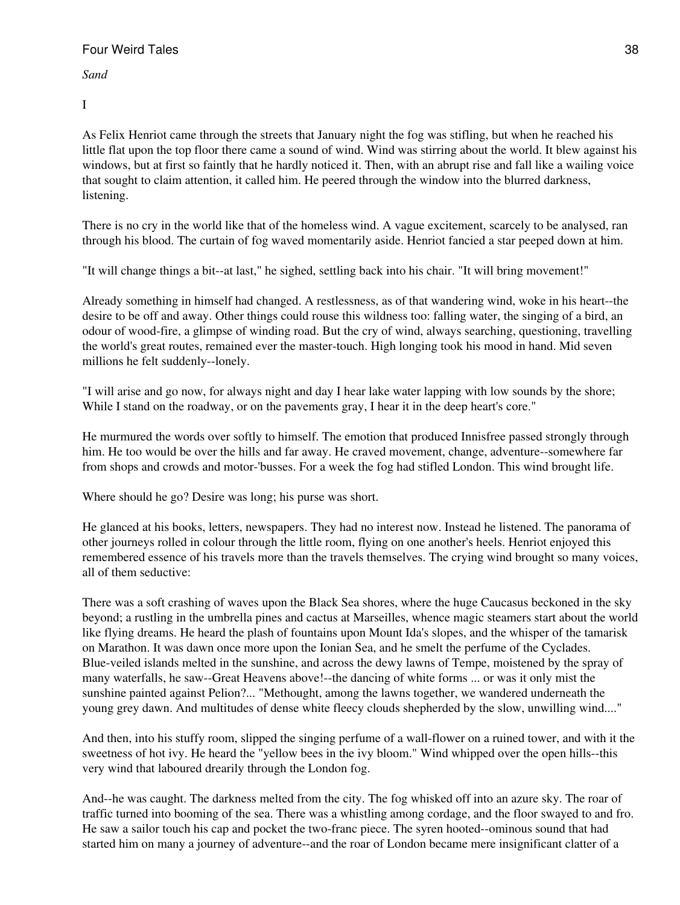*Sand*

I

As Felix Henriot came through the streets that January night the fog was stifling, but when he reached his little flat upon the top floor there came a sound of wind. Wind was stirring about the world. It blew against his windows, but at first so faintly that he hardly noticed it. Then, with an abrupt rise and fall like a wailing voice that sought to claim attention, it called him. He peered through the window into the blurred darkness, listening.

There is no cry in the world like that of the homeless wind. A vague excitement, scarcely to be analysed, ran through his blood. The curtain of fog waved momentarily aside. Henriot fancied a star peeped down at him.

"It will change things a bit--at last," he sighed, settling back into his chair. "It will bring movement!"

Already something in himself had changed. A restlessness, as of that wandering wind, woke in his heart--the desire to be off and away. Other things could rouse this wildness too: falling water, the singing of a bird, an odour of wood-fire, a glimpse of winding road. But the cry of wind, always searching, questioning, travelling the world's great routes, remained ever the master-touch. High longing took his mood in hand. Mid seven millions he felt suddenly--lonely.

"I will arise and go now, for always night and day I hear lake water lapping with low sounds by the shore; While I stand on the roadway, or on the pavements gray, I hear it in the deep heart's core."

He murmured the words over softly to himself. The emotion that produced Innisfree passed strongly through him. He too would be over the hills and far away. He craved movement, change, adventure--somewhere far from shops and crowds and motor-'busses. For a week the fog had stifled London. This wind brought life.

Where should he go? Desire was long; his purse was short.

He glanced at his books, letters, newspapers. They had no interest now. Instead he listened. The panorama of other journeys rolled in colour through the little room, flying on one another's heels. Henriot enjoyed this remembered essence of his travels more than the travels themselves. The crying wind brought so many voices, all of them seductive:

There was a soft crashing of waves upon the Black Sea shores, where the huge Caucasus beckoned in the sky beyond; a rustling in the umbrella pines and cactus at Marseilles, whence magic steamers start about the world like flying dreams. He heard the plash of fountains upon Mount Ida's slopes, and the whisper of the tamarisk on Marathon. It was dawn once more upon the Ionian Sea, and he smelt the perfume of the Cyclades. Blue-veiled islands melted in the sunshine, and across the dewy lawns of Tempe, moistened by the spray of many waterfalls, he saw--Great Heavens above!--the dancing of white forms ... or was it only mist the sunshine painted against Pelion?... "Methought, among the lawns together, we wandered underneath the young grey dawn. And multitudes of dense white fleecy clouds shepherded by the slow, unwilling wind...."

And then, into his stuffy room, slipped the singing perfume of a wall-flower on a ruined tower, and with it the sweetness of hot ivy. He heard the "yellow bees in the ivy bloom." Wind whipped over the open hills--this very wind that laboured drearily through the London fog.

And--he was caught. The darkness melted from the city. The fog whisked off into an azure sky. The roar of traffic turned into booming of the sea. There was a whistling among cordage, and the floor swayed to and fro. He saw a sailor touch his cap and pocket the two-franc piece. The syren hooted--ominous sound that had started him on many a journey of adventure--and the roar of London became mere insignificant clatter of a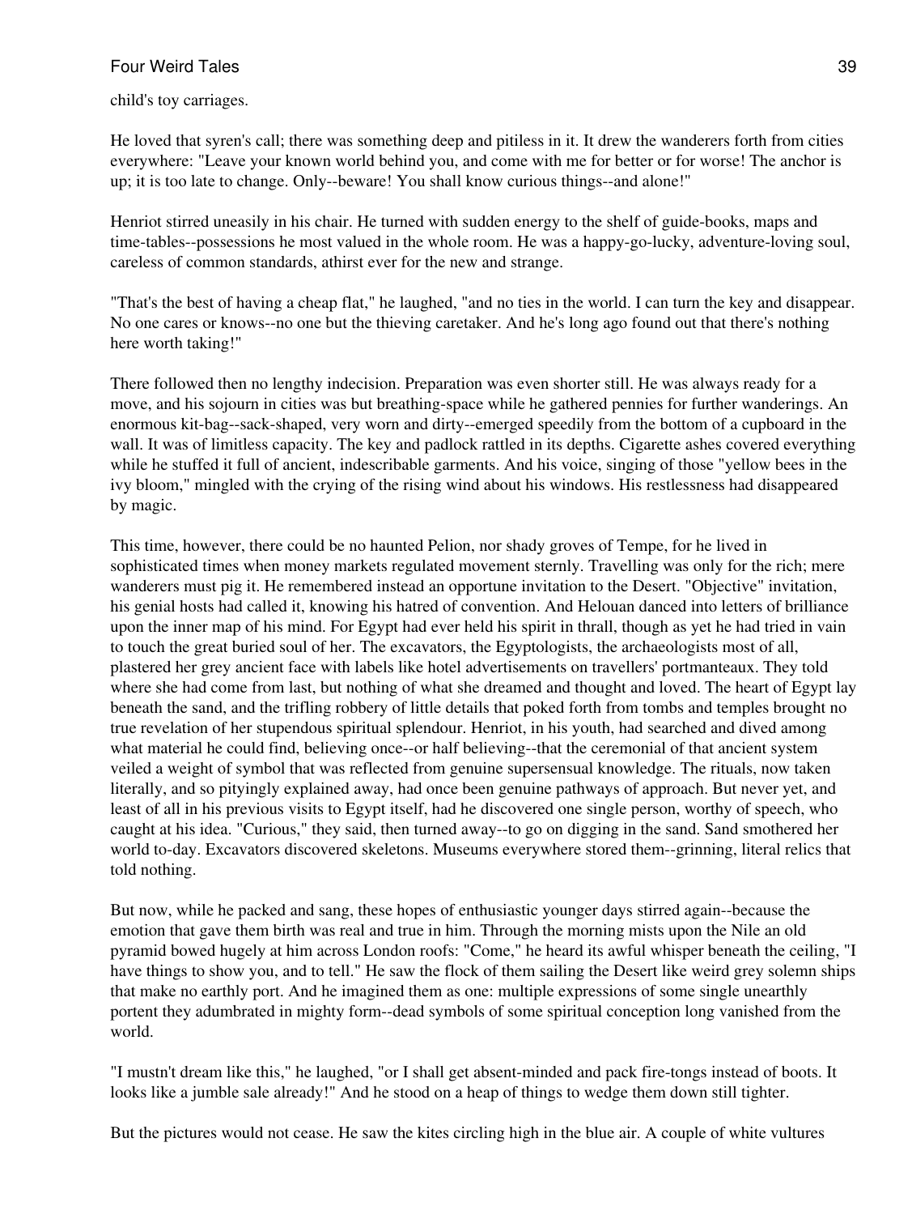child's toy carriages.

He loved that syren's call; there was something deep and pitiless in it. It drew the wanderers forth from cities everywhere: "Leave your known world behind you, and come with me for better or for worse! The anchor is up; it is too late to change. Only--beware! You shall know curious things--and alone!"

Henriot stirred uneasily in his chair. He turned with sudden energy to the shelf of guide-books, maps and time-tables--possessions he most valued in the whole room. He was a happy-go-lucky, adventure-loving soul, careless of common standards, athirst ever for the new and strange.

"That's the best of having a cheap flat," he laughed, "and no ties in the world. I can turn the key and disappear. No one cares or knows--no one but the thieving caretaker. And he's long ago found out that there's nothing here worth taking!"

There followed then no lengthy indecision. Preparation was even shorter still. He was always ready for a move, and his sojourn in cities was but breathing-space while he gathered pennies for further wanderings. An enormous kit-bag--sack-shaped, very worn and dirty--emerged speedily from the bottom of a cupboard in the wall. It was of limitless capacity. The key and padlock rattled in its depths. Cigarette ashes covered everything while he stuffed it full of ancient, indescribable garments. And his voice, singing of those "yellow bees in the ivy bloom," mingled with the crying of the rising wind about his windows. His restlessness had disappeared by magic.

This time, however, there could be no haunted Pelion, nor shady groves of Tempe, for he lived in sophisticated times when money markets regulated movement sternly. Travelling was only for the rich; mere wanderers must pig it. He remembered instead an opportune invitation to the Desert. "Objective" invitation, his genial hosts had called it, knowing his hatred of convention. And Helouan danced into letters of brilliance upon the inner map of his mind. For Egypt had ever held his spirit in thrall, though as yet he had tried in vain to touch the great buried soul of her. The excavators, the Egyptologists, the archaeologists most of all, plastered her grey ancient face with labels like hotel advertisements on travellers' portmanteaux. They told where she had come from last, but nothing of what she dreamed and thought and loved. The heart of Egypt lay beneath the sand, and the trifling robbery of little details that poked forth from tombs and temples brought no true revelation of her stupendous spiritual splendour. Henriot, in his youth, had searched and dived among what material he could find, believing once--or half believing--that the ceremonial of that ancient system veiled a weight of symbol that was reflected from genuine supersensual knowledge. The rituals, now taken literally, and so pityingly explained away, had once been genuine pathways of approach. But never yet, and least of all in his previous visits to Egypt itself, had he discovered one single person, worthy of speech, who caught at his idea. "Curious," they said, then turned away--to go on digging in the sand. Sand smothered her world to-day. Excavators discovered skeletons. Museums everywhere stored them--grinning, literal relics that told nothing.

But now, while he packed and sang, these hopes of enthusiastic younger days stirred again--because the emotion that gave them birth was real and true in him. Through the morning mists upon the Nile an old pyramid bowed hugely at him across London roofs: "Come," he heard its awful whisper beneath the ceiling, "I have things to show you, and to tell." He saw the flock of them sailing the Desert like weird grey solemn ships that make no earthly port. And he imagined them as one: multiple expressions of some single unearthly portent they adumbrated in mighty form--dead symbols of some spiritual conception long vanished from the world.

"I mustn't dream like this," he laughed, "or I shall get absent-minded and pack fire-tongs instead of boots. It looks like a jumble sale already!" And he stood on a heap of things to wedge them down still tighter.

But the pictures would not cease. He saw the kites circling high in the blue air. A couple of white vultures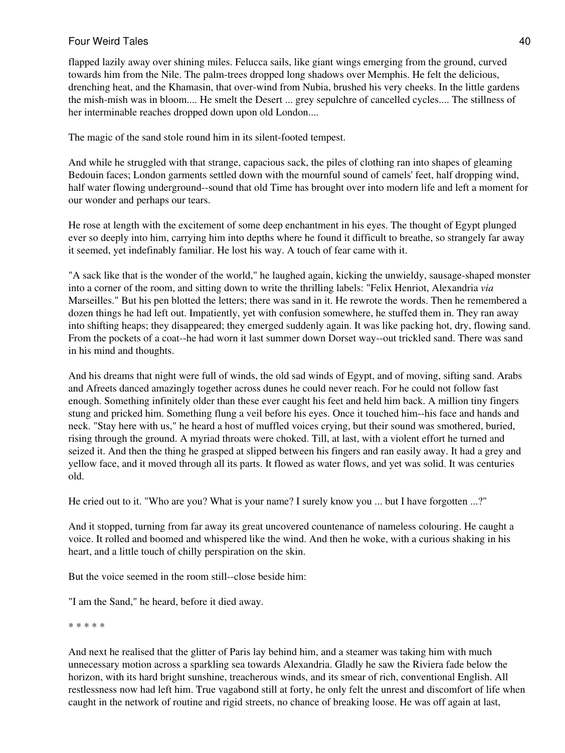flapped lazily away over shining miles. Felucca sails, like giant wings emerging from the ground, curved towards him from the Nile. The palm-trees dropped long shadows over Memphis. He felt the delicious, drenching heat, and the Khamasin, that over-wind from Nubia, brushed his very cheeks. In the little gardens the mish-mish was in bloom.... He smelt the Desert ... grey sepulchre of cancelled cycles.... The stillness of her interminable reaches dropped down upon old London....

The magic of the sand stole round him in its silent-footed tempest.

And while he struggled with that strange, capacious sack, the piles of clothing ran into shapes of gleaming Bedouin faces; London garments settled down with the mournful sound of camels' feet, half dropping wind, half water flowing underground--sound that old Time has brought over into modern life and left a moment for our wonder and perhaps our tears.

He rose at length with the excitement of some deep enchantment in his eyes. The thought of Egypt plunged ever so deeply into him, carrying him into depths where he found it difficult to breathe, so strangely far away it seemed, yet indefinably familiar. He lost his way. A touch of fear came with it.

"A sack like that is the wonder of the world," he laughed again, kicking the unwieldy, sausage-shaped monster into a corner of the room, and sitting down to write the thrilling labels: "Felix Henriot, Alexandria *via* Marseilles." But his pen blotted the letters; there was sand in it. He rewrote the words. Then he remembered a dozen things he had left out. Impatiently, yet with confusion somewhere, he stuffed them in. They ran away into shifting heaps; they disappeared; they emerged suddenly again. It was like packing hot, dry, flowing sand. From the pockets of a coat--he had worn it last summer down Dorset way--out trickled sand. There was sand in his mind and thoughts.

And his dreams that night were full of winds, the old sad winds of Egypt, and of moving, sifting sand. Arabs and Afreets danced amazingly together across dunes he could never reach. For he could not follow fast enough. Something infinitely older than these ever caught his feet and held him back. A million tiny fingers stung and pricked him. Something flung a veil before his eyes. Once it touched him--his face and hands and neck. "Stay here with us," he heard a host of muffled voices crying, but their sound was smothered, buried, rising through the ground. A myriad throats were choked. Till, at last, with a violent effort he turned and seized it. And then the thing he grasped at slipped between his fingers and ran easily away. It had a grey and yellow face, and it moved through all its parts. It flowed as water flows, and yet was solid. It was centuries old.

He cried out to it. "Who are you? What is your name? I surely know you ... but I have forgotten ...?"

And it stopped, turning from far away its great uncovered countenance of nameless colouring. He caught a voice. It rolled and boomed and whispered like the wind. And then he woke, with a curious shaking in his heart, and a little touch of chilly perspiration on the skin.

But the voice seemed in the room still--close beside him:

"I am the Sand," he heard, before it died away.

* * * * *

And next he realised that the glitter of Paris lay behind him, and a steamer was taking him with much unnecessary motion across a sparkling sea towards Alexandria. Gladly he saw the Riviera fade below the horizon, with its hard bright sunshine, treacherous winds, and its smear of rich, conventional English. All restlessness now had left him. True vagabond still at forty, he only felt the unrest and discomfort of life when caught in the network of routine and rigid streets, no chance of breaking loose. He was off again at last,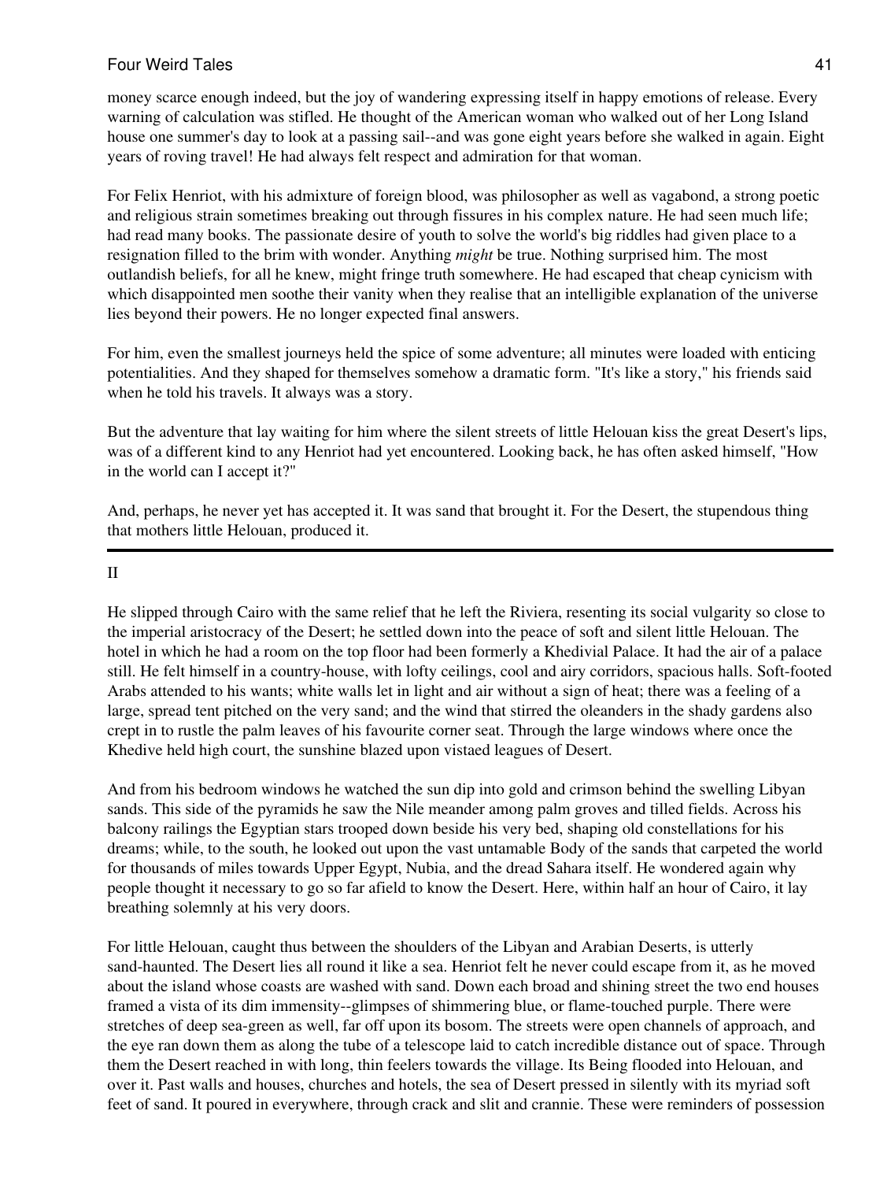money scarce enough indeed, but the joy of wandering expressing itself in happy emotions of release. Every warning of calculation was stifled. He thought of the American woman who walked out of her Long Island house one summer's day to look at a passing sail--and was gone eight years before she walked in again. Eight years of roving travel! He had always felt respect and admiration for that woman.

For Felix Henriot, with his admixture of foreign blood, was philosopher as well as vagabond, a strong poetic and religious strain sometimes breaking out through fissures in his complex nature. He had seen much life; had read many books. The passionate desire of youth to solve the world's big riddles had given place to a resignation filled to the brim with wonder. Anything *might* be true. Nothing surprised him. The most outlandish beliefs, for all he knew, might fringe truth somewhere. He had escaped that cheap cynicism with which disappointed men soothe their vanity when they realise that an intelligible explanation of the universe lies beyond their powers. He no longer expected final answers.

For him, even the smallest journeys held the spice of some adventure; all minutes were loaded with enticing potentialities. And they shaped for themselves somehow a dramatic form. "It's like a story," his friends said when he told his travels. It always was a story.

But the adventure that lay waiting for him where the silent streets of little Helouan kiss the great Desert's lips, was of a different kind to any Henriot had yet encountered. Looking back, he has often asked himself, "How in the world can I accept it?"

And, perhaps, he never yet has accepted it. It was sand that brought it. For the Desert, the stupendous thing that mothers little Helouan, produced it.

---

## II

He slipped through Cairo with the same relief that he left the Riviera, resenting its social vulgarity so close to the imperial aristocracy of the Desert; he settled down into the peace of soft and silent little Helouan. The hotel in which he had a room on the top floor had been formerly a Khedivial Palace. It had the air of a palace still. He felt himself in a country-house, with lofty ceilings, cool and airy corridors, spacious halls. Soft-footed Arabs attended to his wants; white walls let in light and air without a sign of heat; there was a feeling of a large, spread tent pitched on the very sand; and the wind that stirred the oleanders in the shady gardens also crept in to rustle the palm leaves of his favourite corner seat. Through the large windows where once the Khedive held high court, the sunshine blazed upon vistaed leagues of Desert.

And from his bedroom windows he watched the sun dip into gold and crimson behind the swelling Libyan sands. This side of the pyramids he saw the Nile meander among palm groves and tilled fields. Across his balcony railings the Egyptian stars trooped down beside his very bed, shaping old constellations for his dreams; while, to the south, he looked out upon the vast untamable Body of the sands that carpeted the world for thousands of miles towards Upper Egypt, Nubia, and the dread Sahara itself. He wondered again why people thought it necessary to go so far afield to know the Desert. Here, within half an hour of Cairo, it lay breathing solemnly at his very doors.

For little Helouan, caught thus between the shoulders of the Libyan and Arabian Deserts, is utterly sand-haunted. The Desert lies all round it like a sea. Henriot felt he never could escape from it, as he moved about the island whose coasts are washed with sand. Down each broad and shining street the two end houses framed a vista of its dim immensity--glimpses of shimmering blue, or flame-touched purple. There were stretches of deep sea-green as well, far off upon its bosom. The streets were open channels of approach, and the eye ran down them as along the tube of a telescope laid to catch incredible distance out of space. Through them the Desert reached in with long, thin feelers towards the village. Its Being flooded into Helouan, and over it. Past walls and houses, churches and hotels, the sea of Desert pressed in silently with its myriad soft feet of sand. It poured in everywhere, through crack and slit and crannie. These were reminders of possession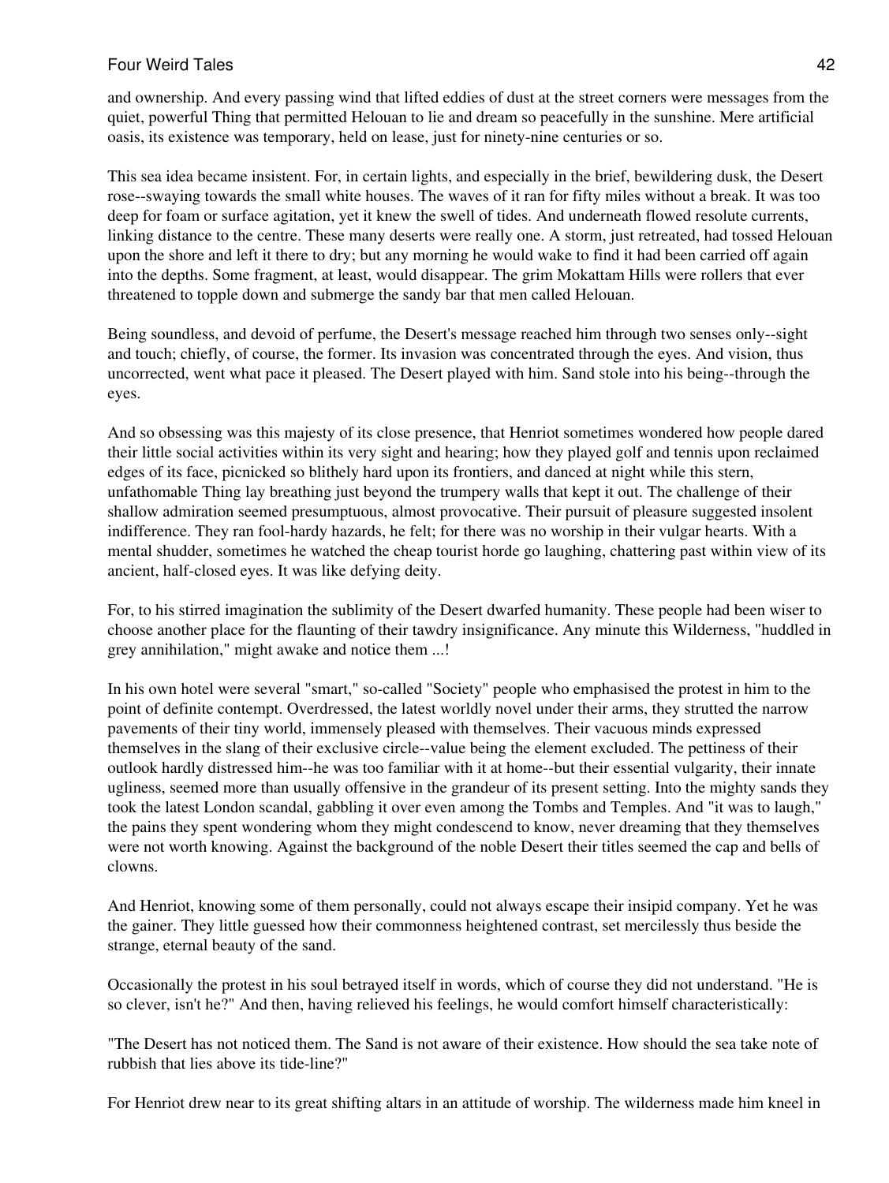and ownership. And every passing wind that lifted eddies of dust at the street corners were messages from the quiet, powerful Thing that permitted Helouan to lie and dream so peacefully in the sunshine. Mere artificial oasis, its existence was temporary, held on lease, just for ninety-nine centuries or so.

This sea idea became insistent. For, in certain lights, and especially in the brief, bewildering dusk, the Desert rose--swaying towards the small white houses. The waves of it ran for fifty miles without a break. It was too deep for foam or surface agitation, yet it knew the swell of tides. And underneath flowed resolute currents, linking distance to the centre. These many deserts were really one. A storm, just retreated, had tossed Helouan upon the shore and left it there to dry; but any morning he would wake to find it had been carried off again into the depths. Some fragment, at least, would disappear. The grim Mokattam Hills were rollers that ever threatened to topple down and submerge the sandy bar that men called Helouan.

Being soundless, and devoid of perfume, the Desert's message reached him through two senses only--sight and touch; chiefly, of course, the former. Its invasion was concentrated through the eyes. And vision, thus uncorrected, went what pace it pleased. The Desert played with him. Sand stole into his being--through the eyes.

And so obsessing was this majesty of its close presence, that Henriot sometimes wondered how people dared their little social activities within its very sight and hearing; how they played golf and tennis upon reclaimed edges of its face, picnicked so blithely hard upon its frontiers, and danced at night while this stern, unfathomable Thing lay breathing just beyond the trumpery walls that kept it out. The challenge of their shallow admiration seemed presumptuous, almost provocative. Their pursuit of pleasure suggested insolent indifference. They ran fool-hardy hazards, he felt; for there was no worship in their vulgar hearts. With a mental shudder, sometimes he watched the cheap tourist horde go laughing, chattering past within view of its ancient, half-closed eyes. It was like defying deity.

For, to his stirred imagination the sublimity of the Desert dwarfed humanity. These people had been wiser to choose another place for the flaunting of their tawdry insignificance. Any minute this Wilderness, "huddled in grey annihilation," might awake and notice them ...!

In his own hotel were several "smart," so-called "Society" people who emphasised the protest in him to the point of definite contempt. Overdressed, the latest worldly novel under their arms, they strutted the narrow pavements of their tiny world, immensely pleased with themselves. Their vacuous minds expressed themselves in the slang of their exclusive circle--value being the element excluded. The pettiness of their outlook hardly distressed him--he was too familiar with it at home--but their essential vulgarity, their innate ugliness, seemed more than usually offensive in the grandeur of its present setting. Into the mighty sands they took the latest London scandal, gabbling it over even among the Tombs and Temples. And "it was to laugh," the pains they spent wondering whom they might condescend to know, never dreaming that they themselves were not worth knowing. Against the background of the noble Desert their titles seemed the cap and bells of clowns.

And Henriot, knowing some of them personally, could not always escape their insipid company. Yet he was the gainer. They little guessed how their commonness heightened contrast, set mercilessly thus beside the strange, eternal beauty of the sand.

Occasionally the protest in his soul betrayed itself in words, which of course they did not understand. "He is so clever, isn't he?" And then, having relieved his feelings, he would comfort himself characteristically:

"The Desert has not noticed them. The Sand is not aware of their existence. How should the sea take note of rubbish that lies above its tide-line?"

For Henriot drew near to its great shifting altars in an attitude of worship. The wilderness made him kneel in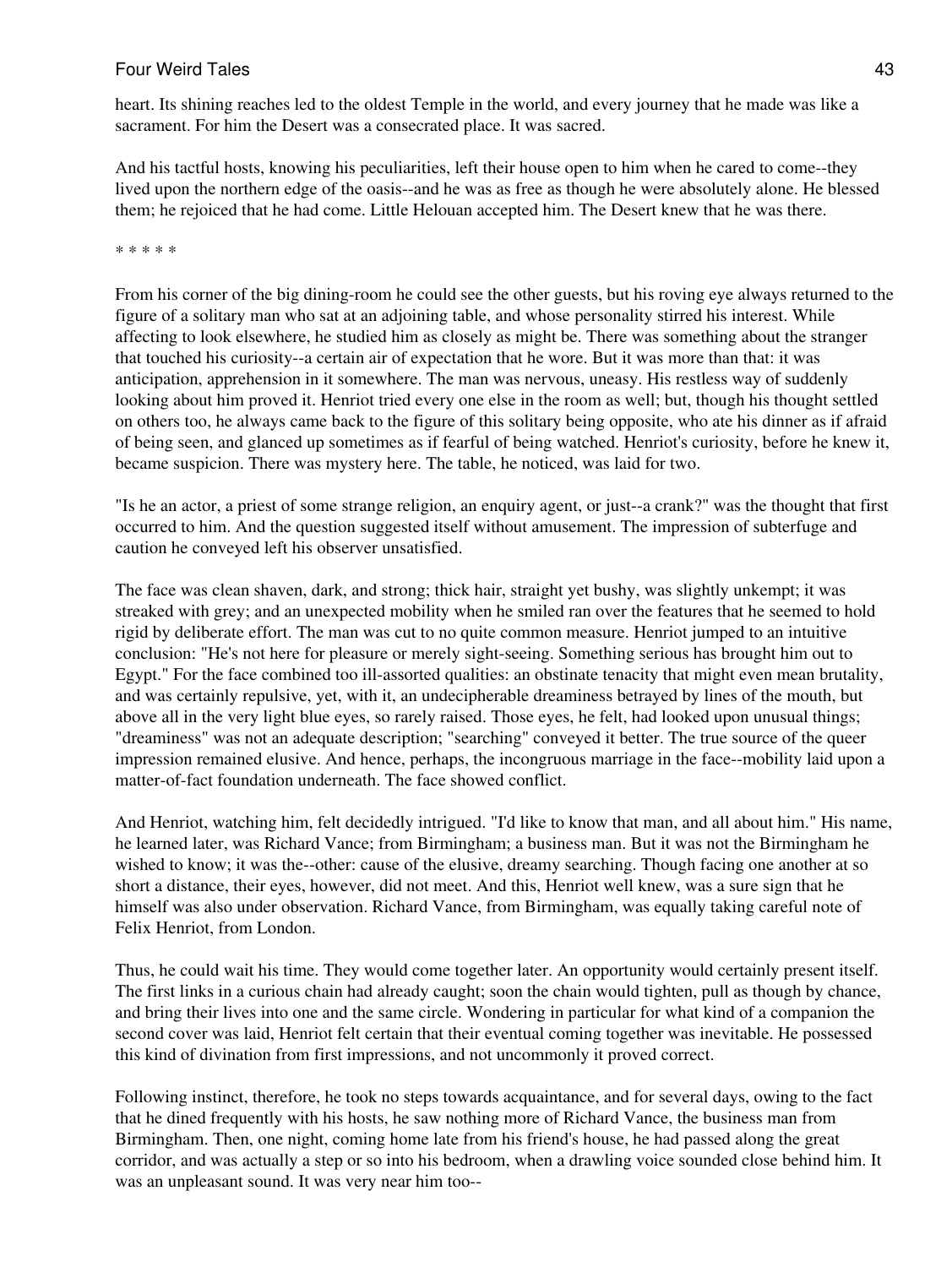heart. Its shining reaches led to the oldest Temple in the world, and every journey that he made was like a sacrament. For him the Desert was a consecrated place. It was sacred.

And his tactful hosts, knowing his peculiarities, left their house open to him when he cared to come--they lived upon the northern edge of the oasis--and he was as free as though he were absolutely alone. He blessed them; he rejoiced that he had come. Little Helouan accepted him. The Desert knew that he was there.

* * * * *

From his corner of the big dining-room he could see the other guests, but his roving eye always returned to the figure of a solitary man who sat at an adjoining table, and whose personality stirred his interest. While affecting to look elsewhere, he studied him as closely as might be. There was something about the stranger that touched his curiosity--a certain air of expectation that he wore. But it was more than that: it was anticipation, apprehension in it somewhere. The man was nervous, uneasy. His restless way of suddenly looking about him proved it. Henriot tried every one else in the room as well; but, though his thought settled on others too, he always came back to the figure of this solitary being opposite, who ate his dinner as if afraid of being seen, and glanced up sometimes as if fearful of being watched. Henriot's curiosity, before he knew it, became suspicion. There was mystery here. The table, he noticed, was laid for two.

"Is he an actor, a priest of some strange religion, an enquiry agent, or just--a crank?" was the thought that first occurred to him. And the question suggested itself without amusement. The impression of subterfuge and caution he conveyed left his observer unsatisfied.

The face was clean shaven, dark, and strong; thick hair, straight yet bushy, was slightly unkempt; it was streaked with grey; and an unexpected mobility when he smiled ran over the features that he seemed to hold rigid by deliberate effort. The man was cut to no quite common measure. Henriot jumped to an intuitive conclusion: "He's not here for pleasure or merely sight-seeing. Something serious has brought him out to Egypt." For the face combined too ill-assorted qualities: an obstinate tenacity that might even mean brutality, and was certainly repulsive, yet, with it, an undecipherable dreaminess betrayed by lines of the mouth, but above all in the very light blue eyes, so rarely raised. Those eyes, he felt, had looked upon unusual things; "dreaminess" was not an adequate description; "searching" conveyed it better. The true source of the queer impression remained elusive. And hence, perhaps, the incongruous marriage in the face--mobility laid upon a matter-of-fact foundation underneath. The face showed conflict.

And Henriot, watching him, felt decidedly intrigued. "I'd like to know that man, and all about him." His name, he learned later, was Richard Vance; from Birmingham; a business man. But it was not the Birmingham he wished to know; it was the--other: cause of the elusive, dreamy searching. Though facing one another at so short a distance, their eyes, however, did not meet. And this, Henriot well knew, was a sure sign that he himself was also under observation. Richard Vance, from Birmingham, was equally taking careful note of Felix Henriot, from London.

Thus, he could wait his time. They would come together later. An opportunity would certainly present itself. The first links in a curious chain had already caught; soon the chain would tighten, pull as though by chance, and bring their lives into one and the same circle. Wondering in particular for what kind of a companion the second cover was laid, Henriot felt certain that their eventual coming together was inevitable. He possessed this kind of divination from first impressions, and not uncommonly it proved correct.

Following instinct, therefore, he took no steps towards acquaintance, and for several days, owing to the fact that he dined frequently with his hosts, he saw nothing more of Richard Vance, the business man from Birmingham. Then, one night, coming home late from his friend's house, he had passed along the great corridor, and was actually a step or so into his bedroom, when a drawling voice sounded close behind him. It was an unpleasant sound. It was very near him too--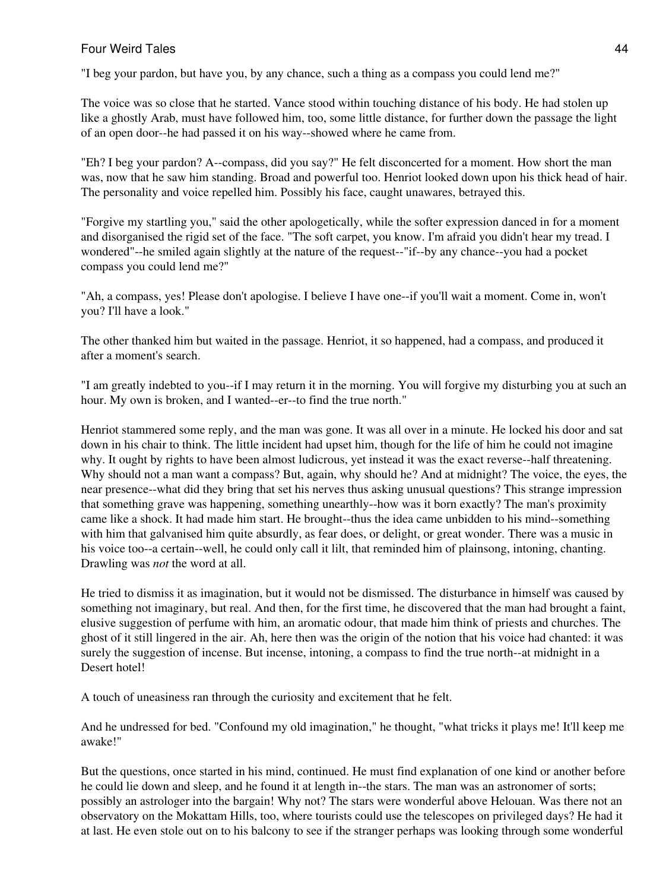"I beg your pardon, but have you, by any chance, such a thing as a compass you could lend me?"

The voice was so close that he started. Vance stood within touching distance of his body. He had stolen up like a ghostly Arab, must have followed him, too, some little distance, for further down the passage the light of an open door--he had passed it on his way--showed where he came from.

"Eh? I beg your pardon? A--compass, did you say?" He felt disconcerted for a moment. How short the man was, now that he saw him standing. Broad and powerful too. Henriot looked down upon his thick head of hair. The personality and voice repelled him. Possibly his face, caught unawares, betrayed this.

"Forgive my startling you," said the other apologetically, while the softer expression danced in for a moment and disorganised the rigid set of the face. "The soft carpet, you know. I'm afraid you didn't hear my tread. I wondered"--he smiled again slightly at the nature of the request--"if--by any chance--you had a pocket compass you could lend me?"

"Ah, a compass, yes! Please don't apologise. I believe I have one--if you'll wait a moment. Come in, won't you? I'll have a look."

The other thanked him but waited in the passage. Henriot, it so happened, had a compass, and produced it after a moment's search.

"I am greatly indebted to you--if I may return it in the morning. You will forgive my disturbing you at such an hour. My own is broken, and I wanted--er--to find the true north."

Henriot stammered some reply, and the man was gone. It was all over in a minute. He locked his door and sat down in his chair to think. The little incident had upset him, though for the life of him he could not imagine why. It ought by rights to have been almost ludicrous, yet instead it was the exact reverse--half threatening. Why should not a man want a compass? But, again, why should he? And at midnight? The voice, the eyes, the near presence--what did they bring that set his nerves thus asking unusual questions? This strange impression that something grave was happening, something unearthly--how was it born exactly? The man's proximity came like a shock. It had made him start. He brought--thus the idea came unbidden to his mind--something with him that galvanised him quite absurdly, as fear does, or delight, or great wonder. There was a music in his voice too--a certain--well, he could only call it lilt, that reminded him of plainsong, intoning, chanting. Drawling was *not* the word at all.

He tried to dismiss it as imagination, but it would not be dismissed. The disturbance in himself was caused by something not imaginary, but real. And then, for the first time, he discovered that the man had brought a faint, elusive suggestion of perfume with him, an aromatic odour, that made him think of priests and churches. The ghost of it still lingered in the air. Ah, here then was the origin of the notion that his voice had chanted: it was surely the suggestion of incense. But incense, intoning, a compass to find the true north--at midnight in a Desert hotel!

A touch of uneasiness ran through the curiosity and excitement that he felt.

And he undressed for bed. "Confound my old imagination," he thought, "what tricks it plays me! It'll keep me awake!"

But the questions, once started in his mind, continued. He must find explanation of one kind or another before he could lie down and sleep, and he found it at length in--the stars. The man was an astronomer of sorts; possibly an astrologer into the bargain! Why not? The stars were wonderful above Helouan. Was there not an observatory on the Mokattam Hills, too, where tourists could use the telescopes on privileged days? He had it at last. He even stole out on to his balcony to see if the stranger perhaps was looking through some wonderful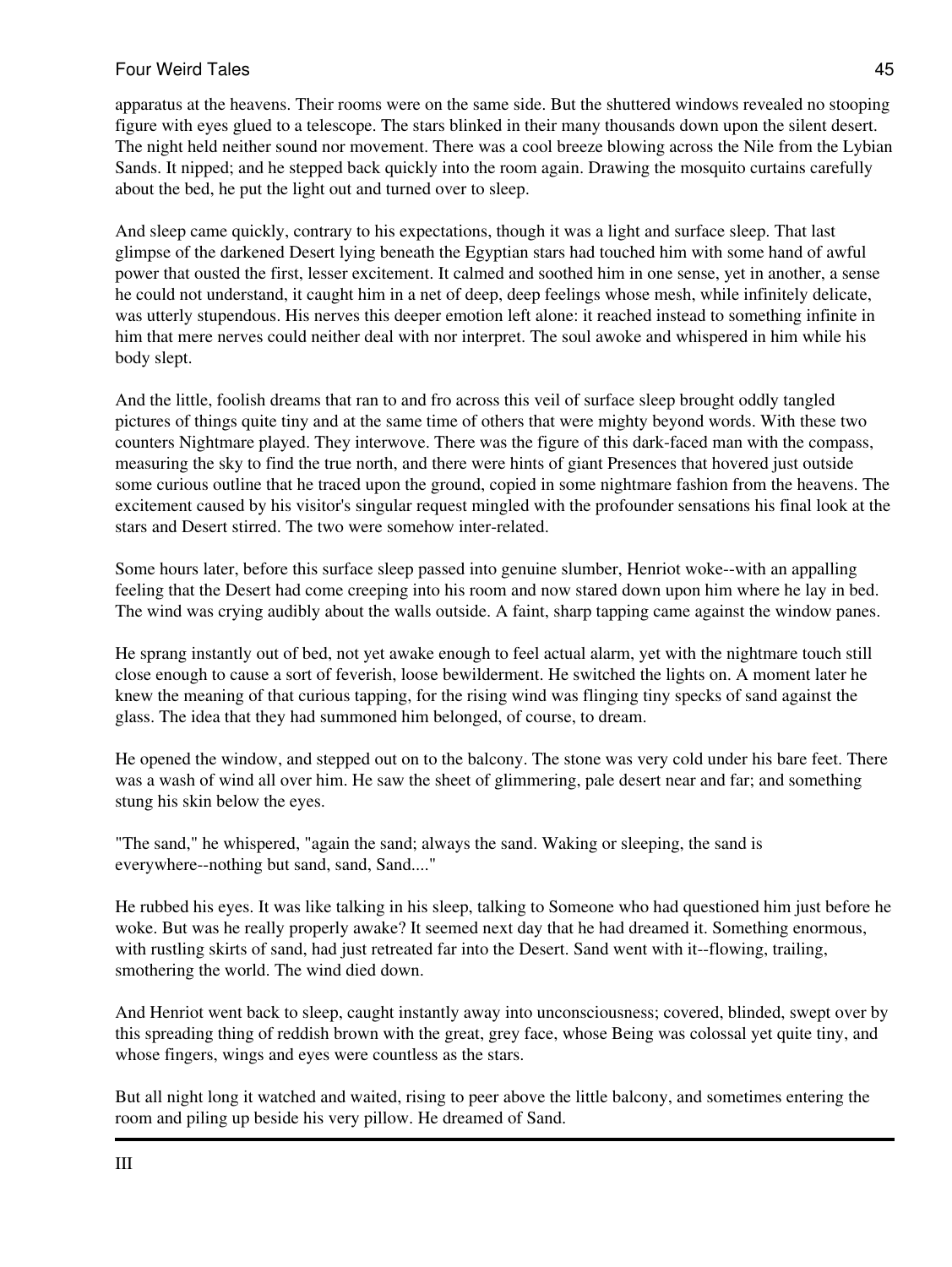apparatus at the heavens. Their rooms were on the same side. But the shuttered windows revealed no stooping figure with eyes glued to a telescope. The stars blinked in their many thousands down upon the silent desert. The night held neither sound nor movement. There was a cool breeze blowing across the Nile from the Lybian Sands. It nipped; and he stepped back quickly into the room again. Drawing the mosquito curtains carefully about the bed, he put the light out and turned over to sleep.

And sleep came quickly, contrary to his expectations, though it was a light and surface sleep. That last glimpse of the darkened Desert lying beneath the Egyptian stars had touched him with some hand of awful power that ousted the first, lesser excitement. It calmed and soothed him in one sense, yet in another, a sense he could not understand, it caught him in a net of deep, deep feelings whose mesh, while infinitely delicate, was utterly stupendous. His nerves this deeper emotion left alone: it reached instead to something infinite in him that mere nerves could neither deal with nor interpret. The soul awoke and whispered in him while his body slept.

And the little, foolish dreams that ran to and fro across this veil of surface sleep brought oddly tangled pictures of things quite tiny and at the same time of others that were mighty beyond words. With these two counters Nightmare played. They interwove. There was the figure of this dark-faced man with the compass, measuring the sky to find the true north, and there were hints of giant Presences that hovered just outside some curious outline that he traced upon the ground, copied in some nightmare fashion from the heavens. The excitement caused by his visitor's singular request mingled with the profounder sensations his final look at the stars and Desert stirred. The two were somehow inter-related.

Some hours later, before this surface sleep passed into genuine slumber, Henriot woke--with an appalling feeling that the Desert had come creeping into his room and now stared down upon him where he lay in bed. The wind was crying audibly about the walls outside. A faint, sharp tapping came against the window panes.

He sprang instantly out of bed, not yet awake enough to feel actual alarm, yet with the nightmare touch still close enough to cause a sort of feverish, loose bewilderment. He switched the lights on. A moment later he knew the meaning of that curious tapping, for the rising wind was flinging tiny specks of sand against the glass. The idea that they had summoned him belonged, of course, to dream.

He opened the window, and stepped out on to the balcony. The stone was very cold under his bare feet. There was a wash of wind all over him. He saw the sheet of glimmering, pale desert near and far; and something stung his skin below the eyes.

"The sand," he whispered, "again the sand; always the sand. Waking or sleeping, the sand is everywhere--nothing but sand, sand, Sand...."

He rubbed his eyes. It was like talking in his sleep, talking to Someone who had questioned him just before he woke. But was he really properly awake? It seemed next day that he had dreamed it. Something enormous, with rustling skirts of sand, had just retreated far into the Desert. Sand went with it--flowing, trailing, smothering the world. The wind died down.

And Henriot went back to sleep, caught instantly away into unconsciousness; covered, blinded, swept over by this spreading thing of reddish brown with the great, grey face, whose Being was colossal yet quite tiny, and whose fingers, wings and eyes were countless as the stars.

But all night long it watched and waited, rising to peer above the little balcony, and sometimes entering the room and piling up beside his very pillow. He dreamed of Sand.

---

## III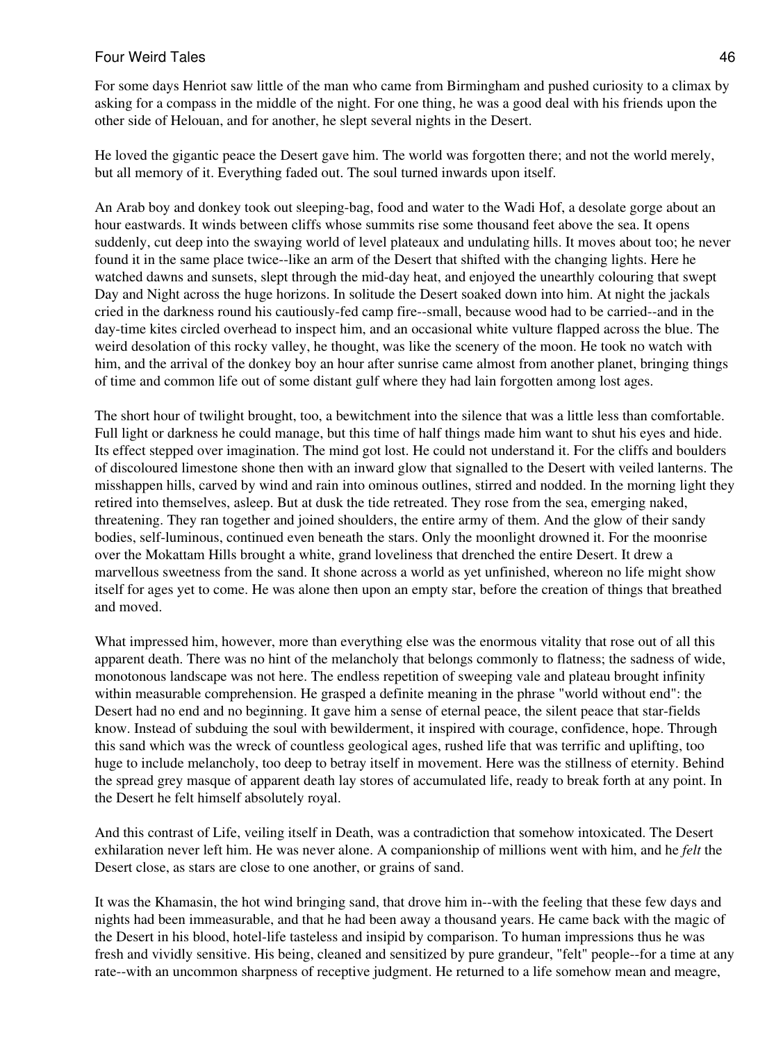For some days Henriot saw little of the man who came from Birmingham and pushed curiosity to a climax by asking for a compass in the middle of the night. For one thing, he was a good deal with his friends upon the other side of Helouan, and for another, he slept several nights in the Desert.

He loved the gigantic peace the Desert gave him. The world was forgotten there; and not the world merely, but all memory of it. Everything faded out. The soul turned inwards upon itself.

An Arab boy and donkey took out sleeping-bag, food and water to the Wadi Hof, a desolate gorge about an hour eastwards. It winds between cliffs whose summits rise some thousand feet above the sea. It opens suddenly, cut deep into the swaying world of level plateaux and undulating hills. It moves about too; he never found it in the same place twice--like an arm of the Desert that shifted with the changing lights. Here he watched dawns and sunsets, slept through the mid-day heat, and enjoyed the unearthly colouring that swept Day and Night across the huge horizons. In solitude the Desert soaked down into him. At night the jackals cried in the darkness round his cautiously-fed camp fire--small, because wood had to be carried--and in the day-time kites circled overhead to inspect him, and an occasional white vulture flapped across the blue. The weird desolation of this rocky valley, he thought, was like the scenery of the moon. He took no watch with him, and the arrival of the donkey boy an hour after sunrise came almost from another planet, bringing things of time and common life out of some distant gulf where they had lain forgotten among lost ages.

The short hour of twilight brought, too, a bewitchment into the silence that was a little less than comfortable. Full light or darkness he could manage, but this time of half things made him want to shut his eyes and hide. Its effect stepped over imagination. The mind got lost. He could not understand it. For the cliffs and boulders of discoloured limestone shone then with an inward glow that signalled to the Desert with veiled lanterns. The misshappen hills, carved by wind and rain into ominous outlines, stirred and nodded. In the morning light they retired into themselves, asleep. But at dusk the tide retreated. They rose from the sea, emerging naked, threatening. They ran together and joined shoulders, the entire army of them. And the glow of their sandy bodies, self-luminous, continued even beneath the stars. Only the moonlight drowned it. For the moonrise over the Mokattam Hills brought a white, grand loveliness that drenched the entire Desert. It drew a marvellous sweetness from the sand. It shone across a world as yet unfinished, whereon no life might show itself for ages yet to come. He was alone then upon an empty star, before the creation of things that breathed and moved.

What impressed him, however, more than everything else was the enormous vitality that rose out of all this apparent death. There was no hint of the melancholy that belongs commonly to flatness; the sadness of wide, monotonous landscape was not here. The endless repetition of sweeping vale and plateau brought infinity within measurable comprehension. He grasped a definite meaning in the phrase "world without end": the Desert had no end and no beginning. It gave him a sense of eternal peace, the silent peace that star-fields know. Instead of subduing the soul with bewilderment, it inspired with courage, confidence, hope. Through this sand which was the wreck of countless geological ages, rushed life that was terrific and uplifting, too huge to include melancholy, too deep to betray itself in movement. Here was the stillness of eternity. Behind the spread grey masque of apparent death lay stores of accumulated life, ready to break forth at any point. In the Desert he felt himself absolutely royal.

And this contrast of Life, veiling itself in Death, was a contradiction that somehow intoxicated. The Desert exhilaration never left him. He was never alone. A companionship of millions went with him, and he *felt* the Desert close, as stars are close to one another, or grains of sand.

It was the Khamasin, the hot wind bringing sand, that drove him in--with the feeling that these few days and nights had been immeasurable, and that he had been away a thousand years. He came back with the magic of the Desert in his blood, hotel-life tasteless and insipid by comparison. To human impressions thus he was fresh and vividly sensitive. His being, cleaned and sensitized by pure grandeur, "felt" people--for a time at any rate--with an uncommon sharpness of receptive judgment. He returned to a life somehow mean and meagre,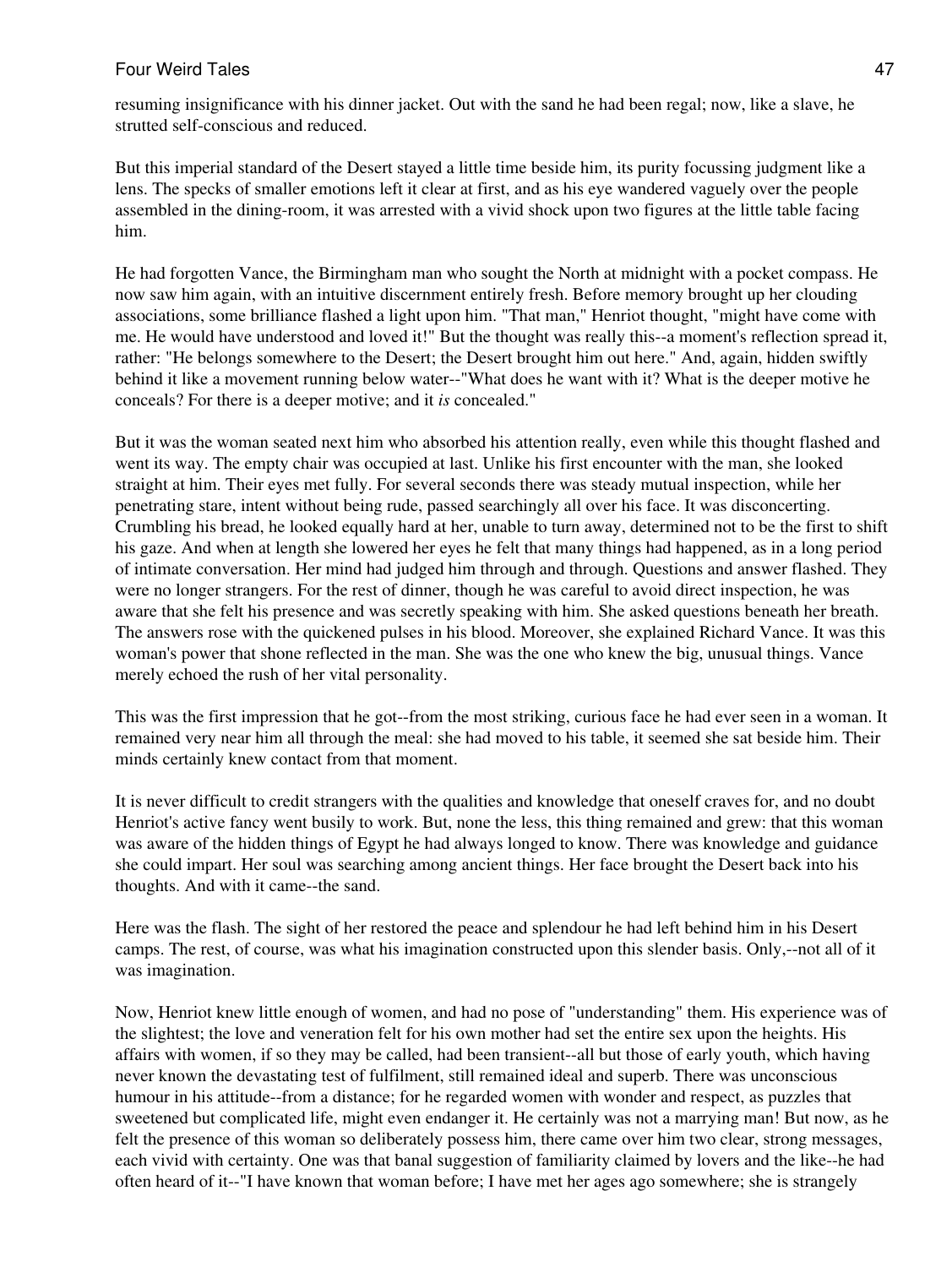resuming insignificance with his dinner jacket. Out with the sand he had been regal; now, like a slave, he strutted self-conscious and reduced.

But this imperial standard of the Desert stayed a little time beside him, its purity focussing judgment like a lens. The specks of smaller emotions left it clear at first, and as his eye wandered vaguely over the people assembled in the dining-room, it was arrested with a vivid shock upon two figures at the little table facing him.

He had forgotten Vance, the Birmingham man who sought the North at midnight with a pocket compass. He now saw him again, with an intuitive discernment entirely fresh. Before memory brought up her clouding associations, some brilliance flashed a light upon him. "That man," Henriot thought, "might have come with me. He would have understood and loved it!" But the thought was really this--a moment's reflection spread it, rather: "He belongs somewhere to the Desert; the Desert brought him out here." And, again, hidden swiftly behind it like a movement running below water--"What does he want with it? What is the deeper motive he conceals? For there is a deeper motive; and it *is* concealed."

But it was the woman seated next him who absorbed his attention really, even while this thought flashed and went its way. The empty chair was occupied at last. Unlike his first encounter with the man, she looked straight at him. Their eyes met fully. For several seconds there was steady mutual inspection, while her penetrating stare, intent without being rude, passed searchingly all over his face. It was disconcerting. Crumbling his bread, he looked equally hard at her, unable to turn away, determined not to be the first to shift his gaze. And when at length she lowered her eyes he felt that many things had happened, as in a long period of intimate conversation. Her mind had judged him through and through. Questions and answer flashed. They were no longer strangers. For the rest of dinner, though he was careful to avoid direct inspection, he was aware that she felt his presence and was secretly speaking with him. She asked questions beneath her breath. The answers rose with the quickened pulses in his blood. Moreover, she explained Richard Vance. It was this woman's power that shone reflected in the man. She was the one who knew the big, unusual things. Vance merely echoed the rush of her vital personality.

This was the first impression that he got--from the most striking, curious face he had ever seen in a woman. It remained very near him all through the meal: she had moved to his table, it seemed she sat beside him. Their minds certainly knew contact from that moment.

It is never difficult to credit strangers with the qualities and knowledge that oneself craves for, and no doubt Henriot's active fancy went busily to work. But, none the less, this thing remained and grew: that this woman was aware of the hidden things of Egypt he had always longed to know. There was knowledge and guidance she could impart. Her soul was searching among ancient things. Her face brought the Desert back into his thoughts. And with it came--the sand.

Here was the flash. The sight of her restored the peace and splendour he had left behind him in his Desert camps. The rest, of course, was what his imagination constructed upon this slender basis. Only,--not all of it was imagination.

Now, Henriot knew little enough of women, and had no pose of "understanding" them. His experience was of the slightest; the love and veneration felt for his own mother had set the entire sex upon the heights. His affairs with women, if so they may be called, had been transient--all but those of early youth, which having never known the devastating test of fulfilment, still remained ideal and superb. There was unconscious humour in his attitude--from a distance; for he regarded women with wonder and respect, as puzzles that sweetened but complicated life, might even endanger it. He certainly was not a marrying man! But now, as he felt the presence of this woman so deliberately possess him, there came over him two clear, strong messages, each vivid with certainty. One was that banal suggestion of familiarity claimed by lovers and the like--he had often heard of it--"I have known that woman before; I have met her ages ago somewhere; she is strangely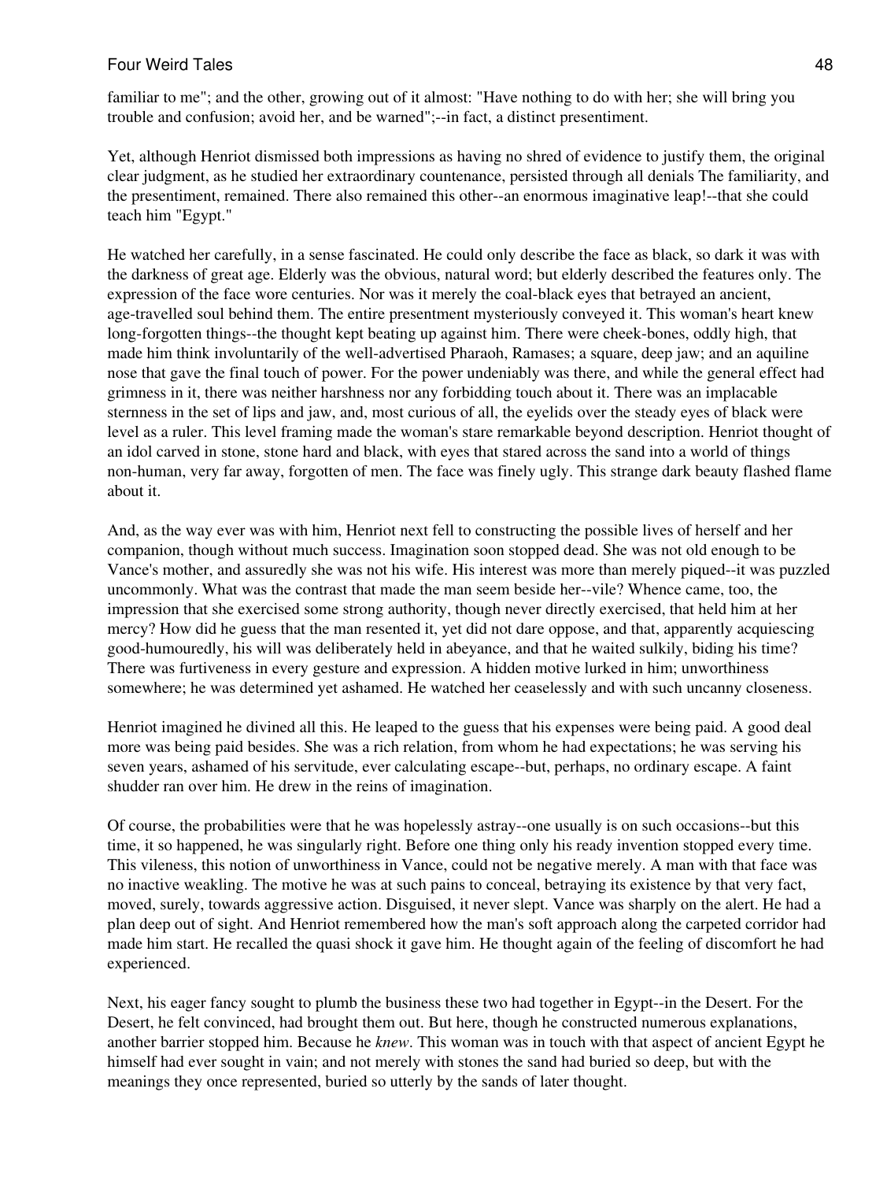familiar to me"; and the other, growing out of it almost: "Have nothing to do with her; she will bring you trouble and confusion; avoid her, and be warned";--in fact, a distinct presentiment.

Yet, although Henriot dismissed both impressions as having no shred of evidence to justify them, the original clear judgment, as he studied her extraordinary countenance, persisted through all denials The familiarity, and the presentiment, remained. There also remained this other--an enormous imaginative leap!--that she could teach him "Egypt."

He watched her carefully, in a sense fascinated. He could only describe the face as black, so dark it was with the darkness of great age. Elderly was the obvious, natural word; but elderly described the features only. The expression of the face wore centuries. Nor was it merely the coal-black eyes that betrayed an ancient, age-travelled soul behind them. The entire presentment mysteriously conveyed it. This woman's heart knew long-forgotten things--the thought kept beating up against him. There were cheek-bones, oddly high, that made him think involuntarily of the well-advertised Pharaoh, Ramases; a square, deep jaw; and an aquiline nose that gave the final touch of power. For the power undeniably was there, and while the general effect had grimness in it, there was neither harshness nor any forbidding touch about it. There was an implacable sternness in the set of lips and jaw, and, most curious of all, the eyelids over the steady eyes of black were level as a ruler. This level framing made the woman's stare remarkable beyond description. Henriot thought of an idol carved in stone, stone hard and black, with eyes that stared across the sand into a world of things non-human, very far away, forgotten of men. The face was finely ugly. This strange dark beauty flashed flame about it.

And, as the way ever was with him, Henriot next fell to constructing the possible lives of herself and her companion, though without much success. Imagination soon stopped dead. She was not old enough to be Vance's mother, and assuredly she was not his wife. His interest was more than merely piqued--it was puzzled uncommonly. What was the contrast that made the man seem beside her--vile? Whence came, too, the impression that she exercised some strong authority, though never directly exercised, that held him at her mercy? How did he guess that the man resented it, yet did not dare oppose, and that, apparently acquiescing good-humouredly, his will was deliberately held in abeyance, and that he waited sulkily, biding his time? There was furtiveness in every gesture and expression. A hidden motive lurked in him; unworthiness somewhere; he was determined yet ashamed. He watched her ceaselessly and with such uncanny closeness.

Henriot imagined he divined all this. He leaped to the guess that his expenses were being paid. A good deal more was being paid besides. She was a rich relation, from whom he had expectations; he was serving his seven years, ashamed of his servitude, ever calculating escape--but, perhaps, no ordinary escape. A faint shudder ran over him. He drew in the reins of imagination.

Of course, the probabilities were that he was hopelessly astray--one usually is on such occasions--but this time, it so happened, he was singularly right. Before one thing only his ready invention stopped every time. This vileness, this notion of unworthiness in Vance, could not be negative merely. A man with that face was no inactive weakling. The motive he was at such pains to conceal, betraying its existence by that very fact, moved, surely, towards aggressive action. Disguised, it never slept. Vance was sharply on the alert. He had a plan deep out of sight. And Henriot remembered how the man's soft approach along the carpeted corridor had made him start. He recalled the quasi shock it gave him. He thought again of the feeling of discomfort he had experienced.

Next, his eager fancy sought to plumb the business these two had together in Egypt--in the Desert. For the Desert, he felt convinced, had brought them out. But here, though he constructed numerous explanations, another barrier stopped him. Because he *knew*. This woman was in touch with that aspect of ancient Egypt he himself had ever sought in vain; and not merely with stones the sand had buried so deep, but with the meanings they once represented, buried so utterly by the sands of later thought.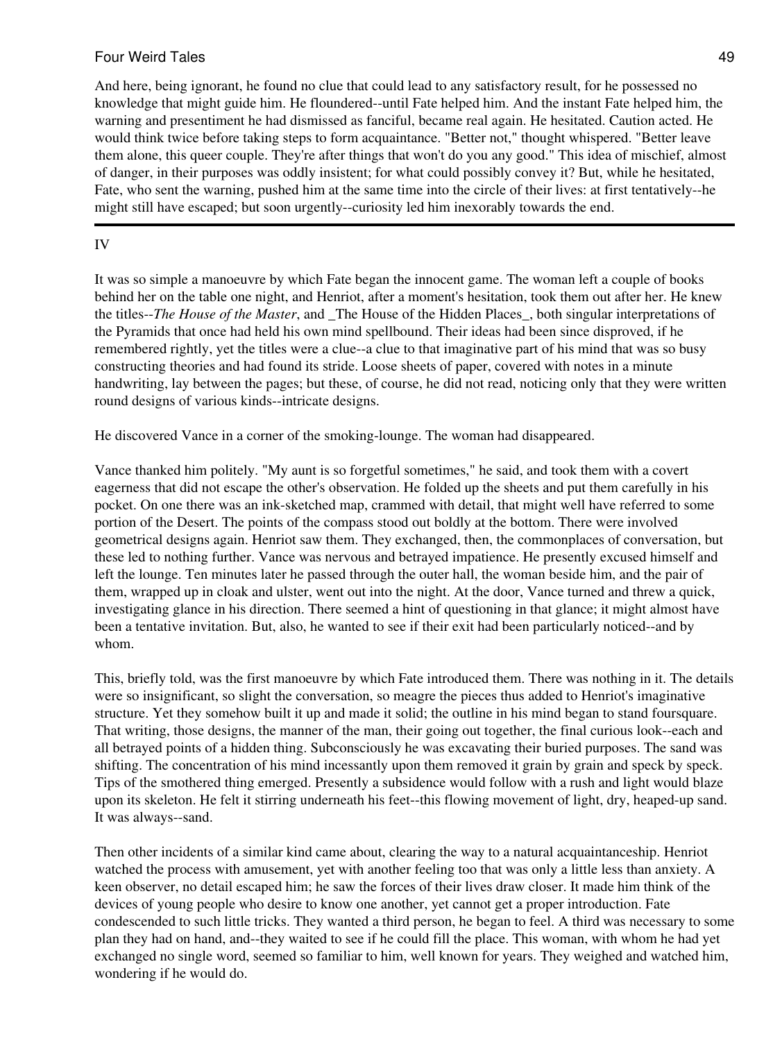And here, being ignorant, he found no clue that could lead to any satisfactory result, for he possessed no knowledge that might guide him. He floundered--until Fate helped him. And the instant Fate helped him, the warning and presentiment he had dismissed as fanciful, became real again. He hesitated. Caution acted. He would think twice before taking steps to form acquaintance. "Better not," thought whispered. "Better leave them alone, this queer couple. They're after things that won't do you any good." This idea of mischief, almost of danger, in their purposes was oddly insistent; for what could possibly convey it? But, while he hesitated, Fate, who sent the warning, pushed him at the same time into the circle of their lives: at first tentatively--he might still have escaped; but soon urgently--curiosity led him inexorably towards the end.

---

## IV

It was so simple a manoeuvre by which Fate began the innocent game. The woman left a couple of books behind her on the table one night, and Henriot, after a moment's hesitation, took them out after her. He knew the titles--*The House of the Master*, and _The House of the Hidden Places_, both singular interpretations of the Pyramids that once had held his own mind spellbound. Their ideas had been since disproved, if he remembered rightly, yet the titles were a clue--a clue to that imaginative part of his mind that was so busy constructing theories and had found its stride. Loose sheets of paper, covered with notes in a minute handwriting, lay between the pages; but these, of course, he did not read, noticing only that they were written round designs of various kinds--intricate designs.

He discovered Vance in a corner of the smoking-lounge. The woman had disappeared.

Vance thanked him politely. "My aunt is so forgetful sometimes," he said, and took them with a covert eagerness that did not escape the other's observation. He folded up the sheets and put them carefully in his pocket. On one there was an ink-sketched map, crammed with detail, that might well have referred to some portion of the Desert. The points of the compass stood out boldly at the bottom. There were involved geometrical designs again. Henriot saw them. They exchanged, then, the commonplaces of conversation, but these led to nothing further. Vance was nervous and betrayed impatience. He presently excused himself and left the lounge. Ten minutes later he passed through the outer hall, the woman beside him, and the pair of them, wrapped up in cloak and ulster, went out into the night. At the door, Vance turned and threw a quick, investigating glance in his direction. There seemed a hint of questioning in that glance; it might almost have been a tentative invitation. But, also, he wanted to see if their exit had been particularly noticed--and by whom.

This, briefly told, was the first manoeuvre by which Fate introduced them. There was nothing in it. The details were so insignificant, so slight the conversation, so meagre the pieces thus added to Henriot's imaginative structure. Yet they somehow built it up and made it solid; the outline in his mind began to stand foursquare. That writing, those designs, the manner of the man, their going out together, the final curious look--each and all betrayed points of a hidden thing. Subconsciously he was excavating their buried purposes. The sand was shifting. The concentration of his mind incessantly upon them removed it grain by grain and speck by speck. Tips of the smothered thing emerged. Presently a subsidence would follow with a rush and light would blaze upon its skeleton. He felt it stirring underneath his feet--this flowing movement of light, dry, heaped-up sand. It was always--sand.

Then other incidents of a similar kind came about, clearing the way to a natural acquaintanceship. Henriot watched the process with amusement, yet with another feeling too that was only a little less than anxiety. A keen observer, no detail escaped him; he saw the forces of their lives draw closer. It made him think of the devices of young people who desire to know one another, yet cannot get a proper introduction. Fate condescended to such little tricks. They wanted a third person, he began to feel. A third was necessary to some plan they had on hand, and--they waited to see if he could fill the place. This woman, with whom he had yet exchanged no single word, seemed so familiar to him, well known for years. They weighed and watched him, wondering if he would do.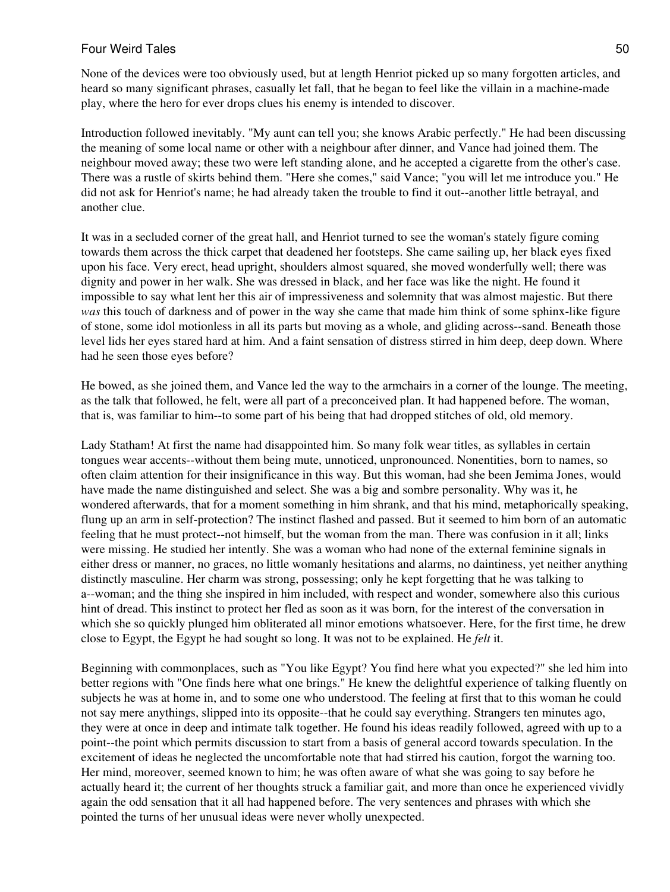None of the devices were too obviously used, but at length Henriot picked up so many forgotten articles, and heard so many significant phrases, casually let fall, that he began to feel like the villain in a machine-made play, where the hero for ever drops clues his enemy is intended to discover.

Introduction followed inevitably. "My aunt can tell you; she knows Arabic perfectly." He had been discussing the meaning of some local name or other with a neighbour after dinner, and Vance had joined them. The neighbour moved away; these two were left standing alone, and he accepted a cigarette from the other's case. There was a rustle of skirts behind them. "Here she comes," said Vance; "you will let me introduce you." He did not ask for Henriot's name; he had already taken the trouble to find it out--another little betrayal, and another clue.

It was in a secluded corner of the great hall, and Henriot turned to see the woman's stately figure coming towards them across the thick carpet that deadened her footsteps. She came sailing up, her black eyes fixed upon his face. Very erect, head upright, shoulders almost squared, she moved wonderfully well; there was dignity and power in her walk. She was dressed in black, and her face was like the night. He found it impossible to say what lent her this air of impressiveness and solemnity that was almost majestic. But there *was* this touch of darkness and of power in the way she came that made him think of some sphinx-like figure of stone, some idol motionless in all its parts but moving as a whole, and gliding across--sand. Beneath those level lids her eyes stared hard at him. And a faint sensation of distress stirred in him deep, deep down. Where had he seen those eyes before?

He bowed, as she joined them, and Vance led the way to the armchairs in a corner of the lounge. The meeting, as the talk that followed, he felt, were all part of a preconceived plan. It had happened before. The woman, that is, was familiar to him--to some part of his being that had dropped stitches of old, old memory.

Lady Statham! At first the name had disappointed him. So many folk wear titles, as syllables in certain tongues wear accents--without them being mute, unnoticed, unpronounced. Nonentities, born to names, so often claim attention for their insignificance in this way. But this woman, had she been Jemima Jones, would have made the name distinguished and select. She was a big and sombre personality. Why was it, he wondered afterwards, that for a moment something in him shrank, and that his mind, metaphorically speaking, flung up an arm in self-protection? The instinct flashed and passed. But it seemed to him born of an automatic feeling that he must protect--not himself, but the woman from the man. There was confusion in it all; links were missing. He studied her intently. She was a woman who had none of the external feminine signals in either dress or manner, no graces, no little womanly hesitations and alarms, no daintiness, yet neither anything distinctly masculine. Her charm was strong, possessing; only he kept forgetting that he was talking to a--woman; and the thing she inspired in him included, with respect and wonder, somewhere also this curious hint of dread. This instinct to protect her fled as soon as it was born, for the interest of the conversation in which she so quickly plunged him obliterated all minor emotions whatsoever. Here, for the first time, he drew close to Egypt, the Egypt he had sought so long. It was not to be explained. He *felt* it.

Beginning with commonplaces, such as "You like Egypt? You find here what you expected?" she led him into better regions with "One finds here what one brings." He knew the delightful experience of talking fluently on subjects he was at home in, and to some one who understood. The feeling at first that to this woman he could not say mere anythings, slipped into its opposite--that he could say everything. Strangers ten minutes ago, they were at once in deep and intimate talk together. He found his ideas readily followed, agreed with up to a point--the point which permits discussion to start from a basis of general accord towards speculation. In the excitement of ideas he neglected the uncomfortable note that had stirred his caution, forgot the warning too. Her mind, moreover, seemed known to him; he was often aware of what she was going to say before he actually heard it; the current of her thoughts struck a familiar gait, and more than once he experienced vividly again the odd sensation that it all had happened before. The very sentences and phrases with which she pointed the turns of her unusual ideas were never wholly unexpected.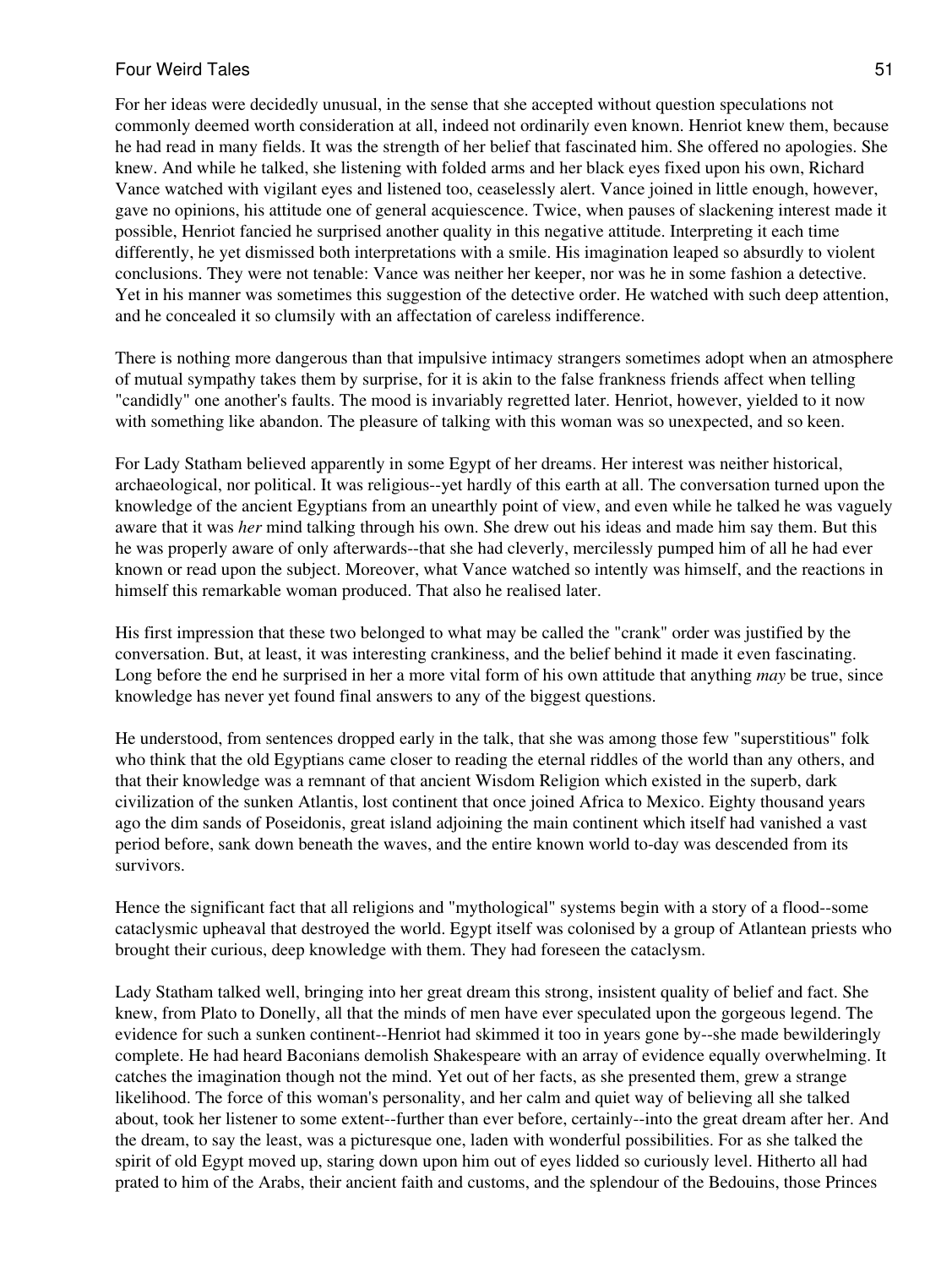For her ideas were decidedly unusual, in the sense that she accepted without question speculations not commonly deemed worth consideration at all, indeed not ordinarily even known. Henriot knew them, because he had read in many fields. It was the strength of her belief that fascinated him. She offered no apologies. She knew. And while he talked, she listening with folded arms and her black eyes fixed upon his own, Richard Vance watched with vigilant eyes and listened too, ceaselessly alert. Vance joined in little enough, however, gave no opinions, his attitude one of general acquiescence. Twice, when pauses of slackening interest made it possible, Henriot fancied he surprised another quality in this negative attitude. Interpreting it each time differently, he yet dismissed both interpretations with a smile. His imagination leaped so absurdly to violent conclusions. They were not tenable: Vance was neither her keeper, nor was he in some fashion a detective. Yet in his manner was sometimes this suggestion of the detective order. He watched with such deep attention, and he concealed it so clumsily with an affectation of careless indifference.

There is nothing more dangerous than that impulsive intimacy strangers sometimes adopt when an atmosphere of mutual sympathy takes them by surprise, for it is akin to the false frankness friends affect when telling "candidly" one another's faults. The mood is invariably regretted later. Henriot, however, yielded to it now with something like abandon. The pleasure of talking with this woman was so unexpected, and so keen.

For Lady Statham believed apparently in some Egypt of her dreams. Her interest was neither historical, archaeological, nor political. It was religious--yet hardly of this earth at all. The conversation turned upon the knowledge of the ancient Egyptians from an unearthly point of view, and even while he talked he was vaguely aware that it was *her* mind talking through his own. She drew out his ideas and made him say them. But this he was properly aware of only afterwards--that she had cleverly, mercilessly pumped him of all he had ever known or read upon the subject. Moreover, what Vance watched so intently was himself, and the reactions in himself this remarkable woman produced. That also he realised later.

His first impression that these two belonged to what may be called the "crank" order was justified by the conversation. But, at least, it was interesting crankiness, and the belief behind it made it even fascinating. Long before the end he surprised in her a more vital form of his own attitude that anything *may* be true, since knowledge has never yet found final answers to any of the biggest questions.

He understood, from sentences dropped early in the talk, that she was among those few "superstitious" folk who think that the old Egyptians came closer to reading the eternal riddles of the world than any others, and that their knowledge was a remnant of that ancient Wisdom Religion which existed in the superb, dark civilization of the sunken Atlantis, lost continent that once joined Africa to Mexico. Eighty thousand years ago the dim sands of Poseidonis, great island adjoining the main continent which itself had vanished a vast period before, sank down beneath the waves, and the entire known world to-day was descended from its survivors.

Hence the significant fact that all religions and "mythological" systems begin with a story of a flood--some cataclysmic upheaval that destroyed the world. Egypt itself was colonised by a group of Atlantean priests who brought their curious, deep knowledge with them. They had foreseen the cataclysm.

Lady Statham talked well, bringing into her great dream this strong, insistent quality of belief and fact. She knew, from Plato to Donelly, all that the minds of men have ever speculated upon the gorgeous legend. The evidence for such a sunken continent--Henriot had skimmed it too in years gone by--she made bewilderingly complete. He had heard Baconians demolish Shakespeare with an array of evidence equally overwhelming. It catches the imagination though not the mind. Yet out of her facts, as she presented them, grew a strange likelihood. The force of this woman's personality, and her calm and quiet way of believing all she talked about, took her listener to some extent--further than ever before, certainly--into the great dream after her. And the dream, to say the least, was a picturesque one, laden with wonderful possibilities. For as she talked the spirit of old Egypt moved up, staring down upon him out of eyes lidded so curiously level. Hitherto all had prated to him of the Arabs, their ancient faith and customs, and the splendour of the Bedouins, those Princes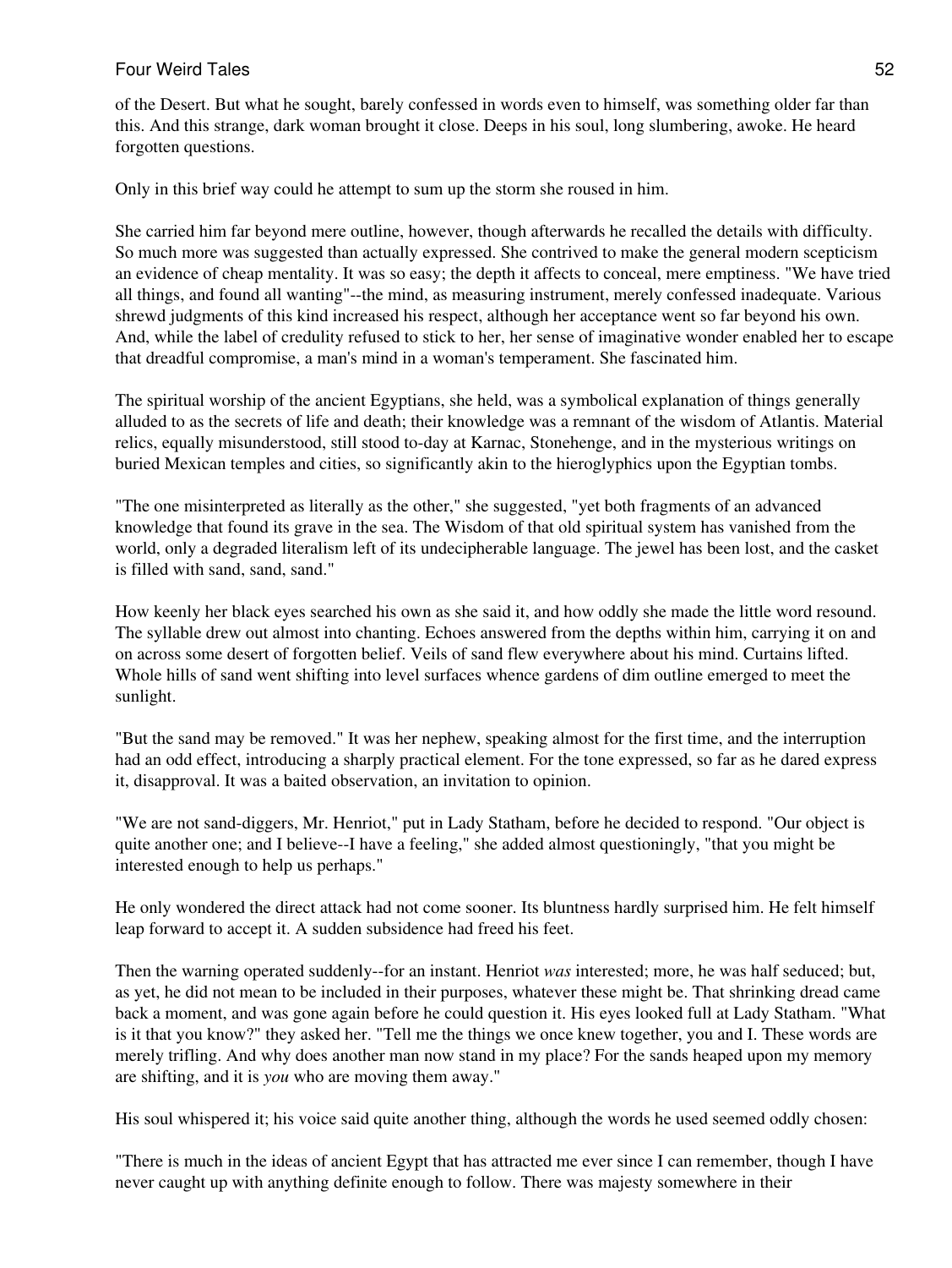of the Desert. But what he sought, barely confessed in words even to himself, was something older far than this. And this strange, dark woman brought it close. Deeps in his soul, long slumbering, awoke. He heard forgotten questions.

Only in this brief way could he attempt to sum up the storm she roused in him.

She carried him far beyond mere outline, however, though afterwards he recalled the details with difficulty. So much more was suggested than actually expressed. She contrived to make the general modern scepticism an evidence of cheap mentality. It was so easy; the depth it affects to conceal, mere emptiness. "We have tried all things, and found all wanting"--the mind, as measuring instrument, merely confessed inadequate. Various shrewd judgments of this kind increased his respect, although her acceptance went so far beyond his own. And, while the label of credulity refused to stick to her, her sense of imaginative wonder enabled her to escape that dreadful compromise, a man's mind in a woman's temperament. She fascinated him.

The spiritual worship of the ancient Egyptians, she held, was a symbolical explanation of things generally alluded to as the secrets of life and death; their knowledge was a remnant of the wisdom of Atlantis. Material relics, equally misunderstood, still stood to-day at Karnac, Stonehenge, and in the mysterious writings on buried Mexican temples and cities, so significantly akin to the hieroglyphics upon the Egyptian tombs.

"The one misinterpreted as literally as the other," she suggested, "yet both fragments of an advanced knowledge that found its grave in the sea. The Wisdom of that old spiritual system has vanished from the world, only a degraded literalism left of its undecipherable language. The jewel has been lost, and the casket is filled with sand, sand, sand."

How keenly her black eyes searched his own as she said it, and how oddly she made the little word resound. The syllable drew out almost into chanting. Echoes answered from the depths within him, carrying it on and on across some desert of forgotten belief. Veils of sand flew everywhere about his mind. Curtains lifted. Whole hills of sand went shifting into level surfaces whence gardens of dim outline emerged to meet the sunlight.

"But the sand may be removed." It was her nephew, speaking almost for the first time, and the interruption had an odd effect, introducing a sharply practical element. For the tone expressed, so far as he dared express it, disapproval. It was a baited observation, an invitation to opinion.

"We are not sand-diggers, Mr. Henriot," put in Lady Statham, before he decided to respond. "Our object is quite another one; and I believe--I have a feeling," she added almost questioningly, "that you might be interested enough to help us perhaps."

He only wondered the direct attack had not come sooner. Its bluntness hardly surprised him. He felt himself leap forward to accept it. A sudden subsidence had freed his feet.

Then the warning operated suddenly--for an instant. Henriot *was* interested; more, he was half seduced; but, as yet, he did not mean to be included in their purposes, whatever these might be. That shrinking dread came back a moment, and was gone again before he could question it. His eyes looked full at Lady Statham. "What is it that you know?" they asked her. "Tell me the things we once knew together, you and I. These words are merely trifling. And why does another man now stand in my place? For the sands heaped upon my memory are shifting, and it is *you* who are moving them away."

His soul whispered it; his voice said quite another thing, although the words he used seemed oddly chosen:

"There is much in the ideas of ancient Egypt that has attracted me ever since I can remember, though I have never caught up with anything definite enough to follow. There was majesty somewhere in their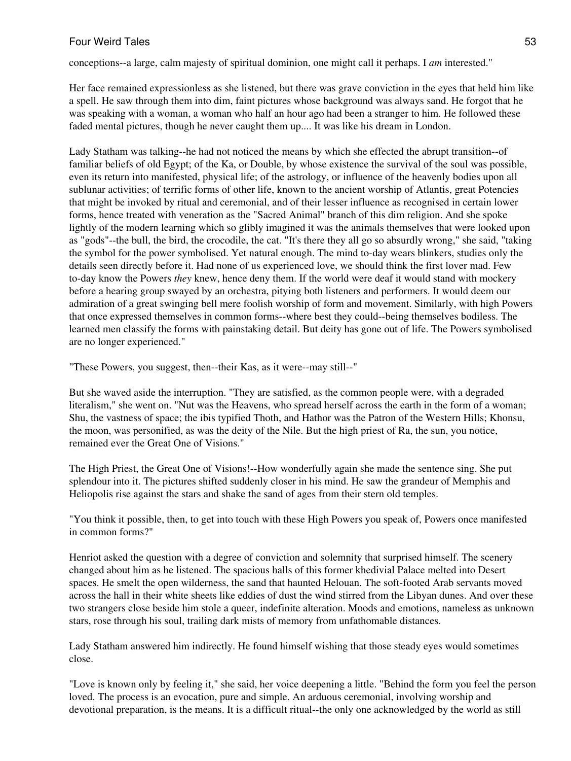conceptions--a large, calm majesty of spiritual dominion, one might call it perhaps. I *am* interested."

Her face remained expressionless as she listened, but there was grave conviction in the eyes that held him like a spell. He saw through them into dim, faint pictures whose background was always sand. He forgot that he was speaking with a woman, a woman who half an hour ago had been a stranger to him. He followed these faded mental pictures, though he never caught them up.... It was like his dream in London.

Lady Statham was talking--he had not noticed the means by which she effected the abrupt transition--of familiar beliefs of old Egypt; of the Ka, or Double, by whose existence the survival of the soul was possible, even its return into manifested, physical life; of the astrology, or influence of the heavenly bodies upon all sublunar activities; of terrific forms of other life, known to the ancient worship of Atlantis, great Potencies that might be invoked by ritual and ceremonial, and of their lesser influence as recognised in certain lower forms, hence treated with veneration as the "Sacred Animal" branch of this dim religion. And she spoke lightly of the modern learning which so glibly imagined it was the animals themselves that were looked upon as "gods"--the bull, the bird, the crocodile, the cat. "It's there they all go so absurdly wrong," she said, "taking the symbol for the power symbolised. Yet natural enough. The mind to-day wears blinkers, studies only the details seen directly before it. Had none of us experienced love, we should think the first lover mad. Few to-day know the Powers *they* knew, hence deny them. If the world were deaf it would stand with mockery before a hearing group swayed by an orchestra, pitying both listeners and performers. It would deem our admiration of a great swinging bell mere foolish worship of form and movement. Similarly, with high Powers that once expressed themselves in common forms--where best they could--being themselves bodiless. The learned men classify the forms with painstaking detail. But deity has gone out of life. The Powers symbolised are no longer experienced."

"These Powers, you suggest, then--their Kas, as it were--may still--"

But she waved aside the interruption. "They are satisfied, as the common people were, with a degraded literalism," she went on. "Nut was the Heavens, who spread herself across the earth in the form of a woman; Shu, the vastness of space; the ibis typified Thoth, and Hathor was the Patron of the Western Hills; Khonsu, the moon, was personified, as was the deity of the Nile. But the high priest of Ra, the sun, you notice, remained ever the Great One of Visions."

The High Priest, the Great One of Visions!--How wonderfully again she made the sentence sing. She put splendour into it. The pictures shifted suddenly closer in his mind. He saw the grandeur of Memphis and Heliopolis rise against the stars and shake the sand of ages from their stern old temples.

"You think it possible, then, to get into touch with these High Powers you speak of, Powers once manifested in common forms?"

Henriot asked the question with a degree of conviction and solemnity that surprised himself. The scenery changed about him as he listened. The spacious halls of this former khedivial Palace melted into Desert spaces. He smelt the open wilderness, the sand that haunted Helouan. The soft-footed Arab servants moved across the hall in their white sheets like eddies of dust the wind stirred from the Libyan dunes. And over these two strangers close beside him stole a queer, indefinite alteration. Moods and emotions, nameless as unknown stars, rose through his soul, trailing dark mists of memory from unfathomable distances.

Lady Statham answered him indirectly. He found himself wishing that those steady eyes would sometimes close.

"Love is known only by feeling it," she said, her voice deepening a little. "Behind the form you feel the person loved. The process is an evocation, pure and simple. An arduous ceremonial, involving worship and devotional preparation, is the means. It is a difficult ritual--the only one acknowledged by the world as still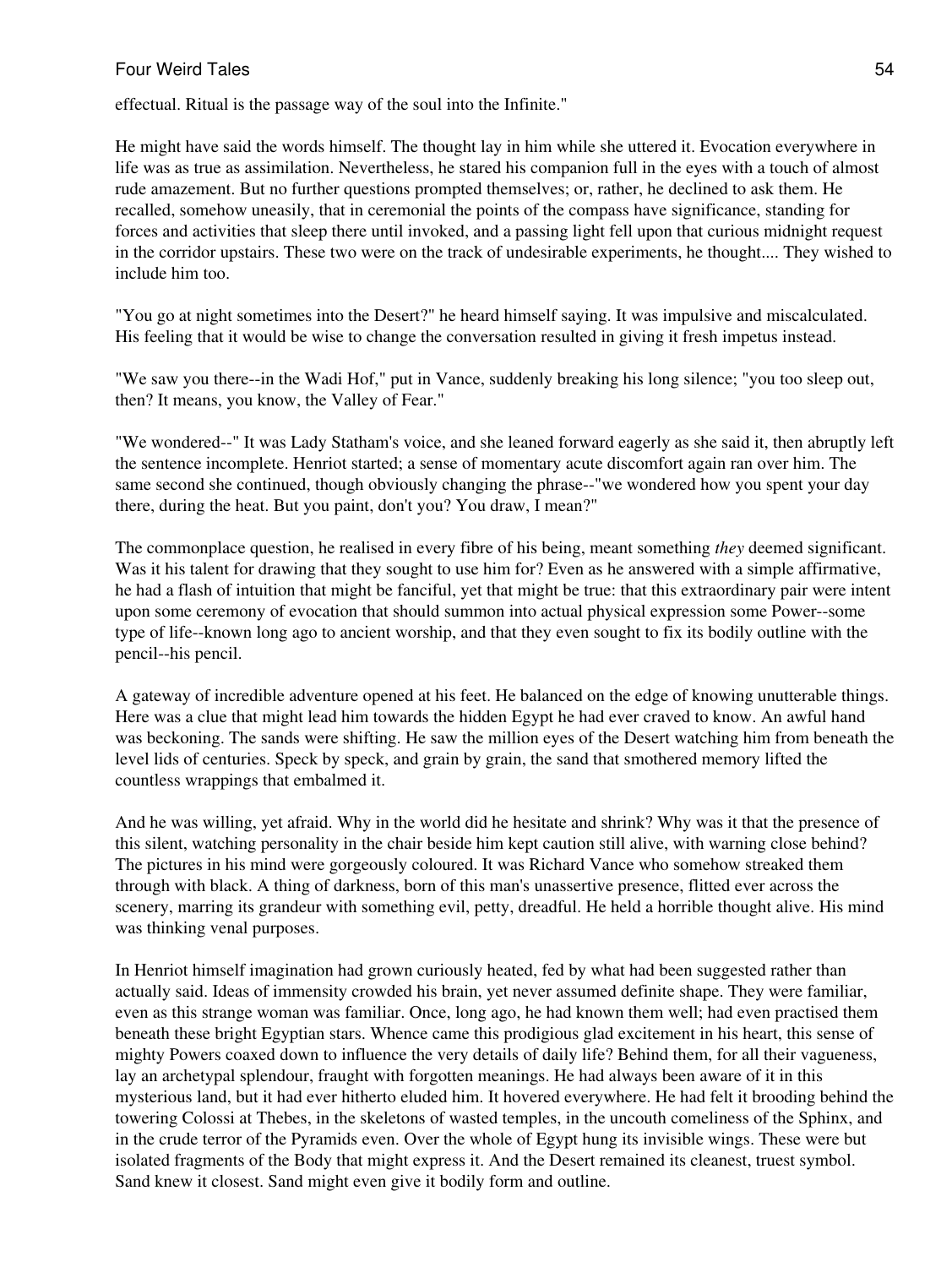effectual. Ritual is the passage way of the soul into the Infinite."

He might have said the words himself. The thought lay in him while she uttered it. Evocation everywhere in life was as true as assimilation. Nevertheless, he stared his companion full in the eyes with a touch of almost rude amazement. But no further questions prompted themselves; or, rather, he declined to ask them. He recalled, somehow uneasily, that in ceremonial the points of the compass have significance, standing for forces and activities that sleep there until invoked, and a passing light fell upon that curious midnight request in the corridor upstairs. These two were on the track of undesirable experiments, he thought.... They wished to include him too.

"You go at night sometimes into the Desert?" he heard himself saying. It was impulsive and miscalculated. His feeling that it would be wise to change the conversation resulted in giving it fresh impetus instead.

"We saw you there--in the Wadi Hof," put in Vance, suddenly breaking his long silence; "you too sleep out, then? It means, you know, the Valley of Fear."

"We wondered--" It was Lady Statham's voice, and she leaned forward eagerly as she said it, then abruptly left the sentence incomplete. Henriot started; a sense of momentary acute discomfort again ran over him. The same second she continued, though obviously changing the phrase--"we wondered how you spent your day there, during the heat. But you paint, don't you? You draw, I mean?"

The commonplace question, he realised in every fibre of his being, meant something *they* deemed significant. Was it his talent for drawing that they sought to use him for? Even as he answered with a simple affirmative, he had a flash of intuition that might be fanciful, yet that might be true: that this extraordinary pair were intent upon some ceremony of evocation that should summon into actual physical expression some Power--some type of life--known long ago to ancient worship, and that they even sought to fix its bodily outline with the pencil--his pencil.

A gateway of incredible adventure opened at his feet. He balanced on the edge of knowing unutterable things. Here was a clue that might lead him towards the hidden Egypt he had ever craved to know. An awful hand was beckoning. The sands were shifting. He saw the million eyes of the Desert watching him from beneath the level lids of centuries. Speck by speck, and grain by grain, the sand that smothered memory lifted the countless wrappings that embalmed it.

And he was willing, yet afraid. Why in the world did he hesitate and shrink? Why was it that the presence of this silent, watching personality in the chair beside him kept caution still alive, with warning close behind? The pictures in his mind were gorgeously coloured. It was Richard Vance who somehow streaked them through with black. A thing of darkness, born of this man's unassertive presence, flitted ever across the scenery, marring its grandeur with something evil, petty, dreadful. He held a horrible thought alive. His mind was thinking venal purposes.

In Henriot himself imagination had grown curiously heated, fed by what had been suggested rather than actually said. Ideas of immensity crowded his brain, yet never assumed definite shape. They were familiar, even as this strange woman was familiar. Once, long ago, he had known them well; had even practised them beneath these bright Egyptian stars. Whence came this prodigious glad excitement in his heart, this sense of mighty Powers coaxed down to influence the very details of daily life? Behind them, for all their vagueness, lay an archetypal splendour, fraught with forgotten meanings. He had always been aware of it in this mysterious land, but it had ever hitherto eluded him. It hovered everywhere. He had felt it brooding behind the towering Colossi at Thebes, in the skeletons of wasted temples, in the uncouth comeliness of the Sphinx, and in the crude terror of the Pyramids even. Over the whole of Egypt hung its invisible wings. These were but isolated fragments of the Body that might express it. And the Desert remained its cleanest, truest symbol. Sand knew it closest. Sand might even give it bodily form and outline.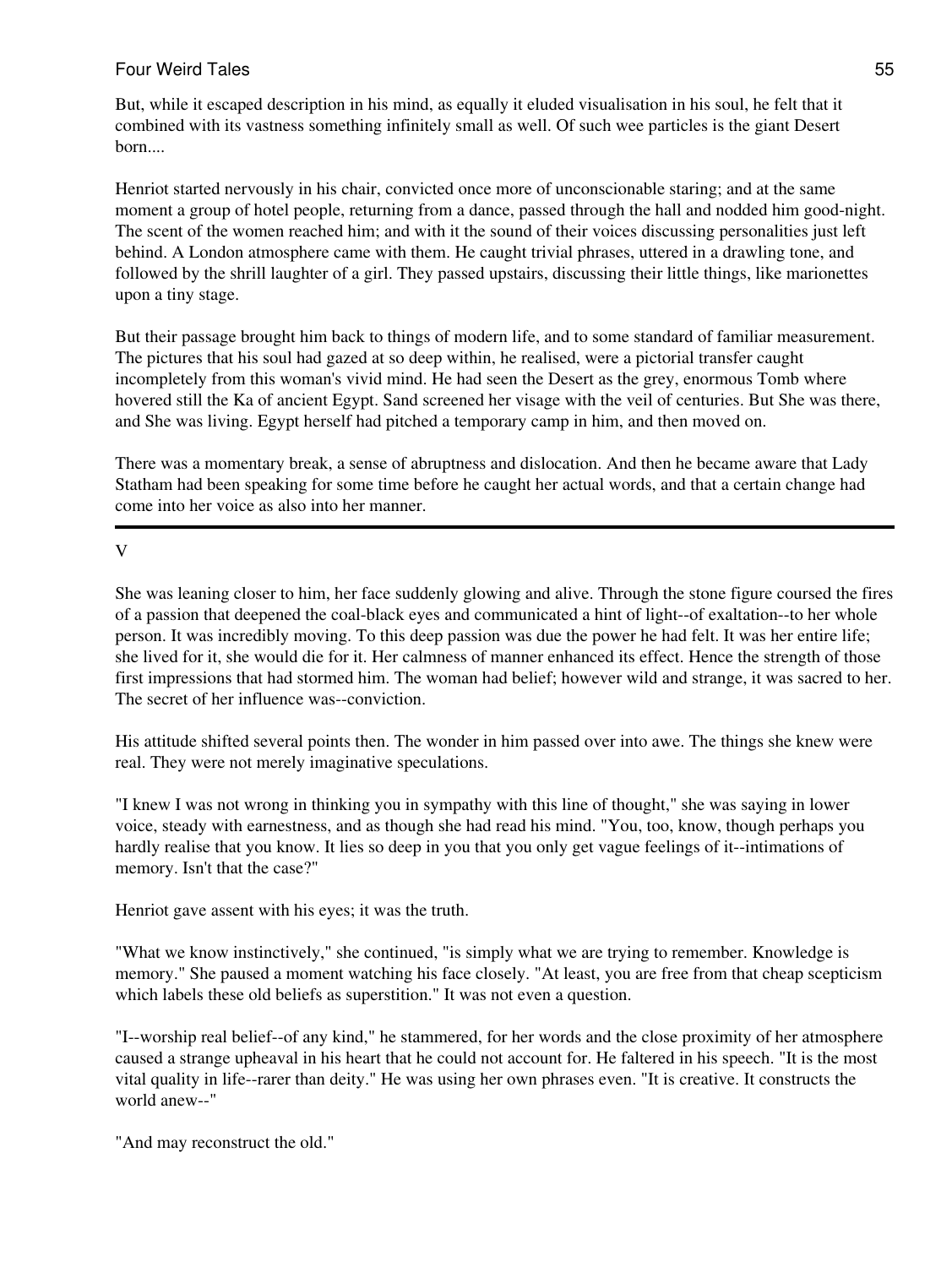But, while it escaped description in his mind, as equally it eluded visualisation in his soul, he felt that it combined with its vastness something infinitely small as well. Of such wee particles is the giant Desert born....

Henriot started nervously in his chair, convicted once more of unconscionable staring; and at the same moment a group of hotel people, returning from a dance, passed through the hall and nodded him good-night. The scent of the women reached him; and with it the sound of their voices discussing personalities just left behind. A London atmosphere came with them. He caught trivial phrases, uttered in a drawling tone, and followed by the shrill laughter of a girl. They passed upstairs, discussing their little things, like marionettes upon a tiny stage.

But their passage brought him back to things of modern life, and to some standard of familiar measurement. The pictures that his soul had gazed at so deep within, he realised, were a pictorial transfer caught incompletely from this woman's vivid mind. He had seen the Desert as the grey, enormous Tomb where hovered still the Ka of ancient Egypt. Sand screened her visage with the veil of centuries. But She was there, and She was living. Egypt herself had pitched a temporary camp in him, and then moved on.

There was a momentary break, a sense of abruptness and dislocation. And then he became aware that Lady Statham had been speaking for some time before he caught her actual words, and that a certain change had come into her voice as also into her manner.

---

## V

She was leaning closer to him, her face suddenly glowing and alive. Through the stone figure coursed the fires of a passion that deepened the coal-black eyes and communicated a hint of light--of exaltation--to her whole person. It was incredibly moving. To this deep passion was due the power he had felt. It was her entire life; she lived for it, she would die for it. Her calmness of manner enhanced its effect. Hence the strength of those first impressions that had stormed him. The woman had belief; however wild and strange, it was sacred to her. The secret of her influence was--conviction.

His attitude shifted several points then. The wonder in him passed over into awe. The things she knew were real. They were not merely imaginative speculations.

"I knew I was not wrong in thinking you in sympathy with this line of thought," she was saying in lower voice, steady with earnestness, and as though she had read his mind. "You, too, know, though perhaps you hardly realise that you know. It lies so deep in you that you only get vague feelings of it--intimations of memory. Isn't that the case?"

Henriot gave assent with his eyes; it was the truth.

"What we know instinctively," she continued, "is simply what we are trying to remember. Knowledge is memory." She paused a moment watching his face closely. "At least, you are free from that cheap scepticism which labels these old beliefs as superstition." It was not even a question.

"I--worship real belief--of any kind," he stammered, for her words and the close proximity of her atmosphere caused a strange upheaval in his heart that he could not account for. He faltered in his speech. "It is the most vital quality in life--rarer than deity." He was using her own phrases even. "It is creative. It constructs the world anew--"

"And may reconstruct the old."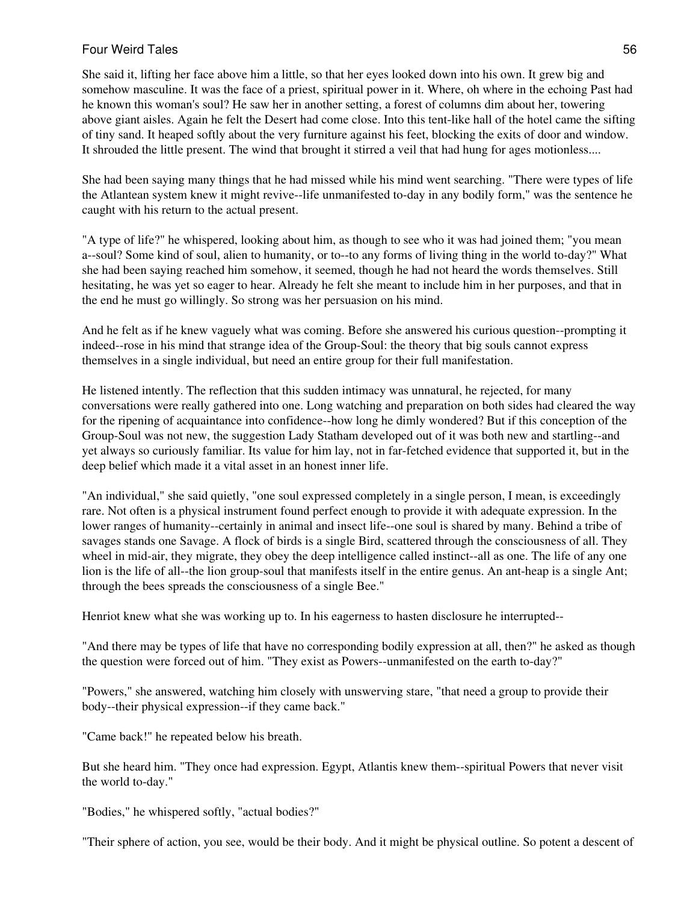She said it, lifting her face above him a little, so that her eyes looked down into his own. It grew big and somehow masculine. It was the face of a priest, spiritual power in it. Where, oh where in the echoing Past had he known this woman's soul? He saw her in another setting, a forest of columns dim about her, towering above giant aisles. Again he felt the Desert had come close. Into this tent-like hall of the hotel came the sifting of tiny sand. It heaped softly about the very furniture against his feet, blocking the exits of door and window. It shrouded the little present. The wind that brought it stirred a veil that had hung for ages motionless....

She had been saying many things that he had missed while his mind went searching. "There were types of life the Atlantean system knew it might revive--life unmanifested to-day in any bodily form," was the sentence he caught with his return to the actual present.

"A type of life?" he whispered, looking about him, as though to see who it was had joined them; "you mean a--soul? Some kind of soul, alien to humanity, or to--to any forms of living thing in the world to-day?" What she had been saying reached him somehow, it seemed, though he had not heard the words themselves. Still hesitating, he was yet so eager to hear. Already he felt she meant to include him in her purposes, and that in the end he must go willingly. So strong was her persuasion on his mind.

And he felt as if he knew vaguely what was coming. Before she answered his curious question--prompting it indeed--rose in his mind that strange idea of the Group-Soul: the theory that big souls cannot express themselves in a single individual, but need an entire group for their full manifestation.

He listened intently. The reflection that this sudden intimacy was unnatural, he rejected, for many conversations were really gathered into one. Long watching and preparation on both sides had cleared the way for the ripening of acquaintance into confidence--how long he dimly wondered? But if this conception of the Group-Soul was not new, the suggestion Lady Statham developed out of it was both new and startling--and yet always so curiously familiar. Its value for him lay, not in far-fetched evidence that supported it, but in the deep belief which made it a vital asset in an honest inner life.

"An individual," she said quietly, "one soul expressed completely in a single person, I mean, is exceedingly rare. Not often is a physical instrument found perfect enough to provide it with adequate expression. In the lower ranges of humanity--certainly in animal and insect life--one soul is shared by many. Behind a tribe of savages stands one Savage. A flock of birds is a single Bird, scattered through the consciousness of all. They wheel in mid-air, they migrate, they obey the deep intelligence called instinct--all as one. The life of any one lion is the life of all--the lion group-soul that manifests itself in the entire genus. An ant-heap is a single Ant; through the bees spreads the consciousness of a single Bee."

Henriot knew what she was working up to. In his eagerness to hasten disclosure he interrupted--

"And there may be types of life that have no corresponding bodily expression at all, then?" he asked as though the question were forced out of him. "They exist as Powers--unmanifested on the earth to-day?"

"Powers," she answered, watching him closely with unswerving stare, "that need a group to provide their body--their physical expression--if they came back."

"Came back!" he repeated below his breath.

But she heard him. "They once had expression. Egypt, Atlantis knew them--spiritual Powers that never visit the world to-day."

"Bodies," he whispered softly, "actual bodies?"

"Their sphere of action, you see, would be their body. And it might be physical outline. So potent a descent of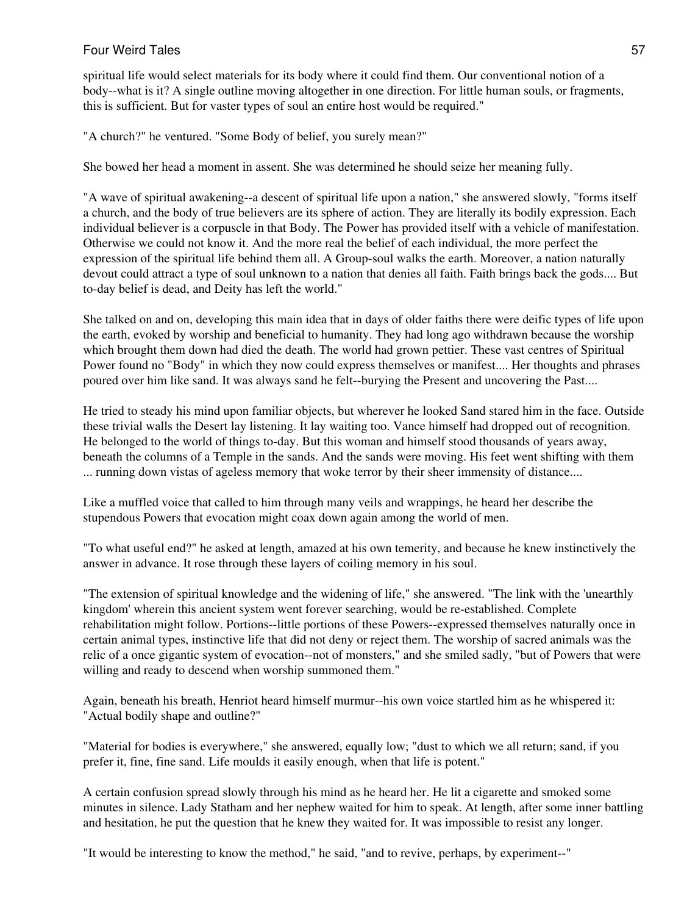spiritual life would select materials for its body where it could find them. Our conventional notion of a body--what is it? A single outline moving altogether in one direction. For little human souls, or fragments, this is sufficient. But for vaster types of soul an entire host would be required."

"A church?" he ventured. "Some Body of belief, you surely mean?"

She bowed her head a moment in assent. She was determined he should seize her meaning fully.

"A wave of spiritual awakening--a descent of spiritual life upon a nation," she answered slowly, "forms itself a church, and the body of true believers are its sphere of action. They are literally its bodily expression. Each individual believer is a corpuscle in that Body. The Power has provided itself with a vehicle of manifestation. Otherwise we could not know it. And the more real the belief of each individual, the more perfect the expression of the spiritual life behind them all. A Group-soul walks the earth. Moreover, a nation naturally devout could attract a type of soul unknown to a nation that denies all faith. Faith brings back the gods.... But to-day belief is dead, and Deity has left the world."

She talked on and on, developing this main idea that in days of older faiths there were deific types of life upon the earth, evoked by worship and beneficial to humanity. They had long ago withdrawn because the worship which brought them down had died the death. The world had grown pettier. These vast centres of Spiritual Power found no "Body" in which they now could express themselves or manifest.... Her thoughts and phrases poured over him like sand. It was always sand he felt--burying the Present and uncovering the Past....

He tried to steady his mind upon familiar objects, but wherever he looked Sand stared him in the face. Outside these trivial walls the Desert lay listening. It lay waiting too. Vance himself had dropped out of recognition. He belonged to the world of things to-day. But this woman and himself stood thousands of years away, beneath the columns of a Temple in the sands. And the sands were moving. His feet went shifting with them ... running down vistas of ageless memory that woke terror by their sheer immensity of distance....

Like a muffled voice that called to him through many veils and wrappings, he heard her describe the stupendous Powers that evocation might coax down again among the world of men.

"To what useful end?" he asked at length, amazed at his own temerity, and because he knew instinctively the answer in advance. It rose through these layers of coiling memory in his soul.

"The extension of spiritual knowledge and the widening of life," she answered. "The link with the 'unearthly kingdom' wherein this ancient system went forever searching, would be re-established. Complete rehabilitation might follow. Portions--little portions of these Powers--expressed themselves naturally once in certain animal types, instinctive life that did not deny or reject them. The worship of sacred animals was the relic of a once gigantic system of evocation--not of monsters," and she smiled sadly, "but of Powers that were willing and ready to descend when worship summoned them."

Again, beneath his breath, Henriot heard himself murmur--his own voice startled him as he whispered it: "Actual bodily shape and outline?"

"Material for bodies is everywhere," she answered, equally low; "dust to which we all return; sand, if you prefer it, fine, fine sand. Life moulds it easily enough, when that life is potent."

A certain confusion spread slowly through his mind as he heard her. He lit a cigarette and smoked some minutes in silence. Lady Statham and her nephew waited for him to speak. At length, after some inner battling and hesitation, he put the question that he knew they waited for. It was impossible to resist any longer.

"It would be interesting to know the method," he said, "and to revive, perhaps, by experiment--"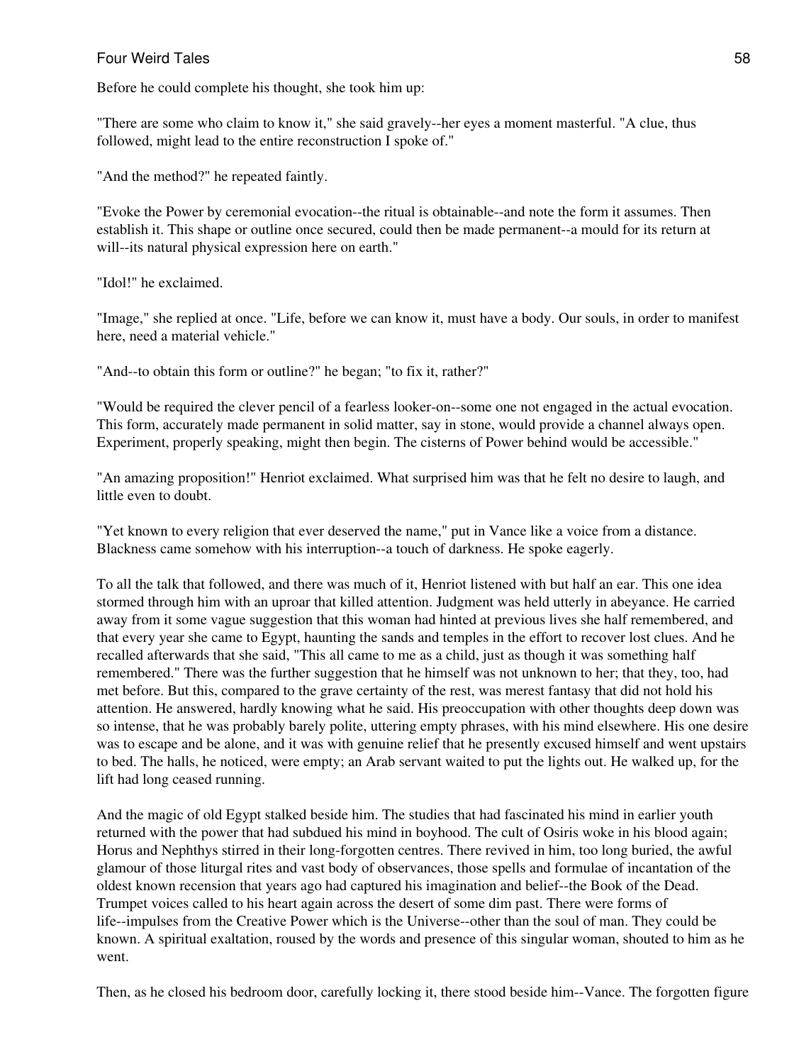Before he could complete his thought, she took him up:

"There are some who claim to know it," she said gravely--her eyes a moment masterful. "A clue, thus followed, might lead to the entire reconstruction I spoke of."

"And the method?" he repeated faintly.

"Evoke the Power by ceremonial evocation--the ritual is obtainable--and note the form it assumes. Then establish it. This shape or outline once secured, could then be made permanent--a mould for its return at will--its natural physical expression here on earth."

"Idol!" he exclaimed.

"Image," she replied at once. "Life, before we can know it, must have a body. Our souls, in order to manifest here, need a material vehicle."

"And--to obtain this form or outline?" he began; "to fix it, rather?"

"Would be required the clever pencil of a fearless looker-on--some one not engaged in the actual evocation. This form, accurately made permanent in solid matter, say in stone, would provide a channel always open. Experiment, properly speaking, might then begin. The cisterns of Power behind would be accessible."

"An amazing proposition!" Henriot exclaimed. What surprised him was that he felt no desire to laugh, and little even to doubt.

"Yet known to every religion that ever deserved the name," put in Vance like a voice from a distance. Blackness came somehow with his interruption--a touch of darkness. He spoke eagerly.

To all the talk that followed, and there was much of it, Henriot listened with but half an ear. This one idea stormed through him with an uproar that killed attention. Judgment was held utterly in abeyance. He carried away from it some vague suggestion that this woman had hinted at previous lives she half remembered, and that every year she came to Egypt, haunting the sands and temples in the effort to recover lost clues. And he recalled afterwards that she said, "This all came to me as a child, just as though it was something half remembered." There was the further suggestion that he himself was not unknown to her; that they, too, had met before. But this, compared to the grave certainty of the rest, was merest fantasy that did not hold his attention. He answered, hardly knowing what he said. His preoccupation with other thoughts deep down was so intense, that he was probably barely polite, uttering empty phrases, with his mind elsewhere. His one desire was to escape and be alone, and it was with genuine relief that he presently excused himself and went upstairs to bed. The halls, he noticed, were empty; an Arab servant waited to put the lights out. He walked up, for the lift had long ceased running.

And the magic of old Egypt stalked beside him. The studies that had fascinated his mind in earlier youth returned with the power that had subdued his mind in boyhood. The cult of Osiris woke in his blood again; Horus and Nephthys stirred in their long-forgotten centres. There revived in him, too long buried, the awful glamour of those liturgal rites and vast body of observances, those spells and formulae of incantation of the oldest known recension that years ago had captured his imagination and belief--the Book of the Dead. Trumpet voices called to his heart again across the desert of some dim past. There were forms of life--impulses from the Creative Power which is the Universe--other than the soul of man. They could be known. A spiritual exaltation, roused by the words and presence of this singular woman, shouted to him as he went.

Then, as he closed his bedroom door, carefully locking it, there stood beside him--Vance. The forgotten figure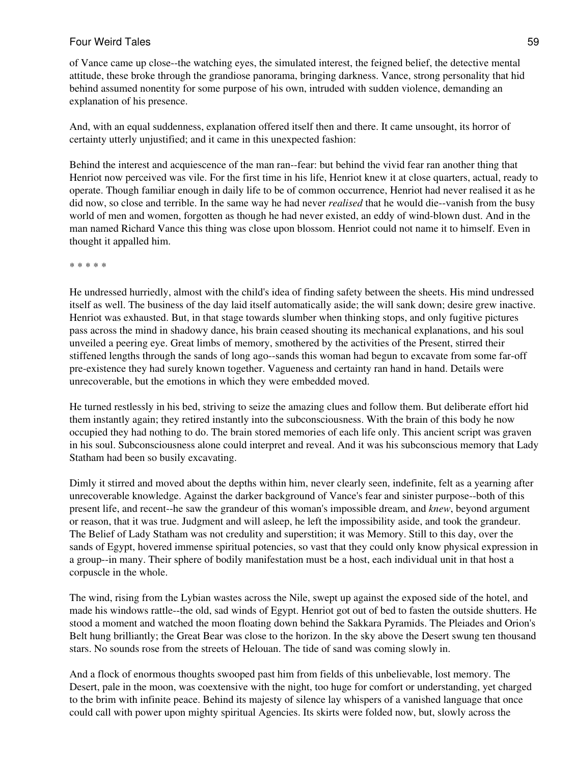of Vance came up close--the watching eyes, the simulated interest, the feigned belief, the detective mental attitude, these broke through the grandiose panorama, bringing darkness. Vance, strong personality that hid behind assumed nonentity for some purpose of his own, intruded with sudden violence, demanding an explanation of his presence.

And, with an equal suddenness, explanation offered itself then and there. It came unsought, its horror of certainty utterly unjustified; and it came in this unexpected fashion:

Behind the interest and acquiescence of the man ran--fear: but behind the vivid fear ran another thing that Henriot now perceived was vile. For the first time in his life, Henriot knew it at close quarters, actual, ready to operate. Though familiar enough in daily life to be of common occurrence, Henriot had never realised it as he did now, so close and terrible. In the same way he had never *realised* that he would die--vanish from the busy world of men and women, forgotten as though he had never existed, an eddy of wind-blown dust. And in the man named Richard Vance this thing was close upon blossom. Henriot could not name it to himself. Even in thought it appalled him.

* * * * *

He undressed hurriedly, almost with the child's idea of finding safety between the sheets. His mind undressed itself as well. The business of the day laid itself automatically aside; the will sank down; desire grew inactive. Henriot was exhausted. But, in that stage towards slumber when thinking stops, and only fugitive pictures pass across the mind in shadowy dance, his brain ceased shouting its mechanical explanations, and his soul unveiled a peering eye. Great limbs of memory, smothered by the activities of the Present, stirred their stiffened lengths through the sands of long ago--sands this woman had begun to excavate from some far-off pre-existence they had surely known together. Vagueness and certainty ran hand in hand. Details were unrecoverable, but the emotions in which they were embedded moved.

He turned restlessly in his bed, striving to seize the amazing clues and follow them. But deliberate effort hid them instantly again; they retired instantly into the subconsciousness. With the brain of this body he now occupied they had nothing to do. The brain stored memories of each life only. This ancient script was graven in his soul. Subconsciousness alone could interpret and reveal. And it was his subconscious memory that Lady Statham had been so busily excavating.

Dimly it stirred and moved about the depths within him, never clearly seen, indefinite, felt as a yearning after unrecoverable knowledge. Against the darker background of Vance's fear and sinister purpose--both of this present life, and recent--he saw the grandeur of this woman's impossible dream, and *knew*, beyond argument or reason, that it was true. Judgment and will asleep, he left the impossibility aside, and took the grandeur. The Belief of Lady Statham was not credulity and superstition; it was Memory. Still to this day, over the sands of Egypt, hovered immense spiritual potencies, so vast that they could only know physical expression in a group--in many. Their sphere of bodily manifestation must be a host, each individual unit in that host a corpuscle in the whole.

The wind, rising from the Lybian wastes across the Nile, swept up against the exposed side of the hotel, and made his windows rattle--the old, sad winds of Egypt. Henriot got out of bed to fasten the outside shutters. He stood a moment and watched the moon floating down behind the Sakkara Pyramids. The Pleiades and Orion's Belt hung brilliantly; the Great Bear was close to the horizon. In the sky above the Desert swung ten thousand stars. No sounds rose from the streets of Helouan. The tide of sand was coming slowly in.

And a flock of enormous thoughts swooped past him from fields of this unbelievable, lost memory. The Desert, pale in the moon, was coextensive with the night, too huge for comfort or understanding, yet charged to the brim with infinite peace. Behind its majesty of silence lay whispers of a vanished language that once could call with power upon mighty spiritual Agencies. Its skirts were folded now, but, slowly across the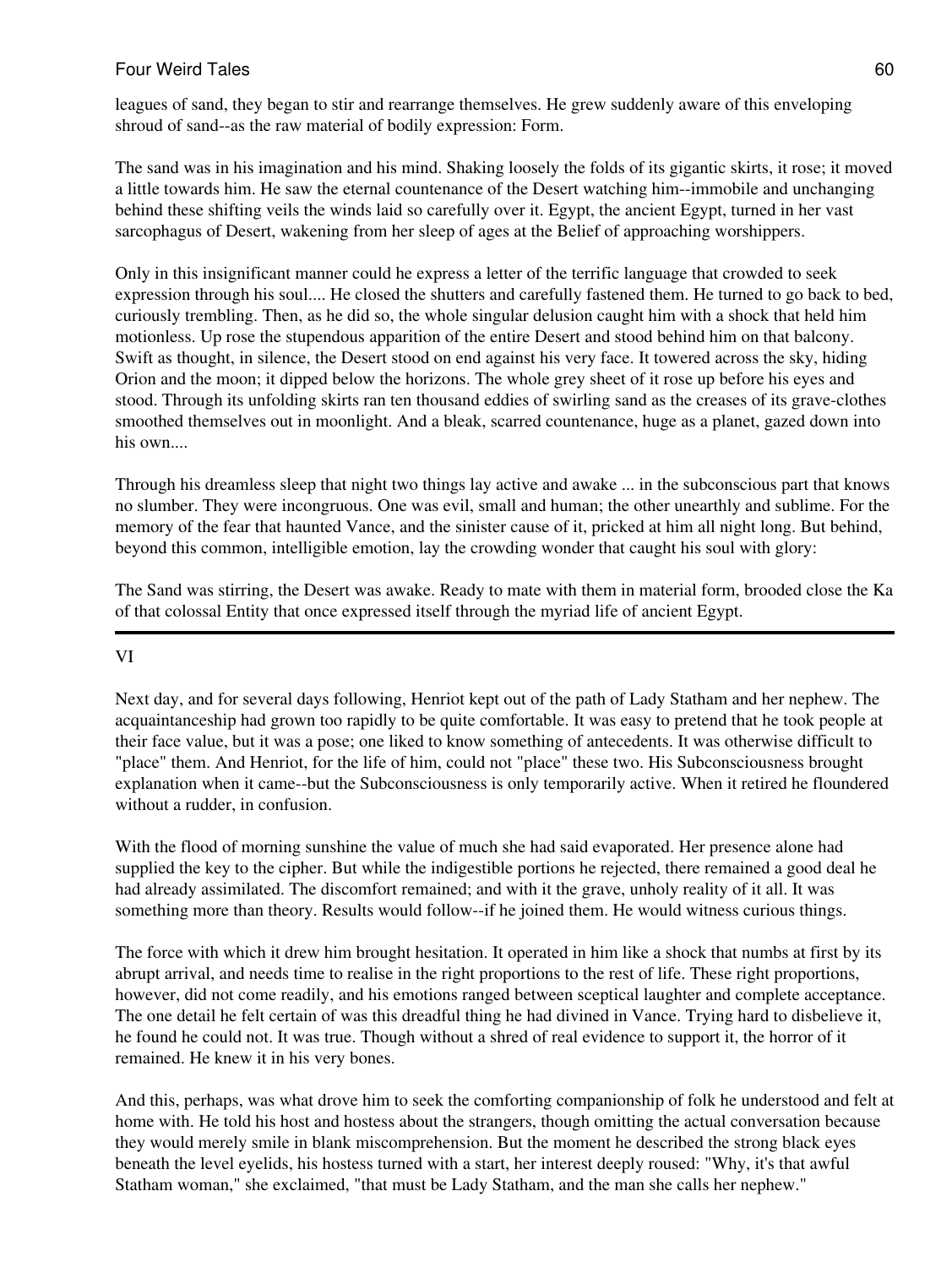leagues of sand, they began to stir and rearrange themselves. He grew suddenly aware of this enveloping shroud of sand--as the raw material of bodily expression: Form.

The sand was in his imagination and his mind. Shaking loosely the folds of its gigantic skirts, it rose; it moved a little towards him. He saw the eternal countenance of the Desert watching him--immobile and unchanging behind these shifting veils the winds laid so carefully over it. Egypt, the ancient Egypt, turned in her vast sarcophagus of Desert, wakening from her sleep of ages at the Belief of approaching worshippers.

Only in this insignificant manner could he express a letter of the terrific language that crowded to seek expression through his soul.... He closed the shutters and carefully fastened them. He turned to go back to bed, curiously trembling. Then, as he did so, the whole singular delusion caught him with a shock that held him motionless. Up rose the stupendous apparition of the entire Desert and stood behind him on that balcony. Swift as thought, in silence, the Desert stood on end against his very face. It towered across the sky, hiding Orion and the moon; it dipped below the horizons. The whole grey sheet of it rose up before his eyes and stood. Through its unfolding skirts ran ten thousand eddies of swirling sand as the creases of its grave-clothes smoothed themselves out in moonlight. And a bleak, scarred countenance, huge as a planet, gazed down into his own....

Through his dreamless sleep that night two things lay active and awake ... in the subconscious part that knows no slumber. They were incongruous. One was evil, small and human; the other unearthly and sublime. For the memory of the fear that haunted Vance, and the sinister cause of it, pricked at him all night long. But behind, beyond this common, intelligible emotion, lay the crowding wonder that caught his soul with glory:

The Sand was stirring, the Desert was awake. Ready to mate with them in material form, brooded close the Ka of that colossal Entity that once expressed itself through the myriad life of ancient Egypt.

---

## VI

Next day, and for several days following, Henriot kept out of the path of Lady Statham and her nephew. The acquaintanceship had grown too rapidly to be quite comfortable. It was easy to pretend that he took people at their face value, but it was a pose; one liked to know something of antecedents. It was otherwise difficult to "place" them. And Henriot, for the life of him, could not "place" these two. His Subconsciousness brought explanation when it came--but the Subconsciousness is only temporarily active. When it retired he floundered without a rudder, in confusion.

With the flood of morning sunshine the value of much she had said evaporated. Her presence alone had supplied the key to the cipher. But while the indigestible portions he rejected, there remained a good deal he had already assimilated. The discomfort remained; and with it the grave, unholy reality of it all. It was something more than theory. Results would follow--if he joined them. He would witness curious things.

The force with which it drew him brought hesitation. It operated in him like a shock that numbs at first by its abrupt arrival, and needs time to realise in the right proportions to the rest of life. These right proportions, however, did not come readily, and his emotions ranged between sceptical laughter and complete acceptance. The one detail he felt certain of was this dreadful thing he had divined in Vance. Trying hard to disbelieve it, he found he could not. It was true. Though without a shred of real evidence to support it, the horror of it remained. He knew it in his very bones.

And this, perhaps, was what drove him to seek the comforting companionship of folk he understood and felt at home with. He told his host and hostess about the strangers, though omitting the actual conversation because they would merely smile in blank miscomprehension. But the moment he described the strong black eyes beneath the level eyelids, his hostess turned with a start, her interest deeply roused: "Why, it's that awful Statham woman," she exclaimed, "that must be Lady Statham, and the man she calls her nephew."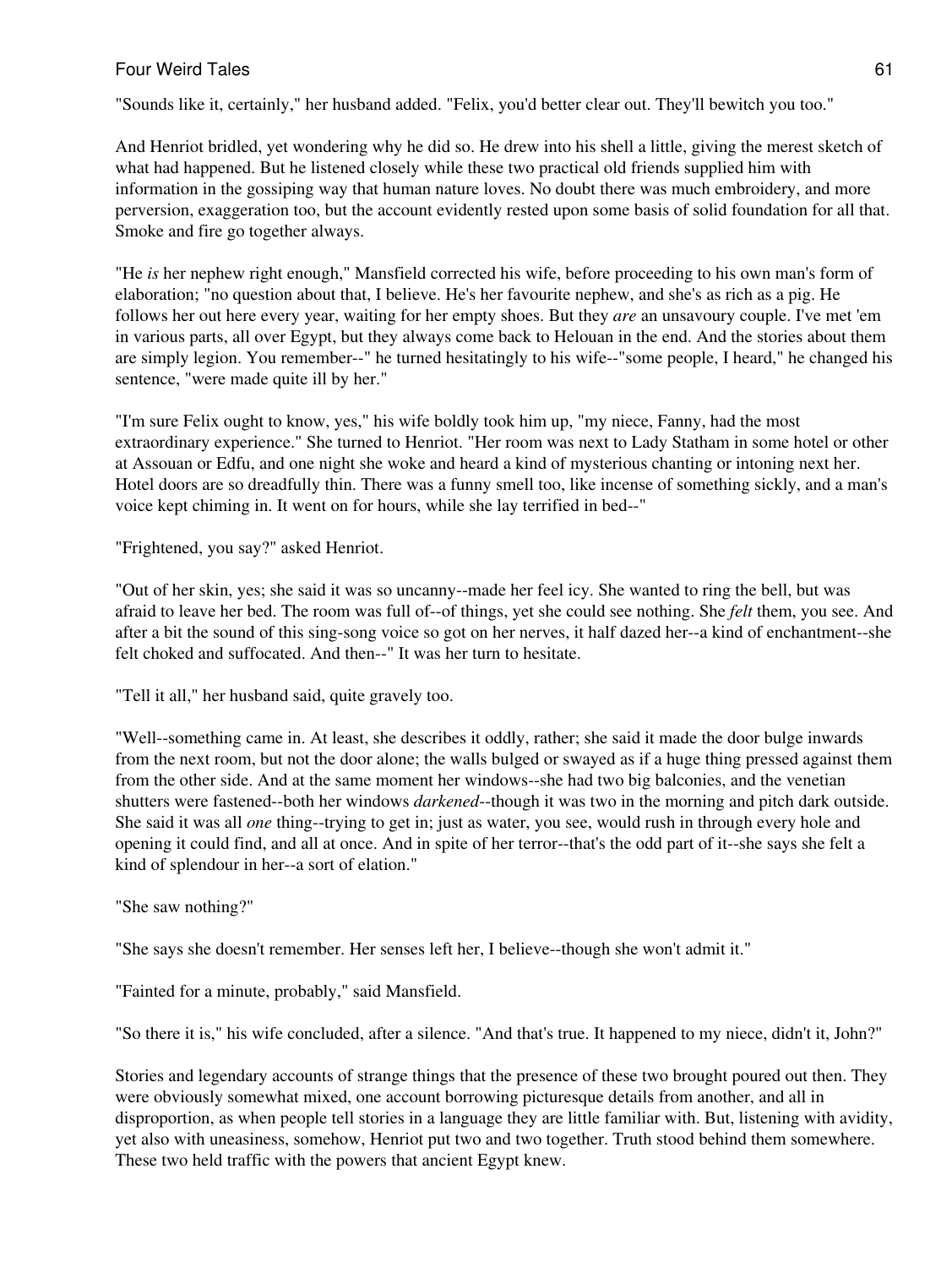"Sounds like it, certainly," her husband added. "Felix, you'd better clear out. They'll bewitch you too."

And Henriot bridled, yet wondering why he did so. He drew into his shell a little, giving the merest sketch of what had happened. But he listened closely while these two practical old friends supplied him with information in the gossiping way that human nature loves. No doubt there was much embroidery, and more perversion, exaggeration too, but the account evidently rested upon some basis of solid foundation for all that. Smoke and fire go together always.

"He *is* her nephew right enough," Mansfield corrected his wife, before proceeding to his own man's form of elaboration; "no question about that, I believe. He's her favourite nephew, and she's as rich as a pig. He follows her out here every year, waiting for her empty shoes. But they *are* an unsavoury couple. I've met 'em in various parts, all over Egypt, but they always come back to Helouan in the end. And the stories about them are simply legion. You remember--" he turned hesitatingly to his wife--"some people, I heard," he changed his sentence, "were made quite ill by her."

"I'm sure Felix ought to know, yes," his wife boldly took him up, "my niece, Fanny, had the most extraordinary experience." She turned to Henriot. "Her room was next to Lady Statham in some hotel or other at Assouan or Edfu, and one night she woke and heard a kind of mysterious chanting or intoning next her. Hotel doors are so dreadfully thin. There was a funny smell too, like incense of something sickly, and a man's voice kept chiming in. It went on for hours, while she lay terrified in bed--"

"Frightened, you say?" asked Henriot.

"Out of her skin, yes; she said it was so uncanny--made her feel icy. She wanted to ring the bell, but was afraid to leave her bed. The room was full of--of things, yet she could see nothing. She *felt* them, you see. And after a bit the sound of this sing-song voice so got on her nerves, it half dazed her--a kind of enchantment--she felt choked and suffocated. And then--" It was her turn to hesitate.

"Tell it all," her husband said, quite gravely too.

"Well--something came in. At least, she describes it oddly, rather; she said it made the door bulge inwards from the next room, but not the door alone; the walls bulged or swayed as if a huge thing pressed against them from the other side. And at the same moment her windows--she had two big balconies, and the venetian shutters were fastened--both her windows *darkened*--though it was two in the morning and pitch dark outside. She said it was all *one* thing--trying to get in; just as water, you see, would rush in through every hole and opening it could find, and all at once. And in spite of her terror--that's the odd part of it--she says she felt a kind of splendour in her--a sort of elation."

"She saw nothing?"

"She says she doesn't remember. Her senses left her, I believe--though she won't admit it."

"Fainted for a minute, probably," said Mansfield.

"So there it is," his wife concluded, after a silence. "And that's true. It happened to my niece, didn't it, John?"

Stories and legendary accounts of strange things that the presence of these two brought poured out then. They were obviously somewhat mixed, one account borrowing picturesque details from another, and all in disproportion, as when people tell stories in a language they are little familiar with. But, listening with avidity, yet also with uneasiness, somehow, Henriot put two and two together. Truth stood behind them somewhere. These two held traffic with the powers that ancient Egypt knew.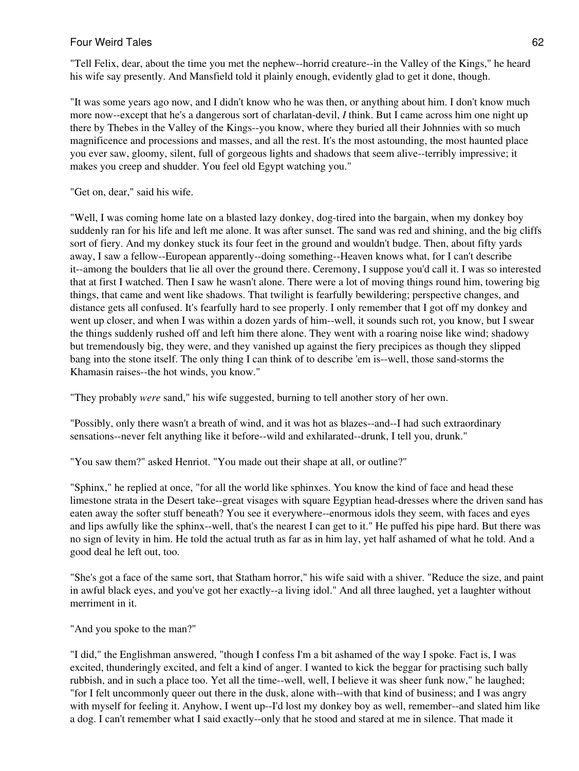"Tell Felix, dear, about the time you met the nephew--horrid creature--in the Valley of the Kings," he heard his wife say presently. And Mansfield told it plainly enough, evidently glad to get it done, though.

"It was some years ago now, and I didn't know who he was then, or anything about him. I don't know much more now--except that he's a dangerous sort of charlatan-devil, *I* think. But I came across him one night up there by Thebes in the Valley of the Kings--you know, where they buried all their Johnnies with so much magnificence and processions and masses, and all the rest. It's the most astounding, the most haunted place you ever saw, gloomy, silent, full of gorgeous lights and shadows that seem alive--terribly impressive; it makes you creep and shudder. You feel old Egypt watching you."

"Get on, dear," said his wife.

"Well, I was coming home late on a blasted lazy donkey, dog-tired into the bargain, when my donkey boy suddenly ran for his life and left me alone. It was after sunset. The sand was red and shining, and the big cliffs sort of fiery. And my donkey stuck its four feet in the ground and wouldn't budge. Then, about fifty yards away, I saw a fellow--European apparently--doing something--Heaven knows what, for I can't describe it--among the boulders that lie all over the ground there. Ceremony, I suppose you'd call it. I was so interested that at first I watched. Then I saw he wasn't alone. There were a lot of moving things round him, towering big things, that came and went like shadows. That twilight is fearfully bewildering; perspective changes, and distance gets all confused. It's fearfully hard to see properly. I only remember that I got off my donkey and went up closer, and when I was within a dozen yards of him--well, it sounds such rot, you know, but I swear the things suddenly rushed off and left him there alone. They went with a roaring noise like wind; shadowy but tremendously big, they were, and they vanished up against the fiery precipices as though they slipped bang into the stone itself. The only thing I can think of to describe 'em is--well, those sand-storms the Khamasin raises--the hot winds, you know."

"They probably *were* sand," his wife suggested, burning to tell another story of her own.

"Possibly, only there wasn't a breath of wind, and it was hot as blazes--and--I had such extraordinary sensations--never felt anything like it before--wild and exhilarated--drunk, I tell you, drunk."

"You saw them?" asked Henriot. "You made out their shape at all, or outline?"

"Sphinx," he replied at once, "for all the world like sphinxes. You know the kind of face and head these limestone strata in the Desert take--great visages with square Egyptian head-dresses where the driven sand has eaten away the softer stuff beneath? You see it everywhere--enormous idols they seem, with faces and eyes and lips awfully like the sphinx--well, that's the nearest I can get to it." He puffed his pipe hard. But there was no sign of levity in him. He told the actual truth as far as in him lay, yet half ashamed of what he told. And a good deal he left out, too.

"She's got a face of the same sort, that Statham horror," his wife said with a shiver. "Reduce the size, and paint in awful black eyes, and you've got her exactly--a living idol." And all three laughed, yet a laughter without merriment in it.

"And you spoke to the man?"

"I did," the Englishman answered, "though I confess I'm a bit ashamed of the way I spoke. Fact is, I was excited, thunderingly excited, and felt a kind of anger. I wanted to kick the beggar for practising such bally rubbish, and in such a place too. Yet all the time--well, well, I believe it was sheer funk now," he laughed; "for I felt uncommonly queer out there in the dusk, alone with--with that kind of business; and I was angry with myself for feeling it. Anyhow, I went up--I'd lost my donkey boy as well, remember--and slated him like a dog. I can't remember what I said exactly--only that he stood and stared at me in silence. That made it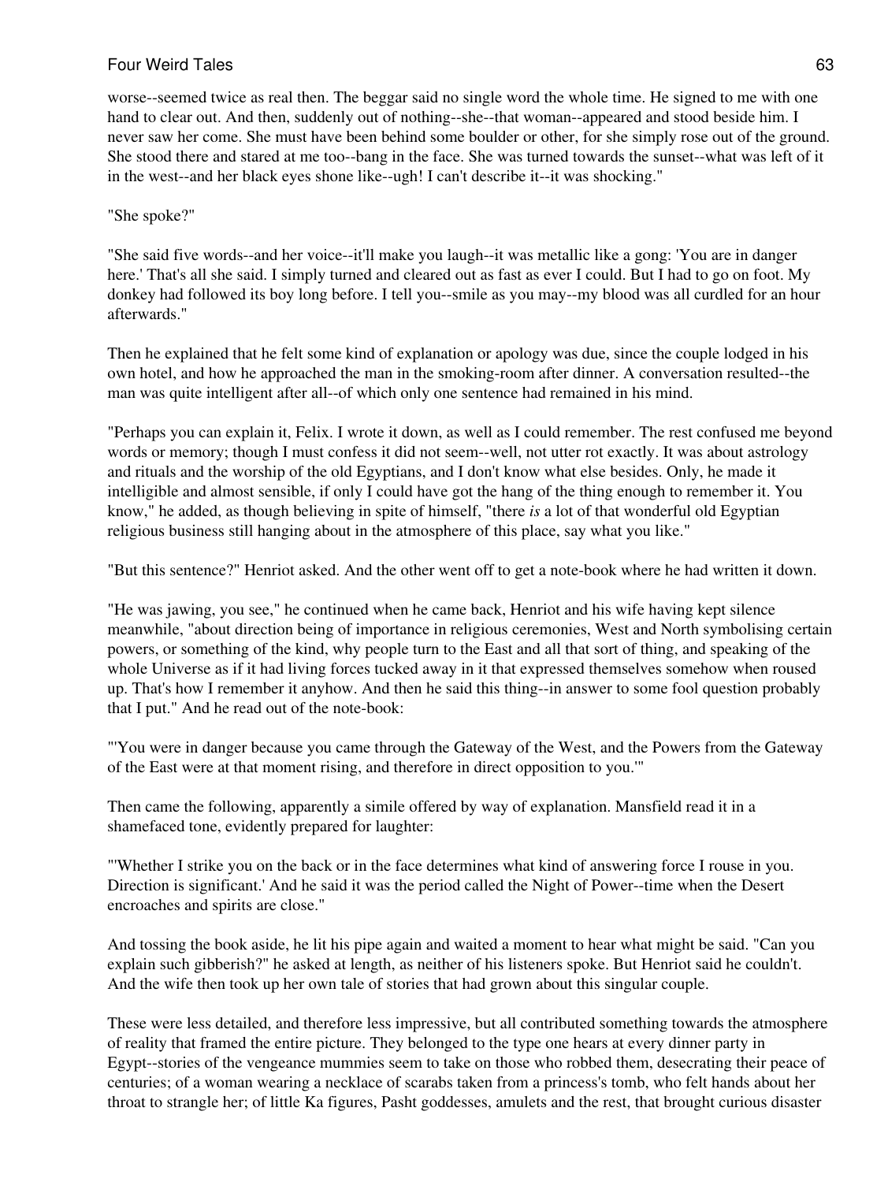worse--seemed twice as real then. The beggar said no single word the whole time. He signed to me with one hand to clear out. And then, suddenly out of nothing--she--that woman--appeared and stood beside him. I never saw her come. She must have been behind some boulder or other, for she simply rose out of the ground. She stood there and stared at me too--bang in the face. She was turned towards the sunset--what was left of it in the west--and her black eyes shone like--ugh! I can't describe it--it was shocking."

"She spoke?"

"She said five words--and her voice--it'll make you laugh--it was metallic like a gong: 'You are in danger here.' That's all she said. I simply turned and cleared out as fast as ever I could. But I had to go on foot. My donkey had followed its boy long before. I tell you--smile as you may--my blood was all curdled for an hour afterwards."

Then he explained that he felt some kind of explanation or apology was due, since the couple lodged in his own hotel, and how he approached the man in the smoking-room after dinner. A conversation resulted--the man was quite intelligent after all--of which only one sentence had remained in his mind.

"Perhaps you can explain it, Felix. I wrote it down, as well as I could remember. The rest confused me beyond words or memory; though I must confess it did not seem--well, not utter rot exactly. It was about astrology and rituals and the worship of the old Egyptians, and I don't know what else besides. Only, he made it intelligible and almost sensible, if only I could have got the hang of the thing enough to remember it. You know," he added, as though believing in spite of himself, "there *is* a lot of that wonderful old Egyptian religious business still hanging about in the atmosphere of this place, say what you like."

"But this sentence?" Henriot asked. And the other went off to get a note-book where he had written it down.

"He was jawing, you see," he continued when he came back, Henriot and his wife having kept silence meanwhile, "about direction being of importance in religious ceremonies, West and North symbolising certain powers, or something of the kind, why people turn to the East and all that sort of thing, and speaking of the whole Universe as if it had living forces tucked away in it that expressed themselves somehow when roused up. That's how I remember it anyhow. And then he said this thing--in answer to some fool question probably that I put." And he read out of the note-book:

"'You were in danger because you came through the Gateway of the West, and the Powers from the Gateway of the East were at that moment rising, and therefore in direct opposition to you.'"

Then came the following, apparently a simile offered by way of explanation. Mansfield read it in a shamefaced tone, evidently prepared for laughter:

"'Whether I strike you on the back or in the face determines what kind of answering force I rouse in you. Direction is significant.' And he said it was the period called the Night of Power--time when the Desert encroaches and spirits are close."

And tossing the book aside, he lit his pipe again and waited a moment to hear what might be said. "Can you explain such gibberish?" he asked at length, as neither of his listeners spoke. But Henriot said he couldn't. And the wife then took up her own tale of stories that had grown about this singular couple.

These were less detailed, and therefore less impressive, but all contributed something towards the atmosphere of reality that framed the entire picture. They belonged to the type one hears at every dinner party in Egypt--stories of the vengeance mummies seem to take on those who robbed them, desecrating their peace of centuries; of a woman wearing a necklace of scarabs taken from a princess's tomb, who felt hands about her throat to strangle her; of little Ka figures, Pasht goddesses, amulets and the rest, that brought curious disaster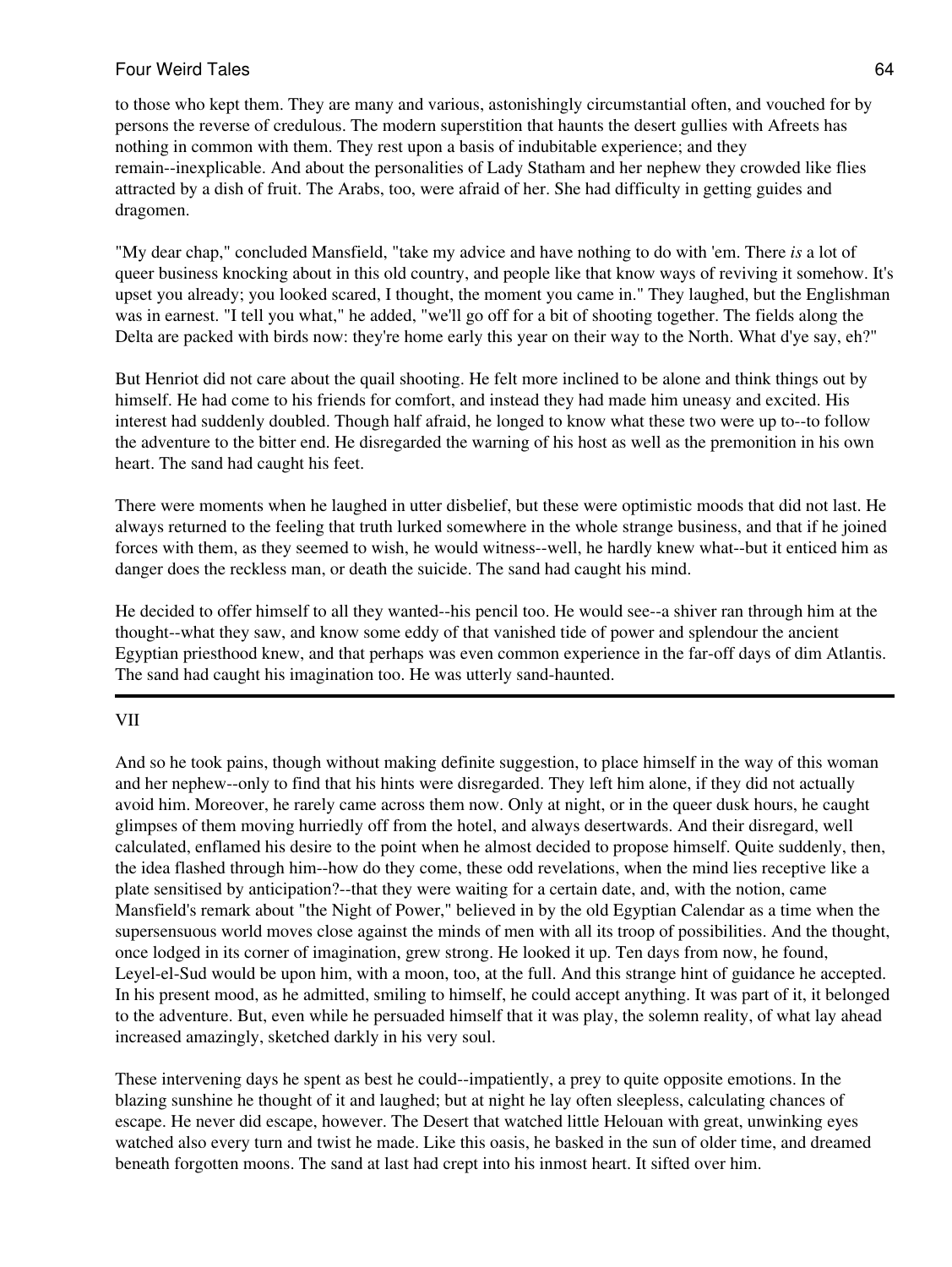to those who kept them. They are many and various, astonishingly circumstantial often, and vouched for by persons the reverse of credulous. The modern superstition that haunts the desert gullies with Afreets has nothing in common with them. They rest upon a basis of indubitable experience; and they remain--inexplicable. And about the personalities of Lady Statham and her nephew they crowded like flies attracted by a dish of fruit. The Arabs, too, were afraid of her. She had difficulty in getting guides and dragomen.

"My dear chap," concluded Mansfield, "take my advice and have nothing to do with 'em. There *is* a lot of queer business knocking about in this old country, and people like that know ways of reviving it somehow. It's upset you already; you looked scared, I thought, the moment you came in." They laughed, but the Englishman was in earnest. "I tell you what," he added, "we'll go off for a bit of shooting together. The fields along the Delta are packed with birds now: they're home early this year on their way to the North. What d'ye say, eh?"

But Henriot did not care about the quail shooting. He felt more inclined to be alone and think things out by himself. He had come to his friends for comfort, and instead they had made him uneasy and excited. His interest had suddenly doubled. Though half afraid, he longed to know what these two were up to--to follow the adventure to the bitter end. He disregarded the warning of his host as well as the premonition in his own heart. The sand had caught his feet.

There were moments when he laughed in utter disbelief, but these were optimistic moods that did not last. He always returned to the feeling that truth lurked somewhere in the whole strange business, and that if he joined forces with them, as they seemed to wish, he would witness--well, he hardly knew what--but it enticed him as danger does the reckless man, or death the suicide. The sand had caught his mind.

He decided to offer himself to all they wanted--his pencil too. He would see--a shiver ran through him at the thought--what they saw, and know some eddy of that vanished tide of power and splendour the ancient Egyptian priesthood knew, and that perhaps was even common experience in the far-off days of dim Atlantis. The sand had caught his imagination too. He was utterly sand-haunted.

---

## VII

And so he took pains, though without making definite suggestion, to place himself in the way of this woman and her nephew--only to find that his hints were disregarded. They left him alone, if they did not actually avoid him. Moreover, he rarely came across them now. Only at night, or in the queer dusk hours, he caught glimpses of them moving hurriedly off from the hotel, and always desertwards. And their disregard, well calculated, enflamed his desire to the point when he almost decided to propose himself. Quite suddenly, then, the idea flashed through him--how do they come, these odd revelations, when the mind lies receptive like a plate sensitised by anticipation?--that they were waiting for a certain date, and, with the notion, came Mansfield's remark about "the Night of Power," believed in by the old Egyptian Calendar as a time when the supersensuous world moves close against the minds of men with all its troop of possibilities. And the thought, once lodged in its corner of imagination, grew strong. He looked it up. Ten days from now, he found, Leyel-el-Sud would be upon him, with a moon, too, at the full. And this strange hint of guidance he accepted. In his present mood, as he admitted, smiling to himself, he could accept anything. It was part of it, it belonged to the adventure. But, even while he persuaded himself that it was play, the solemn reality, of what lay ahead increased amazingly, sketched darkly in his very soul.

These intervening days he spent as best he could--impatiently, a prey to quite opposite emotions. In the blazing sunshine he thought of it and laughed; but at night he lay often sleepless, calculating chances of escape. He never did escape, however. The Desert that watched little Helouan with great, unwinking eyes watched also every turn and twist he made. Like this oasis, he basked in the sun of older time, and dreamed beneath forgotten moons. The sand at last had crept into his inmost heart. It sifted over him.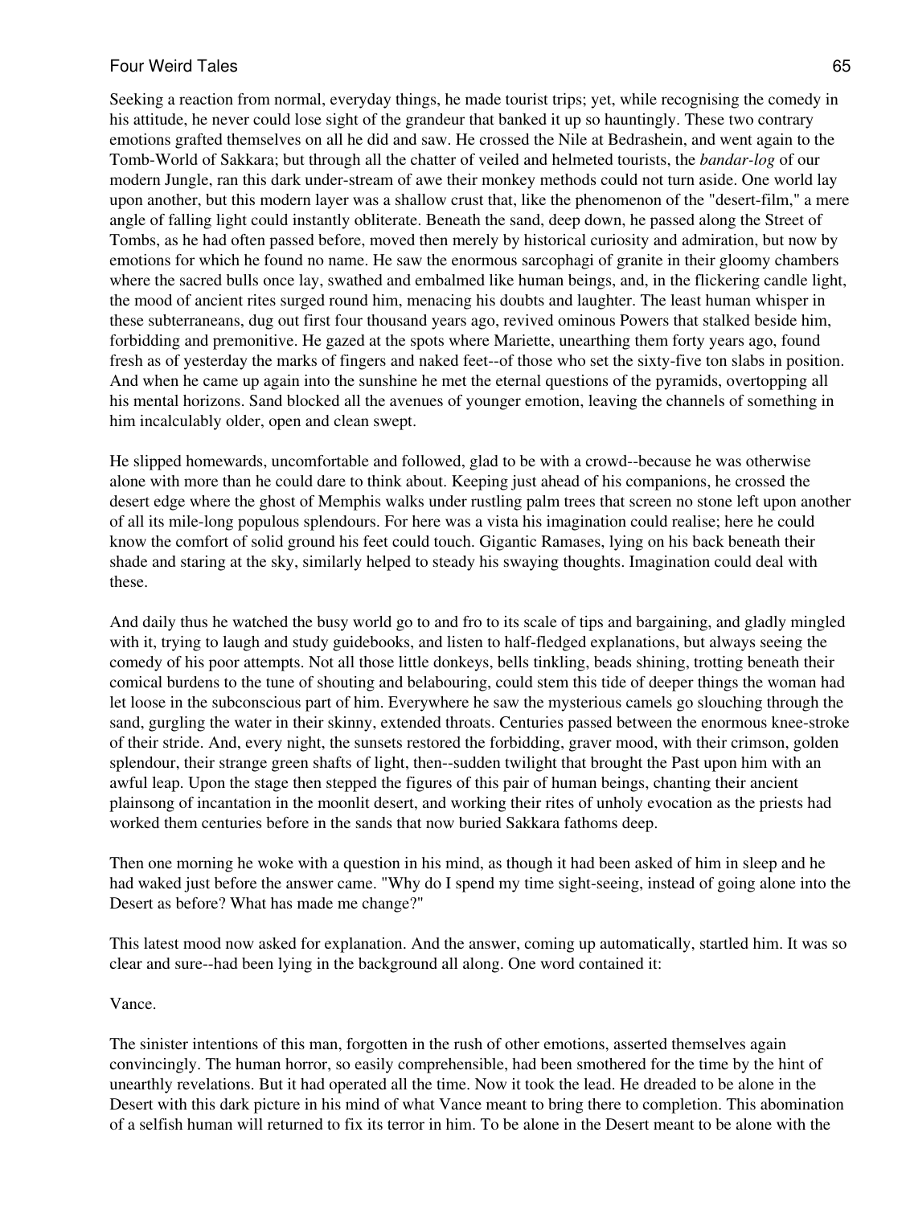Seeking a reaction from normal, everyday things, he made tourist trips; yet, while recognising the comedy in his attitude, he never could lose sight of the grandeur that banked it up so hauntingly. These two contrary emotions grafted themselves on all he did and saw. He crossed the Nile at Bedrashein, and went again to the Tomb-World of Sakkara; but through all the chatter of veiled and helmeted tourists, the *bandar-log* of our modern Jungle, ran this dark under-stream of awe their monkey methods could not turn aside. One world lay upon another, but this modern layer was a shallow crust that, like the phenomenon of the "desert-film," a mere angle of falling light could instantly obliterate. Beneath the sand, deep down, he passed along the Street of Tombs, as he had often passed before, moved then merely by historical curiosity and admiration, but now by emotions for which he found no name. He saw the enormous sarcophagi of granite in their gloomy chambers where the sacred bulls once lay, swathed and embalmed like human beings, and, in the flickering candle light, the mood of ancient rites surged round him, menacing his doubts and laughter. The least human whisper in these subterraneans, dug out first four thousand years ago, revived ominous Powers that stalked beside him, forbidding and premonitive. He gazed at the spots where Mariette, unearthing them forty years ago, found fresh as of yesterday the marks of fingers and naked feet--of those who set the sixty-five ton slabs in position. And when he came up again into the sunshine he met the eternal questions of the pyramids, overtopping all his mental horizons. Sand blocked all the avenues of younger emotion, leaving the channels of something in him incalculably older, open and clean swept.

He slipped homewards, uncomfortable and followed, glad to be with a crowd--because he was otherwise alone with more than he could dare to think about. Keeping just ahead of his companions, he crossed the desert edge where the ghost of Memphis walks under rustling palm trees that screen no stone left upon another of all its mile-long populous splendours. For here was a vista his imagination could realise; here he could know the comfort of solid ground his feet could touch. Gigantic Ramases, lying on his back beneath their shade and staring at the sky, similarly helped to steady his swaying thoughts. Imagination could deal with these.

And daily thus he watched the busy world go to and fro to its scale of tips and bargaining, and gladly mingled with it, trying to laugh and study guidebooks, and listen to half-fledged explanations, but always seeing the comedy of his poor attempts. Not all those little donkeys, bells tinkling, beads shining, trotting beneath their comical burdens to the tune of shouting and belabouring, could stem this tide of deeper things the woman had let loose in the subconscious part of him. Everywhere he saw the mysterious camels go slouching through the sand, gurgling the water in their skinny, extended throats. Centuries passed between the enormous knee-stroke of their stride. And, every night, the sunsets restored the forbidding, graver mood, with their crimson, golden splendour, their strange green shafts of light, then--sudden twilight that brought the Past upon him with an awful leap. Upon the stage then stepped the figures of this pair of human beings, chanting their ancient plainsong of incantation in the moonlit desert, and working their rites of unholy evocation as the priests had worked them centuries before in the sands that now buried Sakkara fathoms deep.

Then one morning he woke with a question in his mind, as though it had been asked of him in sleep and he had waked just before the answer came. "Why do I spend my time sight-seeing, instead of going alone into the Desert as before? What has made me change?"

This latest mood now asked for explanation. And the answer, coming up automatically, startled him. It was so clear and sure--had been lying in the background all along. One word contained it:

Vance.

The sinister intentions of this man, forgotten in the rush of other emotions, asserted themselves again convincingly. The human horror, so easily comprehensible, had been smothered for the time by the hint of unearthly revelations. But it had operated all the time. Now it took the lead. He dreaded to be alone in the Desert with this dark picture in his mind of what Vance meant to bring there to completion. This abomination of a selfish human will returned to fix its terror in him. To be alone in the Desert meant to be alone with the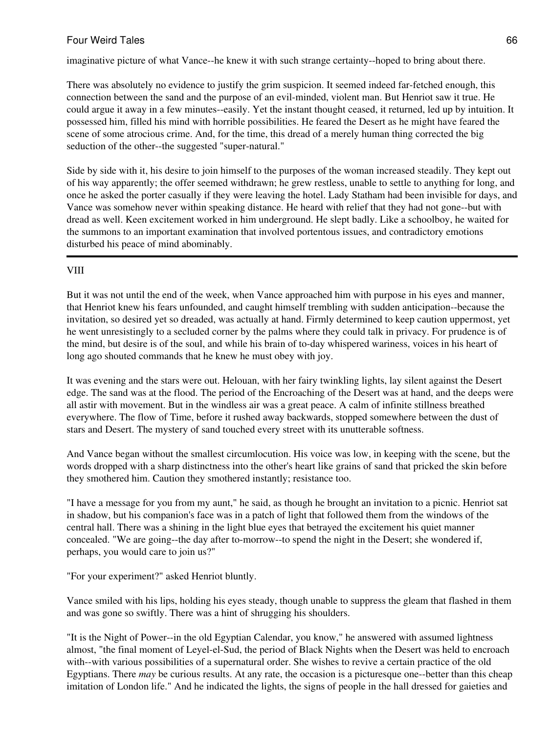imaginative picture of what Vance--he knew it with such strange certainty--hoped to bring about there.

There was absolutely no evidence to justify the grim suspicion. It seemed indeed far-fetched enough, this connection between the sand and the purpose of an evil-minded, violent man. But Henriot saw it true. He could argue it away in a few minutes--easily. Yet the instant thought ceased, it returned, led up by intuition. It possessed him, filled his mind with horrible possibilities. He feared the Desert as he might have feared the scene of some atrocious crime. And, for the time, this dread of a merely human thing corrected the big seduction of the other--the suggested "super-natural."

Side by side with it, his desire to join himself to the purposes of the woman increased steadily. They kept out of his way apparently; the offer seemed withdrawn; he grew restless, unable to settle to anything for long, and once he asked the porter casually if they were leaving the hotel. Lady Statham had been invisible for days, and Vance was somehow never within speaking distance. He heard with relief that they had not gone--but with dread as well. Keen excitement worked in him underground. He slept badly. Like a schoolboy, he waited for the summons to an important examination that involved portentous issues, and contradictory emotions disturbed his peace of mind abominably.

---

## VIII

But it was not until the end of the week, when Vance approached him with purpose in his eyes and manner, that Henriot knew his fears unfounded, and caught himself trembling with sudden anticipation--because the invitation, so desired yet so dreaded, was actually at hand. Firmly determined to keep caution uppermost, yet he went unresistingly to a secluded corner by the palms where they could talk in privacy. For prudence is of the mind, but desire is of the soul, and while his brain of to-day whispered wariness, voices in his heart of long ago shouted commands that he knew he must obey with joy.

It was evening and the stars were out. Helouan, with her fairy twinkling lights, lay silent against the Desert edge. The sand was at the flood. The period of the Encroaching of the Desert was at hand, and the deeps were all astir with movement. But in the windless air was a great peace. A calm of infinite stillness breathed everywhere. The flow of Time, before it rushed away backwards, stopped somewhere between the dust of stars and Desert. The mystery of sand touched every street with its unutterable softness.

And Vance began without the smallest circumlocution. His voice was low, in keeping with the scene, but the words dropped with a sharp distinctness into the other's heart like grains of sand that pricked the skin before they smothered him. Caution they smothered instantly; resistance too.

"I have a message for you from my aunt," he said, as though he brought an invitation to a picnic. Henriot sat in shadow, but his companion's face was in a patch of light that followed them from the windows of the central hall. There was a shining in the light blue eyes that betrayed the excitement his quiet manner concealed. "We are going--the day after to-morrow--to spend the night in the Desert; she wondered if, perhaps, you would care to join us?"

"For your experiment?" asked Henriot bluntly.

Vance smiled with his lips, holding his eyes steady, though unable to suppress the gleam that flashed in them and was gone so swiftly. There was a hint of shrugging his shoulders.

"It is the Night of Power--in the old Egyptian Calendar, you know," he answered with assumed lightness almost, "the final moment of Leyel-el-Sud, the period of Black Nights when the Desert was held to encroach with--with various possibilities of a supernatural order. She wishes to revive a certain practice of the old Egyptians. There *may* be curious results. At any rate, the occasion is a picturesque one--better than this cheap imitation of London life." And he indicated the lights, the signs of people in the hall dressed for gaieties and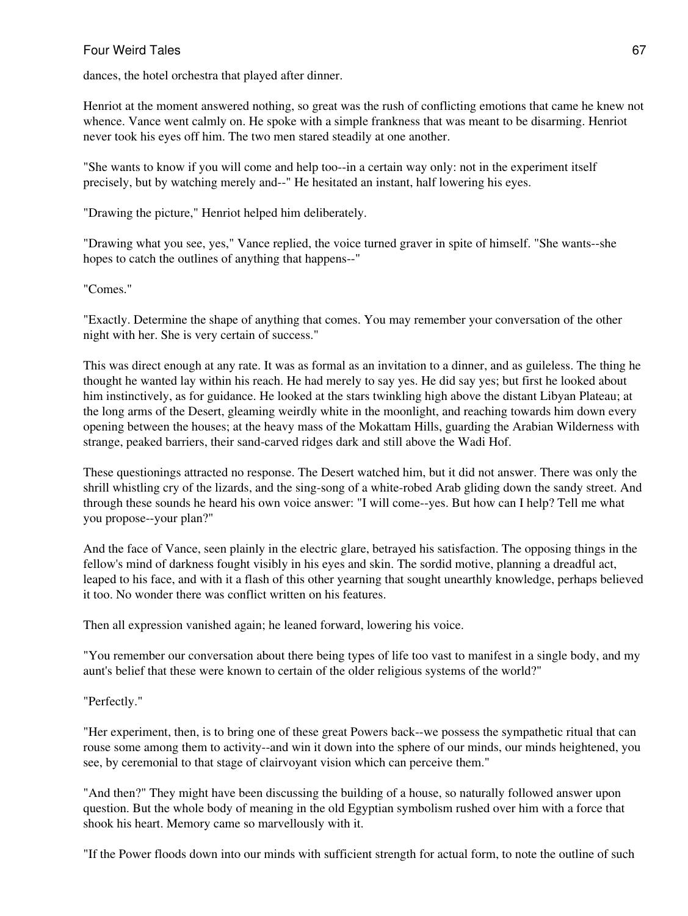dances, the hotel orchestra that played after dinner.

Henriot at the moment answered nothing, so great was the rush of conflicting emotions that came he knew not whence. Vance went calmly on. He spoke with a simple frankness that was meant to be disarming. Henriot never took his eyes off him. The two men stared steadily at one another.

"She wants to know if you will come and help too--in a certain way only: not in the experiment itself precisely, but by watching merely and--" He hesitated an instant, half lowering his eyes.

"Drawing the picture," Henriot helped him deliberately.

"Drawing what you see, yes," Vance replied, the voice turned graver in spite of himself. "She wants--she hopes to catch the outlines of anything that happens--"

"Comes."

"Exactly. Determine the shape of anything that comes. You may remember your conversation of the other night with her. She is very certain of success."

This was direct enough at any rate. It was as formal as an invitation to a dinner, and as guileless. The thing he thought he wanted lay within his reach. He had merely to say yes. He did say yes; but first he looked about him instinctively, as for guidance. He looked at the stars twinkling high above the distant Libyan Plateau; at the long arms of the Desert, gleaming weirdly white in the moonlight, and reaching towards him down every opening between the houses; at the heavy mass of the Mokattam Hills, guarding the Arabian Wilderness with strange, peaked barriers, their sand-carved ridges dark and still above the Wadi Hof.

These questionings attracted no response. The Desert watched him, but it did not answer. There was only the shrill whistling cry of the lizards, and the sing-song of a white-robed Arab gliding down the sandy street. And through these sounds he heard his own voice answer: "I will come--yes. But how can I help? Tell me what you propose--your plan?"

And the face of Vance, seen plainly in the electric glare, betrayed his satisfaction. The opposing things in the fellow's mind of darkness fought visibly in his eyes and skin. The sordid motive, planning a dreadful act, leaped to his face, and with it a flash of this other yearning that sought unearthly knowledge, perhaps believed it too. No wonder there was conflict written on his features.

Then all expression vanished again; he leaned forward, lowering his voice.

"You remember our conversation about there being types of life too vast to manifest in a single body, and my aunt's belief that these were known to certain of the older religious systems of the world?"

"Perfectly."

"Her experiment, then, is to bring one of these great Powers back--we possess the sympathetic ritual that can rouse some among them to activity--and win it down into the sphere of our minds, our minds heightened, you see, by ceremonial to that stage of clairvoyant vision which can perceive them."

"And then?" They might have been discussing the building of a house, so naturally followed answer upon question. But the whole body of meaning in the old Egyptian symbolism rushed over him with a force that shook his heart. Memory came so marvellously with it.

"If the Power floods down into our minds with sufficient strength for actual form, to note the outline of such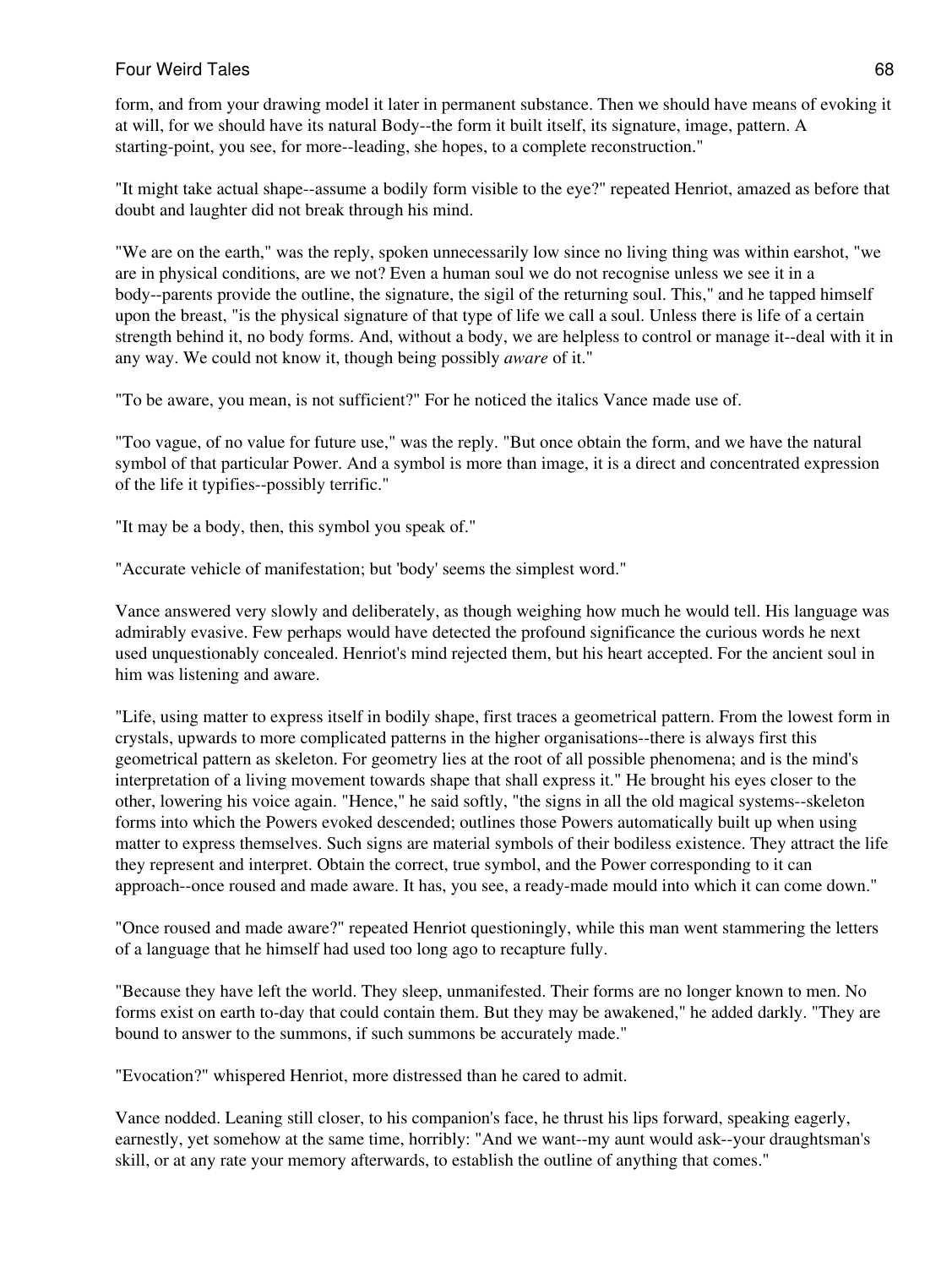form, and from your drawing model it later in permanent substance. Then we should have means of evoking it at will, for we should have its natural Body--the form it built itself, its signature, image, pattern. A starting-point, you see, for more--leading, she hopes, to a complete reconstruction."

"It might take actual shape--assume a bodily form visible to the eye?" repeated Henriot, amazed as before that doubt and laughter did not break through his mind.

"We are on the earth," was the reply, spoken unnecessarily low since no living thing was within earshot, "we are in physical conditions, are we not? Even a human soul we do not recognise unless we see it in a body--parents provide the outline, the signature, the sigil of the returning soul. This," and he tapped himself upon the breast, "is the physical signature of that type of life we call a soul. Unless there is life of a certain strength behind it, no body forms. And, without a body, we are helpless to control or manage it--deal with it in any way. We could not know it, though being possibly *aware* of it."

"To be aware, you mean, is not sufficient?" For he noticed the italics Vance made use of.

"Too vague, of no value for future use," was the reply. "But once obtain the form, and we have the natural symbol of that particular Power. And a symbol is more than image, it is a direct and concentrated expression of the life it typifies--possibly terrific."

"It may be a body, then, this symbol you speak of."

"Accurate vehicle of manifestation; but 'body' seems the simplest word."

Vance answered very slowly and deliberately, as though weighing how much he would tell. His language was admirably evasive. Few perhaps would have detected the profound significance the curious words he next used unquestionably concealed. Henriot's mind rejected them, but his heart accepted. For the ancient soul in him was listening and aware.

"Life, using matter to express itself in bodily shape, first traces a geometrical pattern. From the lowest form in crystals, upwards to more complicated patterns in the higher organisations--there is always first this geometrical pattern as skeleton. For geometry lies at the root of all possible phenomena; and is the mind's interpretation of a living movement towards shape that shall express it." He brought his eyes closer to the other, lowering his voice again. "Hence," he said softly, "the signs in all the old magical systems--skeleton forms into which the Powers evoked descended; outlines those Powers automatically built up when using matter to express themselves. Such signs are material symbols of their bodiless existence. They attract the life they represent and interpret. Obtain the correct, true symbol, and the Power corresponding to it can approach--once roused and made aware. It has, you see, a ready-made mould into which it can come down."

"Once roused and made aware?" repeated Henriot questioningly, while this man went stammering the letters of a language that he himself had used too long ago to recapture fully.

"Because they have left the world. They sleep, unmanifested. Their forms are no longer known to men. No forms exist on earth to-day that could contain them. But they may be awakened," he added darkly. "They are bound to answer to the summons, if such summons be accurately made."

"Evocation?" whispered Henriot, more distressed than he cared to admit.

Vance nodded. Leaning still closer, to his companion's face, he thrust his lips forward, speaking eagerly, earnestly, yet somehow at the same time, horribly: "And we want--my aunt would ask--your draughtsman's skill, or at any rate your memory afterwards, to establish the outline of anything that comes."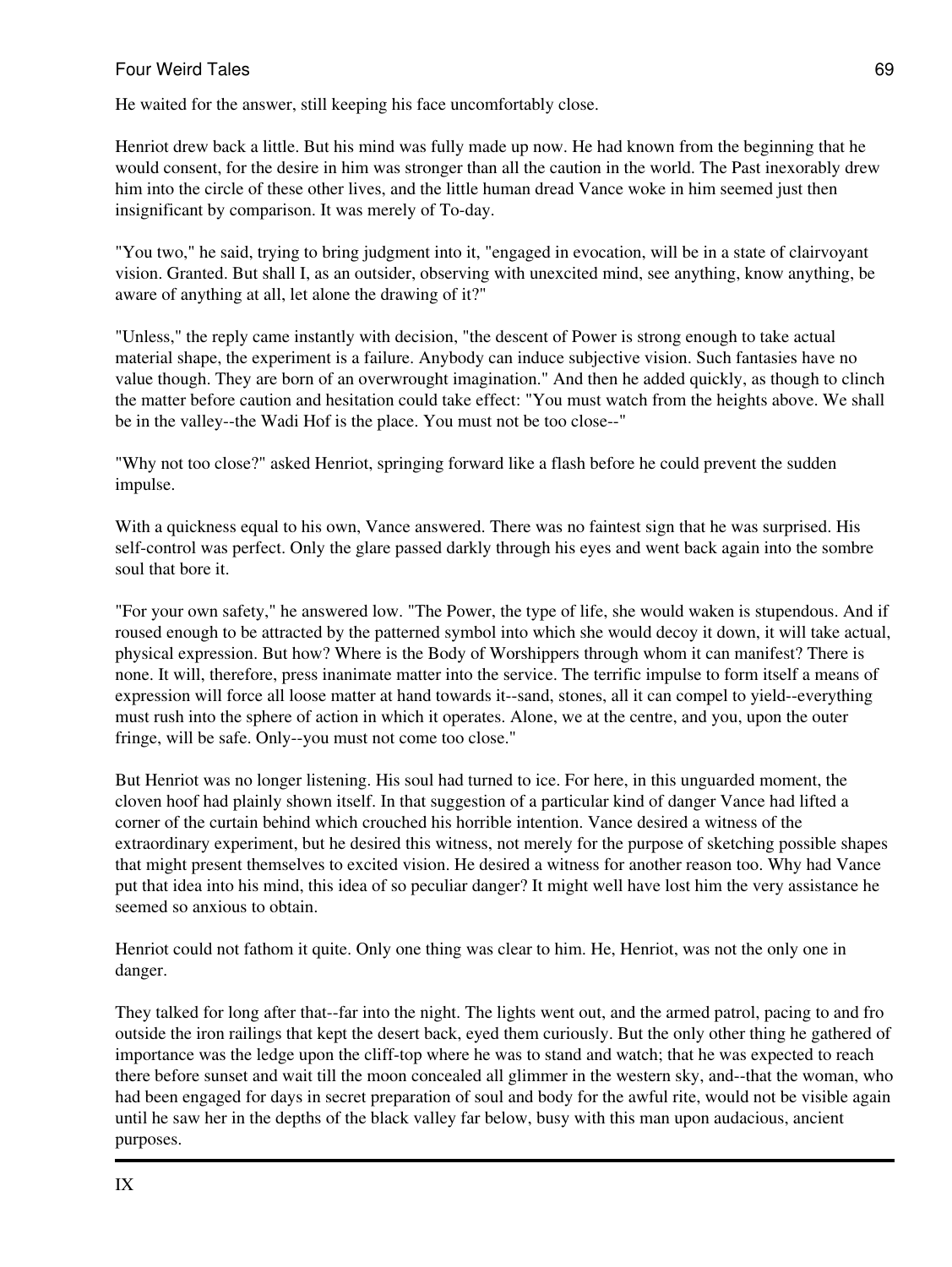He waited for the answer, still keeping his face uncomfortably close.

Henriot drew back a little. But his mind was fully made up now. He had known from the beginning that he would consent, for the desire in him was stronger than all the caution in the world. The Past inexorably drew him into the circle of these other lives, and the little human dread Vance woke in him seemed just then insignificant by comparison. It was merely of To-day.

"You two," he said, trying to bring judgment into it, "engaged in evocation, will be in a state of clairvoyant vision. Granted. But shall I, as an outsider, observing with unexcited mind, see anything, know anything, be aware of anything at all, let alone the drawing of it?"

"Unless," the reply came instantly with decision, "the descent of Power is strong enough to take actual material shape, the experiment is a failure. Anybody can induce subjective vision. Such fantasies have no value though. They are born of an overwrought imagination." And then he added quickly, as though to clinch the matter before caution and hesitation could take effect: "You must watch from the heights above. We shall be in the valley--the Wadi Hof is the place. You must not be too close--"

"Why not too close?" asked Henriot, springing forward like a flash before he could prevent the sudden impulse.

With a quickness equal to his own, Vance answered. There was no faintest sign that he was surprised. His self-control was perfect. Only the glare passed darkly through his eyes and went back again into the sombre soul that bore it.

"For your own safety," he answered low. "The Power, the type of life, she would waken is stupendous. And if roused enough to be attracted by the patterned symbol into which she would decoy it down, it will take actual, physical expression. But how? Where is the Body of Worshippers through whom it can manifest? There is none. It will, therefore, press inanimate matter into the service. The terrific impulse to form itself a means of expression will force all loose matter at hand towards it--sand, stones, all it can compel to yield--everything must rush into the sphere of action in which it operates. Alone, we at the centre, and you, upon the outer fringe, will be safe. Only--you must not come too close."

But Henriot was no longer listening. His soul had turned to ice. For here, in this unguarded moment, the cloven hoof had plainly shown itself. In that suggestion of a particular kind of danger Vance had lifted a corner of the curtain behind which crouched his horrible intention. Vance desired a witness of the extraordinary experiment, but he desired this witness, not merely for the purpose of sketching possible shapes that might present themselves to excited vision. He desired a witness for another reason too. Why had Vance put that idea into his mind, this idea of so peculiar danger? It might well have lost him the very assistance he seemed so anxious to obtain.

Henriot could not fathom it quite. Only one thing was clear to him. He, Henriot, was not the only one in danger.

They talked for long after that--far into the night. The lights went out, and the armed patrol, pacing to and fro outside the iron railings that kept the desert back, eyed them curiously. But the only other thing he gathered of importance was the ledge upon the cliff-top where he was to stand and watch; that he was expected to reach there before sunset and wait till the moon concealed all glimmer in the western sky, and--that the woman, who had been engaged for days in secret preparation of soul and body for the awful rite, would not be visible again until he saw her in the depths of the black valley far below, busy with this man upon audacious, ancient purposes.

---

## IX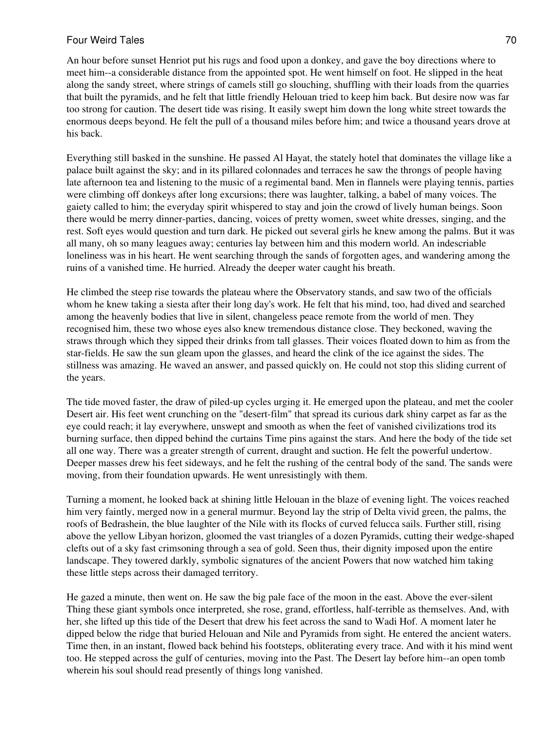An hour before sunset Henriot put his rugs and food upon a donkey, and gave the boy directions where to meet him--a considerable distance from the appointed spot. He went himself on foot. He slipped in the heat along the sandy street, where strings of camels still go slouching, shuffling with their loads from the quarries that built the pyramids, and he felt that little friendly Helouan tried to keep him back. But desire now was far too strong for caution. The desert tide was rising. It easily swept him down the long white street towards the enormous deeps beyond. He felt the pull of a thousand miles before him; and twice a thousand years drove at his back.

Everything still basked in the sunshine. He passed Al Hayat, the stately hotel that dominates the village like a palace built against the sky; and in its pillared colonnades and terraces he saw the throngs of people having late afternoon tea and listening to the music of a regimental band. Men in flannels were playing tennis, parties were climbing off donkeys after long excursions; there was laughter, talking, a babel of many voices. The gaiety called to him; the everyday spirit whispered to stay and join the crowd of lively human beings. Soon there would be merry dinner-parties, dancing, voices of pretty women, sweet white dresses, singing, and the rest. Soft eyes would question and turn dark. He picked out several girls he knew among the palms. But it was all many, oh so many leagues away; centuries lay between him and this modern world. An indescribable loneliness was in his heart. He went searching through the sands of forgotten ages, and wandering among the ruins of a vanished time. He hurried. Already the deeper water caught his breath.

He climbed the steep rise towards the plateau where the Observatory stands, and saw two of the officials whom he knew taking a siesta after their long day's work. He felt that his mind, too, had dived and searched among the heavenly bodies that live in silent, changeless peace remote from the world of men. They recognised him, these two whose eyes also knew tremendous distance close. They beckoned, waving the straws through which they sipped their drinks from tall glasses. Their voices floated down to him as from the star-fields. He saw the sun gleam upon the glasses, and heard the clink of the ice against the sides. The stillness was amazing. He waved an answer, and passed quickly on. He could not stop this sliding current of the years.

The tide moved faster, the draw of piled-up cycles urging it. He emerged upon the plateau, and met the cooler Desert air. His feet went crunching on the "desert-film" that spread its curious dark shiny carpet as far as the eye could reach; it lay everywhere, unswept and smooth as when the feet of vanished civilizations trod its burning surface, then dipped behind the curtains Time pins against the stars. And here the body of the tide set all one way. There was a greater strength of current, draught and suction. He felt the powerful undertow. Deeper masses drew his feet sideways, and he felt the rushing of the central body of the sand. The sands were moving, from their foundation upwards. He went unresistingly with them.

Turning a moment, he looked back at shining little Helouan in the blaze of evening light. The voices reached him very faintly, merged now in a general murmur. Beyond lay the strip of Delta vivid green, the palms, the roofs of Bedrashein, the blue laughter of the Nile with its flocks of curved felucca sails. Further still, rising above the yellow Libyan horizon, gloomed the vast triangles of a dozen Pyramids, cutting their wedge-shaped clefts out of a sky fast crimsoning through a sea of gold. Seen thus, their dignity imposed upon the entire landscape. They towered darkly, symbolic signatures of the ancient Powers that now watched him taking these little steps across their damaged territory.

He gazed a minute, then went on. He saw the big pale face of the moon in the east. Above the ever-silent Thing these giant symbols once interpreted, she rose, grand, effortless, half-terrible as themselves. And, with her, she lifted up this tide of the Desert that drew his feet across the sand to Wadi Hof. A moment later he dipped below the ridge that buried Helouan and Nile and Pyramids from sight. He entered the ancient waters. Time then, in an instant, flowed back behind his footsteps, obliterating every trace. And with it his mind went too. He stepped across the gulf of centuries, moving into the Past. The Desert lay before him--an open tomb wherein his soul should read presently of things long vanished.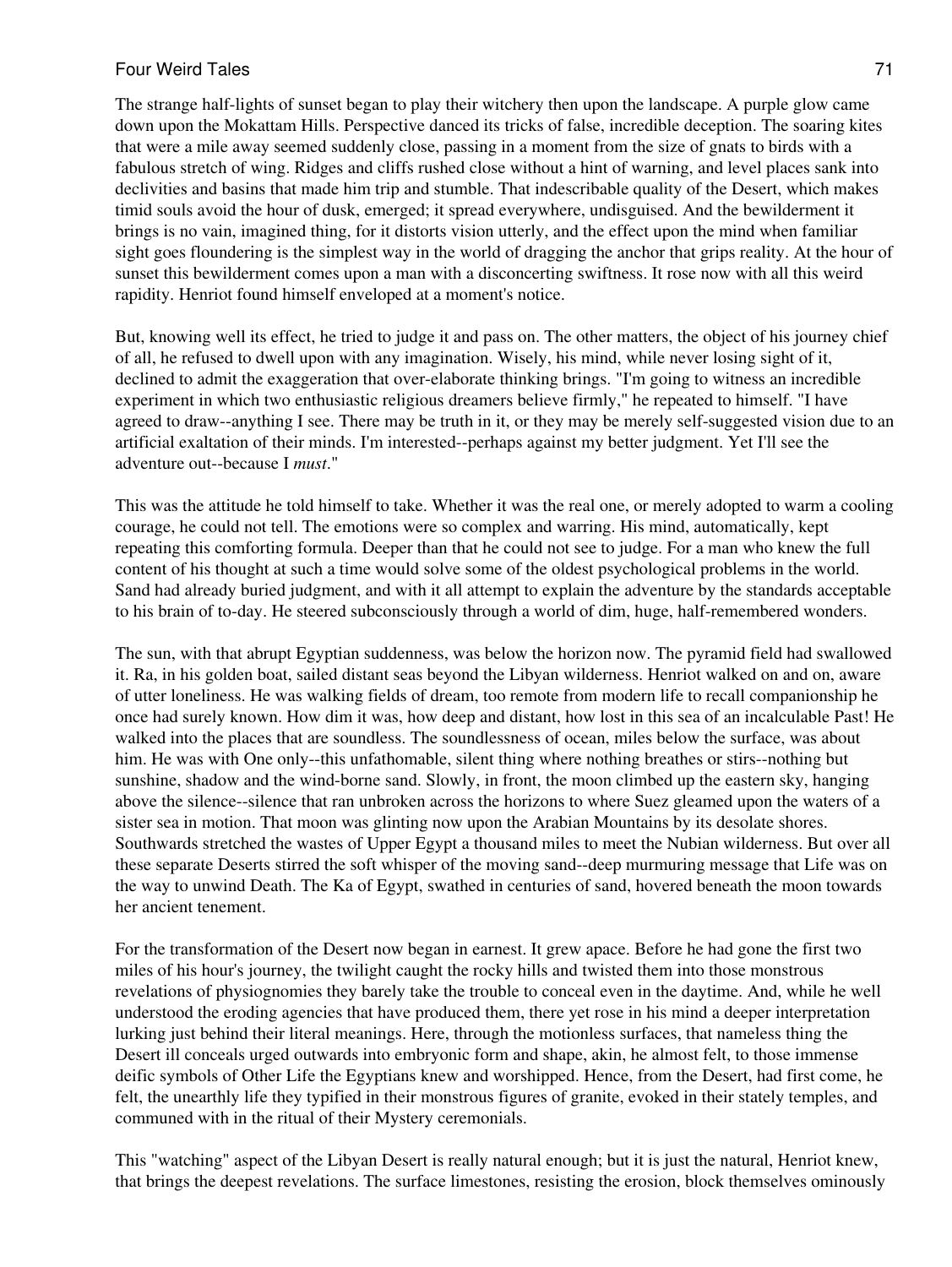The strange half-lights of sunset began to play their witchery then upon the landscape. A purple glow came down upon the Mokattam Hills. Perspective danced its tricks of false, incredible deception. The soaring kites that were a mile away seemed suddenly close, passing in a moment from the size of gnats to birds with a fabulous stretch of wing. Ridges and cliffs rushed close without a hint of warning, and level places sank into declivities and basins that made him trip and stumble. That indescribable quality of the Desert, which makes timid souls avoid the hour of dusk, emerged; it spread everywhere, undisguised. And the bewilderment it brings is no vain, imagined thing, for it distorts vision utterly, and the effect upon the mind when familiar sight goes floundering is the simplest way in the world of dragging the anchor that grips reality. At the hour of sunset this bewilderment comes upon a man with a disconcerting swiftness. It rose now with all this weird rapidity. Henriot found himself enveloped at a moment's notice.

But, knowing well its effect, he tried to judge it and pass on. The other matters, the object of his journey chief of all, he refused to dwell upon with any imagination. Wisely, his mind, while never losing sight of it, declined to admit the exaggeration that over-elaborate thinking brings. "I'm going to witness an incredible experiment in which two enthusiastic religious dreamers believe firmly," he repeated to himself. "I have agreed to draw--anything I see. There may be truth in it, or they may be merely self-suggested vision due to an artificial exaltation of their minds. I'm interested--perhaps against my better judgment. Yet I'll see the adventure out--because I *must*."

This was the attitude he told himself to take. Whether it was the real one, or merely adopted to warm a cooling courage, he could not tell. The emotions were so complex and warring. His mind, automatically, kept repeating this comforting formula. Deeper than that he could not see to judge. For a man who knew the full content of his thought at such a time would solve some of the oldest psychological problems in the world. Sand had already buried judgment, and with it all attempt to explain the adventure by the standards acceptable to his brain of to-day. He steered subconsciously through a world of dim, huge, half-remembered wonders.

The sun, with that abrupt Egyptian suddenness, was below the horizon now. The pyramid field had swallowed it. Ra, in his golden boat, sailed distant seas beyond the Libyan wilderness. Henriot walked on and on, aware of utter loneliness. He was walking fields of dream, too remote from modern life to recall companionship he once had surely known. How dim it was, how deep and distant, how lost in this sea of an incalculable Past! He walked into the places that are soundless. The soundlessness of ocean, miles below the surface, was about him. He was with One only--this unfathomable, silent thing where nothing breathes or stirs--nothing but sunshine, shadow and the wind-borne sand. Slowly, in front, the moon climbed up the eastern sky, hanging above the silence--silence that ran unbroken across the horizons to where Suez gleamed upon the waters of a sister sea in motion. That moon was glinting now upon the Arabian Mountains by its desolate shores. Southwards stretched the wastes of Upper Egypt a thousand miles to meet the Nubian wilderness. But over all these separate Deserts stirred the soft whisper of the moving sand--deep murmuring message that Life was on the way to unwind Death. The Ka of Egypt, swathed in centuries of sand, hovered beneath the moon towards her ancient tenement.

For the transformation of the Desert now began in earnest. It grew apace. Before he had gone the first two miles of his hour's journey, the twilight caught the rocky hills and twisted them into those monstrous revelations of physiognomies they barely take the trouble to conceal even in the daytime. And, while he well understood the eroding agencies that have produced them, there yet rose in his mind a deeper interpretation lurking just behind their literal meanings. Here, through the motionless surfaces, that nameless thing the Desert ill conceals urged outwards into embryonic form and shape, akin, he almost felt, to those immense deific symbols of Other Life the Egyptians knew and worshipped. Hence, from the Desert, had first come, he felt, the unearthly life they typified in their monstrous figures of granite, evoked in their stately temples, and communed with in the ritual of their Mystery ceremonials.

This "watching" aspect of the Libyan Desert is really natural enough; but it is just the natural, Henriot knew, that brings the deepest revelations. The surface limestones, resisting the erosion, block themselves ominously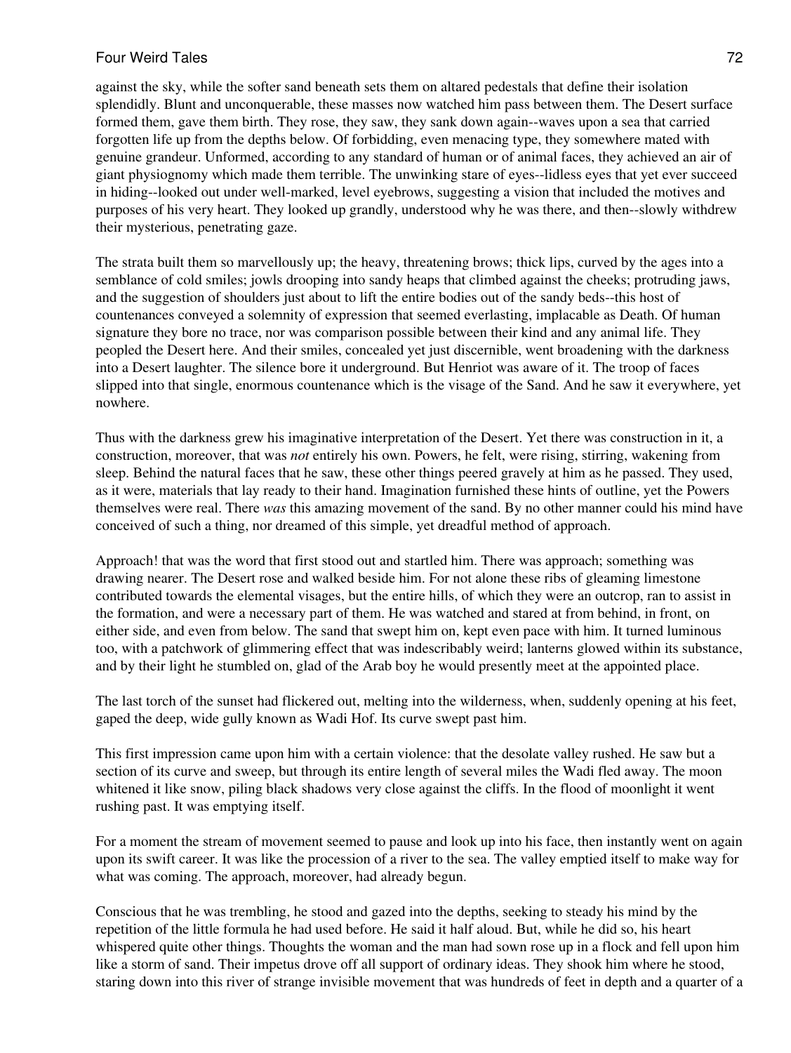against the sky, while the softer sand beneath sets them on altared pedestals that define their isolation splendidly. Blunt and unconquerable, these masses now watched him pass between them. The Desert surface formed them, gave them birth. They rose, they saw, they sank down again--waves upon a sea that carried forgotten life up from the depths below. Of forbidding, even menacing type, they somewhere mated with genuine grandeur. Unformed, according to any standard of human or of animal faces, they achieved an air of giant physiognomy which made them terrible. The unwinking stare of eyes--lidless eyes that yet ever succeed in hiding--looked out under well-marked, level eyebrows, suggesting a vision that included the motives and purposes of his very heart. They looked up grandly, understood why he was there, and then--slowly withdrew their mysterious, penetrating gaze.

The strata built them so marvellously up; the heavy, threatening brows; thick lips, curved by the ages into a semblance of cold smiles; jowls drooping into sandy heaps that climbed against the cheeks; protruding jaws, and the suggestion of shoulders just about to lift the entire bodies out of the sandy beds--this host of countenances conveyed a solemnity of expression that seemed everlasting, implacable as Death. Of human signature they bore no trace, nor was comparison possible between their kind and any animal life. They peopled the Desert here. And their smiles, concealed yet just discernible, went broadening with the darkness into a Desert laughter. The silence bore it underground. But Henriot was aware of it. The troop of faces slipped into that single, enormous countenance which is the visage of the Sand. And he saw it everywhere, yet nowhere.

Thus with the darkness grew his imaginative interpretation of the Desert. Yet there was construction in it, a construction, moreover, that was *not* entirely his own. Powers, he felt, were rising, stirring, wakening from sleep. Behind the natural faces that he saw, these other things peered gravely at him as he passed. They used, as it were, materials that lay ready to their hand. Imagination furnished these hints of outline, yet the Powers themselves were real. There *was* this amazing movement of the sand. By no other manner could his mind have conceived of such a thing, nor dreamed of this simple, yet dreadful method of approach.

Approach! that was the word that first stood out and startled him. There was approach; something was drawing nearer. The Desert rose and walked beside him. For not alone these ribs of gleaming limestone contributed towards the elemental visages, but the entire hills, of which they were an outcrop, ran to assist in the formation, and were a necessary part of them. He was watched and stared at from behind, in front, on either side, and even from below. The sand that swept him on, kept even pace with him. It turned luminous too, with a patchwork of glimmering effect that was indescribably weird; lanterns glowed within its substance, and by their light he stumbled on, glad of the Arab boy he would presently meet at the appointed place.

The last torch of the sunset had flickered out, melting into the wilderness, when, suddenly opening at his feet, gaped the deep, wide gully known as Wadi Hof. Its curve swept past him.

This first impression came upon him with a certain violence: that the desolate valley rushed. He saw but a section of its curve and sweep, but through its entire length of several miles the Wadi fled away. The moon whitened it like snow, piling black shadows very close against the cliffs. In the flood of moonlight it went rushing past. It was emptying itself.

For a moment the stream of movement seemed to pause and look up into his face, then instantly went on again upon its swift career. It was like the procession of a river to the sea. The valley emptied itself to make way for what was coming. The approach, moreover, had already begun.

Conscious that he was trembling, he stood and gazed into the depths, seeking to steady his mind by the repetition of the little formula he had used before. He said it half aloud. But, while he did so, his heart whispered quite other things. Thoughts the woman and the man had sown rose up in a flock and fell upon him like a storm of sand. Their impetus drove off all support of ordinary ideas. They shook him where he stood, staring down into this river of strange invisible movement that was hundreds of feet in depth and a quarter of a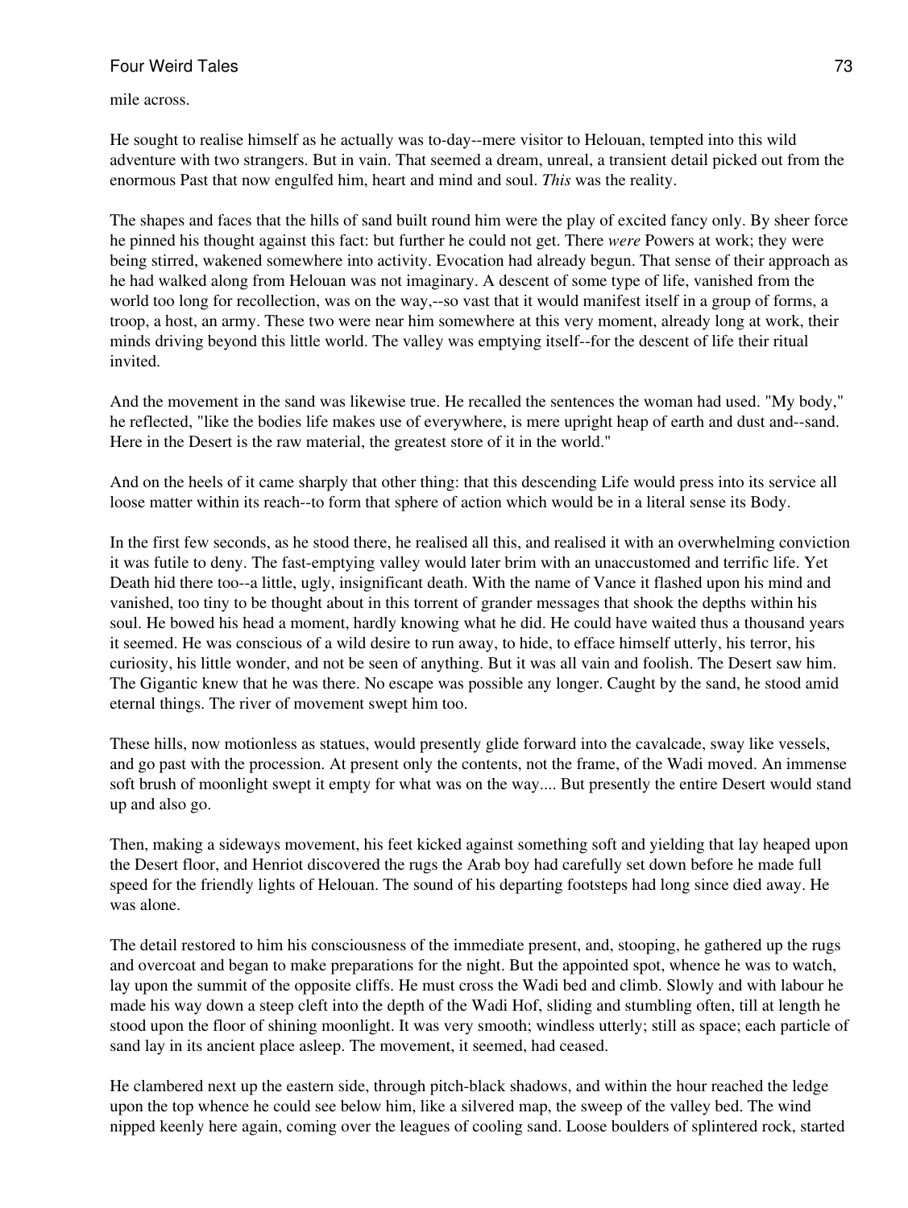mile across.

He sought to realise himself as he actually was to-day--mere visitor to Helouan, tempted into this wild adventure with two strangers. But in vain. That seemed a dream, unreal, a transient detail picked out from the enormous Past that now engulfed him, heart and mind and soul. *This* was the reality.

The shapes and faces that the hills of sand built round him were the play of excited fancy only. By sheer force he pinned his thought against this fact: but further he could not get. There *were* Powers at work; they were being stirred, wakened somewhere into activity. Evocation had already begun. That sense of their approach as he had walked along from Helouan was not imaginary. A descent of some type of life, vanished from the world too long for recollection, was on the way,--so vast that it would manifest itself in a group of forms, a troop, a host, an army. These two were near him somewhere at this very moment, already long at work, their minds driving beyond this little world. The valley was emptying itself--for the descent of life their ritual invited.

And the movement in the sand was likewise true. He recalled the sentences the woman had used. "My body," he reflected, "like the bodies life makes use of everywhere, is mere upright heap of earth and dust and--sand. Here in the Desert is the raw material, the greatest store of it in the world."

And on the heels of it came sharply that other thing: that this descending Life would press into its service all loose matter within its reach--to form that sphere of action which would be in a literal sense its Body.

In the first few seconds, as he stood there, he realised all this, and realised it with an overwhelming conviction it was futile to deny. The fast-emptying valley would later brim with an unaccustomed and terrific life. Yet Death hid there too--a little, ugly, insignificant death. With the name of Vance it flashed upon his mind and vanished, too tiny to be thought about in this torrent of grander messages that shook the depths within his soul. He bowed his head a moment, hardly knowing what he did. He could have waited thus a thousand years it seemed. He was conscious of a wild desire to run away, to hide, to efface himself utterly, his terror, his curiosity, his little wonder, and not be seen of anything. But it was all vain and foolish. The Desert saw him. The Gigantic knew that he was there. No escape was possible any longer. Caught by the sand, he stood amid eternal things. The river of movement swept him too.

These hills, now motionless as statues, would presently glide forward into the cavalcade, sway like vessels, and go past with the procession. At present only the contents, not the frame, of the Wadi moved. An immense soft brush of moonlight swept it empty for what was on the way.... But presently the entire Desert would stand up and also go.

Then, making a sideways movement, his feet kicked against something soft and yielding that lay heaped upon the Desert floor, and Henriot discovered the rugs the Arab boy had carefully set down before he made full speed for the friendly lights of Helouan. The sound of his departing footsteps had long since died away. He was alone.

The detail restored to him his consciousness of the immediate present, and, stooping, he gathered up the rugs and overcoat and began to make preparations for the night. But the appointed spot, whence he was to watch, lay upon the summit of the opposite cliffs. He must cross the Wadi bed and climb. Slowly and with labour he made his way down a steep cleft into the depth of the Wadi Hof, sliding and stumbling often, till at length he stood upon the floor of shining moonlight. It was very smooth; windless utterly; still as space; each particle of sand lay in its ancient place asleep. The movement, it seemed, had ceased.

He clambered next up the eastern side, through pitch-black shadows, and within the hour reached the ledge upon the top whence he could see below him, like a silvered map, the sweep of the valley bed. The wind nipped keenly here again, coming over the leagues of cooling sand. Loose boulders of splintered rock, started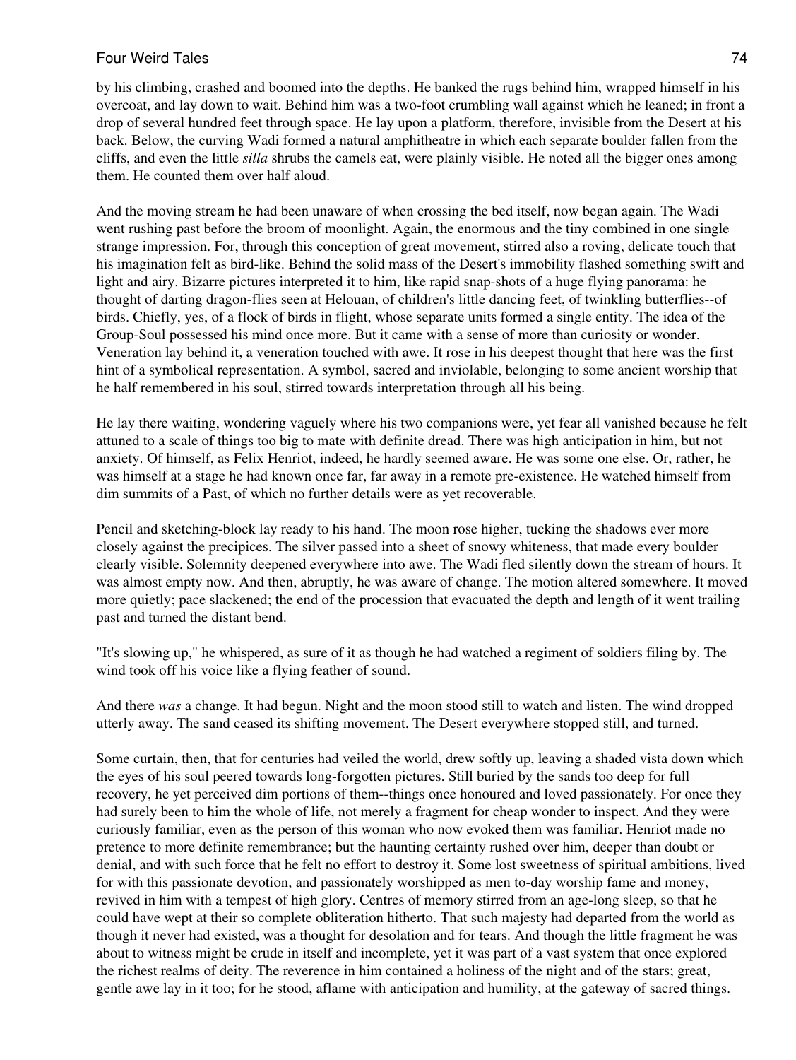by his climbing, crashed and boomed into the depths. He banked the rugs behind him, wrapped himself in his overcoat, and lay down to wait. Behind him was a two-foot crumbling wall against which he leaned; in front a drop of several hundred feet through space. He lay upon a platform, therefore, invisible from the Desert at his back. Below, the curving Wadi formed a natural amphitheatre in which each separate boulder fallen from the cliffs, and even the little *silla* shrubs the camels eat, were plainly visible. He noted all the bigger ones among them. He counted them over half aloud.

And the moving stream he had been unaware of when crossing the bed itself, now began again. The Wadi went rushing past before the broom of moonlight. Again, the enormous and the tiny combined in one single strange impression. For, through this conception of great movement, stirred also a roving, delicate touch that his imagination felt as bird-like. Behind the solid mass of the Desert's immobility flashed something swift and light and airy. Bizarre pictures interpreted it to him, like rapid snap-shots of a huge flying panorama: he thought of darting dragon-flies seen at Helouan, of children's little dancing feet, of twinkling butterflies--of birds. Chiefly, yes, of a flock of birds in flight, whose separate units formed a single entity. The idea of the Group-Soul possessed his mind once more. But it came with a sense of more than curiosity or wonder. Veneration lay behind it, a veneration touched with awe. It rose in his deepest thought that here was the first hint of a symbolical representation. A symbol, sacred and inviolable, belonging to some ancient worship that he half remembered in his soul, stirred towards interpretation through all his being.

He lay there waiting, wondering vaguely where his two companions were, yet fear all vanished because he felt attuned to a scale of things too big to mate with definite dread. There was high anticipation in him, but not anxiety. Of himself, as Felix Henriot, indeed, he hardly seemed aware. He was some one else. Or, rather, he was himself at a stage he had known once far, far away in a remote pre-existence. He watched himself from dim summits of a Past, of which no further details were as yet recoverable.

Pencil and sketching-block lay ready to his hand. The moon rose higher, tucking the shadows ever more closely against the precipices. The silver passed into a sheet of snowy whiteness, that made every boulder clearly visible. Solemnity deepened everywhere into awe. The Wadi fled silently down the stream of hours. It was almost empty now. And then, abruptly, he was aware of change. The motion altered somewhere. It moved more quietly; pace slackened; the end of the procession that evacuated the depth and length of it went trailing past and turned the distant bend.

"It's slowing up," he whispered, as sure of it as though he had watched a regiment of soldiers filing by. The wind took off his voice like a flying feather of sound.

And there *was* a change. It had begun. Night and the moon stood still to watch and listen. The wind dropped utterly away. The sand ceased its shifting movement. The Desert everywhere stopped still, and turned.

Some curtain, then, that for centuries had veiled the world, drew softly up, leaving a shaded vista down which the eyes of his soul peered towards long-forgotten pictures. Still buried by the sands too deep for full recovery, he yet perceived dim portions of them--things once honoured and loved passionately. For once they had surely been to him the whole of life, not merely a fragment for cheap wonder to inspect. And they were curiously familiar, even as the person of this woman who now evoked them was familiar. Henriot made no pretence to more definite remembrance; but the haunting certainty rushed over him, deeper than doubt or denial, and with such force that he felt no effort to destroy it. Some lost sweetness of spiritual ambitions, lived for with this passionate devotion, and passionately worshipped as men to-day worship fame and money, revived in him with a tempest of high glory. Centres of memory stirred from an age-long sleep, so that he could have wept at their so complete obliteration hitherto. That such majesty had departed from the world as though it never had existed, was a thought for desolation and for tears. And though the little fragment he was about to witness might be crude in itself and incomplete, yet it was part of a vast system that once explored the richest realms of deity. The reverence in him contained a holiness of the night and of the stars; great, gentle awe lay in it too; for he stood, aflame with anticipation and humility, at the gateway of sacred things.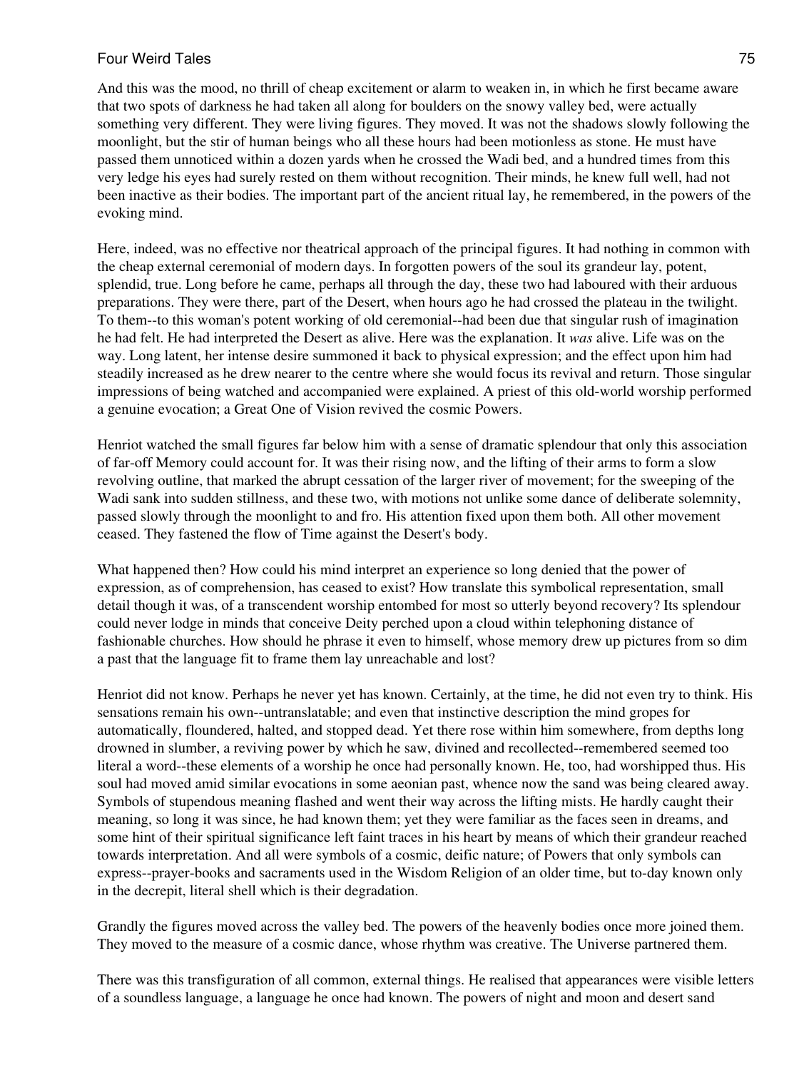And this was the mood, no thrill of cheap excitement or alarm to weaken in, in which he first became aware that two spots of darkness he had taken all along for boulders on the snowy valley bed, were actually something very different. They were living figures. They moved. It was not the shadows slowly following the moonlight, but the stir of human beings who all these hours had been motionless as stone. He must have passed them unnoticed within a dozen yards when he crossed the Wadi bed, and a hundred times from this very ledge his eyes had surely rested on them without recognition. Their minds, he knew full well, had not been inactive as their bodies. The important part of the ancient ritual lay, he remembered, in the powers of the evoking mind.

Here, indeed, was no effective nor theatrical approach of the principal figures. It had nothing in common with the cheap external ceremonial of modern days. In forgotten powers of the soul its grandeur lay, potent, splendid, true. Long before he came, perhaps all through the day, these two had laboured with their arduous preparations. They were there, part of the Desert, when hours ago he had crossed the plateau in the twilight. To them--to this woman's potent working of old ceremonial--had been due that singular rush of imagination he had felt. He had interpreted the Desert as alive. Here was the explanation. It *was* alive. Life was on the way. Long latent, her intense desire summoned it back to physical expression; and the effect upon him had steadily increased as he drew nearer to the centre where she would focus its revival and return. Those singular impressions of being watched and accompanied were explained. A priest of this old-world worship performed a genuine evocation; a Great One of Vision revived the cosmic Powers.

Henriot watched the small figures far below him with a sense of dramatic splendour that only this association of far-off Memory could account for. It was their rising now, and the lifting of their arms to form a slow revolving outline, that marked the abrupt cessation of the larger river of movement; for the sweeping of the Wadi sank into sudden stillness, and these two, with motions not unlike some dance of deliberate solemnity, passed slowly through the moonlight to and fro. His attention fixed upon them both. All other movement ceased. They fastened the flow of Time against the Desert's body.

What happened then? How could his mind interpret an experience so long denied that the power of expression, as of comprehension, has ceased to exist? How translate this symbolical representation, small detail though it was, of a transcendent worship entombed for most so utterly beyond recovery? Its splendour could never lodge in minds that conceive Deity perched upon a cloud within telephoning distance of fashionable churches. How should he phrase it even to himself, whose memory drew up pictures from so dim a past that the language fit to frame them lay unreachable and lost?

Henriot did not know. Perhaps he never yet has known. Certainly, at the time, he did not even try to think. His sensations remain his own--untranslatable; and even that instinctive description the mind gropes for automatically, floundered, halted, and stopped dead. Yet there rose within him somewhere, from depths long drowned in slumber, a reviving power by which he saw, divined and recollected--remembered seemed too literal a word--these elements of a worship he once had personally known. He, too, had worshipped thus. His soul had moved amid similar evocations in some aeonian past, whence now the sand was being cleared away. Symbols of stupendous meaning flashed and went their way across the lifting mists. He hardly caught their meaning, so long it was since, he had known them; yet they were familiar as the faces seen in dreams, and some hint of their spiritual significance left faint traces in his heart by means of which their grandeur reached towards interpretation. And all were symbols of a cosmic, deific nature; of Powers that only symbols can express--prayer-books and sacraments used in the Wisdom Religion of an older time, but to-day known only in the decrepit, literal shell which is their degradation.

Grandly the figures moved across the valley bed. The powers of the heavenly bodies once more joined them. They moved to the measure of a cosmic dance, whose rhythm was creative. The Universe partnered them.

There was this transfiguration of all common, external things. He realised that appearances were visible letters of a soundless language, a language he once had known. The powers of night and moon and desert sand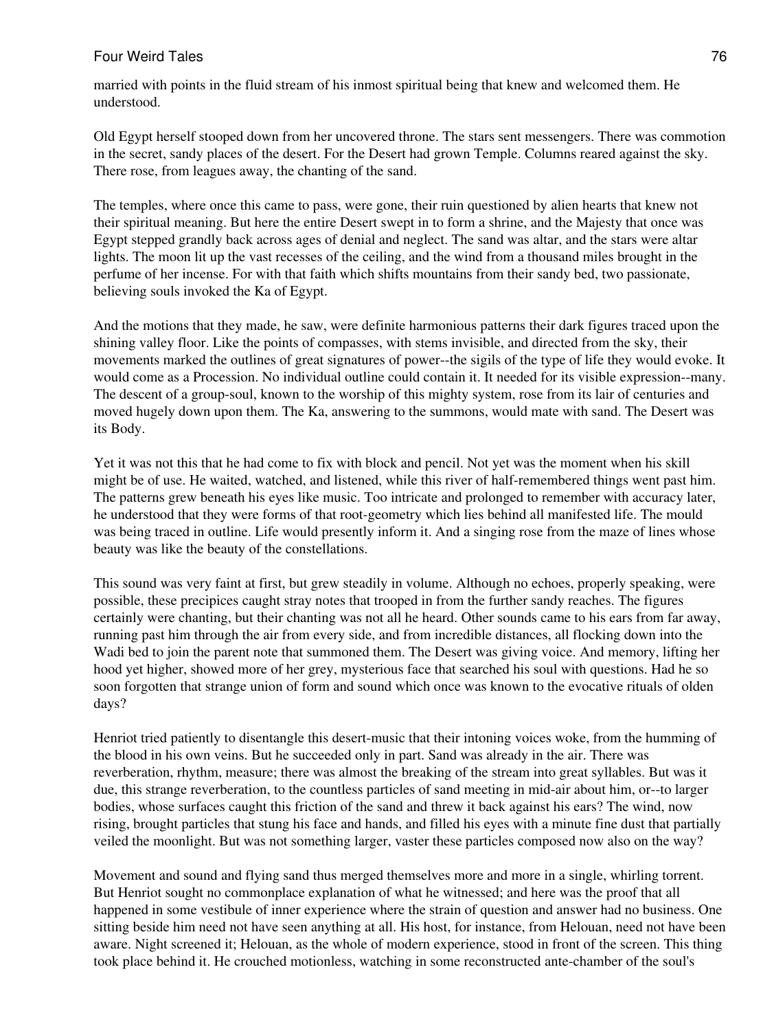married with points in the fluid stream of his inmost spiritual being that knew and welcomed them. He understood.

Old Egypt herself stooped down from her uncovered throne. The stars sent messengers. There was commotion in the secret, sandy places of the desert. For the Desert had grown Temple. Columns reared against the sky. There rose, from leagues away, the chanting of the sand.

The temples, where once this came to pass, were gone, their ruin questioned by alien hearts that knew not their spiritual meaning. But here the entire Desert swept in to form a shrine, and the Majesty that once was Egypt stepped grandly back across ages of denial and neglect. The sand was altar, and the stars were altar lights. The moon lit up the vast recesses of the ceiling, and the wind from a thousand miles brought in the perfume of her incense. For with that faith which shifts mountains from their sandy bed, two passionate, believing souls invoked the Ka of Egypt.

And the motions that they made, he saw, were definite harmonious patterns their dark figures traced upon the shining valley floor. Like the points of compasses, with stems invisible, and directed from the sky, their movements marked the outlines of great signatures of power--the sigils of the type of life they would evoke. It would come as a Procession. No individual outline could contain it. It needed for its visible expression--many. The descent of a group-soul, known to the worship of this mighty system, rose from its lair of centuries and moved hugely down upon them. The Ka, answering to the summons, would mate with sand. The Desert was its Body.

Yet it was not this that he had come to fix with block and pencil. Not yet was the moment when his skill might be of use. He waited, watched, and listened, while this river of half-remembered things went past him. The patterns grew beneath his eyes like music. Too intricate and prolonged to remember with accuracy later, he understood that they were forms of that root-geometry which lies behind all manifested life. The mould was being traced in outline. Life would presently inform it. And a singing rose from the maze of lines whose beauty was like the beauty of the constellations.

This sound was very faint at first, but grew steadily in volume. Although no echoes, properly speaking, were possible, these precipices caught stray notes that trooped in from the further sandy reaches. The figures certainly were chanting, but their chanting was not all he heard. Other sounds came to his ears from far away, running past him through the air from every side, and from incredible distances, all flocking down into the Wadi bed to join the parent note that summoned them. The Desert was giving voice. And memory, lifting her hood yet higher, showed more of her grey, mysterious face that searched his soul with questions. Had he so soon forgotten that strange union of form and sound which once was known to the evocative rituals of olden days?

Henriot tried patiently to disentangle this desert-music that their intoning voices woke, from the humming of the blood in his own veins. But he succeeded only in part. Sand was already in the air. There was reverberation, rhythm, measure; there was almost the breaking of the stream into great syllables. But was it due, this strange reverberation, to the countless particles of sand meeting in mid-air about him, or--to larger bodies, whose surfaces caught this friction of the sand and threw it back against his ears? The wind, now rising, brought particles that stung his face and hands, and filled his eyes with a minute fine dust that partially veiled the moonlight. But was not something larger, vaster these particles composed now also on the way?

Movement and sound and flying sand thus merged themselves more and more in a single, whirling torrent. But Henriot sought no commonplace explanation of what he witnessed; and here was the proof that all happened in some vestibule of inner experience where the strain of question and answer had no business. One sitting beside him need not have seen anything at all. His host, for instance, from Helouan, need not have been aware. Night screened it; Helouan, as the whole of modern experience, stood in front of the screen. This thing took place behind it. He crouched motionless, watching in some reconstructed ante-chamber of the soul's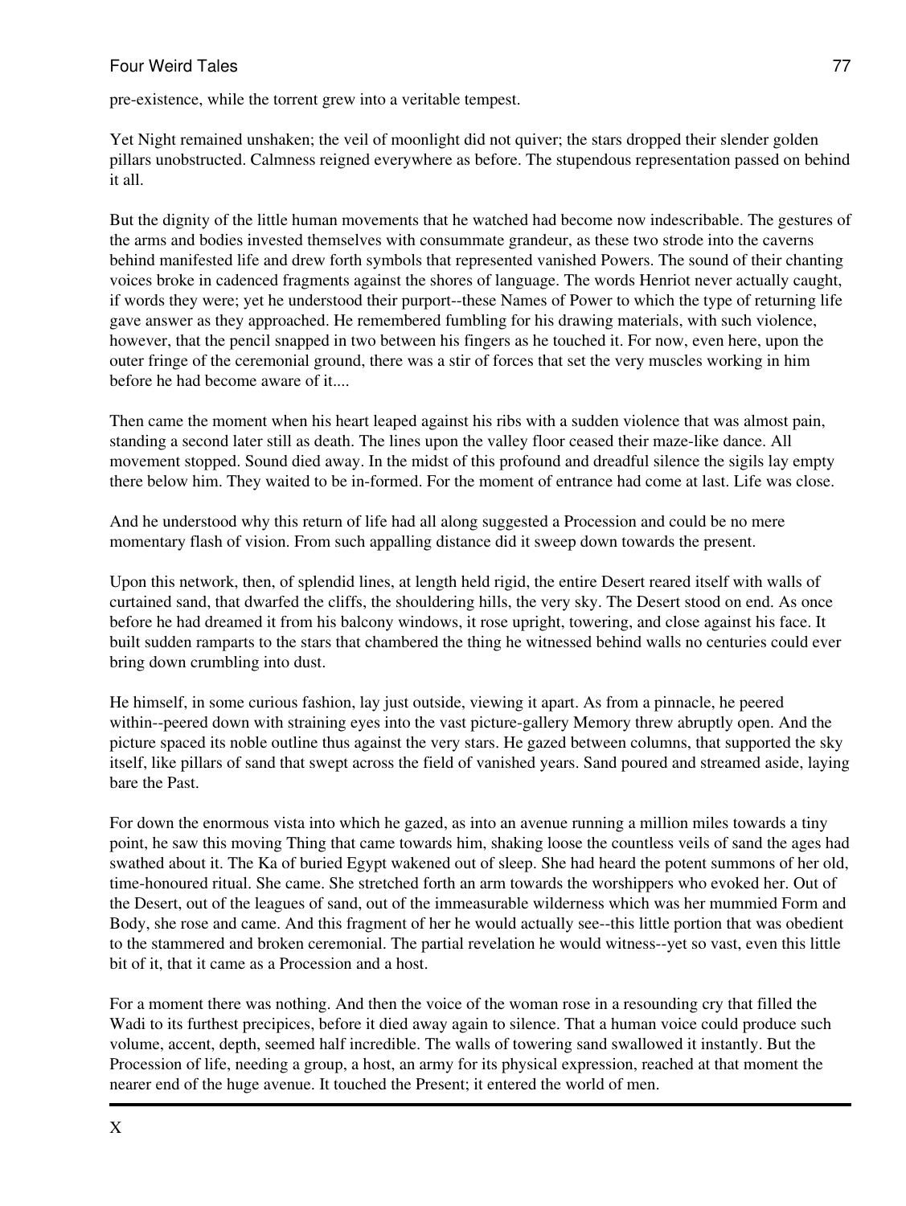pre-existence, while the torrent grew into a veritable tempest.

Yet Night remained unshaken; the veil of moonlight did not quiver; the stars dropped their slender golden pillars unobstructed. Calmness reigned everywhere as before. The stupendous representation passed on behind it all.

But the dignity of the little human movements that he watched had become now indescribable. The gestures of the arms and bodies invested themselves with consummate grandeur, as these two strode into the caverns behind manifested life and drew forth symbols that represented vanished Powers. The sound of their chanting voices broke in cadenced fragments against the shores of language. The words Henriot never actually caught, if words they were; yet he understood their purport--these Names of Power to which the type of returning life gave answer as they approached. He remembered fumbling for his drawing materials, with such violence, however, that the pencil snapped in two between his fingers as he touched it. For now, even here, upon the outer fringe of the ceremonial ground, there was a stir of forces that set the very muscles working in him before he had become aware of it....

Then came the moment when his heart leaped against his ribs with a sudden violence that was almost pain, standing a second later still as death. The lines upon the valley floor ceased their maze-like dance. All movement stopped. Sound died away. In the midst of this profound and dreadful silence the sigils lay empty there below him. They waited to be in-formed. For the moment of entrance had come at last. Life was close.

And he understood why this return of life had all along suggested a Procession and could be no mere momentary flash of vision. From such appalling distance did it sweep down towards the present.

Upon this network, then, of splendid lines, at length held rigid, the entire Desert reared itself with walls of curtained sand, that dwarfed the cliffs, the shouldering hills, the very sky. The Desert stood on end. As once before he had dreamed it from his balcony windows, it rose upright, towering, and close against his face. It built sudden ramparts to the stars that chambered the thing he witnessed behind walls no centuries could ever bring down crumbling into dust.

He himself, in some curious fashion, lay just outside, viewing it apart. As from a pinnacle, he peered within--peered down with straining eyes into the vast picture-gallery Memory threw abruptly open. And the picture spaced its noble outline thus against the very stars. He gazed between columns, that supported the sky itself, like pillars of sand that swept across the field of vanished years. Sand poured and streamed aside, laying bare the Past.

For down the enormous vista into which he gazed, as into an avenue running a million miles towards a tiny point, he saw this moving Thing that came towards him, shaking loose the countless veils of sand the ages had swathed about it. The Ka of buried Egypt wakened out of sleep. She had heard the potent summons of her old, time-honoured ritual. She came. She stretched forth an arm towards the worshippers who evoked her. Out of the Desert, out of the leagues of sand, out of the immeasurable wilderness which was her mummied Form and Body, she rose and came. And this fragment of her he would actually see--this little portion that was obedient to the stammered and broken ceremonial. The partial revelation he would witness--yet so vast, even this little bit of it, that it came as a Procession and a host.

For a moment there was nothing. And then the voice of the woman rose in a resounding cry that filled the Wadi to its furthest precipices, before it died away again to silence. That a human voice could produce such volume, accent, depth, seemed half incredible. The walls of towering sand swallowed it instantly. But the Procession of life, needing a group, a host, an army for its physical expression, reached at that moment the nearer end of the huge avenue. It touched the Present; it entered the world of men.

---

## X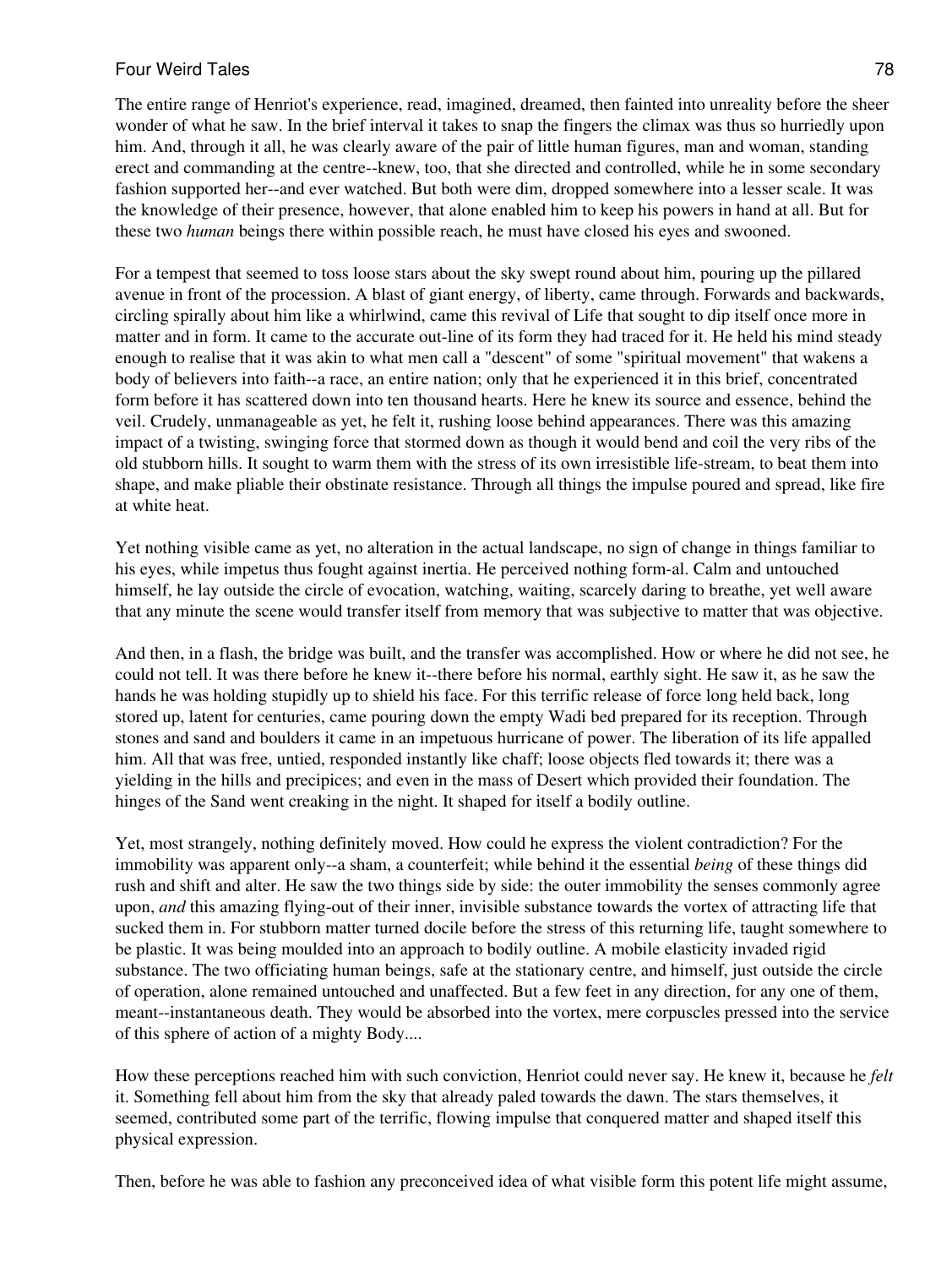The entire range of Henriot's experience, read, imagined, dreamed, then fainted into unreality before the sheer wonder of what he saw. In the brief interval it takes to snap the fingers the climax was thus so hurriedly upon him. And, through it all, he was clearly aware of the pair of little human figures, man and woman, standing erect and commanding at the centre--knew, too, that she directed and controlled, while he in some secondary fashion supported her--and ever watched. But both were dim, dropped somewhere into a lesser scale. It was the knowledge of their presence, however, that alone enabled him to keep his powers in hand at all. But for these two *human* beings there within possible reach, he must have closed his eyes and swooned.

For a tempest that seemed to toss loose stars about the sky swept round about him, pouring up the pillared avenue in front of the procession. A blast of giant energy, of liberty, came through. Forwards and backwards, circling spirally about him like a whirlwind, came this revival of Life that sought to dip itself once more in matter and in form. It came to the accurate out-line of its form they had traced for it. He held his mind steady enough to realise that it was akin to what men call a "descent" of some "spiritual movement" that wakens a body of believers into faith--a race, an entire nation; only that he experienced it in this brief, concentrated form before it has scattered down into ten thousand hearts. Here he knew its source and essence, behind the veil. Crudely, unmanageable as yet, he felt it, rushing loose behind appearances. There was this amazing impact of a twisting, swinging force that stormed down as though it would bend and coil the very ribs of the old stubborn hills. It sought to warm them with the stress of its own irresistible life-stream, to beat them into shape, and make pliable their obstinate resistance. Through all things the impulse poured and spread, like fire at white heat.

Yet nothing visible came as yet, no alteration in the actual landscape, no sign of change in things familiar to his eyes, while impetus thus fought against inertia. He perceived nothing form-al. Calm and untouched himself, he lay outside the circle of evocation, watching, waiting, scarcely daring to breathe, yet well aware that any minute the scene would transfer itself from memory that was subjective to matter that was objective.

And then, in a flash, the bridge was built, and the transfer was accomplished. How or where he did not see, he could not tell. It was there before he knew it--there before his normal, earthly sight. He saw it, as he saw the hands he was holding stupidly up to shield his face. For this terrific release of force long held back, long stored up, latent for centuries, came pouring down the empty Wadi bed prepared for its reception. Through stones and sand and boulders it came in an impetuous hurricane of power. The liberation of its life appalled him. All that was free, untied, responded instantly like chaff; loose objects fled towards it; there was a yielding in the hills and precipices; and even in the mass of Desert which provided their foundation. The hinges of the Sand went creaking in the night. It shaped for itself a bodily outline.

Yet, most strangely, nothing definitely moved. How could he express the violent contradiction? For the immobility was apparent only--a sham, a counterfeit; while behind it the essential *being* of these things did rush and shift and alter. He saw the two things side by side: the outer immobility the senses commonly agree upon, *and* this amazing flying-out of their inner, invisible substance towards the vortex of attracting life that sucked them in. For stubborn matter turned docile before the stress of this returning life, taught somewhere to be plastic. It was being moulded into an approach to bodily outline. A mobile elasticity invaded rigid substance. The two officiating human beings, safe at the stationary centre, and himself, just outside the circle of operation, alone remained untouched and unaffected. But a few feet in any direction, for any one of them, meant--instantaneous death. They would be absorbed into the vortex, mere corpuscles pressed into the service of this sphere of action of a mighty Body....

How these perceptions reached him with such conviction, Henriot could never say. He knew it, because he *felt* it. Something fell about him from the sky that already paled towards the dawn. The stars themselves, it seemed, contributed some part of the terrific, flowing impulse that conquered matter and shaped itself this physical expression.

Then, before he was able to fashion any preconceived idea of what visible form this potent life might assume,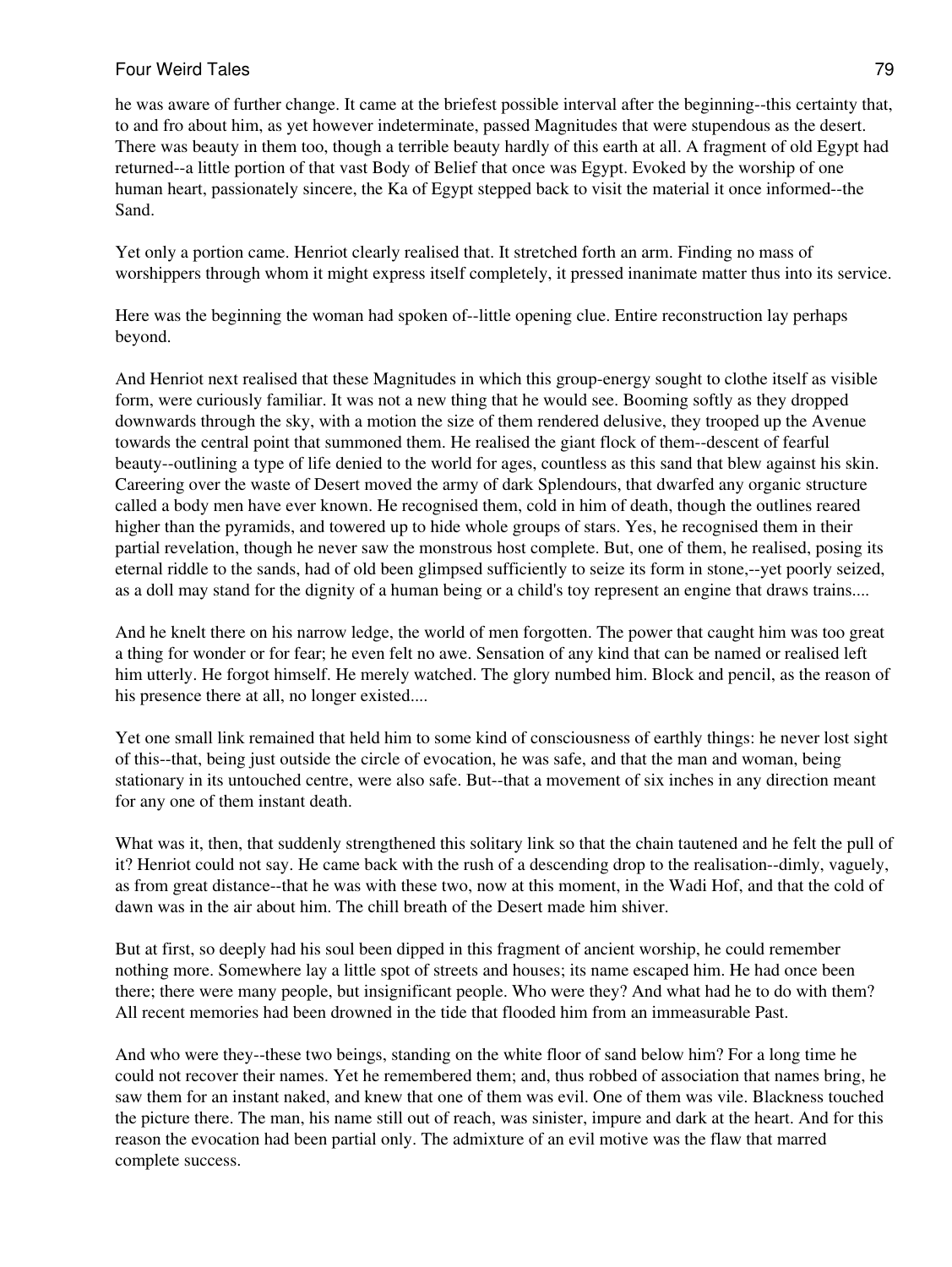he was aware of further change. It came at the briefest possible interval after the beginning--this certainty that, to and fro about him, as yet however indeterminate, passed Magnitudes that were stupendous as the desert. There was beauty in them too, though a terrible beauty hardly of this earth at all. A fragment of old Egypt had returned--a little portion of that vast Body of Belief that once was Egypt. Evoked by the worship of one human heart, passionately sincere, the Ka of Egypt stepped back to visit the material it once informed--the Sand.

Yet only a portion came. Henriot clearly realised that. It stretched forth an arm. Finding no mass of worshippers through whom it might express itself completely, it pressed inanimate matter thus into its service.

Here was the beginning the woman had spoken of--little opening clue. Entire reconstruction lay perhaps beyond.

And Henriot next realised that these Magnitudes in which this group-energy sought to clothe itself as visible form, were curiously familiar. It was not a new thing that he would see. Booming softly as they dropped downwards through the sky, with a motion the size of them rendered delusive, they trooped up the Avenue towards the central point that summoned them. He realised the giant flock of them--descent of fearful beauty--outlining a type of life denied to the world for ages, countless as this sand that blew against his skin. Careering over the waste of Desert moved the army of dark Splendours, that dwarfed any organic structure called a body men have ever known. He recognised them, cold in him of death, though the outlines reared higher than the pyramids, and towered up to hide whole groups of stars. Yes, he recognised them in their partial revelation, though he never saw the monstrous host complete. But, one of them, he realised, posing its eternal riddle to the sands, had of old been glimpsed sufficiently to seize its form in stone,--yet poorly seized, as a doll may stand for the dignity of a human being or a child's toy represent an engine that draws trains....

And he knelt there on his narrow ledge, the world of men forgotten. The power that caught him was too great a thing for wonder or for fear; he even felt no awe. Sensation of any kind that can be named or realised left him utterly. He forgot himself. He merely watched. The glory numbed him. Block and pencil, as the reason of his presence there at all, no longer existed....

Yet one small link remained that held him to some kind of consciousness of earthly things: he never lost sight of this--that, being just outside the circle of evocation, he was safe, and that the man and woman, being stationary in its untouched centre, were also safe. But--that a movement of six inches in any direction meant for any one of them instant death.

What was it, then, that suddenly strengthened this solitary link so that the chain tautened and he felt the pull of it? Henriot could not say. He came back with the rush of a descending drop to the realisation--dimly, vaguely, as from great distance--that he was with these two, now at this moment, in the Wadi Hof, and that the cold of dawn was in the air about him. The chill breath of the Desert made him shiver.

But at first, so deeply had his soul been dipped in this fragment of ancient worship, he could remember nothing more. Somewhere lay a little spot of streets and houses; its name escaped him. He had once been there; there were many people, but insignificant people. Who were they? And what had he to do with them? All recent memories had been drowned in the tide that flooded him from an immeasurable Past.

And who were they--these two beings, standing on the white floor of sand below him? For a long time he could not recover their names. Yet he remembered them; and, thus robbed of association that names bring, he saw them for an instant naked, and knew that one of them was evil. One of them was vile. Blackness touched the picture there. The man, his name still out of reach, was sinister, impure and dark at the heart. And for this reason the evocation had been partial only. The admixture of an evil motive was the flaw that marred complete success.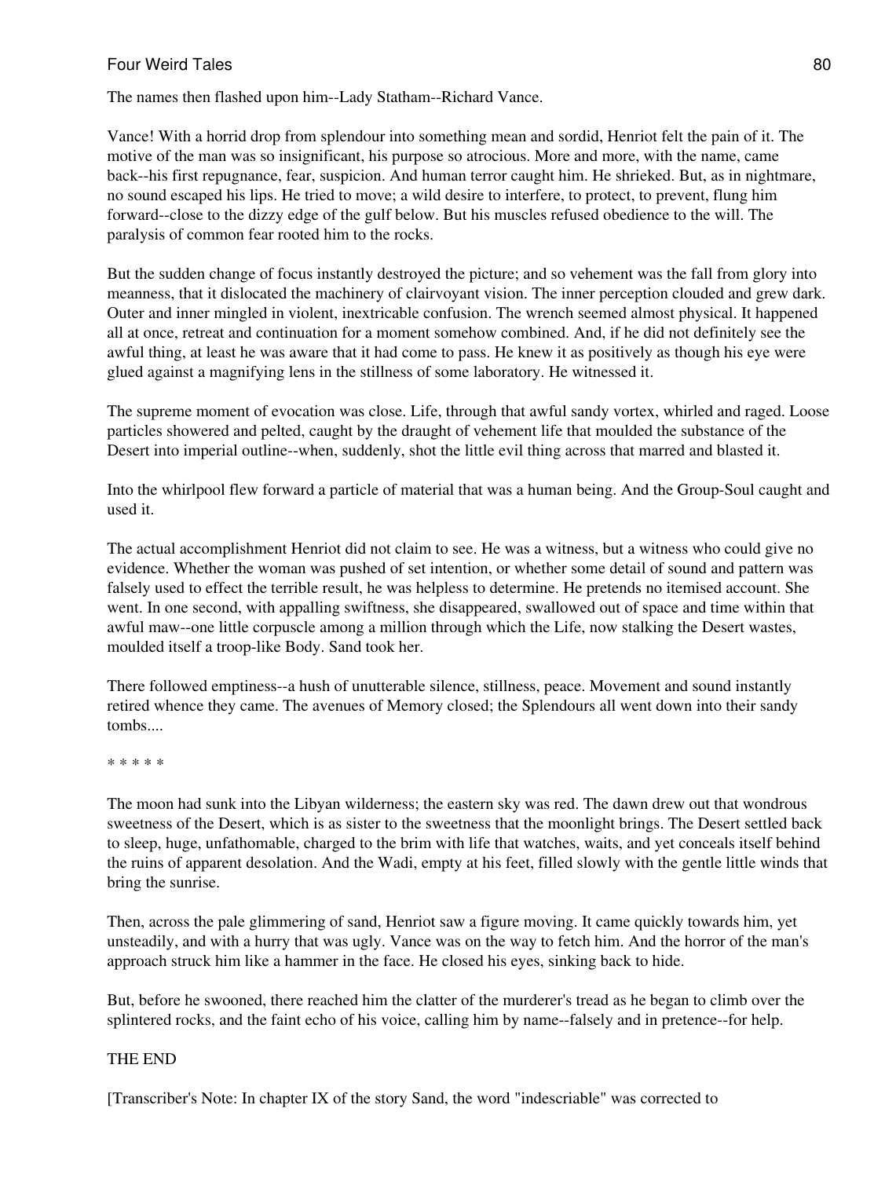The names then flashed upon him--Lady Statham--Richard Vance.

Vance! With a horrid drop from splendour into something mean and sordid, Henriot felt the pain of it. The motive of the man was so insignificant, his purpose so atrocious. More and more, with the name, came back--his first repugnance, fear, suspicion. And human terror caught him. He shrieked. But, as in nightmare, no sound escaped his lips. He tried to move; a wild desire to interfere, to protect, to prevent, flung him forward--close to the dizzy edge of the gulf below. But his muscles refused obedience to the will. The paralysis of common fear rooted him to the rocks.

But the sudden change of focus instantly destroyed the picture; and so vehement was the fall from glory into meanness, that it dislocated the machinery of clairvoyant vision. The inner perception clouded and grew dark. Outer and inner mingled in violent, inextricable confusion. The wrench seemed almost physical. It happened all at once, retreat and continuation for a moment somehow combined. And, if he did not definitely see the awful thing, at least he was aware that it had come to pass. He knew it as positively as though his eye were glued against a magnifying lens in the stillness of some laboratory. He witnessed it.

The supreme moment of evocation was close. Life, through that awful sandy vortex, whirled and raged. Loose particles showered and pelted, caught by the draught of vehement life that moulded the substance of the Desert into imperial outline--when, suddenly, shot the little evil thing across that marred and blasted it.

Into the whirlpool flew forward a particle of material that was a human being. And the Group-Soul caught and used it.

The actual accomplishment Henriot did not claim to see. He was a witness, but a witness who could give no evidence. Whether the woman was pushed of set intention, or whether some detail of sound and pattern was falsely used to effect the terrible result, he was helpless to determine. He pretends no itemised account. She went. In one second, with appalling swiftness, she disappeared, swallowed out of space and time within that awful maw--one little corpuscle among a million through which the Life, now stalking the Desert wastes, moulded itself a troop-like Body. Sand took her.

There followed emptiness--a hush of unutterable silence, stillness, peace. Movement and sound instantly retired whence they came. The avenues of Memory closed; the Splendours all went down into their sandy tombs....

* * * * *

The moon had sunk into the Libyan wilderness; the eastern sky was red. The dawn drew out that wondrous sweetness of the Desert, which is as sister to the sweetness that the moonlight brings. The Desert settled back to sleep, huge, unfathomable, charged to the brim with life that watches, waits, and yet conceals itself behind the ruins of apparent desolation. And the Wadi, empty at his feet, filled slowly with the gentle little winds that bring the sunrise.

Then, across the pale glimmering of sand, Henriot saw a figure moving. It came quickly towards him, yet unsteadily, and with a hurry that was ugly. Vance was on the way to fetch him. And the horror of the man's approach struck him like a hammer in the face. He closed his eyes, sinking back to hide.

But, before he swooned, there reached him the clatter of the murderer's tread as he began to climb over the splintered rocks, and the faint echo of his voice, calling him by name--falsely and in pretence--for help.

THE END

[Transcriber's Note: In chapter IX of the story Sand, the word "indescriable" was corrected to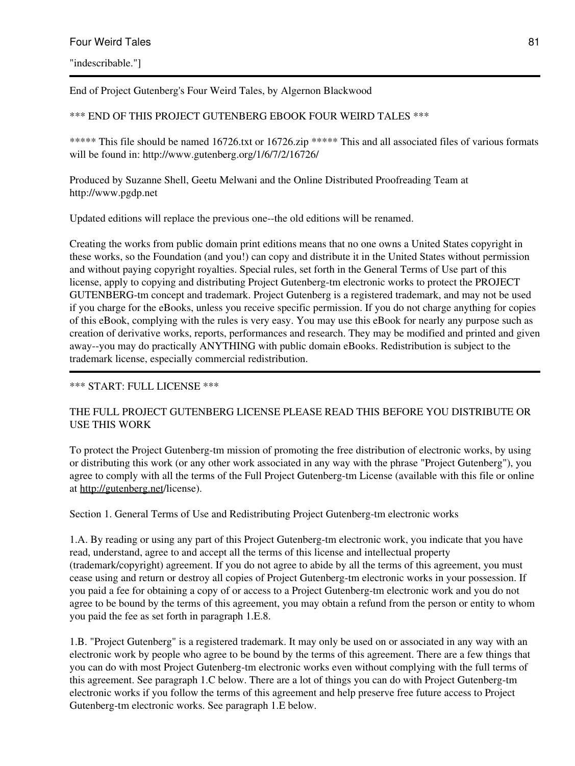"indescribable."]

---

End of Project Gutenberg's Four Weird Tales, by Algernon Blackwood

*** END OF THIS PROJECT GUTENBERG EBOOK FOUR WEIRD TALES ***

***** This file should be named 16726.txt or 16726.zip ***** This and all associated files of various formats will be found in: http://www.gutenberg.org/1/6/7/2/16726/

Produced by Suzanne Shell, Geetu Melwani and the Online Distributed Proofreading Team at http://www.pgdp.net

Updated editions will replace the previous one--the old editions will be renamed.

Creating the works from public domain print editions means that no one owns a United States copyright in these works, so the Foundation (and you!) can copy and distribute it in the United States without permission and without paying copyright royalties. Special rules, set forth in the General Terms of Use part of this license, apply to copying and distributing Project Gutenberg-tm electronic works to protect the PROJECT GUTENBERG-tm concept and trademark. Project Gutenberg is a registered trademark, and may not be used if you charge for the eBooks, unless you receive specific permission. If you do not charge anything for copies of this eBook, complying with the rules is very easy. You may use this eBook for nearly any purpose such as creation of derivative works, reports, performances and research. They may be modified and printed and given away--you may do practically ANYTHING with public domain eBooks. Redistribution is subject to the trademark license, especially commercial redistribution.

---

*** START: FULL LICENSE ***

THE FULL PROJECT GUTENBERG LICENSE PLEASE READ THIS BEFORE YOU DISTRIBUTE OR USE THIS WORK

To protect the Project Gutenberg-tm mission of promoting the free distribution of electronic works, by using or distributing this work (or any other work associated in any way with the phrase "Project Gutenberg"), you agree to comply with all the terms of the Full Project Gutenberg-tm License (available with this file or online at http://gutenberg.net/license).

Section 1. General Terms of Use and Redistributing Project Gutenberg-tm electronic works

1.A. By reading or using any part of this Project Gutenberg-tm electronic work, you indicate that you have read, understand, agree to and accept all the terms of this license and intellectual property (trademark/copyright) agreement. If you do not agree to abide by all the terms of this agreement, you must cease using and return or destroy all copies of Project Gutenberg-tm electronic works in your possession. If you paid a fee for obtaining a copy of or access to a Project Gutenberg-tm electronic work and you do not agree to be bound by the terms of this agreement, you may obtain a refund from the person or entity to whom you paid the fee as set forth in paragraph 1.E.8.

1.B. "Project Gutenberg" is a registered trademark. It may only be used on or associated in any way with an electronic work by people who agree to be bound by the terms of this agreement. There are a few things that you can do with most Project Gutenberg-tm electronic works even without complying with the full terms of this agreement. See paragraph 1.C below. There are a lot of things you can do with Project Gutenberg-tm electronic works if you follow the terms of this agreement and help preserve free future access to Project Gutenberg-tm electronic works. See paragraph 1.E below.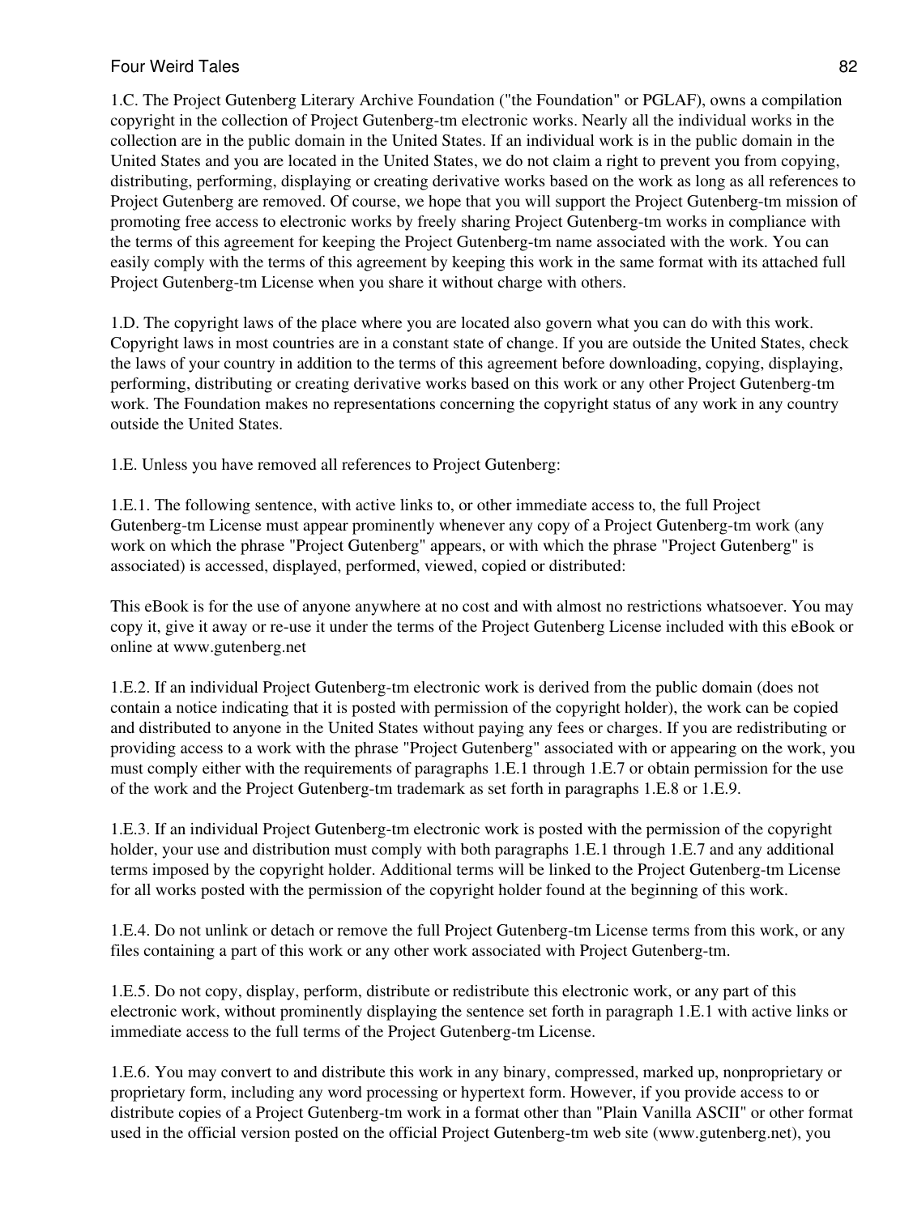1.C. The Project Gutenberg Literary Archive Foundation ("the Foundation" or PGLAF), owns a compilation copyright in the collection of Project Gutenberg-tm electronic works. Nearly all the individual works in the collection are in the public domain in the United States. If an individual work is in the public domain in the United States and you are located in the United States, we do not claim a right to prevent you from copying, distributing, performing, displaying or creating derivative works based on the work as long as all references to Project Gutenberg are removed. Of course, we hope that you will support the Project Gutenberg-tm mission of promoting free access to electronic works by freely sharing Project Gutenberg-tm works in compliance with the terms of this agreement for keeping the Project Gutenberg-tm name associated with the work. You can easily comply with the terms of this agreement by keeping this work in the same format with its attached full Project Gutenberg-tm License when you share it without charge with others.

1.D. The copyright laws of the place where you are located also govern what you can do with this work. Copyright laws in most countries are in a constant state of change. If you are outside the United States, check the laws of your country in addition to the terms of this agreement before downloading, copying, displaying, performing, distributing or creating derivative works based on this work or any other Project Gutenberg-tm work. The Foundation makes no representations concerning the copyright status of any work in any country outside the United States.

1.E. Unless you have removed all references to Project Gutenberg:

1.E.1. The following sentence, with active links to, or other immediate access to, the full Project Gutenberg-tm License must appear prominently whenever any copy of a Project Gutenberg-tm work (any work on which the phrase "Project Gutenberg" appears, or with which the phrase "Project Gutenberg" is associated) is accessed, displayed, performed, viewed, copied or distributed:

This eBook is for the use of anyone anywhere at no cost and with almost no restrictions whatsoever. You may copy it, give it away or re-use it under the terms of the Project Gutenberg License included with this eBook or online at www.gutenberg.net

1.E.2. If an individual Project Gutenberg-tm electronic work is derived from the public domain (does not contain a notice indicating that it is posted with permission of the copyright holder), the work can be copied and distributed to anyone in the United States without paying any fees or charges. If you are redistributing or providing access to a work with the phrase "Project Gutenberg" associated with or appearing on the work, you must comply either with the requirements of paragraphs 1.E.1 through 1.E.7 or obtain permission for the use of the work and the Project Gutenberg-tm trademark as set forth in paragraphs 1.E.8 or 1.E.9.

1.E.3. If an individual Project Gutenberg-tm electronic work is posted with the permission of the copyright holder, your use and distribution must comply with both paragraphs 1.E.1 through 1.E.7 and any additional terms imposed by the copyright holder. Additional terms will be linked to the Project Gutenberg-tm License for all works posted with the permission of the copyright holder found at the beginning of this work.

1.E.4. Do not unlink or detach or remove the full Project Gutenberg-tm License terms from this work, or any files containing a part of this work or any other work associated with Project Gutenberg-tm.

1.E.5. Do not copy, display, perform, distribute or redistribute this electronic work, or any part of this electronic work, without prominently displaying the sentence set forth in paragraph 1.E.1 with active links or immediate access to the full terms of the Project Gutenberg-tm License.

1.E.6. You may convert to and distribute this work in any binary, compressed, marked up, nonproprietary or proprietary form, including any word processing or hypertext form. However, if you provide access to or distribute copies of a Project Gutenberg-tm work in a format other than "Plain Vanilla ASCII" or other format used in the official version posted on the official Project Gutenberg-tm web site (www.gutenberg.net), you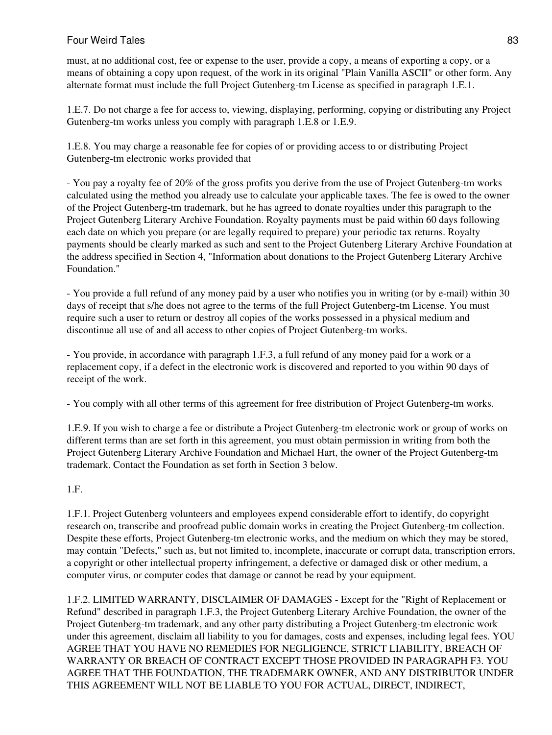must, at no additional cost, fee or expense to the user, provide a copy, a means of exporting a copy, or a means of obtaining a copy upon request, of the work in its original "Plain Vanilla ASCII" or other form. Any alternate format must include the full Project Gutenberg-tm License as specified in paragraph 1.E.1.

1.E.7. Do not charge a fee for access to, viewing, displaying, performing, copying or distributing any Project Gutenberg-tm works unless you comply with paragraph 1.E.8 or 1.E.9.

1.E.8. You may charge a reasonable fee for copies of or providing access to or distributing Project Gutenberg-tm electronic works provided that

- You pay a royalty fee of 20% of the gross profits you derive from the use of Project Gutenberg-tm works calculated using the method you already use to calculate your applicable taxes. The fee is owed to the owner of the Project Gutenberg-tm trademark, but he has agreed to donate royalties under this paragraph to the Project Gutenberg Literary Archive Foundation. Royalty payments must be paid within 60 days following each date on which you prepare (or are legally required to prepare) your periodic tax returns. Royalty payments should be clearly marked as such and sent to the Project Gutenberg Literary Archive Foundation at the address specified in Section 4, "Information about donations to the Project Gutenberg Literary Archive Foundation."

- You provide a full refund of any money paid by a user who notifies you in writing (or by e-mail) within 30 days of receipt that s/he does not agree to the terms of the full Project Gutenberg-tm License. You must require such a user to return or destroy all copies of the works possessed in a physical medium and discontinue all use of and all access to other copies of Project Gutenberg-tm works.

- You provide, in accordance with paragraph 1.F.3, a full refund of any money paid for a work or a replacement copy, if a defect in the electronic work is discovered and reported to you within 90 days of receipt of the work.

- You comply with all other terms of this agreement for free distribution of Project Gutenberg-tm works.

1.E.9. If you wish to charge a fee or distribute a Project Gutenberg-tm electronic work or group of works on different terms than are set forth in this agreement, you must obtain permission in writing from both the Project Gutenberg Literary Archive Foundation and Michael Hart, the owner of the Project Gutenberg-tm trademark. Contact the Foundation as set forth in Section 3 below.

1.F.

1.F.1. Project Gutenberg volunteers and employees expend considerable effort to identify, do copyright research on, transcribe and proofread public domain works in creating the Project Gutenberg-tm collection. Despite these efforts, Project Gutenberg-tm electronic works, and the medium on which they may be stored, may contain "Defects," such as, but not limited to, incomplete, inaccurate or corrupt data, transcription errors, a copyright or other intellectual property infringement, a defective or damaged disk or other medium, a computer virus, or computer codes that damage or cannot be read by your equipment.

1.F.2. LIMITED WARRANTY, DISCLAIMER OF DAMAGES - Except for the "Right of Replacement or Refund" described in paragraph 1.F.3, the Project Gutenberg Literary Archive Foundation, the owner of the Project Gutenberg-tm trademark, and any other party distributing a Project Gutenberg-tm electronic work under this agreement, disclaim all liability to you for damages, costs and expenses, including legal fees. YOU AGREE THAT YOU HAVE NO REMEDIES FOR NEGLIGENCE, STRICT LIABILITY, BREACH OF WARRANTY OR BREACH OF CONTRACT EXCEPT THOSE PROVIDED IN PARAGRAPH F3. YOU AGREE THAT THE FOUNDATION, THE TRADEMARK OWNER, AND ANY DISTRIBUTOR UNDER THIS AGREEMENT WILL NOT BE LIABLE TO YOU FOR ACTUAL, DIRECT, INDIRECT,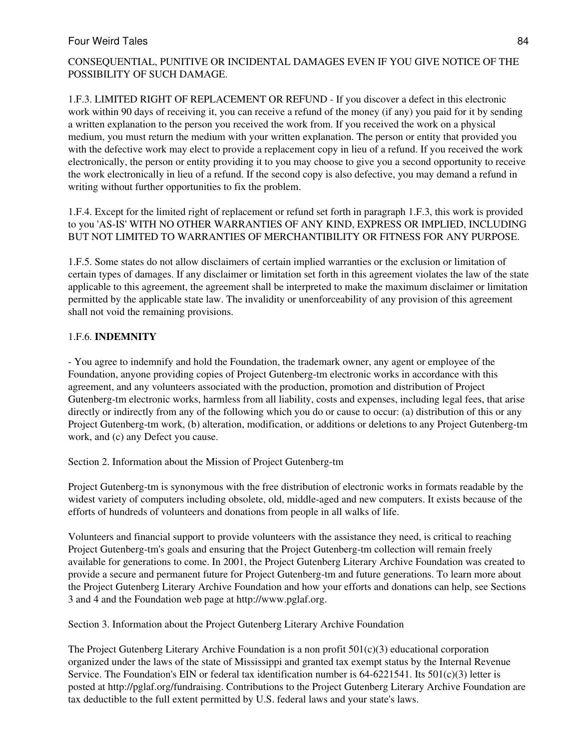CONSEQUENTIAL, PUNITIVE OR INCIDENTAL DAMAGES EVEN IF YOU GIVE NOTICE OF THE POSSIBILITY OF SUCH DAMAGE.

1.F.3. LIMITED RIGHT OF REPLACEMENT OR REFUND - If you discover a defect in this electronic work within 90 days of receiving it, you can receive a refund of the money (if any) you paid for it by sending a written explanation to the person you received the work from. If you received the work on a physical medium, you must return the medium with your written explanation. The person or entity that provided you with the defective work may elect to provide a replacement copy in lieu of a refund. If you received the work electronically, the person or entity providing it to you may choose to give you a second opportunity to receive the work electronically in lieu of a refund. If the second copy is also defective, you may demand a refund in writing without further opportunities to fix the problem.

1.F.4. Except for the limited right of replacement or refund set forth in paragraph 1.F.3, this work is provided to you 'AS-IS' WITH NO OTHER WARRANTIES OF ANY KIND, EXPRESS OR IMPLIED, INCLUDING BUT NOT LIMITED TO WARRANTIES OF MERCHANTIBILITY OR FITNESS FOR ANY PURPOSE.

1.F.5. Some states do not allow disclaimers of certain implied warranties or the exclusion or limitation of certain types of damages. If any disclaimer or limitation set forth in this agreement violates the law of the state applicable to this agreement, the agreement shall be interpreted to make the maximum disclaimer or limitation permitted by the applicable state law. The invalidity or unenforceability of any provision of this agreement shall not void the remaining provisions.

1.F.6. **INDEMNITY**

- You agree to indemnify and hold the Foundation, the trademark owner, any agent or employee of the Foundation, anyone providing copies of Project Gutenberg-tm electronic works in accordance with this agreement, and any volunteers associated with the production, promotion and distribution of Project Gutenberg-tm electronic works, harmless from all liability, costs and expenses, including legal fees, that arise directly or indirectly from any of the following which you do or cause to occur: (a) distribution of this or any Project Gutenberg-tm work, (b) alteration, modification, or additions or deletions to any Project Gutenberg-tm work, and (c) any Defect you cause.

Section 2. Information about the Mission of Project Gutenberg-tm

Project Gutenberg-tm is synonymous with the free distribution of electronic works in formats readable by the widest variety of computers including obsolete, old, middle-aged and new computers. It exists because of the efforts of hundreds of volunteers and donations from people in all walks of life.

Volunteers and financial support to provide volunteers with the assistance they need, is critical to reaching Project Gutenberg-tm's goals and ensuring that the Project Gutenberg-tm collection will remain freely available for generations to come. In 2001, the Project Gutenberg Literary Archive Foundation was created to provide a secure and permanent future for Project Gutenberg-tm and future generations. To learn more about the Project Gutenberg Literary Archive Foundation and how your efforts and donations can help, see Sections 3 and 4 and the Foundation web page at http://www.pglaf.org.

Section 3. Information about the Project Gutenberg Literary Archive Foundation

The Project Gutenberg Literary Archive Foundation is a non profit 501(c)(3) educational corporation organized under the laws of the state of Mississippi and granted tax exempt status by the Internal Revenue Service. The Foundation's EIN or federal tax identification number is 64-6221541. Its 501(c)(3) letter is posted at http://pglaf.org/fundraising. Contributions to the Project Gutenberg Literary Archive Foundation are tax deductible to the full extent permitted by U.S. federal laws and your state's laws.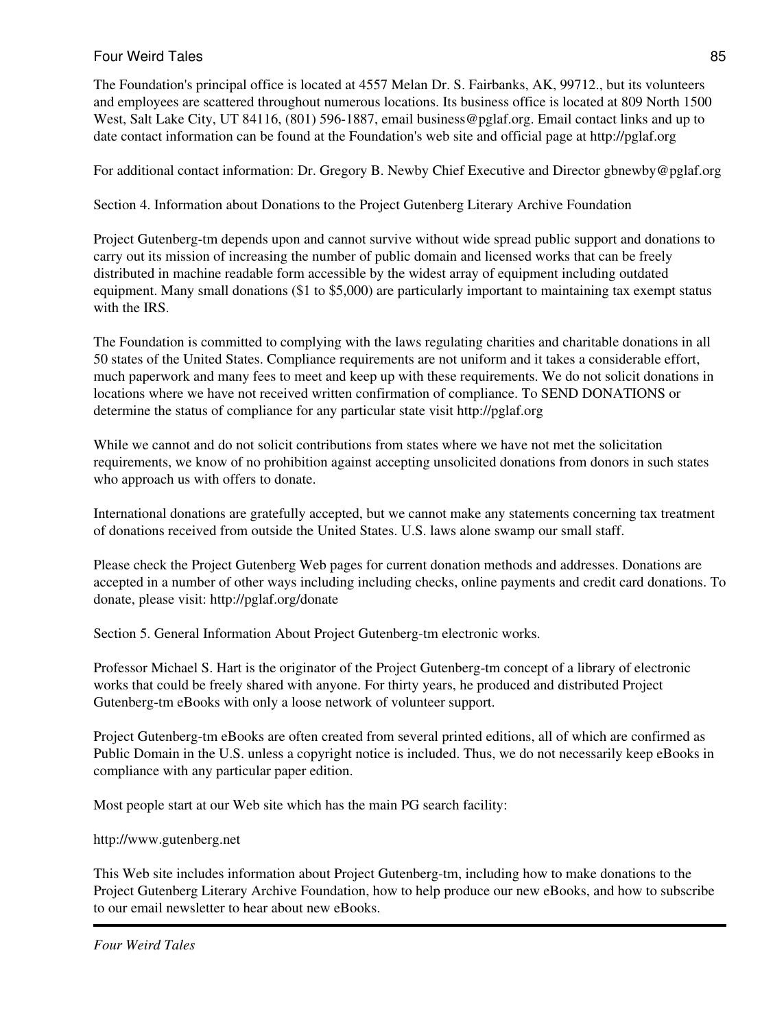The Foundation's principal office is located at 4557 Melan Dr. S. Fairbanks, AK, 99712., but its volunteers and employees are scattered throughout numerous locations. Its business office is located at 809 North 1500 West, Salt Lake City, UT 84116, (801) 596-1887, email business@pglaf.org. Email contact links and up to date contact information can be found at the Foundation's web site and official page at http://pglaf.org

For additional contact information: Dr. Gregory B. Newby Chief Executive and Director gbnewby@pglaf.org

Section 4. Information about Donations to the Project Gutenberg Literary Archive Foundation

Project Gutenberg-tm depends upon and cannot survive without wide spread public support and donations to carry out its mission of increasing the number of public domain and licensed works that can be freely distributed in machine readable form accessible by the widest array of equipment including outdated equipment. Many small donations ($1 to $5,000) are particularly important to maintaining tax exempt status with the IRS.

The Foundation is committed to complying with the laws regulating charities and charitable donations in all 50 states of the United States. Compliance requirements are not uniform and it takes a considerable effort, much paperwork and many fees to meet and keep up with these requirements. We do not solicit donations in locations where we have not received written confirmation of compliance. To SEND DONATIONS or determine the status of compliance for any particular state visit http://pglaf.org

While we cannot and do not solicit contributions from states where we have not met the solicitation requirements, we know of no prohibition against accepting unsolicited donations from donors in such states who approach us with offers to donate.

International donations are gratefully accepted, but we cannot make any statements concerning tax treatment of donations received from outside the United States. U.S. laws alone swamp our small staff.

Please check the Project Gutenberg Web pages for current donation methods and addresses. Donations are accepted in a number of other ways including including checks, online payments and credit card donations. To donate, please visit: http://pglaf.org/donate

Section 5. General Information About Project Gutenberg-tm electronic works.

Professor Michael S. Hart is the originator of the Project Gutenberg-tm concept of a library of electronic works that could be freely shared with anyone. For thirty years, he produced and distributed Project Gutenberg-tm eBooks with only a loose network of volunteer support.

Project Gutenberg-tm eBooks are often created from several printed editions, all of which are confirmed as Public Domain in the U.S. unless a copyright notice is included. Thus, we do not necessarily keep eBooks in compliance with any particular paper edition.

Most people start at our Web site which has the main PG search facility:

http://www.gutenberg.net

This Web site includes information about Project Gutenberg-tm, including how to make donations to the Project Gutenberg Literary Archive Foundation, how to help produce our new eBooks, and how to subscribe to our email newsletter to hear about new eBooks.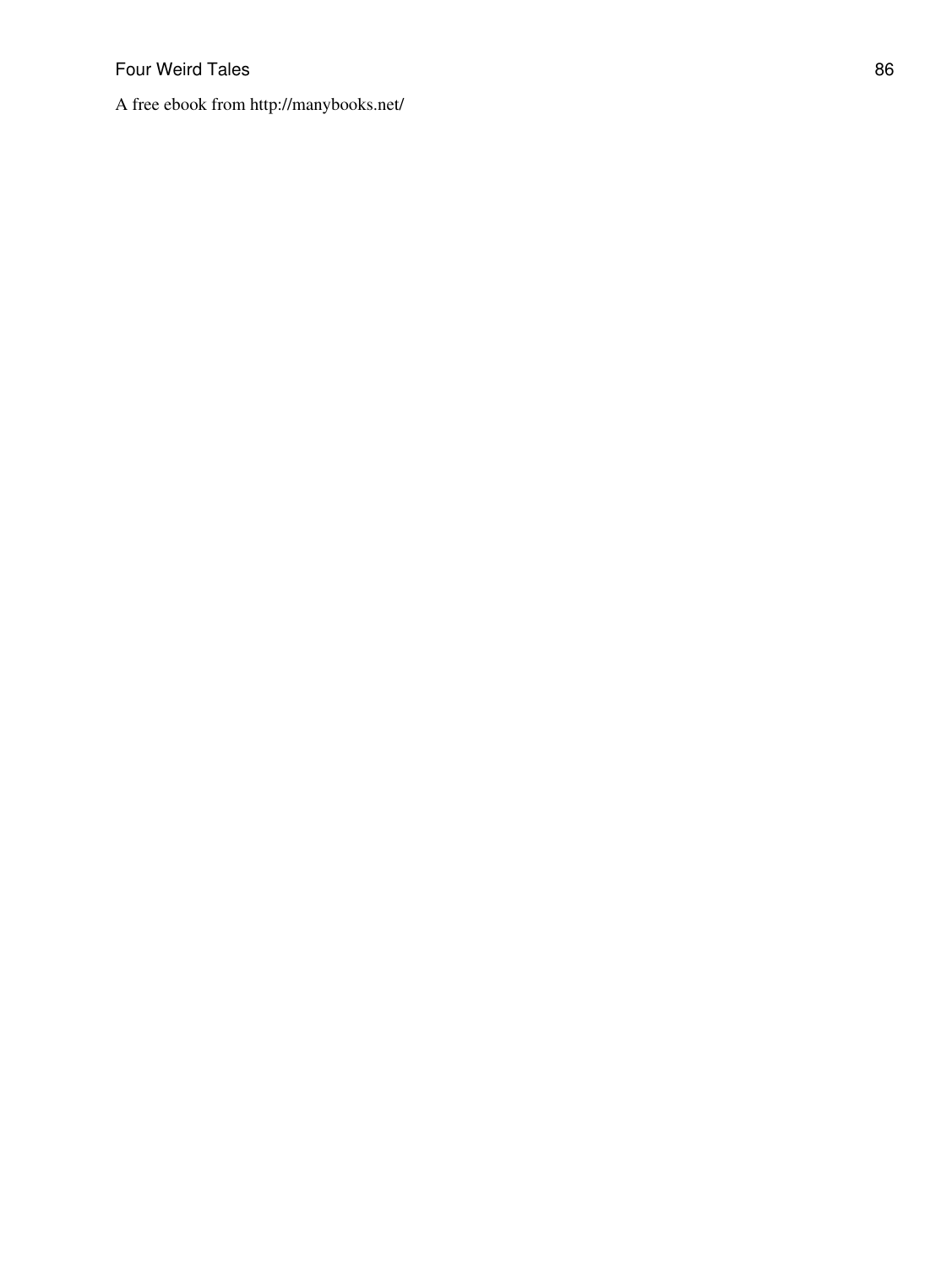A free ebook from http://manybooks.net/